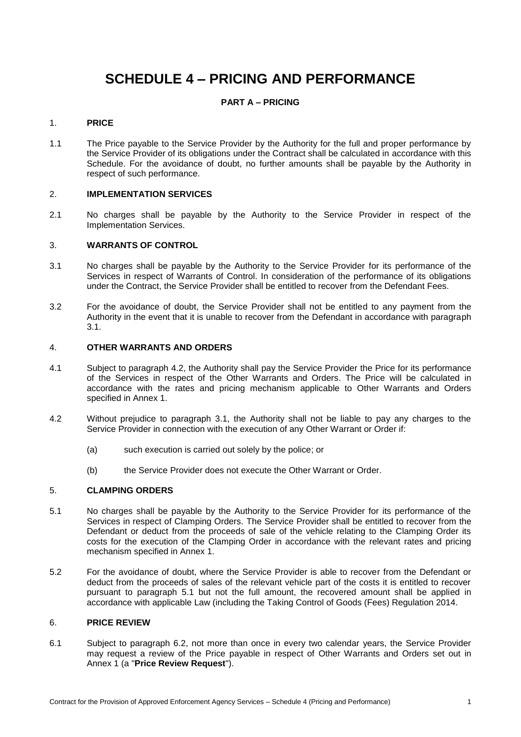# SCHEDULE 4 – PRICING AND PERFORMANCE

## PART A – PRICING

### 1. PRICE

1.1 The Price payable to the Service Provider by the Authority for the full and proper performance by the Service Provider of its obligations under the Contract shall be calculated in accordance with this Schedule. For the avoidance of doubt, no further amounts shall be payable by the Authority in respect of such performance.

### 2. IMPLEMENTATION SERVICES

2.1 No charges shall be payable by the Authority to the Service Provider in respect of the Implementation Services.

### 3. WARRANTS OF CONTROL

3.1 No charges shall be payable by the Authority to the Service Provider for its performance of the Services in respect of Warrants of Control. In consideration of the performance of its obligations under the Contract, the Service Provider shall be entitled to recover from the Defendant Fees.

3.2 For the avoidance of doubt, the Service Provider shall not be entitled to any payment from the Authority in the event that it is unable to recover from the Defendant in accordance with paragraph 3.1.

### 4. OTHER WARRANTS AND ORDERS

4.1 Subject to paragraph 4.2, the Authority shall pay the Service Provider the Price for its performance of the Services in respect of the Other Warrants and Orders. The Price will be calculated in accordance with the rates and pricing mechanism applicable to Other Warrants and Orders specified in Annex 1.

4.2 Without prejudice to paragraph 3.1, the Authority shall not be liable to pay any charges to the Service Provider in connection with the execution of any Other Warrant or Order if:

(a) such execution is carried out solely by the police; or

(b) the Service Provider does not execute the Other Warrant or Order.

### 5. CLAMPING ORDERS

5.1 No charges shall be payable by the Authority to the Service Provider for its performance of the Services in respect of Clamping Orders. The Service Provider shall be entitled to recover from the Defendant or deduct from the proceeds of sale of the vehicle relating to the Clamping Order its costs for the execution of the Clamping Order in accordance with the relevant rates and pricing mechanism specified in Annex 1.

5.2 For the avoidance of doubt, where the Service Provider is able to recover from the Defendant or deduct from the proceeds of sales of the relevant vehicle part of the costs it is entitled to recover pursuant to paragraph 5.1 but not the full amount, the recovered amount shall be applied in accordance with applicable Law (including the Taking Control of Goods (Fees) Regulation 2014.

### 6. PRICE REVIEW

6.1 Subject to paragraph 6.2, not more than once in every two calendar years, the Service Provider may request a review of the Price payable in respect of Other Warrants and Orders set out in Annex 1 (a "**Price Review Request**").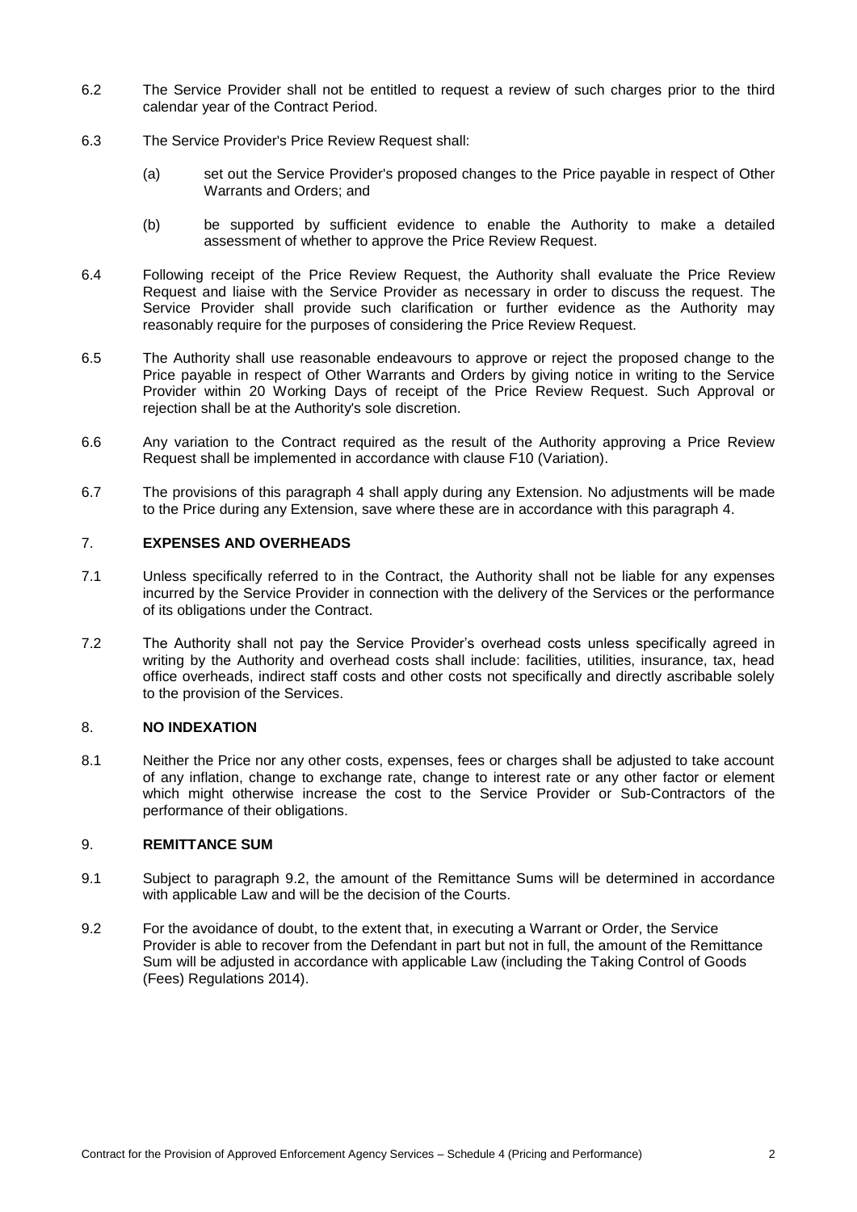6.2 The Service Provider shall not be entitled to request a review of such charges prior to the third calendar year of the Contract Period.

6.3 The Service Provider's Price Review Request shall:

(a) set out the Service Provider's proposed changes to the Price payable in respect of Other Warrants and Orders; and

(b) be supported by sufficient evidence to enable the Authority to make a detailed assessment of whether to approve the Price Review Request.

6.4 Following receipt of the Price Review Request, the Authority shall evaluate the Price Review Request and liaise with the Service Provider as necessary in order to discuss the request. The Service Provider shall provide such clarification or further evidence as the Authority may reasonably require for the purposes of considering the Price Review Request.

6.5 The Authority shall use reasonable endeavours to approve or reject the proposed change to the Price payable in respect of Other Warrants and Orders by giving notice in writing to the Service Provider within 20 Working Days of receipt of the Price Review Request. Such Approval or rejection shall be at the Authority's sole discretion.

6.6 Any variation to the Contract required as the result of the Authority approving a Price Review Request shall be implemented in accordance with clause F10 (Variation).

6.7 The provisions of this paragraph 4 shall apply during any Extension. No adjustments will be made to the Price during any Extension, save where these are in accordance with this paragraph 4.

## 7. EXPENSES AND OVERHEADS

7.1 Unless specifically referred to in the Contract, the Authority shall not be liable for any expenses incurred by the Service Provider in connection with the delivery of the Services or the performance of its obligations under the Contract.

7.2 The Authority shall not pay the Service Provider's overhead costs unless specifically agreed in writing by the Authority and overhead costs shall include: facilities, utilities, insurance, tax, head office overheads, indirect staff costs and other costs not specifically and directly ascribable solely to the provision of the Services.

## 8. NO INDEXATION

8.1 Neither the Price nor any other costs, expenses, fees or charges shall be adjusted to take account of any inflation, change to exchange rate, change to interest rate or any other factor or element which might otherwise increase the cost to the Service Provider or Sub-Contractors of the performance of their obligations.

## 9. REMITTANCE SUM

9.1 Subject to paragraph 9.2, the amount of the Remittance Sums will be determined in accordance with applicable Law and will be the decision of the Courts.

9.2 For the avoidance of doubt, to the extent that, in executing a Warrant or Order, the Service Provider is able to recover from the Defendant in part but not in full, the amount of the Remittance Sum will be adjusted in accordance with applicable Law (including the Taking Control of Goods (Fees) Regulations 2014).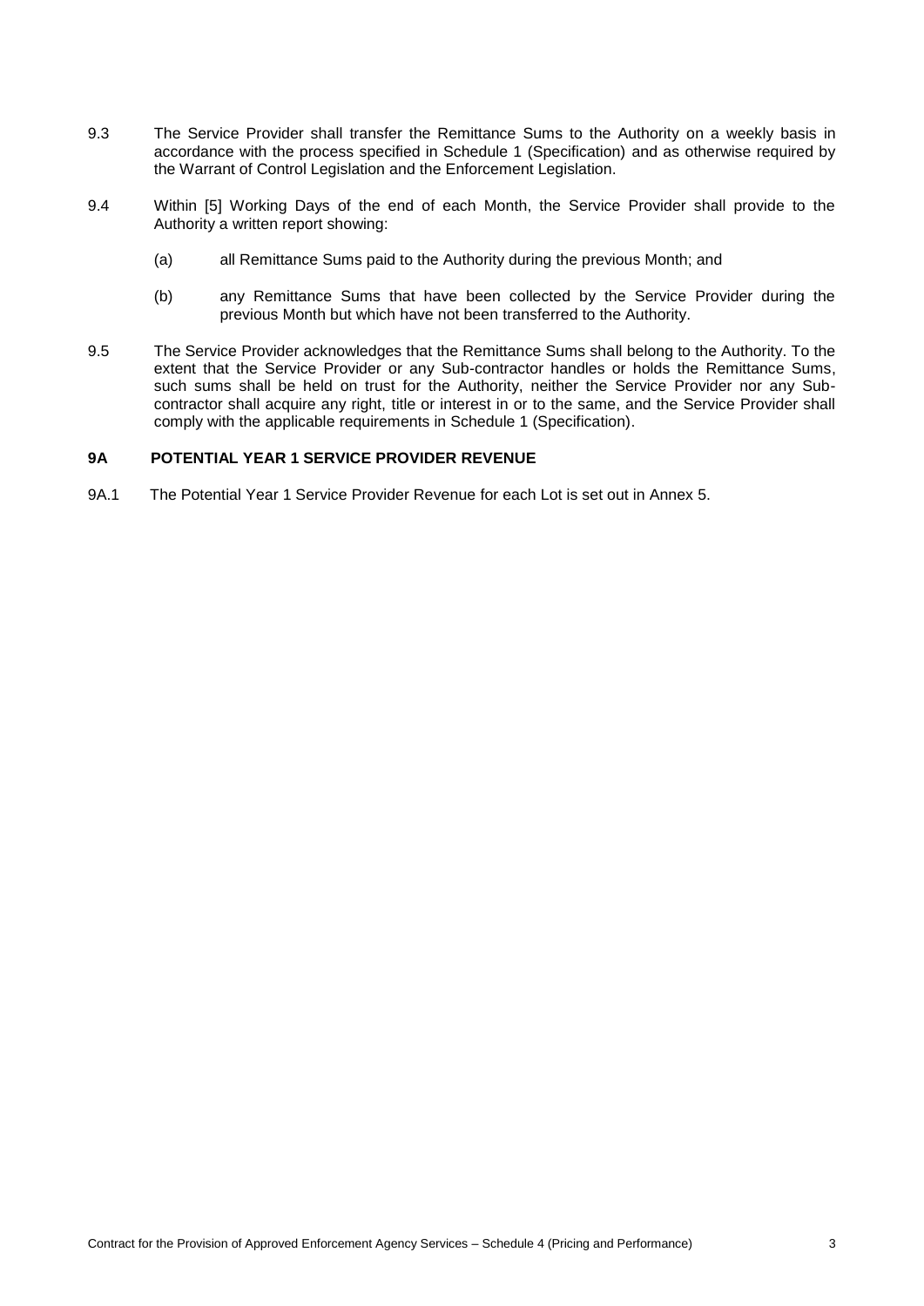9.3 The Service Provider shall transfer the Remittance Sums to the Authority on a weekly basis in accordance with the process specified in Schedule 1 (Specification) and as otherwise required by the Warrant of Control Legislation and the Enforcement Legislation.

9.4 Within [5] Working Days of the end of each Month, the Service Provider shall provide to the Authority a written report showing:

(a) all Remittance Sums paid to the Authority during the previous Month; and

(b) any Remittance Sums that have been collected by the Service Provider during the previous Month but which have not been transferred to the Authority.

9.5 The Service Provider acknowledges that the Remittance Sums shall belong to the Authority. To the extent that the Service Provider or any Sub-contractor handles or holds the Remittance Sums, such sums shall be held on trust for the Authority, neither the Service Provider nor any Sub-contractor shall acquire any right, title or interest in or to the same, and the Service Provider shall comply with the applicable requirements in Schedule 1 (Specification).

## 9A POTENTIAL YEAR 1 SERVICE PROVIDER REVENUE

9A.1 The Potential Year 1 Service Provider Revenue for each Lot is set out in Annex 5.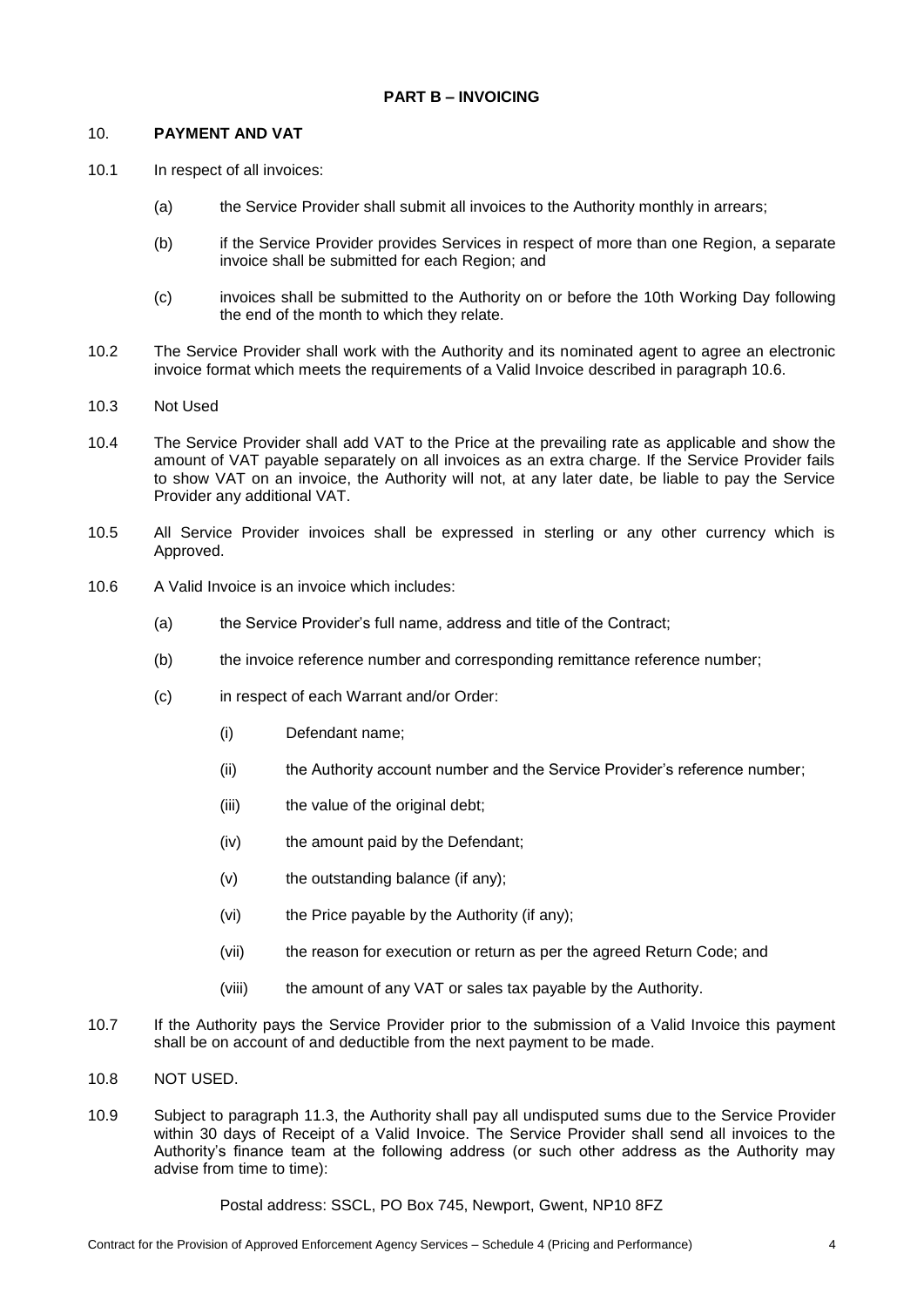## PART B – INVOICING

### 10. PAYMENT AND VAT

10.1 In respect of all invoices:

(a) the Service Provider shall submit all invoices to the Authority monthly in arrears;

(b) if the Service Provider provides Services in respect of more than one Region, a separate invoice shall be submitted for each Region; and

(c) invoices shall be submitted to the Authority on or before the 10th Working Day following the end of the month to which they relate.

10.2 The Service Provider shall work with the Authority and its nominated agent to agree an electronic invoice format which meets the requirements of a Valid Invoice described in paragraph 10.6.

10.3 Not Used

10.4 The Service Provider shall add VAT to the Price at the prevailing rate as applicable and show the amount of VAT payable separately on all invoices as an extra charge. If the Service Provider fails to show VAT on an invoice, the Authority will not, at any later date, be liable to pay the Service Provider any additional VAT.

10.5 All Service Provider invoices shall be expressed in sterling or any other currency which is Approved.

10.6 A Valid Invoice is an invoice which includes:

(a) the Service Provider's full name, address and title of the Contract;

(b) the invoice reference number and corresponding remittance reference number;

(c) in respect of each Warrant and/or Order:

(i) Defendant name;

(ii) the Authority account number and the Service Provider's reference number;

(iii) the value of the original debt;

(iv) the amount paid by the Defendant;

(v) the outstanding balance (if any);

(vi) the Price payable by the Authority (if any);

(vii) the reason for execution or return as per the agreed Return Code; and

(viii) the amount of any VAT or sales tax payable by the Authority.

10.7 If the Authority pays the Service Provider prior to the submission of a Valid Invoice this payment shall be on account of and deductible from the next payment to be made.

10.8 NOT USED.

10.9 Subject to paragraph 11.3, the Authority shall pay all undisputed sums due to the Service Provider within 30 days of Receipt of a Valid Invoice. The Service Provider shall send all invoices to the Authority's finance team at the following address (or such other address as the Authority may advise from time to time):

Postal address: SSCL, PO Box 745, Newport, Gwent, NP10 8FZ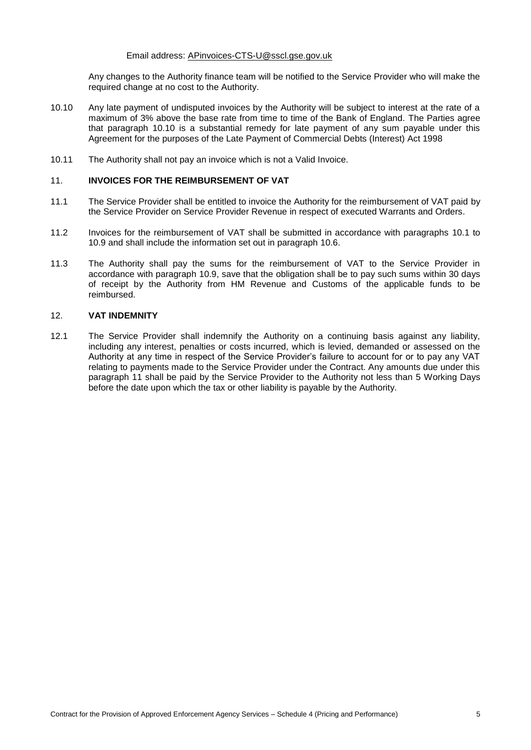Email address: APinvoices-CTS-U@sscl.gse.gov.uk

Any changes to the Authority finance team will be notified to the Service Provider who will make the required change at no cost to the Authority.

10.10 Any late payment of undisputed invoices by the Authority will be subject to interest at the rate of a maximum of 3% above the base rate from time to time of the Bank of England. The Parties agree that paragraph 10.10 is a substantial remedy for late payment of any sum payable under this Agreement for the purposes of the Late Payment of Commercial Debts (Interest) Act 1998

10.11 The Authority shall not pay an invoice which is not a Valid Invoice.

## 11. INVOICES FOR THE REIMBURSEMENT OF VAT

11.1 The Service Provider shall be entitled to invoice the Authority for the reimbursement of VAT paid by the Service Provider on Service Provider Revenue in respect of executed Warrants and Orders.

11.2 Invoices for the reimbursement of VAT shall be submitted in accordance with paragraphs 10.1 to 10.9 and shall include the information set out in paragraph 10.6.

11.3 The Authority shall pay the sums for the reimbursement of VAT to the Service Provider in accordance with paragraph 10.9, save that the obligation shall be to pay such sums within 30 days of receipt by the Authority from HM Revenue and Customs of the applicable funds to be reimbursed.

## 12. VAT INDEMNITY

12.1 The Service Provider shall indemnify the Authority on a continuing basis against any liability, including any interest, penalties or costs incurred, which is levied, demanded or assessed on the Authority at any time in respect of the Service Provider's failure to account for or to pay any VAT relating to payments made to the Service Provider under the Contract. Any amounts due under this paragraph 11 shall be paid by the Service Provider to the Authority not less than 5 Working Days before the date upon which the tax or other liability is payable by the Authority.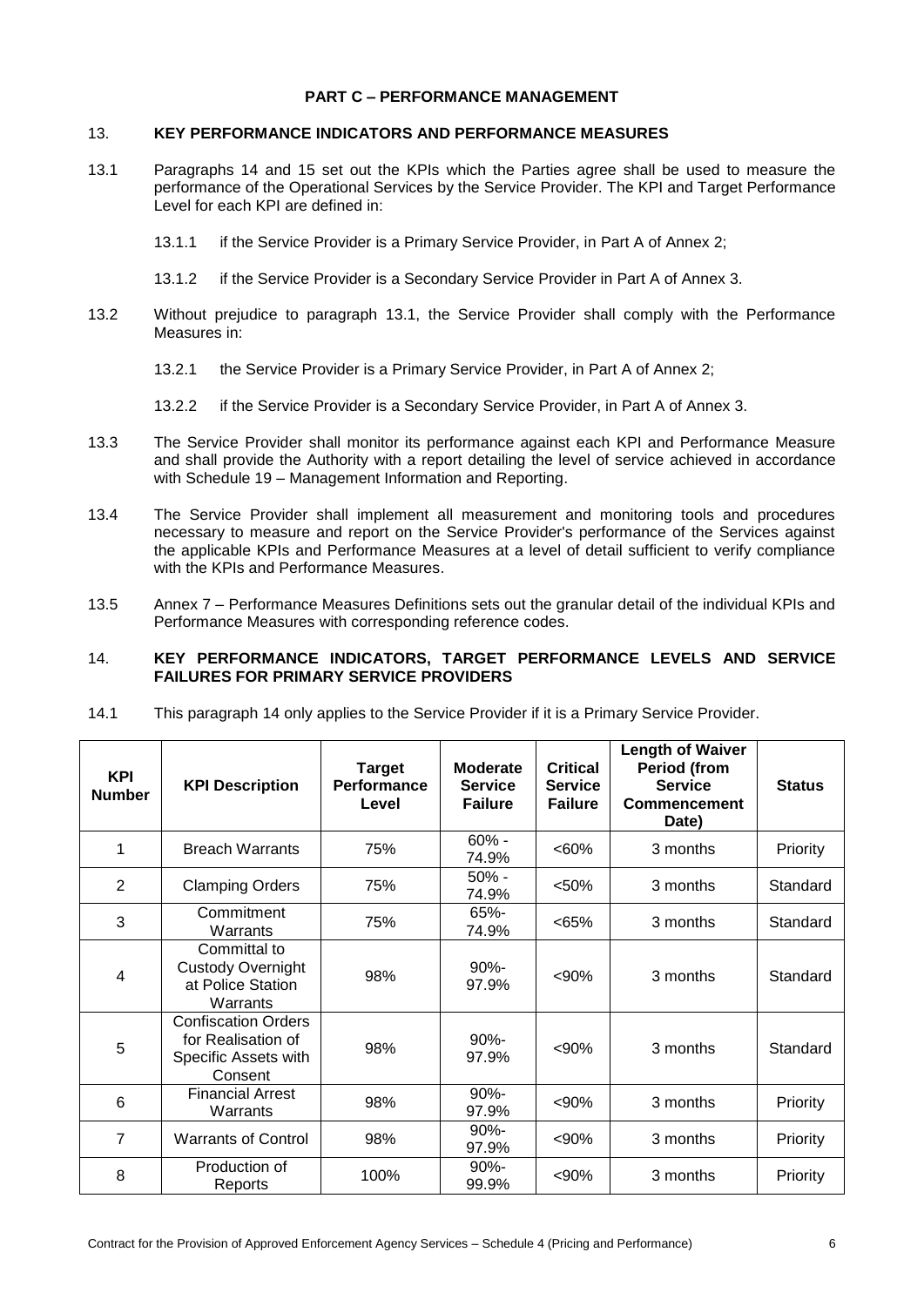## PART C – PERFORMANCE MANAGEMENT

### 13. KEY PERFORMANCE INDICATORS AND PERFORMANCE MEASURES

13.1 Paragraphs 14 and 15 set out the KPIs which the Parties agree shall be used to measure the performance of the Operational Services by the Service Provider. The KPI and Target Performance Level for each KPI are defined in:

13.1.1 if the Service Provider is a Primary Service Provider, in Part A of Annex 2;

13.1.2 if the Service Provider is a Secondary Service Provider in Part A of Annex 3.

13.2 Without prejudice to paragraph 13.1, the Service Provider shall comply with the Performance Measures in:

13.2.1 the Service Provider is a Primary Service Provider, in Part A of Annex 2;

13.2.2 if the Service Provider is a Secondary Service Provider, in Part A of Annex 3.

13.3 The Service Provider shall monitor its performance against each KPI and Performance Measure and shall provide the Authority with a report detailing the level of service achieved in accordance with Schedule 19 – Management Information and Reporting.

13.4 The Service Provider shall implement all measurement and monitoring tools and procedures necessary to measure and report on the Service Provider's performance of the Services against the applicable KPIs and Performance Measures at a level of detail sufficient to verify compliance with the KPIs and Performance Measures.

13.5 Annex 7 – Performance Measures Definitions sets out the granular detail of the individual KPIs and Performance Measures with corresponding reference codes.

### 14. KEY PERFORMANCE INDICATORS, TARGET PERFORMANCE LEVELS AND SERVICE FAILURES FOR PRIMARY SERVICE PROVIDERS

14.1 This paragraph 14 only applies to the Service Provider if it is a Primary Service Provider.

| KPI Number | KPI Description | Target Performance Level | Moderate Service Failure | Critical Service Failure | Length of Waiver Period (from Service Commencement Date) | Status |
|---|---|---|---|---|---|---|
| 1 | Breach Warrants | 75% | 60% - 74.9% | <60% | 3 months | Priority |
| 2 | Clamping Orders | 75% | 50% - 74.9% | <50% | 3 months | Standard |
| 3 | Commitment Warrants | 75% | 65%- 74.9% | <65% | 3 months | Standard |
| 4 | Committal to Custody Overnight at Police Station Warrants | 98% | 90%- 97.9% | <90% | 3 months | Standard |
| 5 | Confiscation Orders for Realisation of Specific Assets with Consent | 98% | 90%- 97.9% | <90% | 3 months | Standard |
| 6 | Financial Arrest Warrants | 98% | 90%- 97.9% | <90% | 3 months | Priority |
| 7 | Warrants of Control | 98% | 90%- 97.9% | <90% | 3 months | Priority |
| 8 | Production of Reports | 100% | 90%- 99.9% | <90% | 3 months | Priority |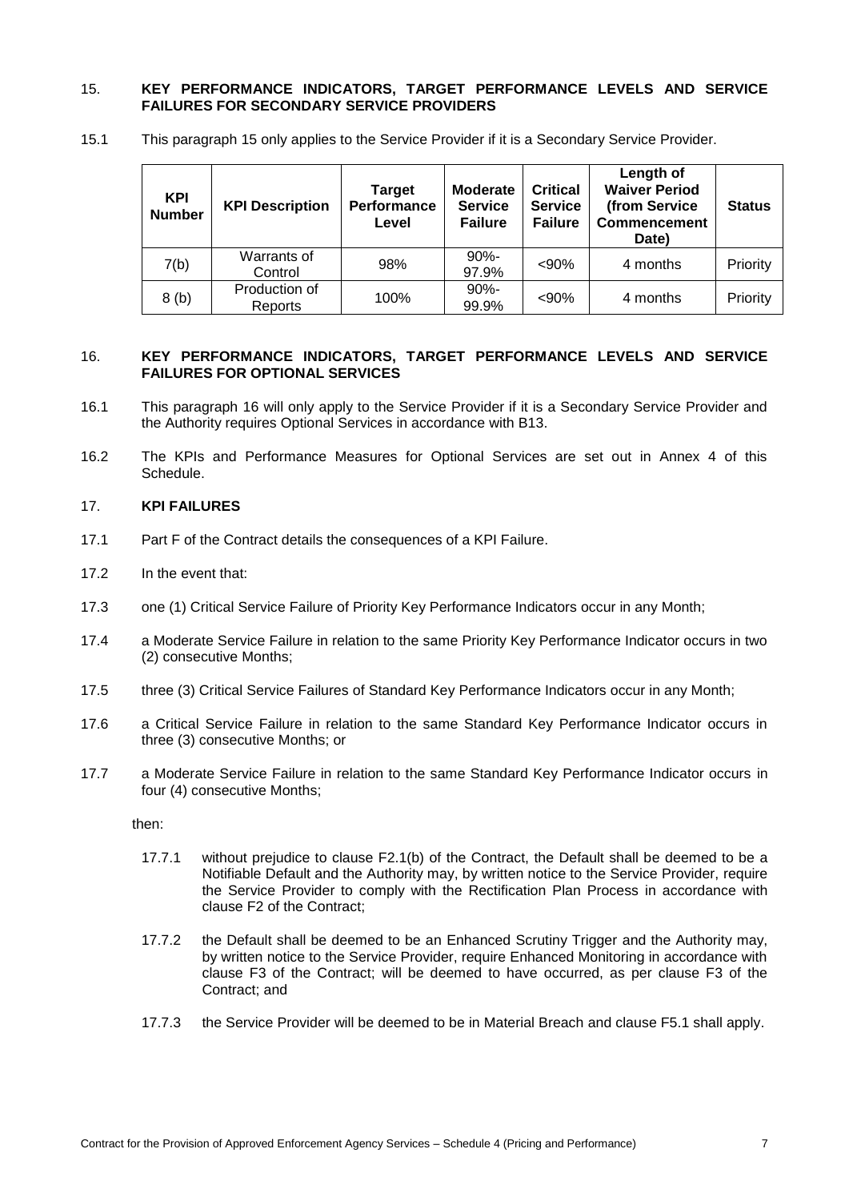## 15. KEY PERFORMANCE INDICATORS, TARGET PERFORMANCE LEVELS AND SERVICE FAILURES FOR SECONDARY SERVICE PROVIDERS

15.1 This paragraph 15 only applies to the Service Provider if it is a Secondary Service Provider.

| KPI Number | KPI Description | Target Performance Level | Moderate Service Failure | Critical Service Failure | Length of Waiver Period (from Service Commencement Date) | Status |
|---|---|---|---|---|---|---|
| 7(b) | Warrants of Control | 98% | 90%-97.9% | <90% | 4 months | Priority |
| 8 (b) | Production of Reports | 100% | 90%-99.9% | <90% | 4 months | Priority |

## 16. KEY PERFORMANCE INDICATORS, TARGET PERFORMANCE LEVELS AND SERVICE FAILURES FOR OPTIONAL SERVICES

16.1 This paragraph 16 will only apply to the Service Provider if it is a Secondary Service Provider and the Authority requires Optional Services in accordance with B13.

16.2 The KPIs and Performance Measures for Optional Services are set out in Annex 4 of this Schedule.

## 17. KPI FAILURES

17.1 Part F of the Contract details the consequences of a KPI Failure.

17.2 In the event that:

17.3 one (1) Critical Service Failure of Priority Key Performance Indicators occur in any Month;

17.4 a Moderate Service Failure in relation to the same Priority Key Performance Indicator occurs in two (2) consecutive Months;

17.5 three (3) Critical Service Failures of Standard Key Performance Indicators occur in any Month;

17.6 a Critical Service Failure in relation to the same Standard Key Performance Indicator occurs in three (3) consecutive Months; or

17.7 a Moderate Service Failure in relation to the same Standard Key Performance Indicator occurs in four (4) consecutive Months;

then:

17.7.1 without prejudice to clause F2.1(b) of the Contract, the Default shall be deemed to be a Notifiable Default and the Authority may, by written notice to the Service Provider, require the Service Provider to comply with the Rectification Plan Process in accordance with clause F2 of the Contract;

17.7.2 the Default shall be deemed to be an Enhanced Scrutiny Trigger and the Authority may, by written notice to the Service Provider, require Enhanced Monitoring in accordance with clause F3 of the Contract; will be deemed to have occurred, as per clause F3 of the Contract; and

17.7.3 the Service Provider will be deemed to be in Material Breach and clause F5.1 shall apply.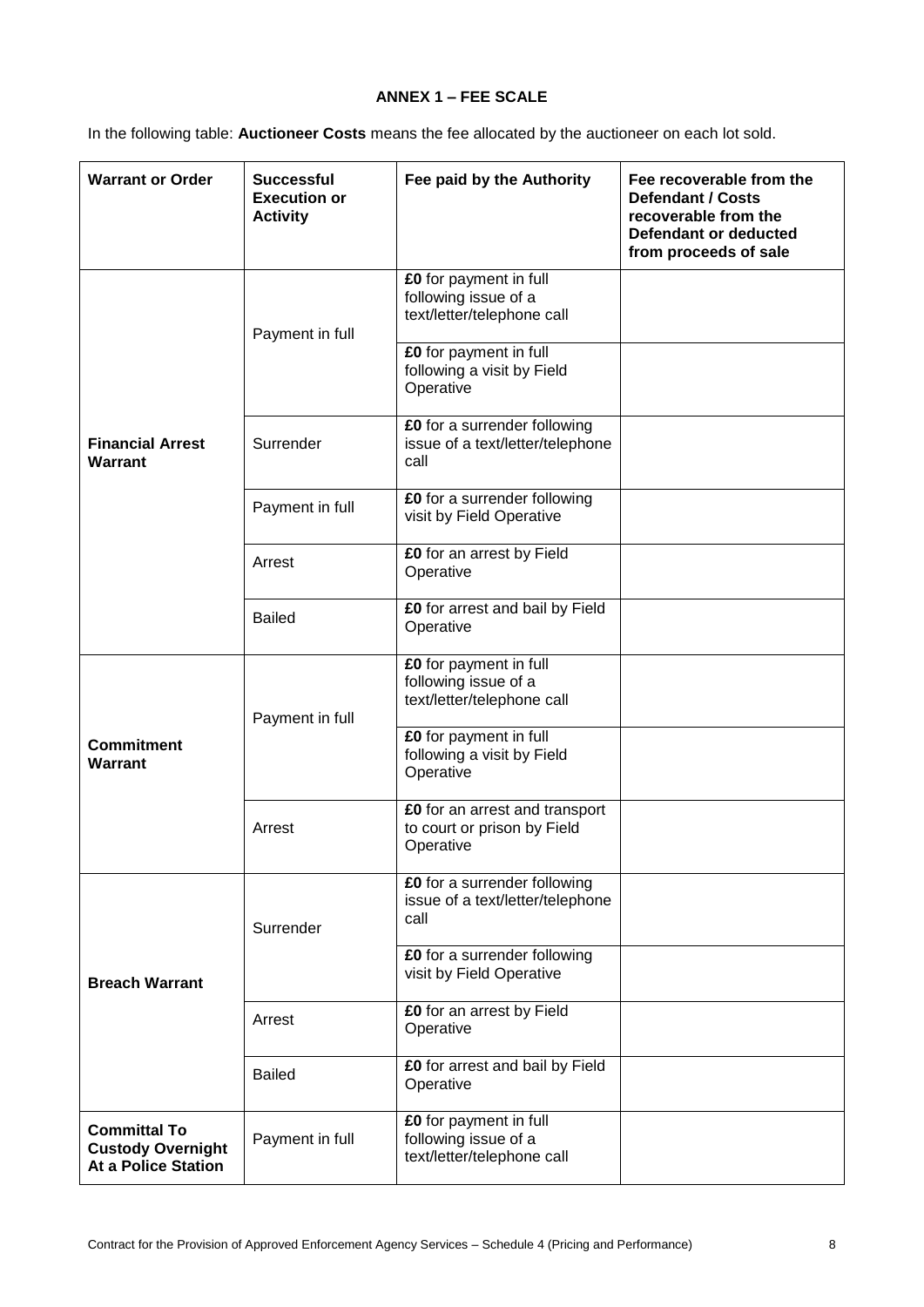**ANNEX 1 – FEE SCALE**

In the following table: **Auctioneer Costs** means the fee allocated by the auctioneer on each lot sold.

| Warrant or Order | Successful Execution or Activity | Fee paid by the Authority | Fee recoverable from the Defendant / Costs recoverable from the Defendant or deducted from proceeds of sale |
|---|---|---|---|
| **Financial Arrest Warrant** | Payment in full | **£0** for payment in full following issue of a text/letter/telephone call | |
| | | **£0** for payment in full following a visit by Field Operative | |
| | Surrender | **£0** for a surrender following issue of a text/letter/telephone call | |
| | Payment in full | **£0** for a surrender following visit by Field Operative | |
| | Arrest | **£0** for an arrest by Field Operative | |
| | Bailed | **£0** for arrest and bail by Field Operative | |
| **Commitment Warrant** | Payment in full | **£0** for payment in full following issue of a text/letter/telephone call | |
| | | **£0** for payment in full following a visit by Field Operative | |
| | Arrest | **£0** for an arrest and transport to court or prison by Field Operative | |
| **Breach Warrant** | Surrender | **£0** for a surrender following issue of a text/letter/telephone call | |
| | | **£0** for a surrender following visit by Field Operative | |
| | Arrest | **£0** for an arrest by Field Operative | |
| | Bailed | **£0** for arrest and bail by Field Operative | |
| **Committal To Custody Overnight At a Police Station** | Payment in full | **£0** for payment in full following issue of a text/letter/telephone call | |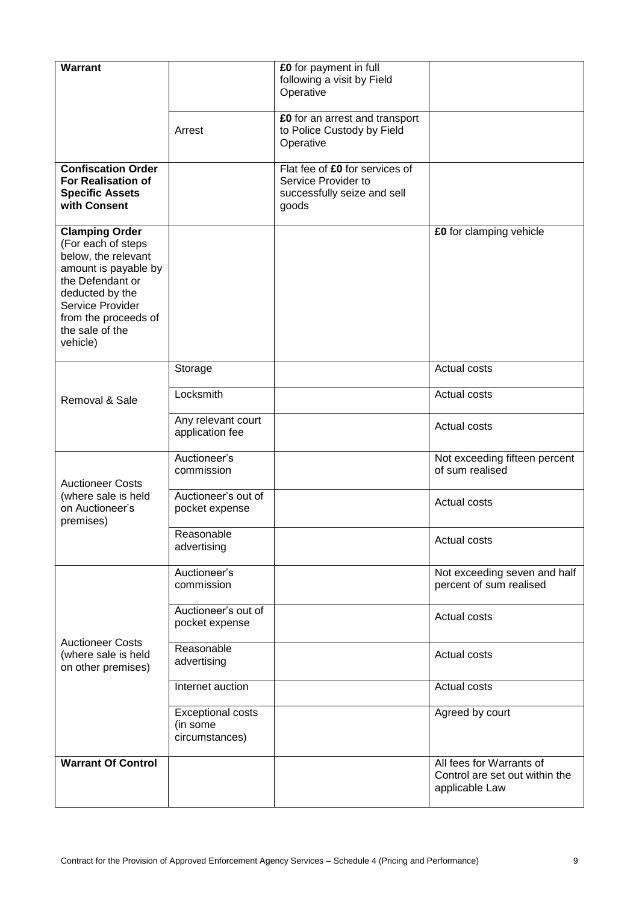| **Warrant** | | **£0** for payment in full following a visit by Field Operative | |
|---|---|---|---|
| | Arrest | **£0** for an arrest and transport to Police Custody by Field Operative | |
| **Confiscation Order For Realisation of Specific Assets with Consent** | | Flat fee of **£0** for services of Service Provider to successfully seize and sell goods | |
| **Clamping Order** (For each of steps below, the relevant amount is payable by the Defendant or deducted by the Service Provider from the proceeds of the sale of the vehicle) | | | **£0** for clamping vehicle |
| Removal & Sale | Storage | | Actual costs |
| | Locksmith | | Actual costs |
| | Any relevant court application fee | | Actual costs |
| Auctioneer Costs (where sale is held on Auctioneer's premises) | Auctioneer's commission | | Not exceeding fifteen percent of sum realised |
| | Auctioneer's out of pocket expense | | Actual costs |
| | Reasonable advertising | | Actual costs |
| Auctioneer Costs (where sale is held on other premises) | Auctioneer's commission | | Not exceeding seven and half percent of sum realised |
| | Auctioneer's out of pocket expense | | Actual costs |
| | Reasonable advertising | | Actual costs |
| | Internet auction | | Actual costs |
| | Exceptional costs (in some circumstances) | | Agreed by court |
| **Warrant Of Control** | | | All fees for Warrants of Control are set out within the applicable Law |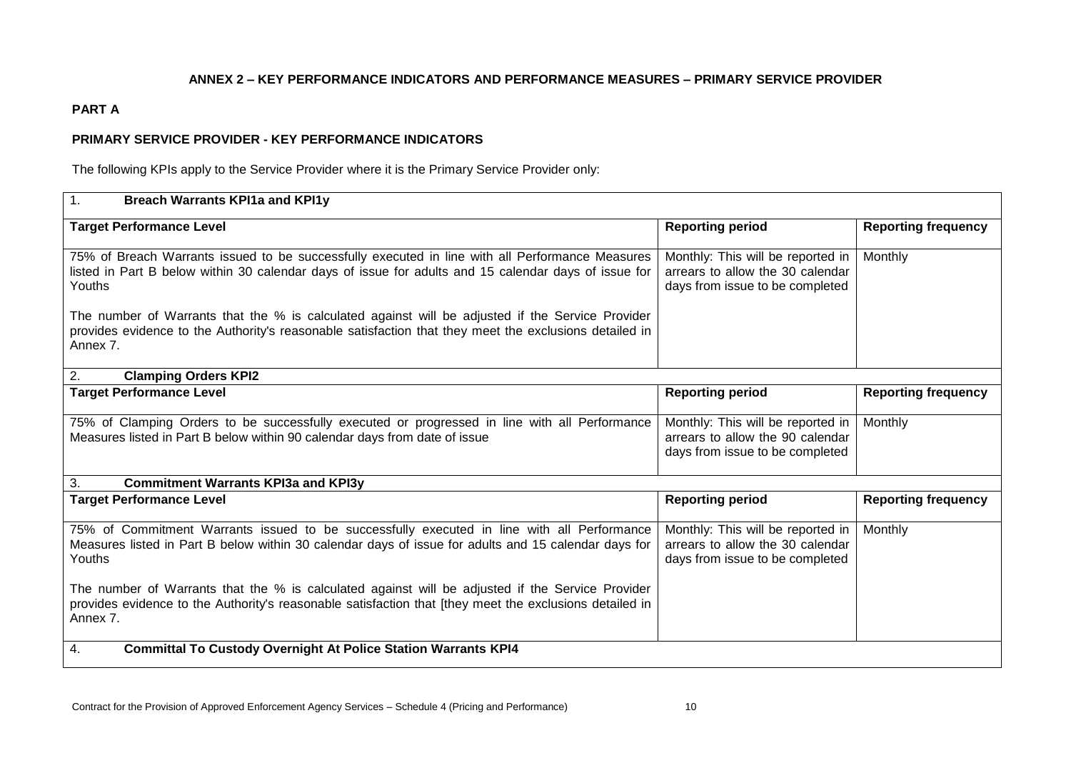**ANNEX 2 – KEY PERFORMANCE INDICATORS AND PERFORMANCE MEASURES – PRIMARY SERVICE PROVIDER**

**PART A**

**PRIMARY SERVICE PROVIDER - KEY PERFORMANCE INDICATORS**

The following KPIs apply to the Service Provider where it is the Primary Service Provider only:

| 1. **Breach Warrants KPI1a and KPI1y** | | |
|---|---|---|
| **Target Performance Level** | **Reporting period** | **Reporting frequency** |
| 75% of Breach Warrants issued to be successfully executed in line with all Performance Measures listed in Part B below within 30 calendar days of issue for adults and 15 calendar days of issue for Youths<br><br>The number of Warrants that the % is calculated against will be adjusted if the Service Provider provides evidence to the Authority's reasonable satisfaction that they meet the exclusions detailed in Annex 7. | Monthly: This will be reported in arrears to allow the 30 calendar days from issue to be completed | Monthly |
| 2. **Clamping Orders KPI2** | | |
| **Target Performance Level** | **Reporting period** | **Reporting frequency** |
| 75% of Clamping Orders to be successfully executed or progressed in line with all Performance Measures listed in Part B below within 90 calendar days from date of issue | Monthly: This will be reported in arrears to allow the 90 calendar days from issue to be completed | Monthly |
| 3. **Commitment Warrants KPI3a and KPI3y** | | |
| **Target Performance Level** | **Reporting period** | **Reporting frequency** |
| 75% of Commitment Warrants issued to be successfully executed in line with all Performance Measures listed in Part B below within 30 calendar days of issue for adults and 15 calendar days for Youths<br><br>The number of Warrants that the % is calculated against will be adjusted if the Service Provider provides evidence to the Authority's reasonable satisfaction that [they meet the exclusions detailed in Annex 7. | Monthly: This will be reported in arrears to allow the 30 calendar days from issue to be completed | Monthly |
| 4. **Committal To Custody Overnight At Police Station Warrants KPI4** | | |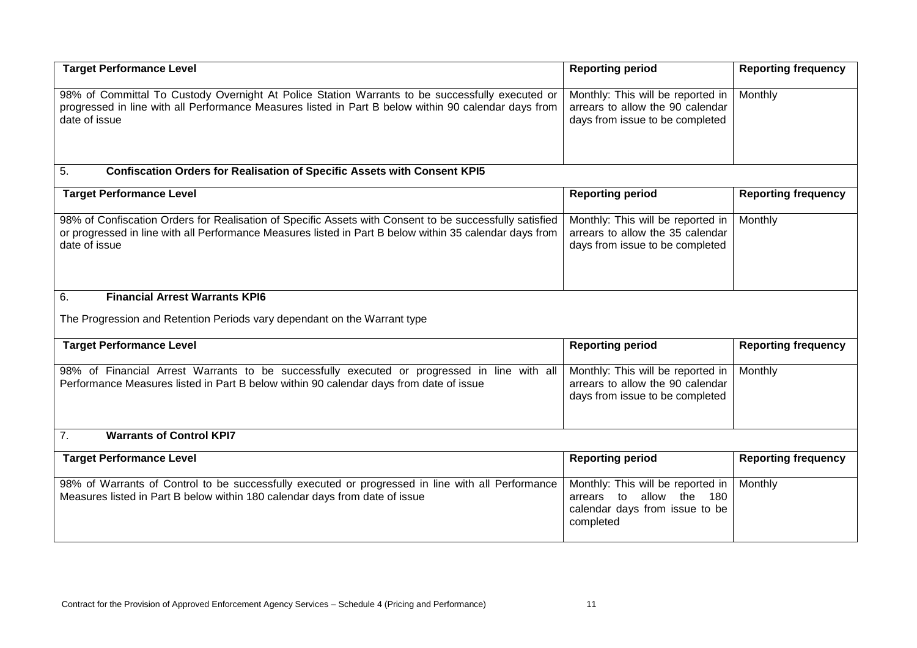| Target Performance Level | Reporting period | Reporting frequency |
| --- | --- | --- |
| 98% of Committal To Custody Overnight At Police Station Warrants to be successfully executed or progressed in line with all Performance Measures listed in Part B below within 90 calendar days from date of issue | Monthly: This will be reported in arrears to allow the 90 calendar days from issue to be completed | Monthly |

## 5. Confiscation Orders for Realisation of Specific Assets with Consent KPI5

| Target Performance Level | Reporting period | Reporting frequency |
| --- | --- | --- |
| 98% of Confiscation Orders for Realisation of Specific Assets with Consent to be successfully satisfied or progressed in line with all Performance Measures listed in Part B below within 35 calendar days from date of issue | Monthly: This will be reported in arrears to allow the 35 calendar days from issue to be completed | Monthly |

## 6. Financial Arrest Warrants KPI6

The Progression and Retention Periods vary dependant on the Warrant type

| Target Performance Level | Reporting period | Reporting frequency |
| --- | --- | --- |
| 98% of Financial Arrest Warrants to be successfully executed or progressed in line with all Performance Measures listed in Part B below within 90 calendar days from date of issue | Monthly: This will be reported in arrears to allow the 90 calendar days from issue to be completed | Monthly |

## 7. Warrants of Control KPI7

| Target Performance Level | Reporting period | Reporting frequency |
| --- | --- | --- |
| 98% of Warrants of Control to be successfully executed or progressed in line with all Performance Measures listed in Part B below within 180 calendar days from date of issue | Monthly: This will be reported in arrears to allow the 180 calendar days from issue to be completed | Monthly |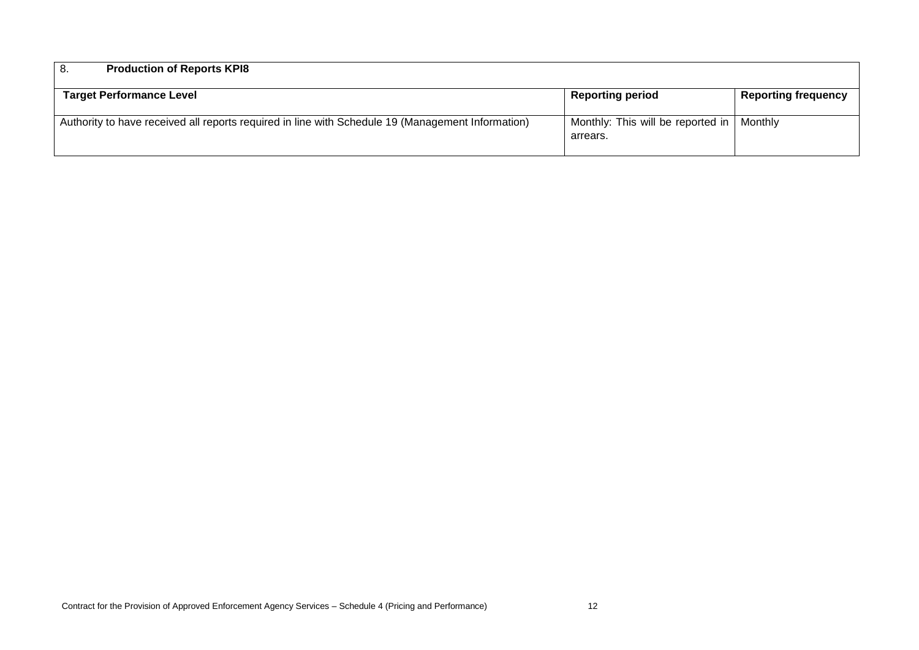| 8. **Production of Reports KPI8** | | |
|---|---|---|
| **Target Performance Level** | **Reporting period** | **Reporting frequency** |
| Authority to have received all reports required in line with Schedule 19 (Management Information) | Monthly: This will be reported in arrears. | Monthly |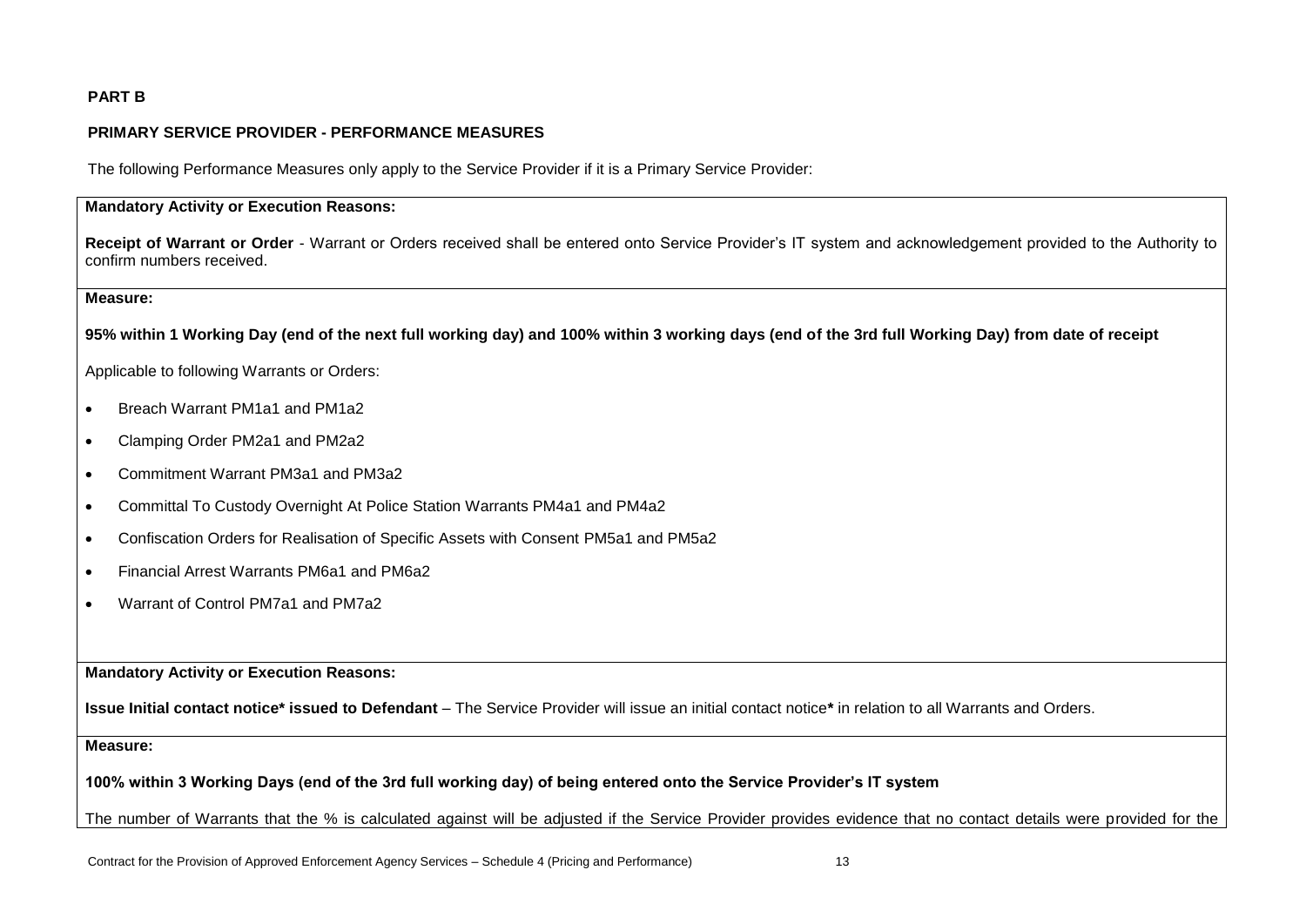**PART B**

**PRIMARY SERVICE PROVIDER - PERFORMANCE MEASURES**

The following Performance Measures only apply to the Service Provider if it is a Primary Service Provider:

**Mandatory Activity or Execution Reasons:**

**Receipt of Warrant or Order** - Warrant or Orders received shall be entered onto Service Provider's IT system and acknowledgement provided to the Authority to confirm numbers received.

**Measure:**

**95% within 1 Working Day (end of the next full working day) and 100% within 3 working days (end of the 3rd full Working Day) from date of receipt**

Applicable to following Warrants or Orders:

- Breach Warrant PM1a1 and PM1a2
- Clamping Order PM2a1 and PM2a2
- Commitment Warrant PM3a1 and PM3a2
- Committal To Custody Overnight At Police Station Warrants PM4a1 and PM4a2
- Confiscation Orders for Realisation of Specific Assets with Consent PM5a1 and PM5a2
- Financial Arrest Warrants PM6a1 and PM6a2
- Warrant of Control PM7a1 and PM7a2

**Mandatory Activity or Execution Reasons:**

**Issue Initial contact notice* issued to Defendant** – The Service Provider will issue an initial contact notice***** in relation to all Warrants and Orders.

**Measure:**

**100% within 3 Working Days (end of the 3rd full working day) of being entered onto the Service Provider's IT system**

The number of Warrants that the % is calculated against will be adjusted if the Service Provider provides evidence that no contact details were provided for the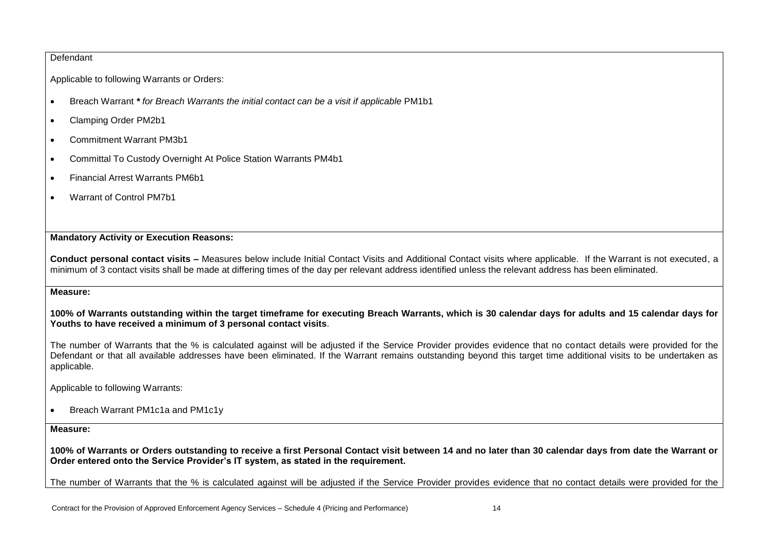Defendant

Applicable to following Warrants or Orders:

- Breach Warrant ***** *for Breach Warrants the initial contact can be a visit if applicable* PM1b1
- Clamping Order PM2b1
- Commitment Warrant PM3b1
- Committal To Custody Overnight At Police Station Warrants PM4b1
- Financial Arrest Warrants PM6b1
- Warrant of Control PM7b1

**Mandatory Activity or Execution Reasons:**

**Conduct personal contact visits –** Measures below include Initial Contact Visits and Additional Contact visits where applicable. If the Warrant is not executed, a minimum of 3 contact visits shall be made at differing times of the day per relevant address identified unless the relevant address has been eliminated.

**Measure:**

**100% of Warrants outstanding within the target timeframe for executing Breach Warrants, which is 30 calendar days for adults and 15 calendar days for Youths to have received a minimum of 3 personal contact visits**.

The number of Warrants that the % is calculated against will be adjusted if the Service Provider provides evidence that no contact details were provided for the Defendant or that all available addresses have been eliminated. If the Warrant remains outstanding beyond this target time additional visits to be undertaken as applicable.

Applicable to following Warrants:

- Breach Warrant PM1c1a and PM1c1y

**Measure:**

**100% of Warrants or Orders outstanding to receive a first Personal Contact visit between 14 and no later than 30 calendar days from date the Warrant or Order entered onto the Service Provider's IT system, as stated in the requirement.**

The number of Warrants that the % is calculated against will be adjusted if the Service Provider provides evidence that no contact details were provided for the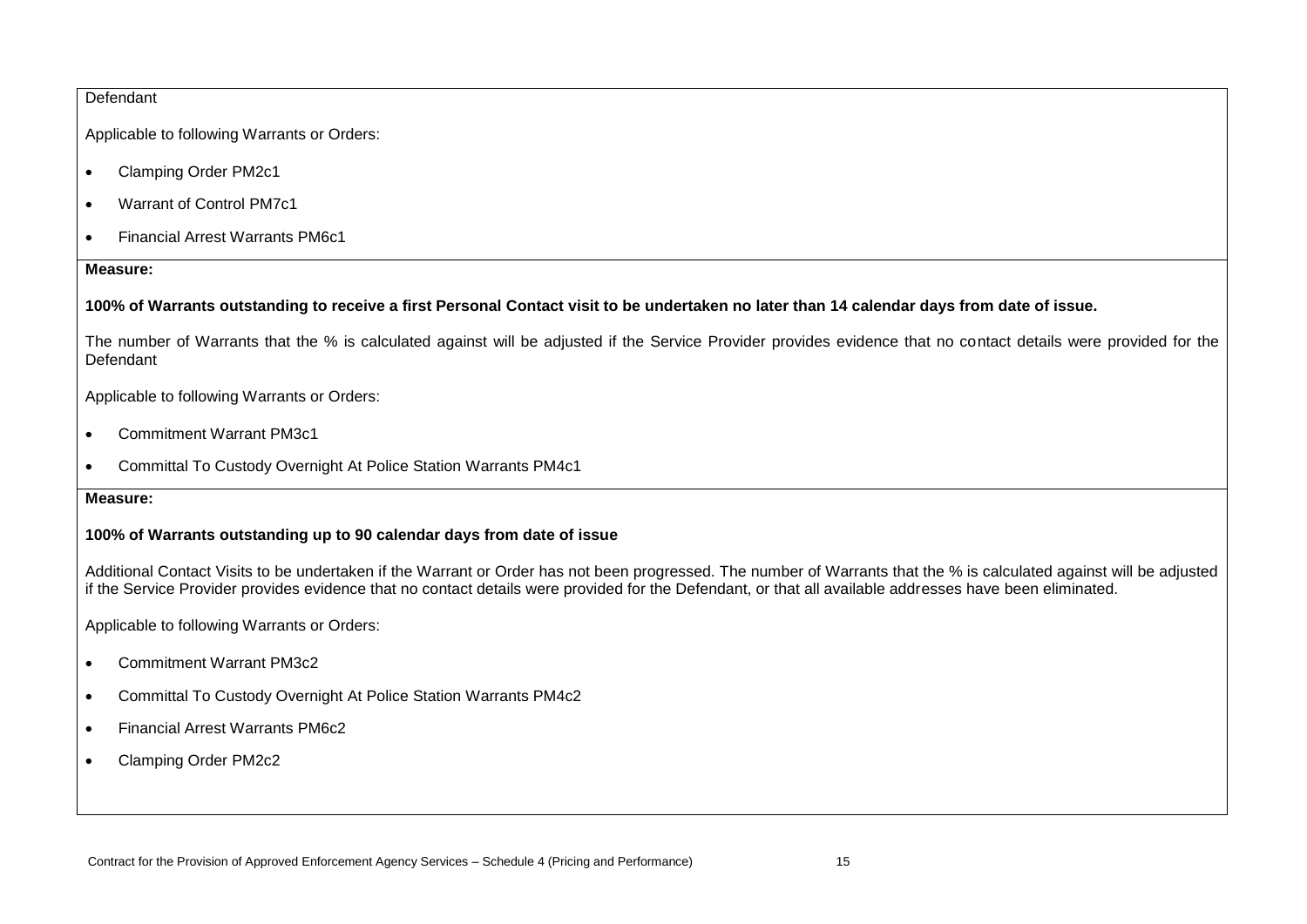Defendant

Applicable to following Warrants or Orders:

- Clamping Order PM2c1
- Warrant of Control PM7c1
- Financial Arrest Warrants PM6c1

**Measure:**

**100% of Warrants outstanding to receive a first Personal Contact visit to be undertaken no later than 14 calendar days from date of issue.**

The number of Warrants that the % is calculated against will be adjusted if the Service Provider provides evidence that no contact details were provided for the Defendant

Applicable to following Warrants or Orders:

- Commitment Warrant PM3c1
- Committal To Custody Overnight At Police Station Warrants PM4c1

**Measure:**

**100% of Warrants outstanding up to 90 calendar days from date of issue**

Additional Contact Visits to be undertaken if the Warrant or Order has not been progressed. The number of Warrants that the % is calculated against will be adjusted if the Service Provider provides evidence that no contact details were provided for the Defendant, or that all available addresses have been eliminated.

Applicable to following Warrants or Orders:

- Commitment Warrant PM3c2
- Committal To Custody Overnight At Police Station Warrants PM4c2
- Financial Arrest Warrants PM6c2
- Clamping Order PM2c2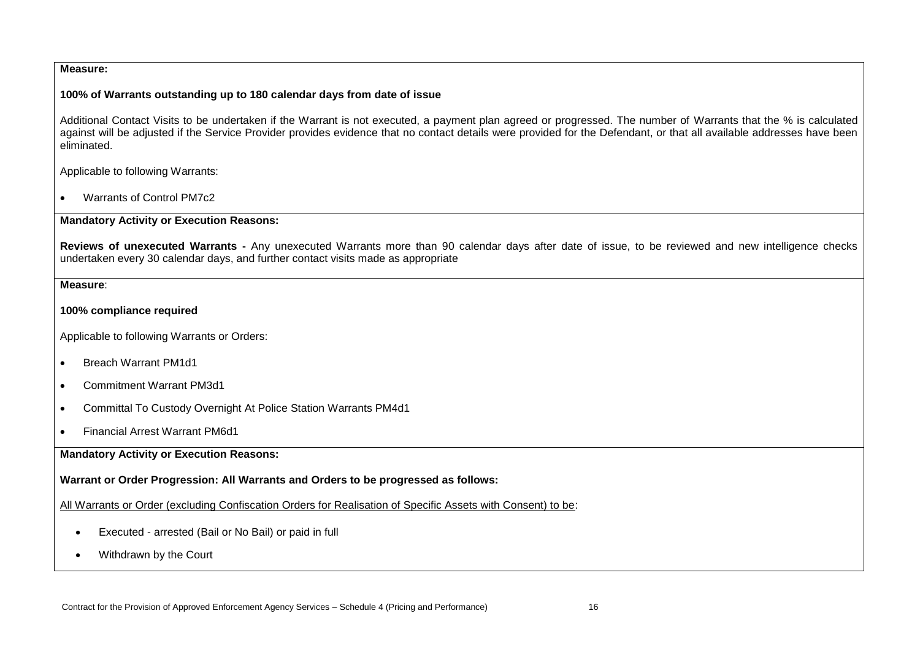**Measure:**

**100% of Warrants outstanding up to 180 calendar days from date of issue**

Additional Contact Visits to be undertaken if the Warrant is not executed, a payment plan agreed or progressed. The number of Warrants that the % is calculated against will be adjusted if the Service Provider provides evidence that no contact details were provided for the Defendant, or that all available addresses have been eliminated.

Applicable to following Warrants:

- Warrants of Control PM7c2

**Mandatory Activity or Execution Reasons:**

**Reviews of unexecuted Warrants -** Any unexecuted Warrants more than 90 calendar days after date of issue, to be reviewed and new intelligence checks undertaken every 30 calendar days, and further contact visits made as appropriate

**Measure**:

**100% compliance required**

Applicable to following Warrants or Orders:

- Breach Warrant PM1d1
- Commitment Warrant PM3d1
- Committal To Custody Overnight At Police Station Warrants PM4d1
- Financial Arrest Warrant PM6d1

**Mandatory Activity or Execution Reasons:**

**Warrant or Order Progression: All Warrants and Orders to be progressed as follows:**

All Warrants or Order (excluding Confiscation Orders for Realisation of Specific Assets with Consent) to be:

- Executed - arrested (Bail or No Bail) or paid in full
- Withdrawn by the Court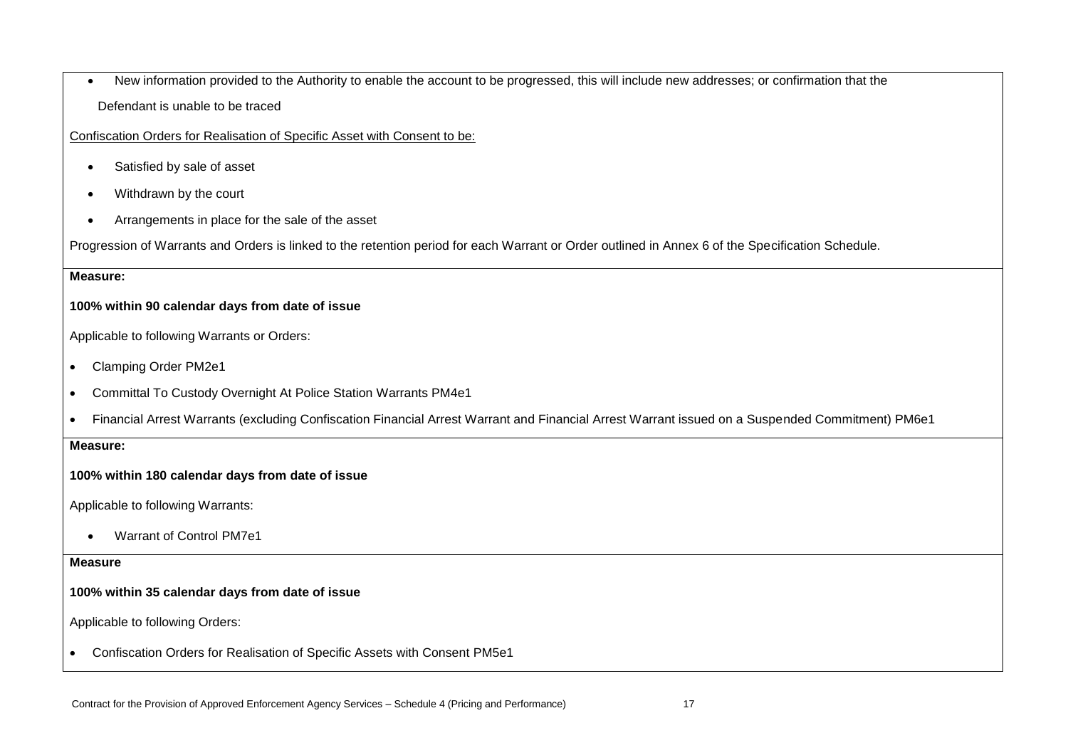- New information provided to the Authority to enable the account to be progressed, this will include new addresses; or confirmation that the Defendant is unable to be traced

Confiscation Orders for Realisation of Specific Asset with Consent to be:

- Satisfied by sale of asset
- Withdrawn by the court
- Arrangements in place for the sale of the asset

Progression of Warrants and Orders is linked to the retention period for each Warrant or Order outlined in Annex 6 of the Specification Schedule.

**Measure:**

**100% within 90 calendar days from date of issue**

Applicable to following Warrants or Orders:

- Clamping Order PM2e1
- Committal To Custody Overnight At Police Station Warrants PM4e1
- Financial Arrest Warrants (excluding Confiscation Financial Arrest Warrant and Financial Arrest Warrant issued on a Suspended Commitment) PM6e1

**Measure:**

**100% within 180 calendar days from date of issue**

Applicable to following Warrants:

- Warrant of Control PM7e1

**Measure**

**100% within 35 calendar days from date of issue**

Applicable to following Orders:

- Confiscation Orders for Realisation of Specific Assets with Consent PM5e1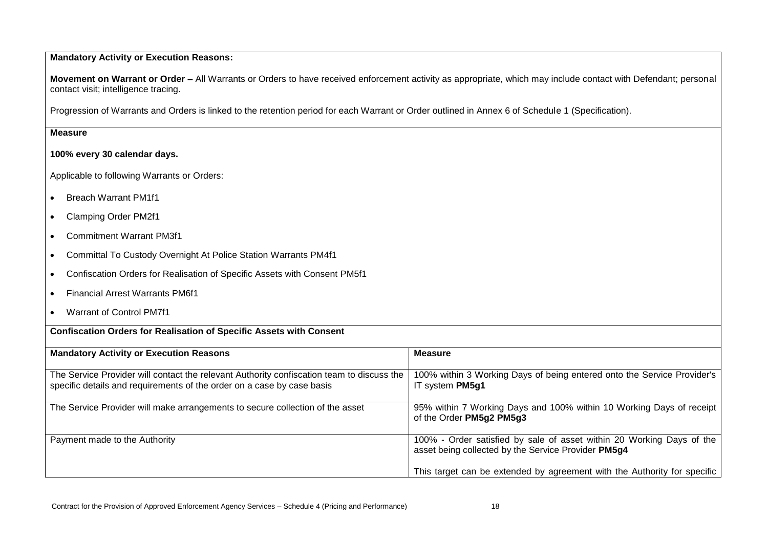**Mandatory Activity or Execution Reasons:**

**Movement on Warrant or Order –** All Warrants or Orders to have received enforcement activity as appropriate, which may include contact with Defendant; personal contact visit; intelligence tracing.

Progression of Warrants and Orders is linked to the retention period for each Warrant or Order outlined in Annex 6 of Schedule 1 (Specification).

**Measure**

**100% every 30 calendar days.**

Applicable to following Warrants or Orders:

- Breach Warrant PM1f1
- Clamping Order PM2f1
- Commitment Warrant PM3f1
- Committal To Custody Overnight At Police Station Warrants PM4f1
- Confiscation Orders for Realisation of Specific Assets with Consent PM5f1
- Financial Arrest Warrants PM6f1
- Warrant of Control PM7f1

**Confiscation Orders for Realisation of Specific Assets with Consent**

| **Mandatory Activity or Execution Reasons** | **Measure** |
|---|---|
| The Service Provider will contact the relevant Authority confiscation team to discuss the specific details and requirements of the order on a case by case basis | 100% within 3 Working Days of being entered onto the Service Provider's IT system **PM5g1** |
| The Service Provider will make arrangements to secure collection of the asset | 95% within 7 Working Days and 100% within 10 Working Days of receipt of the Order **PM5g2 PM5g3** |
| Payment made to the Authority | 100% - Order satisfied by sale of asset within 20 Working Days of the asset being collected by the Service Provider **PM5g4**<br><br>This target can be extended by agreement with the Authority for specific |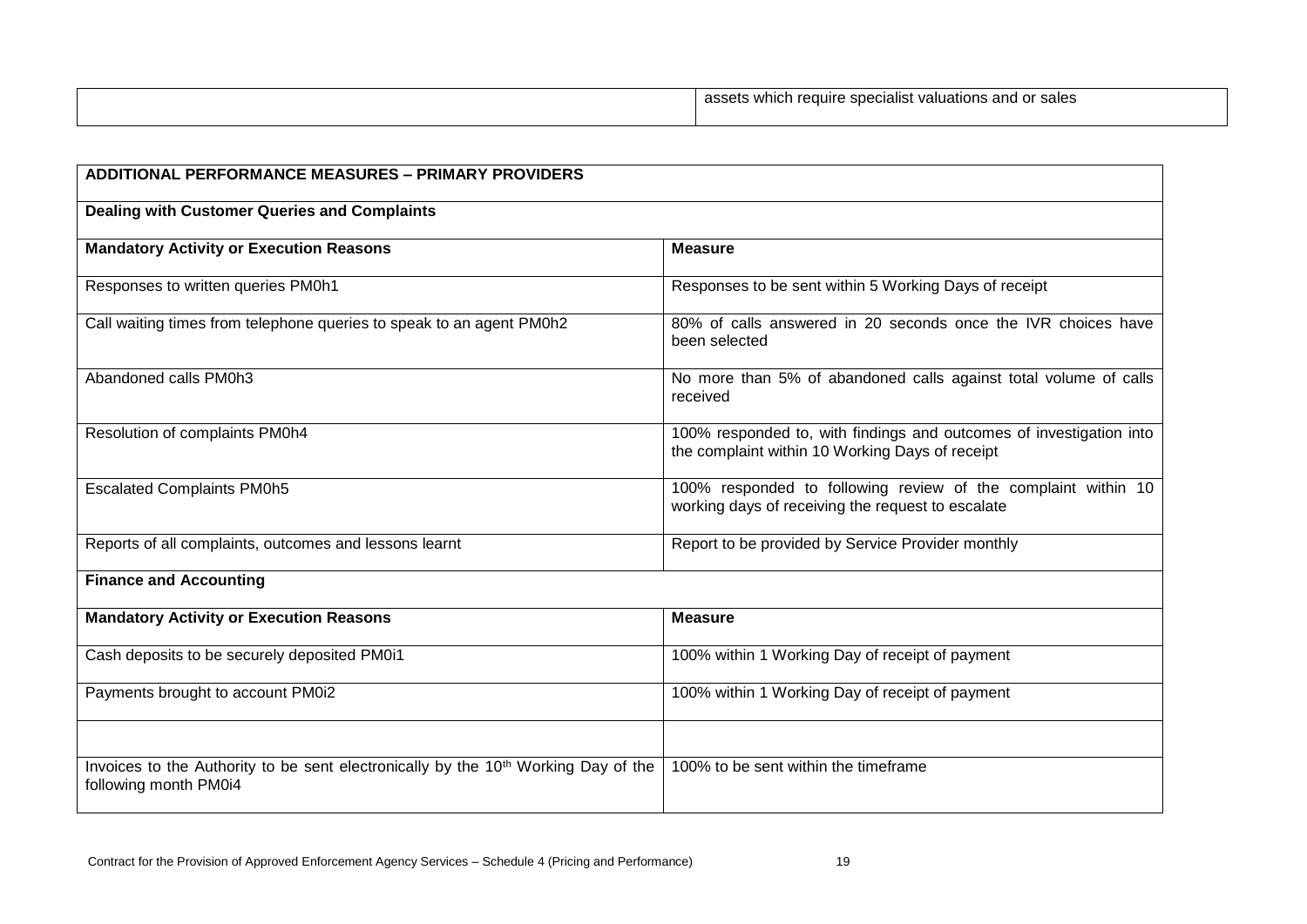| | |
|---|---|
| | assets which require specialist valuations and or sales |

| ADDITIONAL PERFORMANCE MEASURES – PRIMARY PROVIDERS | |
|---|---|
| **Dealing with Customer Queries and Complaints** | |
| **Mandatory Activity or Execution Reasons** | **Measure** |
| Responses to written queries PM0h1 | Responses to be sent within 5 Working Days of receipt |
| Call waiting times from telephone queries to speak to an agent PM0h2 | 80% of calls answered in 20 seconds once the IVR choices have been selected |
| Abandoned calls PM0h3 | No more than 5% of abandoned calls against total volume of calls received |
| Resolution of complaints PM0h4 | 100% responded to, with findings and outcomes of investigation into the complaint within 10 Working Days of receipt |
| Escalated Complaints PM0h5 | 100% responded to following review of the complaint within 10 working days of receiving the request to escalate |
| Reports of all complaints, outcomes and lessons learnt | Report to be provided by Service Provider monthly |
| **Finance and Accounting** | |
| **Mandatory Activity or Execution Reasons** | **Measure** |
| Cash deposits to be securely deposited PM0i1 | 100% within 1 Working Day of receipt of payment |
| Payments brought to account PM0i2 | 100% within 1 Working Day of receipt of payment |
| | |
| Invoices to the Authority to be sent electronically by the 10th Working Day of the following month PM0i4 | 100% to be sent within the timeframe |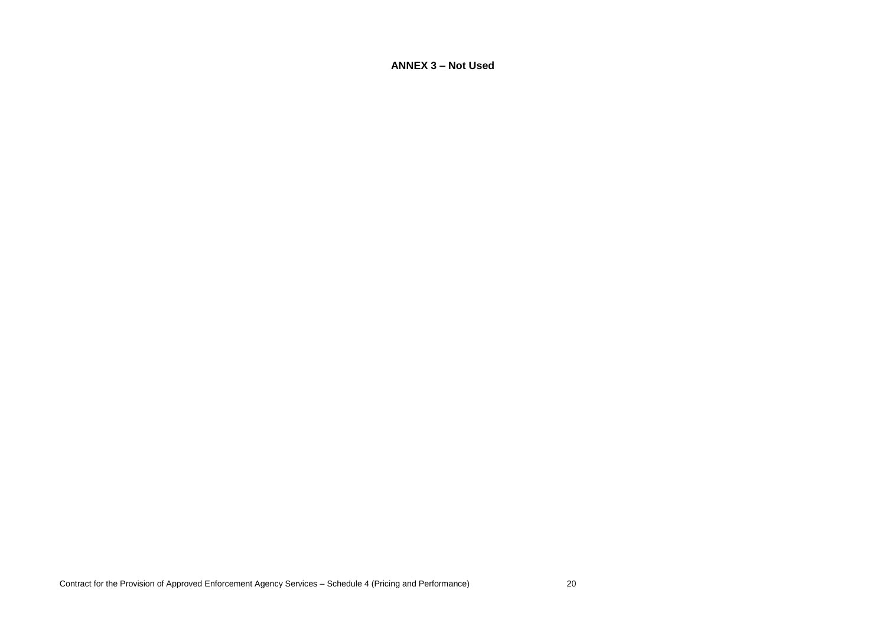**ANNEX 3 – Not Used**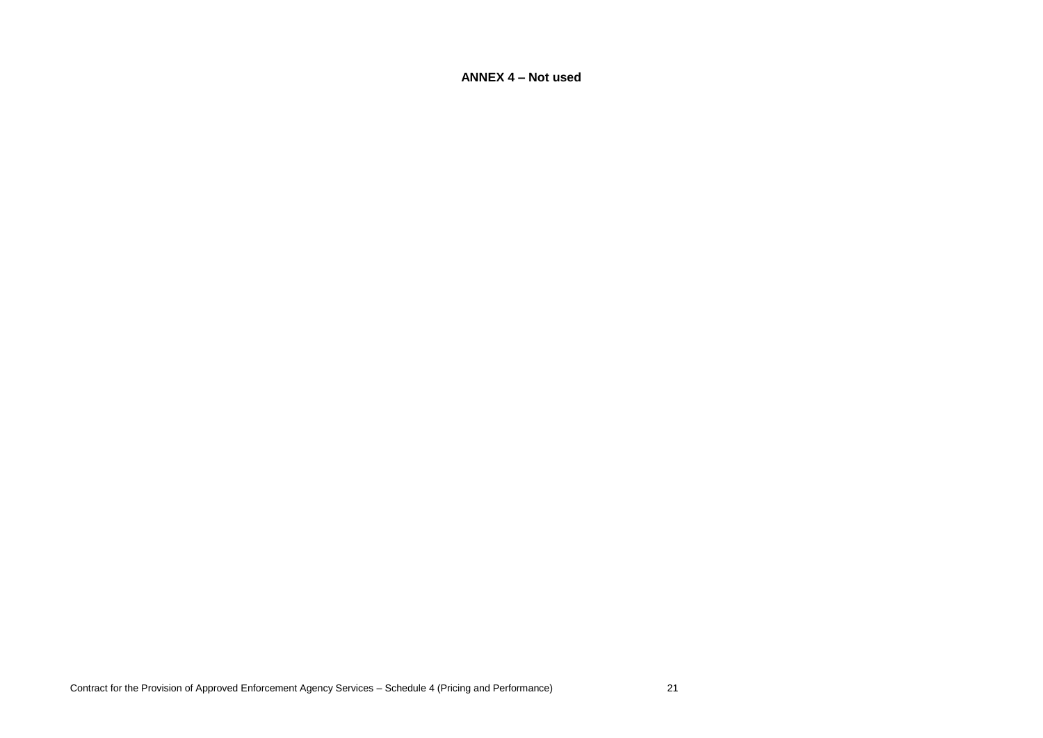**ANNEX 4 – Not used**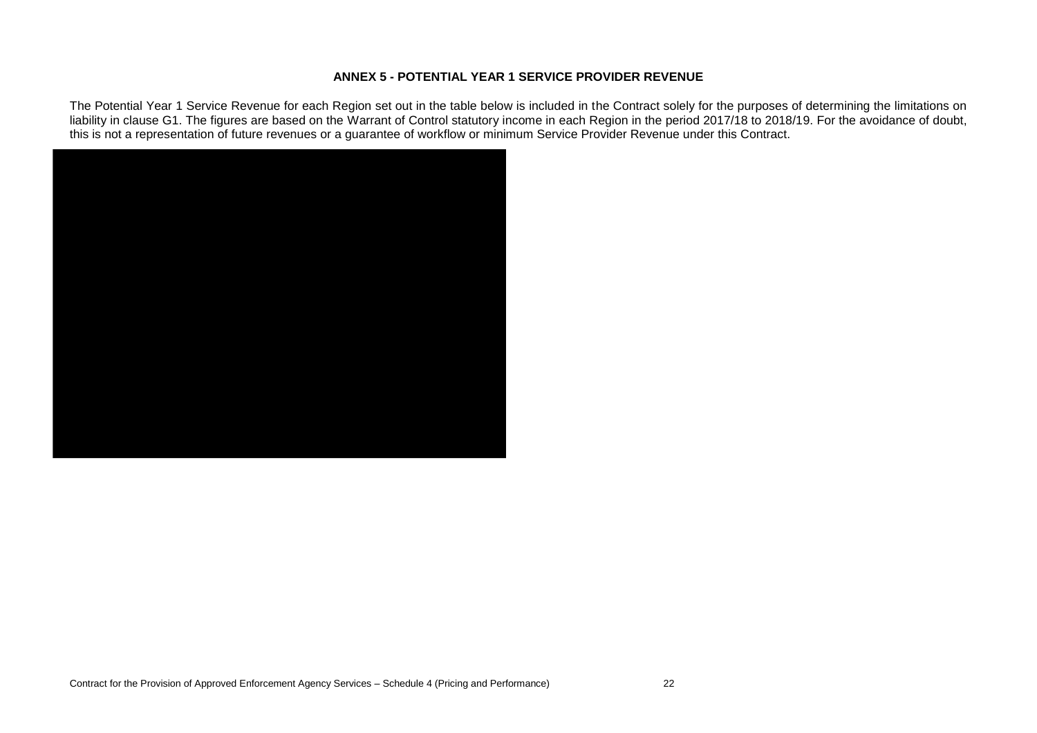**ANNEX 5 - POTENTIAL YEAR 1 SERVICE PROVIDER REVENUE**

The Potential Year 1 Service Revenue for each Region set out in the table below is included in the Contract solely for the purposes of determining the limitations on liability in clause G1. The figures are based on the Warrant of Control statutory income in each Region in the period 2017/18 to 2018/19. For the avoidance of doubt, this is not a representation of future revenues or a guarantee of workflow or minimum Service Provider Revenue under this Contract.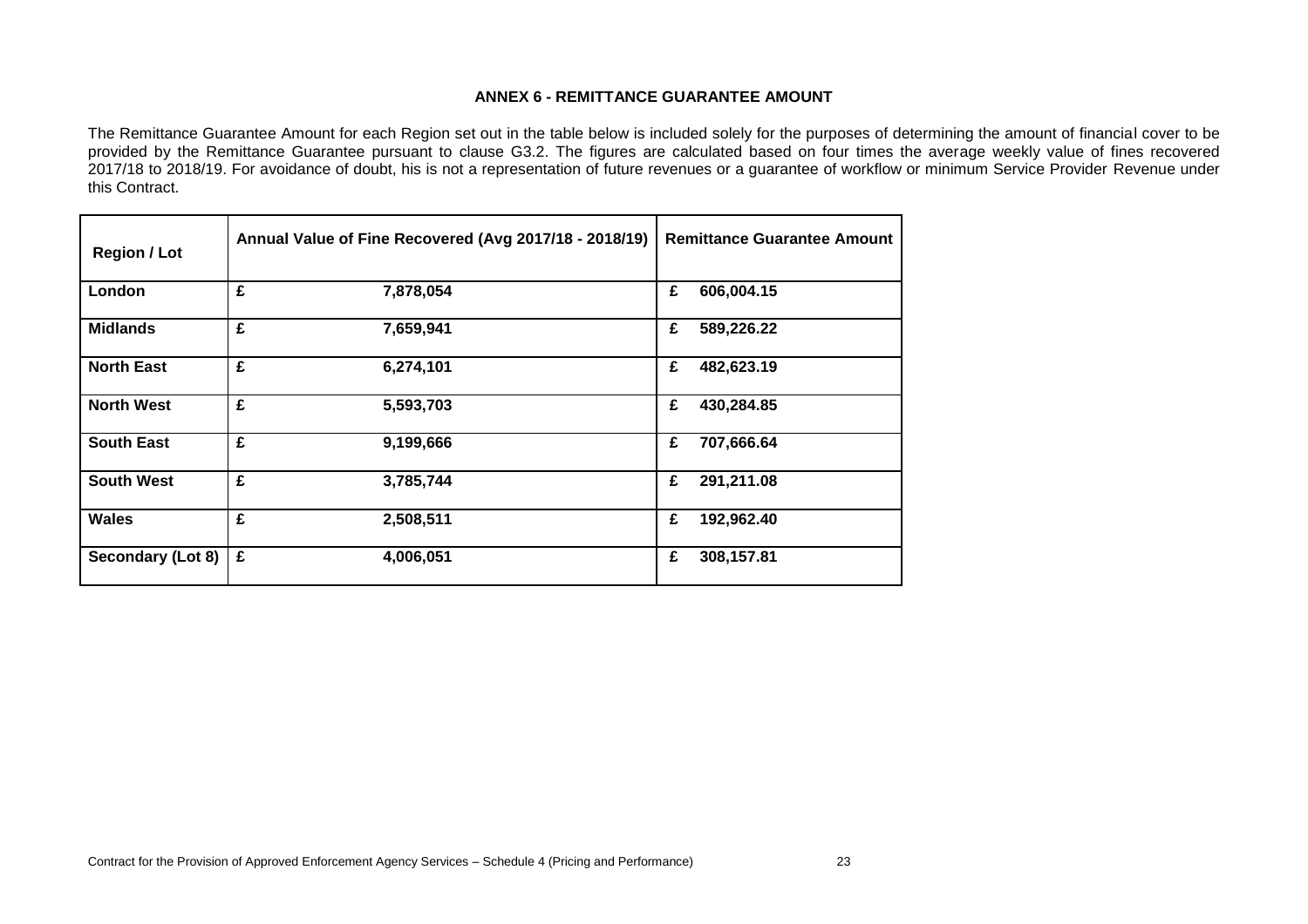**ANNEX 6 - REMITTANCE GUARANTEE AMOUNT**

The Remittance Guarantee Amount for each Region set out in the table below is included solely for the purposes of determining the amount of financial cover to be provided by the Remittance Guarantee pursuant to clause G3.2. The figures are calculated based on four times the average weekly value of fines recovered 2017/18 to 2018/19. For avoidance of doubt, his is not a representation of future revenues or a guarantee of workflow or minimum Service Provider Revenue under this Contract.

| Region / Lot | Annual Value of Fine Recovered (Avg 2017/18 - 2018/19) | Remittance Guarantee Amount |
|---|---|---|
| **London** | **£ 7,878,054** | **£ 606,004.15** |
| **Midlands** | **£ 7,659,941** | **£ 589,226.22** |
| **North East** | **£ 6,274,101** | **£ 482,623.19** |
| **North West** | **£ 5,593,703** | **£ 430,284.85** |
| **South East** | **£ 9,199,666** | **£ 707,666.64** |
| **South West** | **£ 3,785,744** | **£ 291,211.08** |
| **Wales** | **£ 2,508,511** | **£ 192,962.40** |
| **Secondary (Lot 8)** | **£ 4,006,051** | **£ 308,157.81** |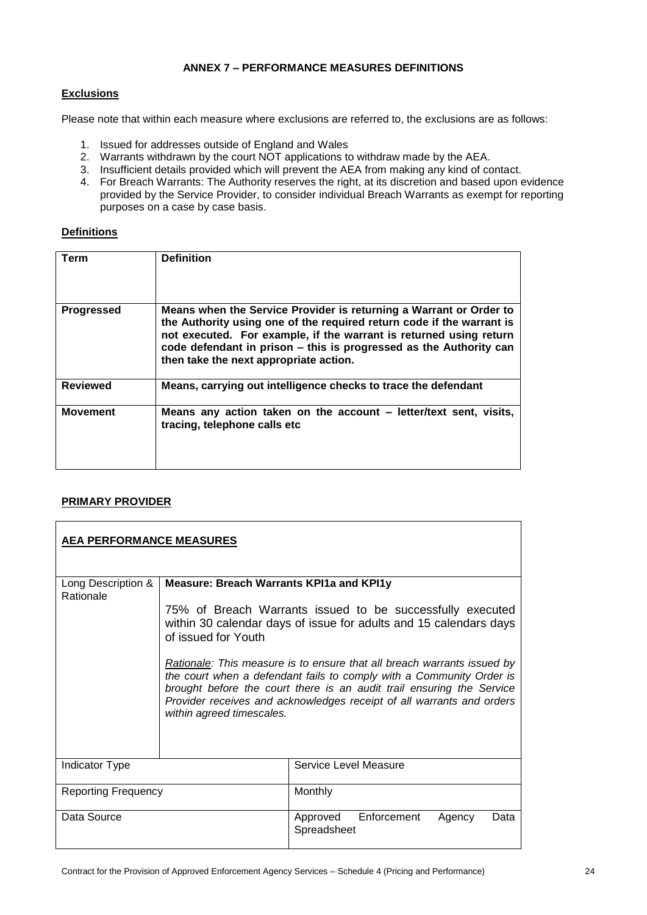## ANNEX 7 – PERFORMANCE MEASURES DEFINITIONS

**Exclusions**

Please note that within each measure where exclusions are referred to, the exclusions are as follows:

1. Issued for addresses outside of England and Wales
2. Warrants withdrawn by the court NOT applications to withdraw made by the AEA.
3. Insufficient details provided which will prevent the AEA from making any kind of contact.
4. For Breach Warrants: The Authority reserves the right, at its discretion and based upon evidence provided by the Service Provider, to consider individual Breach Warrants as exempt for reporting purposes on a case by case basis.

**Definitions**

| Term | Definition |
|---|---|
| **Progressed** | **Means when the Service Provider is returning a Warrant or Order to the Authority using one of the required return code if the warrant is not executed. For example, if the warrant is returned using return code defendant in prison – this is progressed as the Authority can then take the next appropriate action.** |
| **Reviewed** | **Means, carrying out intelligence checks to trace the defendant** |
| **Movement** | **Means any action taken on the account – letter/text sent, visits, tracing, telephone calls etc** |

**PRIMARY PROVIDER**

| **AEA PERFORMANCE MEASURES** | | |
|---|---|---|
| Long Description & Rationale | **Measure: Breach Warrants KPI1a and KPI1y**<br><br>75% of Breach Warrants issued to be successfully executed within 30 calendar days of issue for adults and 15 calendars days of issued for Youth<br><br>*Rationale: This measure is to ensure that all breach warrants issued by the court when a defendant fails to comply with a Community Order is brought before the court there is an audit trail ensuring the Service Provider receives and acknowledges receipt of all warrants and orders within agreed timescales.* | |
| Indicator Type | | Service Level Measure |
| Reporting Frequency | | Monthly |
| Data Source | | Approved Enforcement Agency Data Spreadsheet |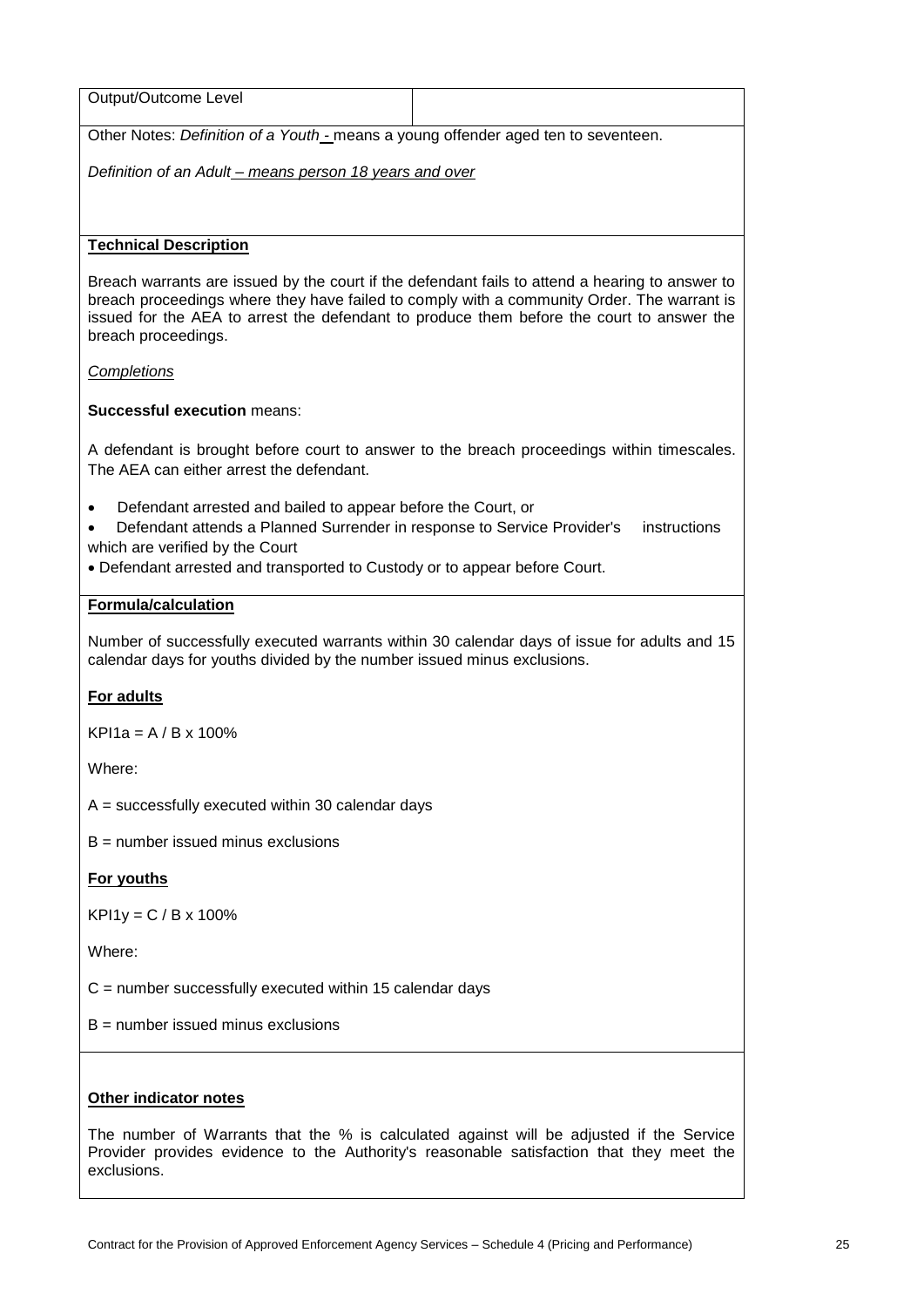| Output/Outcome Level | |
|---|---|

Other Notes: *Definition of a Youth* - means a young offender aged ten to seventeen.

*Definition of an Adult – means person 18 years and over*

**Technical Description**

Breach warrants are issued by the court if the defendant fails to attend a hearing to answer to breach proceedings where they have failed to comply with a community Order. The warrant is issued for the AEA to arrest the defendant to produce them before the court to answer the breach proceedings.

*Completions*

**Successful execution** means:

A defendant is brought before court to answer to the breach proceedings within timescales. The AEA can either arrest the defendant.

- Defendant arrested and bailed to appear before the Court, or
- Defendant attends a Planned Surrender in response to Service Provider's instructions which are verified by the Court
- Defendant arrested and transported to Custody or to appear before Court.

**Formula/calculation**

Number of successfully executed warrants within 30 calendar days of issue for adults and 15 calendar days for youths divided by the number issued minus exclusions.

**For adults**

KPI1a = A / B x 100%

Where:

A = successfully executed within 30 calendar days

B = number issued minus exclusions

**For youths**

KPI1y = C / B x 100%

Where:

C = number successfully executed within 15 calendar days

B = number issued minus exclusions

**Other indicator notes**

The number of Warrants that the % is calculated against will be adjusted if the Service Provider provides evidence to the Authority's reasonable satisfaction that they meet the exclusions.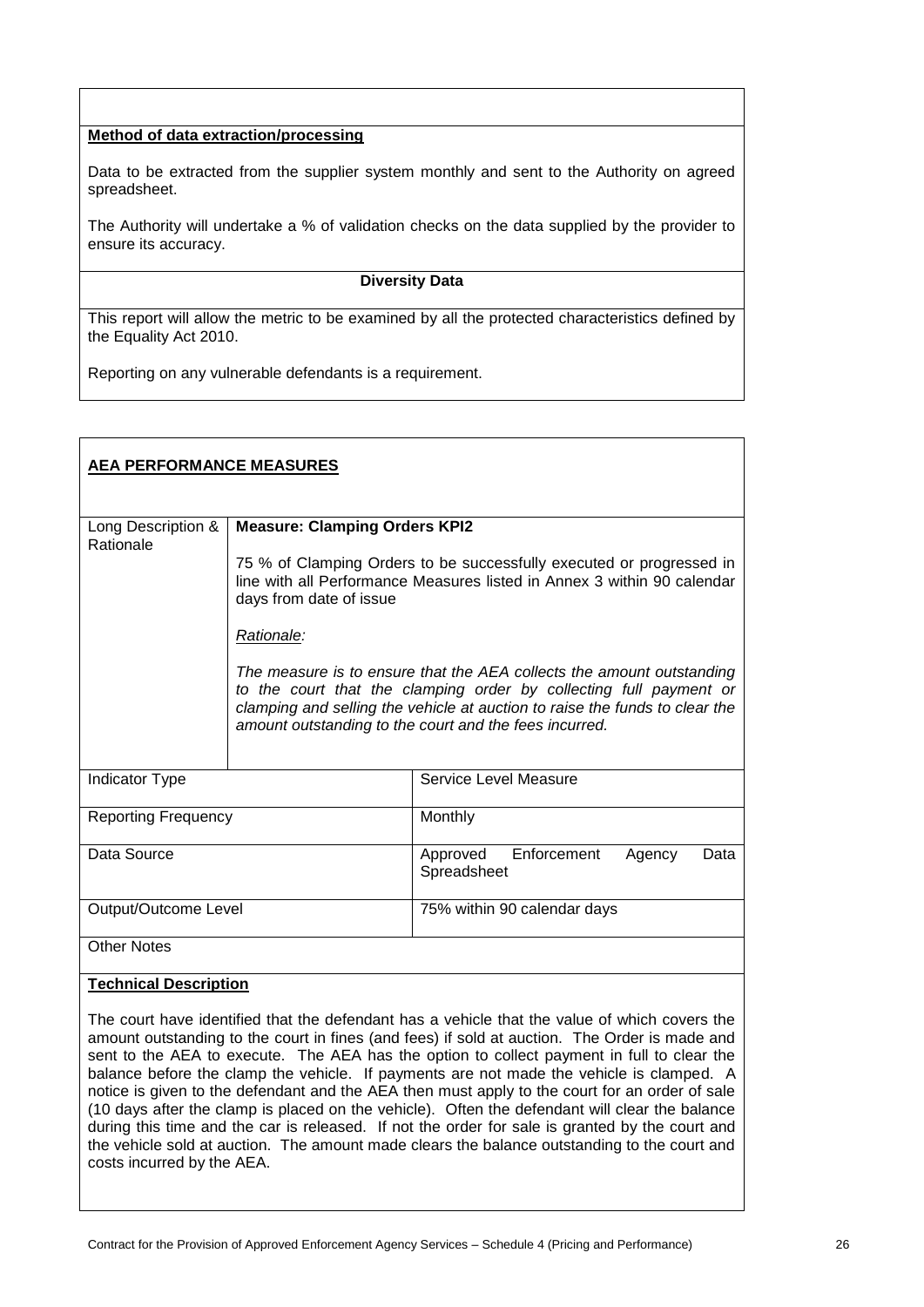**Method of data extraction/processing**

Data to be extracted from the supplier system monthly and sent to the Authority on agreed spreadsheet.

The Authority will undertake a % of validation checks on the data supplied by the provider to ensure its accuracy.

**Diversity Data**

This report will allow the metric to be examined by all the protected characteristics defined by the Equality Act 2010.

Reporting on any vulnerable defendants is a requirement.

**AEA PERFORMANCE MEASURES**

| Long Description & Rationale | **Measure: Clamping Orders KPI2**<br><br>75 % of Clamping Orders to be successfully executed or progressed in line with all Performance Measures listed in Annex 3 within 90 calendar days from date of issue<br><br>*Rationale:*<br><br>*The measure is to ensure that the AEA collects the amount outstanding to the court that the clamping order by collecting full payment or clamping and selling the vehicle at auction to raise the funds to clear the amount outstanding to the court and the fees incurred.* |
|---|---|
| Indicator Type | Service Level Measure |
| Reporting Frequency | Monthly |
| Data Source | Approved Enforcement Agency Data Spreadsheet |
| Output/Outcome Level | 75% within 90 calendar days |

Other Notes

**Technical Description**

The court have identified that the defendant has a vehicle that the value of which covers the amount outstanding to the court in fines (and fees) if sold at auction. The Order is made and sent to the AEA to execute. The AEA has the option to collect payment in full to clear the balance before the clamp the vehicle. If payments are not made the vehicle is clamped. A notice is given to the defendant and the AEA then must apply to the court for an order of sale (10 days after the clamp is placed on the vehicle). Often the defendant will clear the balance during this time and the car is released. If not the order for sale is granted by the court and the vehicle sold at auction. The amount made clears the balance outstanding to the court and costs incurred by the AEA.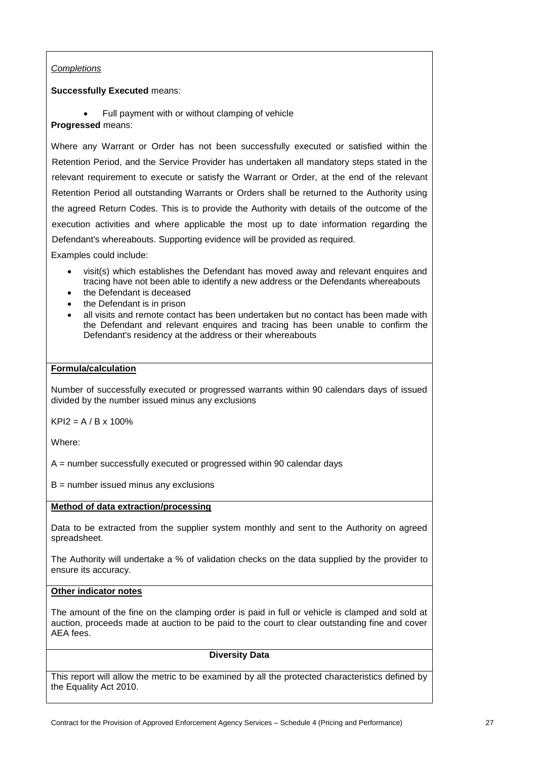*Completions*

**Successfully Executed** means:

- Full payment with or without clamping of vehicle

**Progressed** means:

Where any Warrant or Order has not been successfully executed or satisfied within the Retention Period, and the Service Provider has undertaken all mandatory steps stated in the relevant requirement to execute or satisfy the Warrant or Order, at the end of the relevant Retention Period all outstanding Warrants or Orders shall be returned to the Authority using the agreed Return Codes. This is to provide the Authority with details of the outcome of the execution activities and where applicable the most up to date information regarding the Defendant's whereabouts. Supporting evidence will be provided as required.

Examples could include:

- visit(s) which establishes the Defendant has moved away and relevant enquires and tracing have not been able to identify a new address or the Defendants whereabouts
- the Defendant is deceased
- the Defendant is in prison
- all visits and remote contact has been undertaken but no contact has been made with the Defendant and relevant enquires and tracing has been unable to confirm the Defendant's residency at the address or their whereabouts

**Formula/calculation**

Number of successfully executed or progressed warrants within 90 calendars days of issued divided by the number issued minus any exclusions

KPI2 = A / B x 100%

Where:

A = number successfully executed or progressed within 90 calendar days

B = number issued minus any exclusions

**Method of data extraction/processing**

Data to be extracted from the supplier system monthly and sent to the Authority on agreed spreadsheet.

The Authority will undertake a % of validation checks on the data supplied by the provider to ensure its accuracy.

**Other indicator notes**

The amount of the fine on the clamping order is paid in full or vehicle is clamped and sold at auction, proceeds made at auction to be paid to the court to clear outstanding fine and cover AEA fees.

**Diversity Data**

This report will allow the metric to be examined by all the protected characteristics defined by the Equality Act 2010.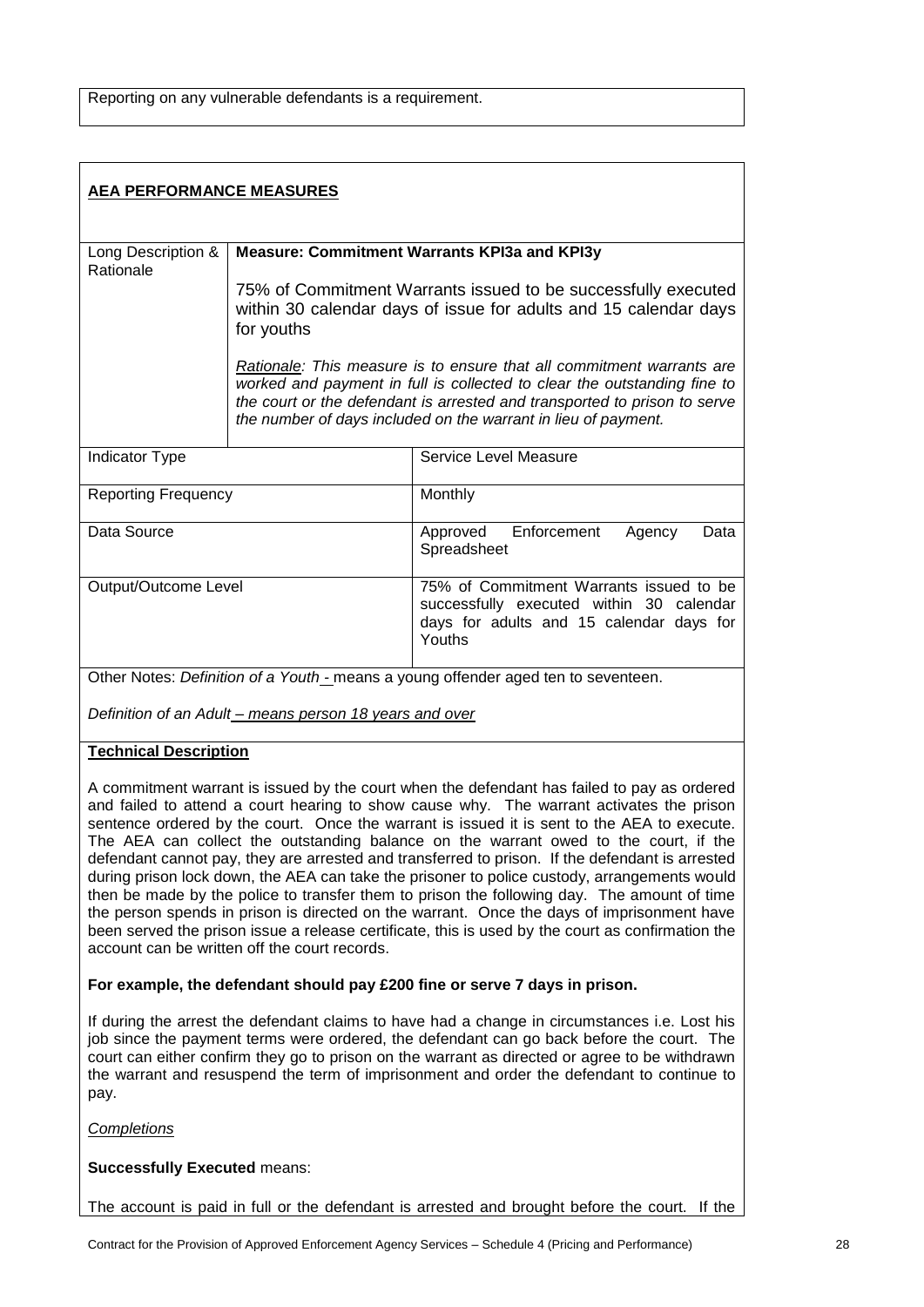Reporting on any vulnerable defendants is a requirement.

**AEA PERFORMANCE MEASURES**

| Long Description & Rationale | **Measure: Commitment Warrants KPI3a and KPI3y**<br><br>75% of Commitment Warrants issued to be successfully executed within 30 calendar days of issue for adults and 15 calendar days for youths<br><br>*Rationale: This measure is to ensure that all commitment warrants are worked and payment in full is collected to clear the outstanding fine to the court or the defendant is arrested and transported to prison to serve the number of days included on the warrant in lieu of payment.* |
|---|---|
| Indicator Type | Service Level Measure |
| Reporting Frequency | Monthly |
| Data Source | Approved Enforcement Agency Data Spreadsheet |
| Output/Outcome Level | 75% of Commitment Warrants issued to be successfully executed within 30 calendar days for adults and 15 calendar days for Youths |

Other Notes: *Definition of a Youth - means a young offender aged ten to seventeen.*

*Definition of an Adult – means person 18 years and over*

**Technical Description**

A commitment warrant is issued by the court when the defendant has failed to pay as ordered and failed to attend a court hearing to show cause why. The warrant activates the prison sentence ordered by the court. Once the warrant is issued it is sent to the AEA to execute. The AEA can collect the outstanding balance on the warrant owed to the court, if the defendant cannot pay, they are arrested and transferred to prison. If the defendant is arrested during prison lock down, the AEA can take the prisoner to police custody, arrangements would then be made by the police to transfer them to prison the following day. The amount of time the person spends in prison is directed on the warrant. Once the days of imprisonment have been served the prison issue a release certificate, this is used by the court as confirmation the account can be written off the court records.

**For example, the defendant should pay £200 fine or serve 7 days in prison.**

If during the arrest the defendant claims to have had a change in circumstances i.e. Lost his job since the payment terms were ordered, the defendant can go back before the court. The court can either confirm they go to prison on the warrant as directed or agree to be withdrawn the warrant and resuspend the term of imprisonment and order the defendant to continue to pay.

*Completions*

**Successfully Executed** means:

The account is paid in full or the defendant is arrested and brought before the court. If the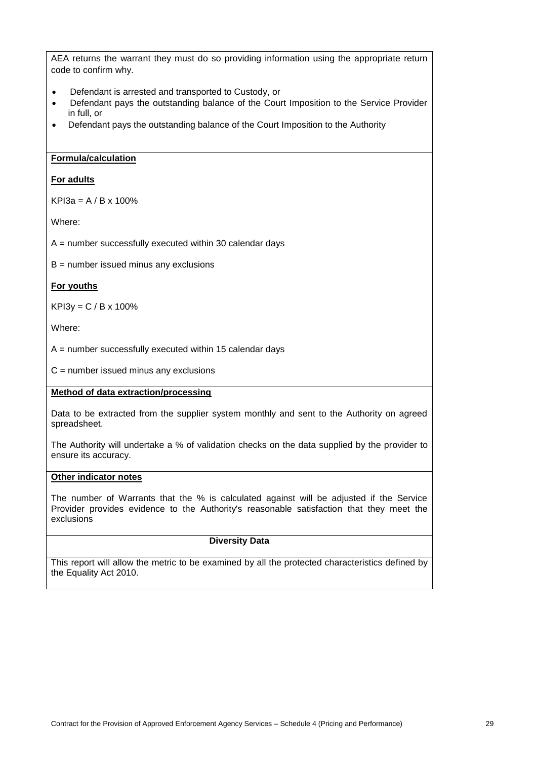AEA returns the warrant they must do so providing information using the appropriate return code to confirm why.

- Defendant is arrested and transported to Custody, or
- Defendant pays the outstanding balance of the Court Imposition to the Service Provider in full, or
- Defendant pays the outstanding balance of the Court Imposition to the Authority

**Formula/calculation**

**For adults**

KPI3a = A / B x 100%

Where:

A = number successfully executed within 30 calendar days

B = number issued minus any exclusions

**For youths**

KPI3y = C / B x 100%

Where:

A = number successfully executed within 15 calendar days

C = number issued minus any exclusions

**Method of data extraction/processing**

Data to be extracted from the supplier system monthly and sent to the Authority on agreed spreadsheet.

The Authority will undertake a % of validation checks on the data supplied by the provider to ensure its accuracy.

**Other indicator notes**

The number of Warrants that the % is calculated against will be adjusted if the Service Provider provides evidence to the Authority's reasonable satisfaction that they meet the exclusions

**Diversity Data**

This report will allow the metric to be examined by all the protected characteristics defined by the Equality Act 2010.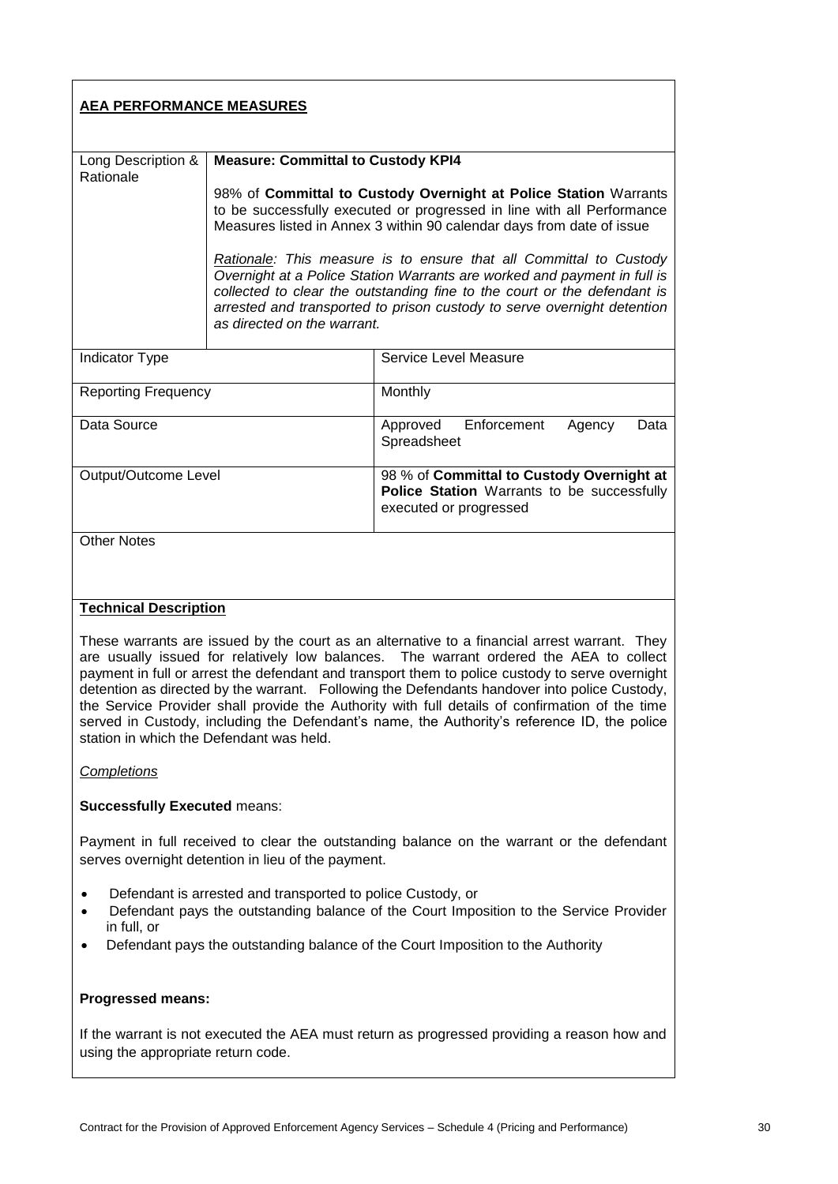**AEA PERFORMANCE MEASURES**

| Long Description & Rationale | **Measure: Committal to Custody KPI4**<br><br>98% of **Committal to Custody Overnight at Police Station** Warrants to be successfully executed or progressed in line with all Performance Measures listed in Annex 3 within 90 calendar days from date of issue<br><br>*<u>Rationale</u>: This measure is to ensure that all Committal to Custody Overnight at a Police Station Warrants are worked and payment in full is collected to clear the outstanding fine to the court or the defendant is arrested and transported to prison custody to serve overnight detention as directed on the warrant.* |
|---|---|
| Indicator Type | Service Level Measure |
| Reporting Frequency | Monthly |
| Data Source | Approved Enforcement Agency Data Spreadsheet |
| Output/Outcome Level | 98 % of **Committal to Custody Overnight at Police Station** Warrants to be successfully executed or progressed |
| Other Notes | |

**<u>Technical Description</u>**

These warrants are issued by the court as an alternative to a financial arrest warrant. They are usually issued for relatively low balances. The warrant ordered the AEA to collect payment in full or arrest the defendant and transport them to police custody to serve overnight detention as directed by the warrant. Following the Defendants handover into police Custody, the Service Provider shall provide the Authority with full details of confirmation of the time served in Custody, including the Defendant's name, the Authority's reference ID, the police station in which the Defendant was held.

*<u>Completions</u>*

**Successfully Executed** means:

Payment in full received to clear the outstanding balance on the warrant or the defendant serves overnight detention in lieu of the payment.

- Defendant is arrested and transported to police Custody, or
- Defendant pays the outstanding balance of the Court Imposition to the Service Provider in full, or
- Defendant pays the outstanding balance of the Court Imposition to the Authority

**Progressed means:**

If the warrant is not executed the AEA must return as progressed providing a reason how and using the appropriate return code.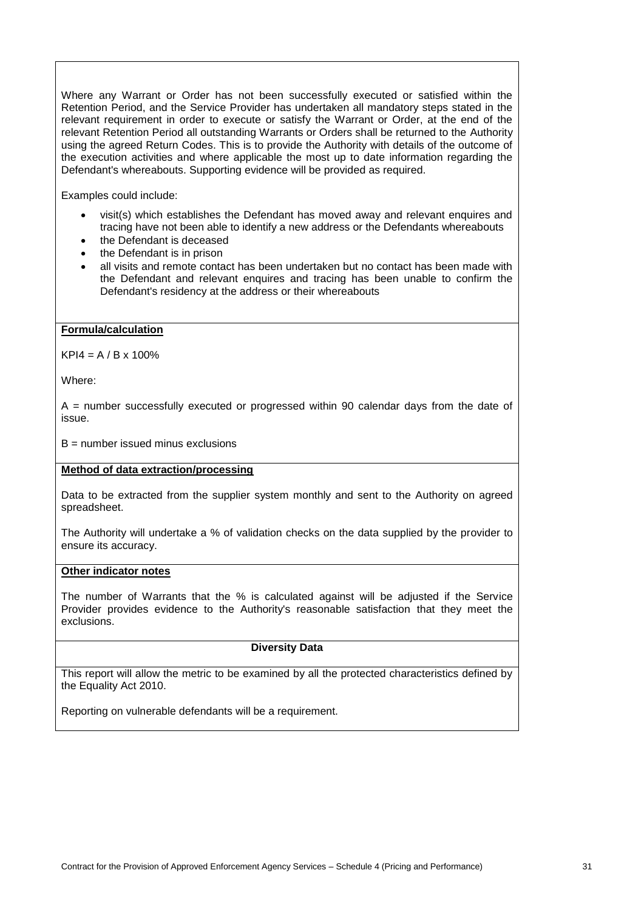Where any Warrant or Order has not been successfully executed or satisfied within the Retention Period, and the Service Provider has undertaken all mandatory steps stated in the relevant requirement in order to execute or satisfy the Warrant or Order, at the end of the relevant Retention Period all outstanding Warrants or Orders shall be returned to the Authority using the agreed Return Codes. This is to provide the Authority with details of the outcome of the execution activities and where applicable the most up to date information regarding the Defendant's whereabouts. Supporting evidence will be provided as required.

Examples could include:

- visit(s) which establishes the Defendant has moved away and relevant enquires and tracing have not been able to identify a new address or the Defendants whereabouts
- the Defendant is deceased
- the Defendant is in prison
- all visits and remote contact has been undertaken but no contact has been made with the Defendant and relevant enquires and tracing has been unable to confirm the Defendant's residency at the address or their whereabouts

**Formula/calculation**

KPI4 = A / B x 100%

Where:

A = number successfully executed or progressed within 90 calendar days from the date of issue.

B = number issued minus exclusions

**Method of data extraction/processing**

Data to be extracted from the supplier system monthly and sent to the Authority on agreed spreadsheet.

The Authority will undertake a % of validation checks on the data supplied by the provider to ensure its accuracy.

**Other indicator notes**

The number of Warrants that the % is calculated against will be adjusted if the Service Provider provides evidence to the Authority's reasonable satisfaction that they meet the exclusions.

**Diversity Data**

This report will allow the metric to be examined by all the protected characteristics defined by the Equality Act 2010.

Reporting on vulnerable defendants will be a requirement.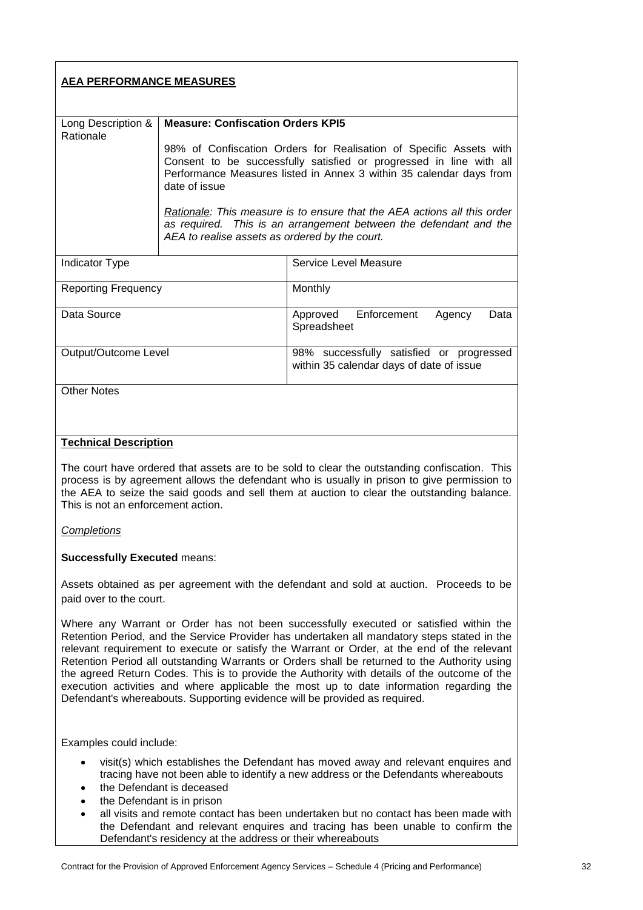**<u>AEA PERFORMANCE MEASURES</u>**

| Long Description & Rationale | **Measure: Confiscation Orders KPI5**<br><br>98% of Confiscation Orders for Realisation of Specific Assets with Consent to be successfully satisfied or progressed in line with all Performance Measures listed in Annex 3 within 35 calendar days from date of issue<br><br>*<u>Rationale</u>: This measure is to ensure that the AEA actions all this order as required. This is an arrangement between the defendant and the AEA to realise assets as ordered by the court.* |
|---|---|
| Indicator Type | Service Level Measure |
| Reporting Frequency | Monthly |
| Data Source | Approved Enforcement Agency Data Spreadsheet |
| Output/Outcome Level | 98% successfully satisfied or progressed within 35 calendar days of date of issue |
| Other Notes | |

**<u>Technical Description</u>**

The court have ordered that assets are to be sold to clear the outstanding confiscation. This process is by agreement allows the defendant who is usually in prison to give permission to the AEA to seize the said goods and sell them at auction to clear the outstanding balance. This is not an enforcement action.

*<u>Completions</u>*

**Successfully Executed** means:

Assets obtained as per agreement with the defendant and sold at auction. Proceeds to be paid over to the court.

Where any Warrant or Order has not been successfully executed or satisfied within the Retention Period, and the Service Provider has undertaken all mandatory steps stated in the relevant requirement to execute or satisfy the Warrant or Order, at the end of the relevant Retention Period all outstanding Warrants or Orders shall be returned to the Authority using the agreed Return Codes. This is to provide the Authority with details of the outcome of the execution activities and where applicable the most up to date information regarding the Defendant's whereabouts. Supporting evidence will be provided as required.

Examples could include:

- visit(s) which establishes the Defendant has moved away and relevant enquires and tracing have not been able to identify a new address or the Defendants whereabouts
- the Defendant is deceased
- the Defendant is in prison
- all visits and remote contact has been undertaken but no contact has been made with the Defendant and relevant enquires and tracing has been unable to confirm the Defendant's residency at the address or their whereabouts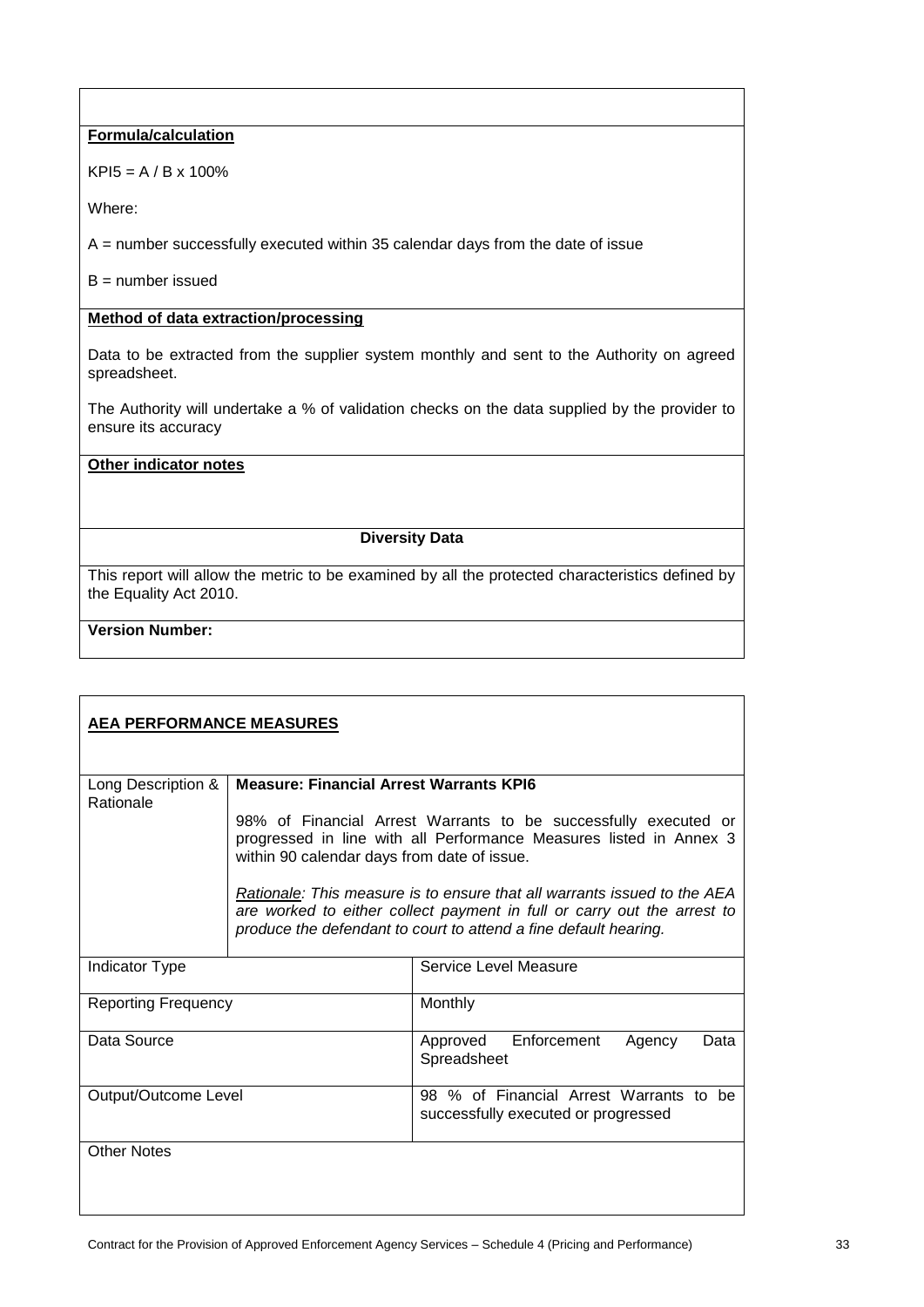**Formula/calculation**

$KPI5 = A / B \times 100\%$

Where:

A = number successfully executed within 35 calendar days from the date of issue

B = number issued

**Method of data extraction/processing**

Data to be extracted from the supplier system monthly and sent to the Authority on agreed spreadsheet.

The Authority will undertake a % of validation checks on the data supplied by the provider to ensure its accuracy

**Other indicator notes**

**Diversity Data**

This report will allow the metric to be examined by all the protected characteristics defined by the Equality Act 2010.

**Version Number:**

**AEA PERFORMANCE MEASURES**

| Long Description & Rationale | **Measure: Financial Arrest Warrants KPI6**<br><br>98% of Financial Arrest Warrants to be successfully executed or progressed in line with all Performance Measures listed in Annex 3 within 90 calendar days from date of issue.<br><br>*Rationale: This measure is to ensure that all warrants issued to the AEA are worked to either collect payment in full or carry out the arrest to produce the defendant to court to attend a fine default hearing.* |
|---|---|
| Indicator Type | Service Level Measure |
| Reporting Frequency | Monthly |
| Data Source | Approved Enforcement Agency Data Spreadsheet |
| Output/Outcome Level | 98 % of Financial Arrest Warrants to be successfully executed or progressed |
| Other Notes | |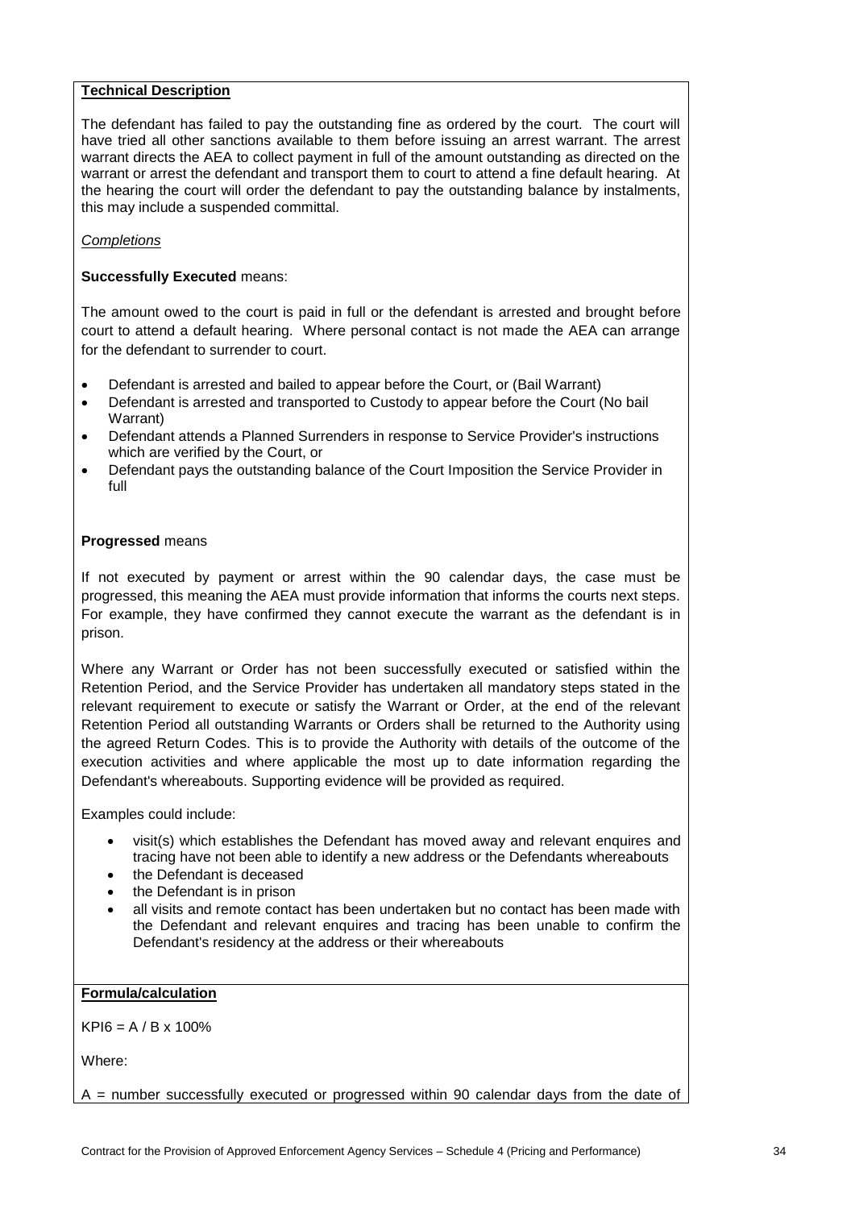**Technical Description**

The defendant has failed to pay the outstanding fine as ordered by the court. The court will have tried all other sanctions available to them before issuing an arrest warrant. The arrest warrant directs the AEA to collect payment in full of the amount outstanding as directed on the warrant or arrest the defendant and transport them to court to attend a fine default hearing. At the hearing the court will order the defendant to pay the outstanding balance by instalments, this may include a suspended committal.

*Completions*

**Successfully Executed** means:

The amount owed to the court is paid in full or the defendant is arrested and brought before court to attend a default hearing. Where personal contact is not made the AEA can arrange for the defendant to surrender to court.

- Defendant is arrested and bailed to appear before the Court, or (Bail Warrant)
- Defendant is arrested and transported to Custody to appear before the Court (No bail Warrant)
- Defendant attends a Planned Surrenders in response to Service Provider's instructions which are verified by the Court, or
- Defendant pays the outstanding balance of the Court Imposition the Service Provider in full

**Progressed** means

If not executed by payment or arrest within the 90 calendar days, the case must be progressed, this meaning the AEA must provide information that informs the courts next steps. For example, they have confirmed they cannot execute the warrant as the defendant is in prison.

Where any Warrant or Order has not been successfully executed or satisfied within the Retention Period, and the Service Provider has undertaken all mandatory steps stated in the relevant requirement to execute or satisfy the Warrant or Order, at the end of the relevant Retention Period all outstanding Warrants or Orders shall be returned to the Authority using the agreed Return Codes. This is to provide the Authority with details of the outcome of the execution activities and where applicable the most up to date information regarding the Defendant's whereabouts. Supporting evidence will be provided as required.

Examples could include:

- visit(s) which establishes the Defendant has moved away and relevant enquires and tracing have not been able to identify a new address or the Defendants whereabouts
- the Defendant is deceased
- the Defendant is in prison
- all visits and remote contact has been undertaken but no contact has been made with the Defendant and relevant enquires and tracing has been unable to confirm the Defendant's residency at the address or their whereabouts

**Formula/calculation**

KPI6 = A / B x 100%

Where:

A = number successfully executed or progressed within 90 calendar days from the date of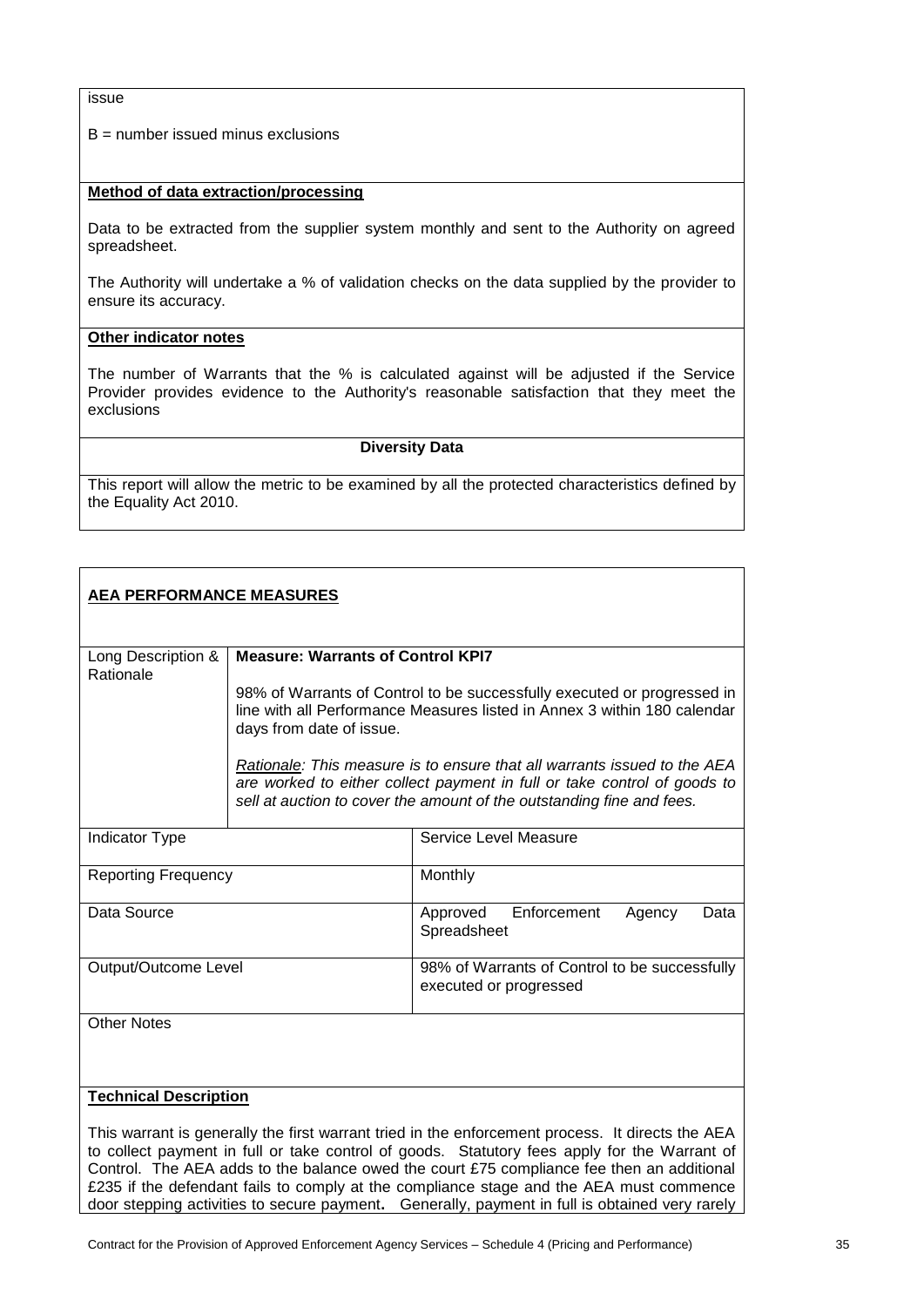issue

B = number issued minus exclusions

**Method of data extraction/processing**

Data to be extracted from the supplier system monthly and sent to the Authority on agreed spreadsheet.

The Authority will undertake a % of validation checks on the data supplied by the provider to ensure its accuracy.

**Other indicator notes**

The number of Warrants that the % is calculated against will be adjusted if the Service Provider provides evidence to the Authority's reasonable satisfaction that they meet the exclusions

**Diversity Data**

This report will allow the metric to be examined by all the protected characteristics defined by the Equality Act 2010.

**AEA PERFORMANCE MEASURES**

| Long Description & Rationale | **Measure: Warrants of Control KPI7**<br><br>98% of Warrants of Control to be successfully executed or progressed in line with all Performance Measures listed in Annex 3 within 180 calendar days from date of issue.<br><br>*Rationale: This measure is to ensure that all warrants issued to the AEA are worked to either collect payment in full or take control of goods to sell at auction to cover the amount of the outstanding fine and fees.* |
|---|---|
| Indicator Type | Service Level Measure |
| Reporting Frequency | Monthly |
| Data Source | Approved Enforcement Agency Data Spreadsheet |
| Output/Outcome Level | 98% of Warrants of Control to be successfully executed or progressed |
| Other Notes | |

**Technical Description**

This warrant is generally the first warrant tried in the enforcement process. It directs the AEA to collect payment in full or take control of goods. Statutory fees apply for the Warrant of Control. The AEA adds to the balance owed the court £75 compliance fee then an additional £235 if the defendant fails to comply at the compliance stage and the AEA must commence door stepping activities to secure payment**.** Generally, payment in full is obtained very rarely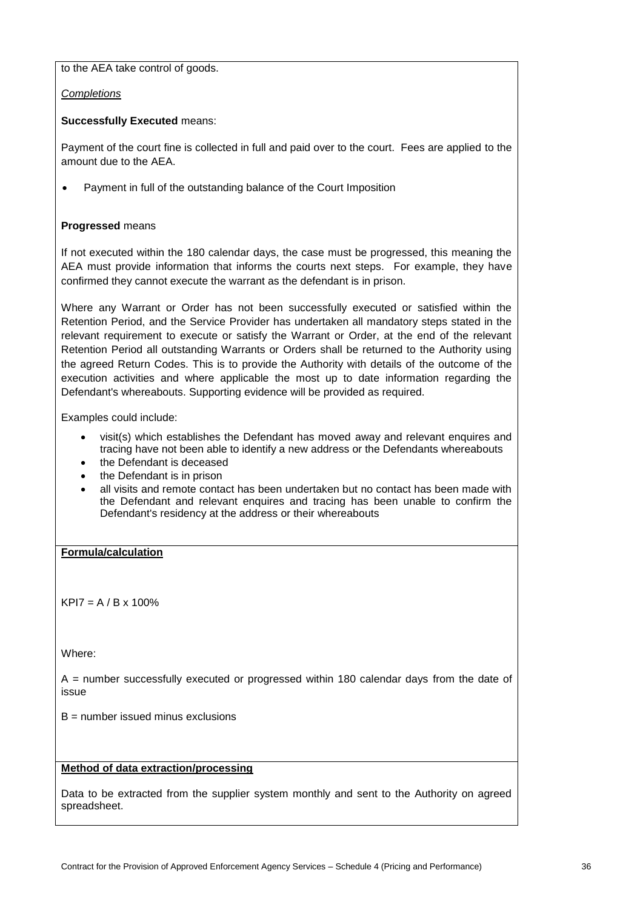to the AEA take control of goods.

*Completions*

**Successfully Executed** means:

Payment of the court fine is collected in full and paid over to the court. Fees are applied to the amount due to the AEA.

- Payment in full of the outstanding balance of the Court Imposition

**Progressed** means

If not executed within the 180 calendar days, the case must be progressed, this meaning the AEA must provide information that informs the courts next steps. For example, they have confirmed they cannot execute the warrant as the defendant is in prison.

Where any Warrant or Order has not been successfully executed or satisfied within the Retention Period, and the Service Provider has undertaken all mandatory steps stated in the relevant requirement to execute or satisfy the Warrant or Order, at the end of the relevant Retention Period all outstanding Warrants or Orders shall be returned to the Authority using the agreed Return Codes. This is to provide the Authority with details of the outcome of the execution activities and where applicable the most up to date information regarding the Defendant's whereabouts. Supporting evidence will be provided as required.

Examples could include:

- visit(s) which establishes the Defendant has moved away and relevant enquires and tracing have not been able to identify a new address or the Defendants whereabouts
- the Defendant is deceased
- the Defendant is in prison
- all visits and remote contact has been undertaken but no contact has been made with the Defendant and relevant enquires and tracing has been unable to confirm the Defendant's residency at the address or their whereabouts

**Formula/calculation**

$KPI7 = A / B \times 100\%$

Where:

A = number successfully executed or progressed within 180 calendar days from the date of issue

B = number issued minus exclusions

**Method of data extraction/processing**

Data to be extracted from the supplier system monthly and sent to the Authority on agreed spreadsheet.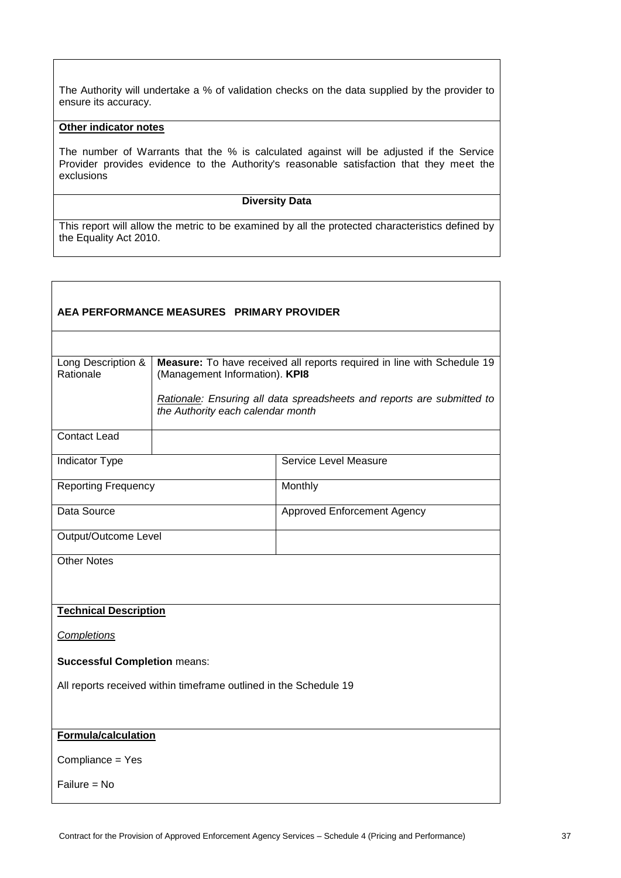The Authority will undertake a % of validation checks on the data supplied by the provider to ensure its accuracy.

**Other indicator notes**

The number of Warrants that the % is calculated against will be adjusted if the Service Provider provides evidence to the Authority's reasonable satisfaction that they meet the exclusions

**Diversity Data**

This report will allow the metric to be examined by all the protected characteristics defined by the Equality Act 2010.

**AEA PERFORMANCE MEASURES PRIMARY PROVIDER**

| | |
|---|---|
| Long Description & Rationale | **Measure:** To have received all reports required in line with Schedule 19 (Management Information). **KPI8**<br><br>*Rationale: Ensuring all data spreadsheets and reports are submitted to the Authority each calendar month* |
| Contact Lead | |

| | |
|---|---|
| Indicator Type | Service Level Measure |
| Reporting Frequency | Monthly |
| Data Source | Approved Enforcement Agency |
| Output/Outcome Level | |

Other Notes

**Technical Description**

*Completions*

**Successful Completion** means:

All reports received within timeframe outlined in the Schedule 19

**Formula/calculation**

Compliance = Yes

Failure = No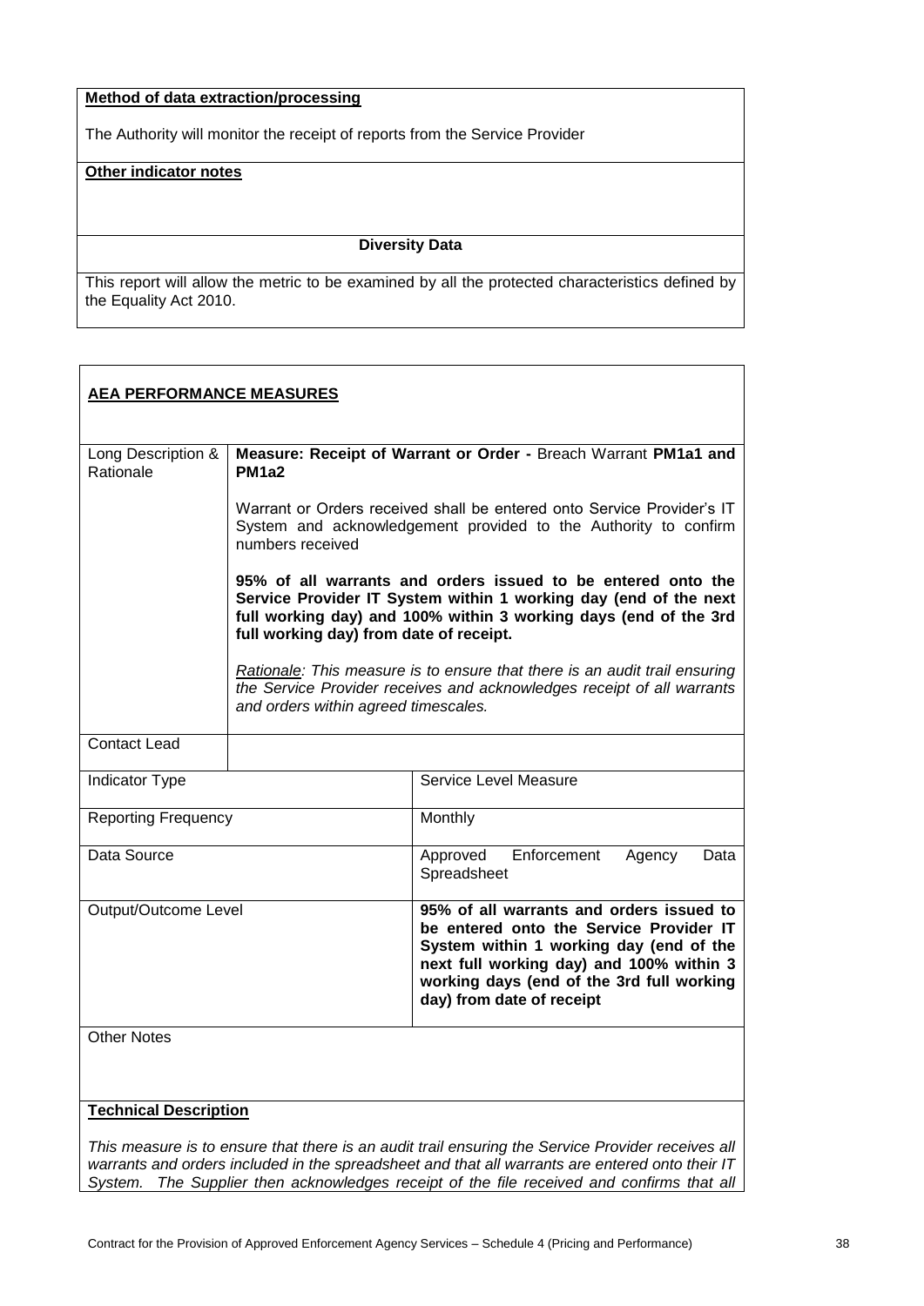| **Method of data extraction/processing** |
|---|
| The Authority will monitor the receipt of reports from the Service Provider |
| **Other indicator notes** |
| |
| **Diversity Data** |
| This report will allow the metric to be examined by all the protected characteristics defined by the Equality Act 2010. |

**AEA PERFORMANCE MEASURES**

| Long Description & Rationale | **Measure: Receipt of Warrant or Order -** Breach Warrant **PM1a1 and PM1a2**<br><br>Warrant or Orders received shall be entered onto Service Provider's IT System and acknowledgement provided to the Authority to confirm numbers received<br><br>**95% of all warrants and orders issued to be entered onto the Service Provider IT System within 1 working day (end of the next full working day) and 100% within 3 working days (end of the 3rd full working day) from date of receipt.**<br><br>*Rationale: This measure is to ensure that there is an audit trail ensuring the Service Provider receives and acknowledges receipt of all warrants and orders within agreed timescales.* |
|---|---|
| Contact Lead | |
| Indicator Type | Service Level Measure |
| Reporting Frequency | Monthly |
| Data Source | Approved Enforcement Agency Data Spreadsheet |
| Output/Outcome Level | **95% of all warrants and orders issued to be entered onto the Service Provider IT System within 1 working day (end of the next full working day) and 100% within 3 working days (end of the 3rd full working day) from date of receipt** |
| Other Notes | |

**Technical Description**

*This measure is to ensure that there is an audit trail ensuring the Service Provider receives all warrants and orders included in the spreadsheet and that all warrants are entered onto their IT System. The Supplier then acknowledges receipt of the file received and confirms that all*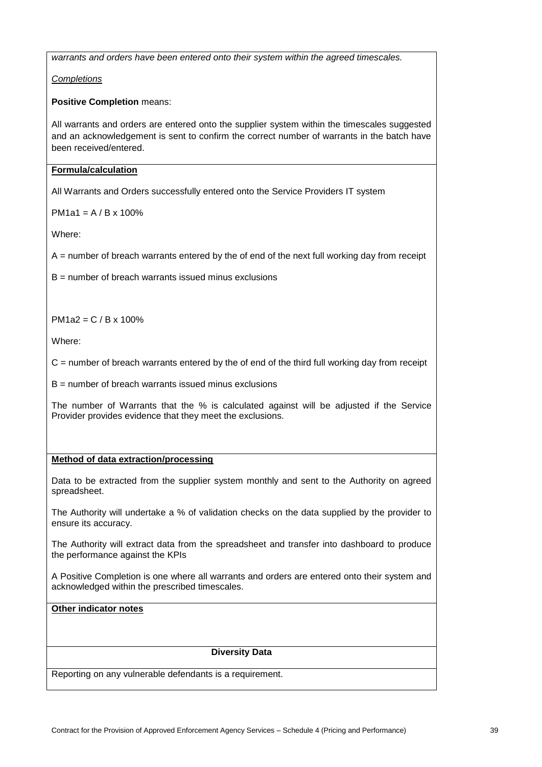*warrants and orders have been entered onto their system within the agreed timescales.*

*Completions*

**Positive Completion** means:

All warrants and orders are entered onto the supplier system within the timescales suggested and an acknowledgement is sent to confirm the correct number of warrants in the batch have been received/entered.

**Formula/calculation**

All Warrants and Orders successfully entered onto the Service Providers IT system

PM1a1 = A / B x 100%

Where:

A = number of breach warrants entered by the of end of the next full working day from receipt

B = number of breach warrants issued minus exclusions

PM1a2 = C / B x 100%

Where:

C = number of breach warrants entered by the of end of the third full working day from receipt

B = number of breach warrants issued minus exclusions

The number of Warrants that the % is calculated against will be adjusted if the Service Provider provides evidence that they meet the exclusions.

**Method of data extraction/processing**

Data to be extracted from the supplier system monthly and sent to the Authority on agreed spreadsheet.

The Authority will undertake a % of validation checks on the data supplied by the provider to ensure its accuracy.

The Authority will extract data from the spreadsheet and transfer into dashboard to produce the performance against the KPIs

A Positive Completion is one where all warrants and orders are entered onto their system and acknowledged within the prescribed timescales.

**Other indicator notes**

**Diversity Data**

Reporting on any vulnerable defendants is a requirement.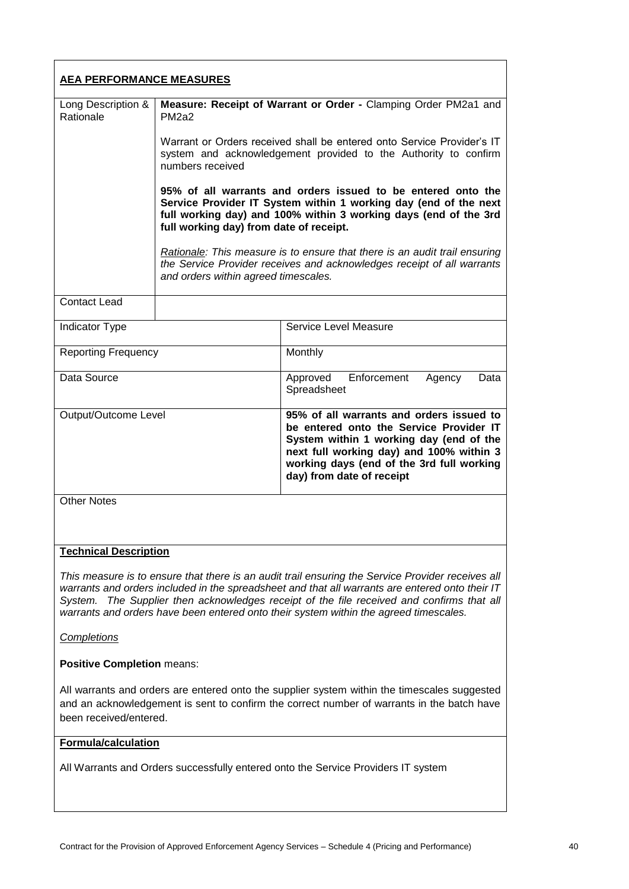## AEA PERFORMANCE MEASURES

| Long Description & Rationale | **Measure: Receipt of Warrant or Order -** Clamping Order PM2a1 and PM2a2<br><br>Warrant or Orders received shall be entered onto Service Provider's IT system and acknowledgement provided to the Authority to confirm numbers received<br><br>**95% of all warrants and orders issued to be entered onto the Service Provider IT System within 1 working day (end of the next full working day) and 100% within 3 working days (end of the 3rd full working day) from date of receipt.**<br><br>*Rationale: This measure is to ensure that there is an audit trail ensuring the Service Provider receives and acknowledges receipt of all warrants and orders within agreed timescales.* |
|---|---|
| Contact Lead | |

| | |
|---|---|
| Indicator Type | Service Level Measure |
| Reporting Frequency | Monthly |
| Data Source | Approved Enforcement Agency Data Spreadsheet |
| Output/Outcome Level | **95% of all warrants and orders issued to be entered onto the Service Provider IT System within 1 working day (end of the next full working day) and 100% within 3 working days (end of the 3rd full working day) from date of receipt** |

Other Notes

**Technical Description**

*This measure is to ensure that there is an audit trail ensuring the Service Provider receives all warrants and orders included in the spreadsheet and that all warrants are entered onto their IT System. The Supplier then acknowledges receipt of the file received and confirms that all warrants and orders have been entered onto their system within the agreed timescales.*

*Completions*

**Positive Completion** means:

All warrants and orders are entered onto the supplier system within the timescales suggested and an acknowledgement is sent to confirm the correct number of warrants in the batch have been received/entered.

**Formula/calculation**

All Warrants and Orders successfully entered onto the Service Providers IT system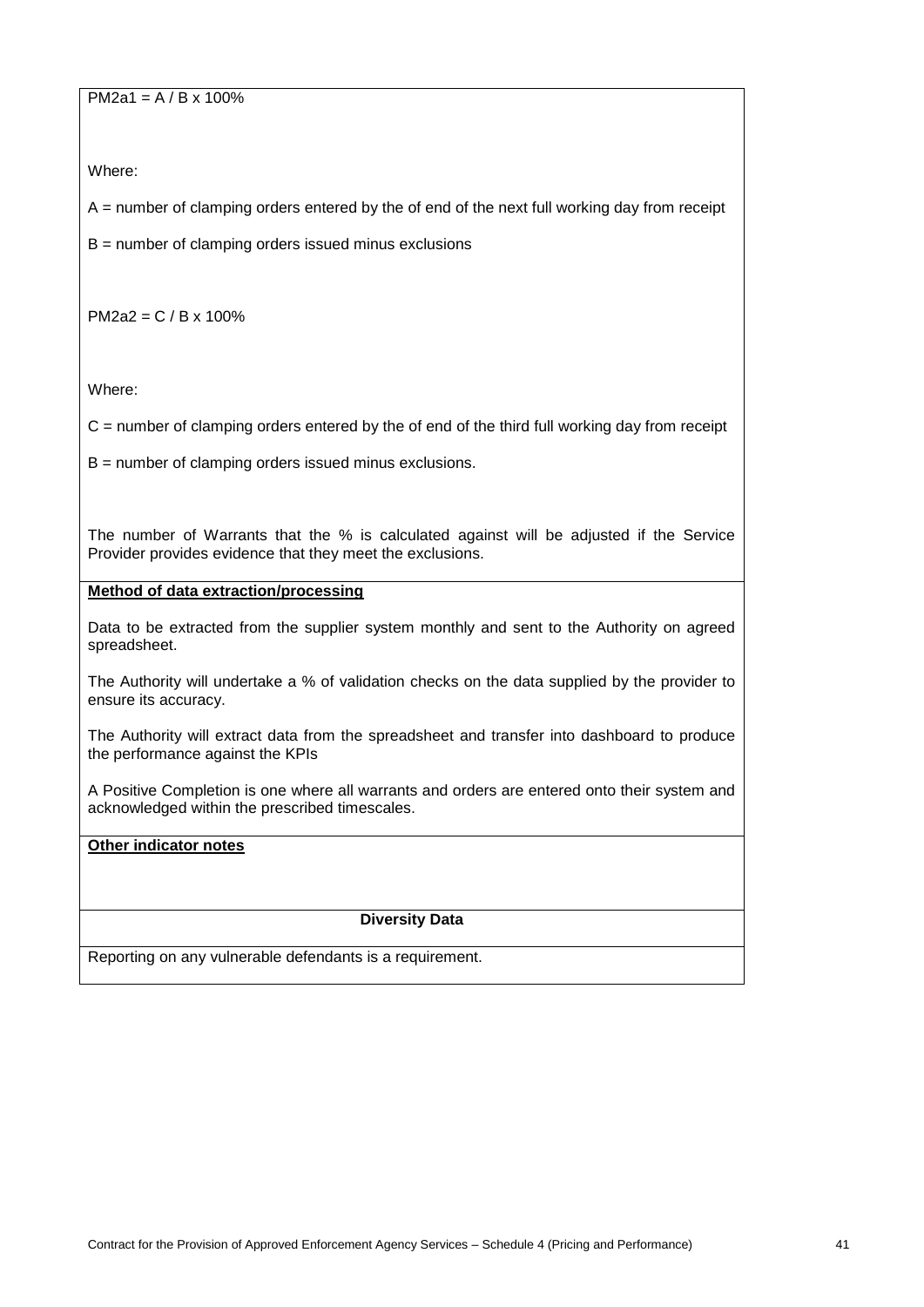$PM2a1 = A / B \times 100\%$

Where:

A = number of clamping orders entered by the of end of the next full working day from receipt

B = number of clamping orders issued minus exclusions

$PM2a2 = C / B \times 100\%$

Where:

C = number of clamping orders entered by the of end of the third full working day from receipt

B = number of clamping orders issued minus exclusions.

The number of Warrants that the % is calculated against will be adjusted if the Service Provider provides evidence that they meet the exclusions.

**Method of data extraction/processing**

Data to be extracted from the supplier system monthly and sent to the Authority on agreed spreadsheet.

The Authority will undertake a % of validation checks on the data supplied by the provider to ensure its accuracy.

The Authority will extract data from the spreadsheet and transfer into dashboard to produce the performance against the KPIs

A Positive Completion is one where all warrants and orders are entered onto their system and acknowledged within the prescribed timescales.

**Other indicator notes**

**Diversity Data**

Reporting on any vulnerable defendants is a requirement.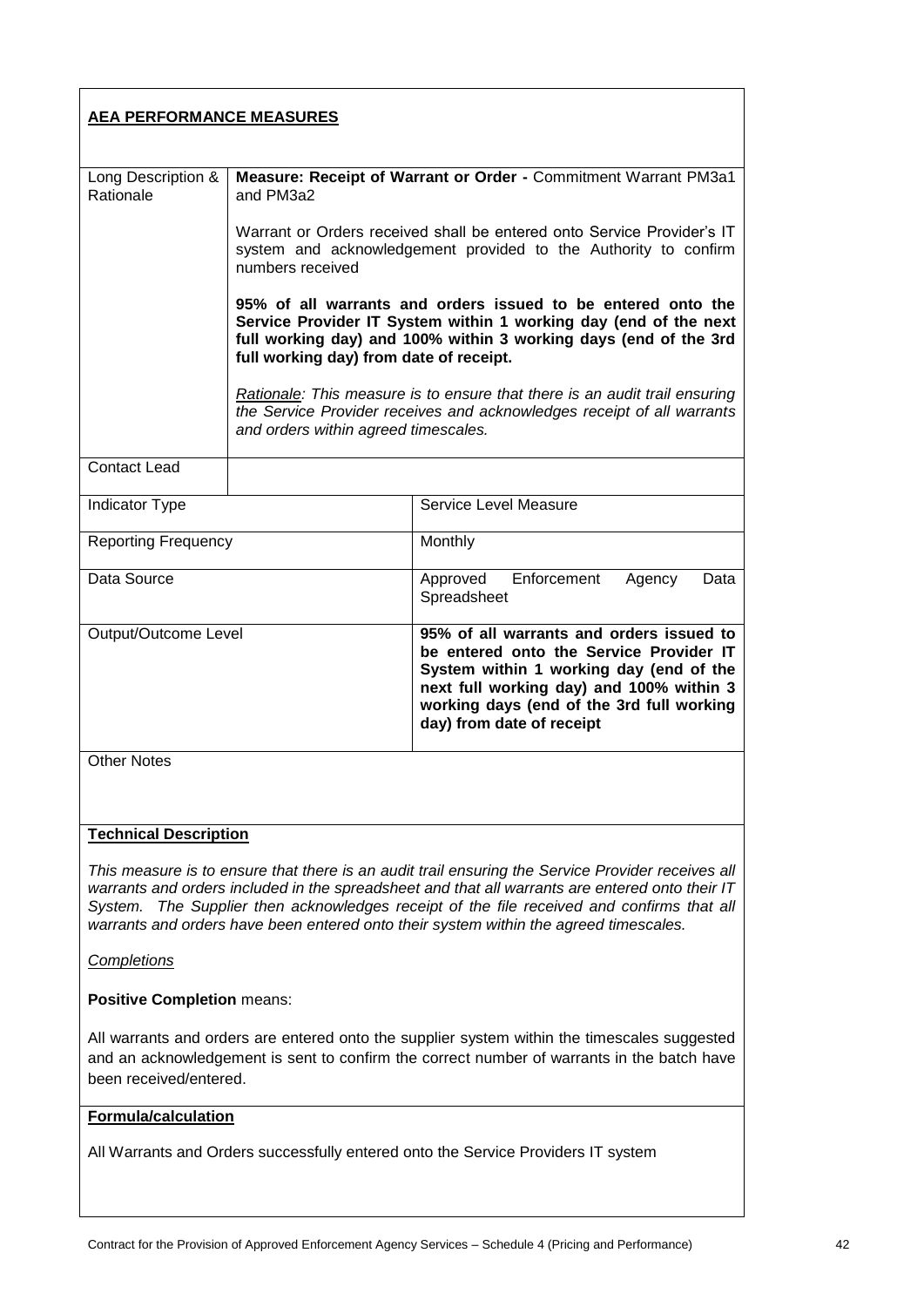**AEA PERFORMANCE MEASURES**

| | | |
|---|---|---|
| Long Description & Rationale | **Measure: Receipt of Warrant or Order -** Commitment Warrant PM3a1 and PM3a2<br><br>Warrant or Orders received shall be entered onto Service Provider's IT system and acknowledgement provided to the Authority to confirm numbers received<br><br>**95% of all warrants and orders issued to be entered onto the Service Provider IT System within 1 working day (end of the next full working day) and 100% within 3 working days (end of the 3rd full working day) from date of receipt.**<br><br>*Rationale: This measure is to ensure that there is an audit trail ensuring the Service Provider receives and acknowledges receipt of all warrants and orders within agreed timescales.* | |
| Contact Lead | | |
| Indicator Type | | Service Level Measure |
| Reporting Frequency | | Monthly |
| Data Source | | Approved Enforcement Agency Data Spreadsheet |
| Output/Outcome Level | | **95% of all warrants and orders issued to be entered onto the Service Provider IT System within 1 working day (end of the next full working day) and 100% within 3 working days (end of the 3rd full working day) from date of receipt** |

Other Notes

**Technical Description**

*This measure is to ensure that there is an audit trail ensuring the Service Provider receives all warrants and orders included in the spreadsheet and that all warrants are entered onto their IT System. The Supplier then acknowledges receipt of the file received and confirms that all warrants and orders have been entered onto their system within the agreed timescales.*

*Completions*

**Positive Completion** means:

All warrants and orders are entered onto the supplier system within the timescales suggested and an acknowledgement is sent to confirm the correct number of warrants in the batch have been received/entered.

**Formula/calculation**

All Warrants and Orders successfully entered onto the Service Providers IT system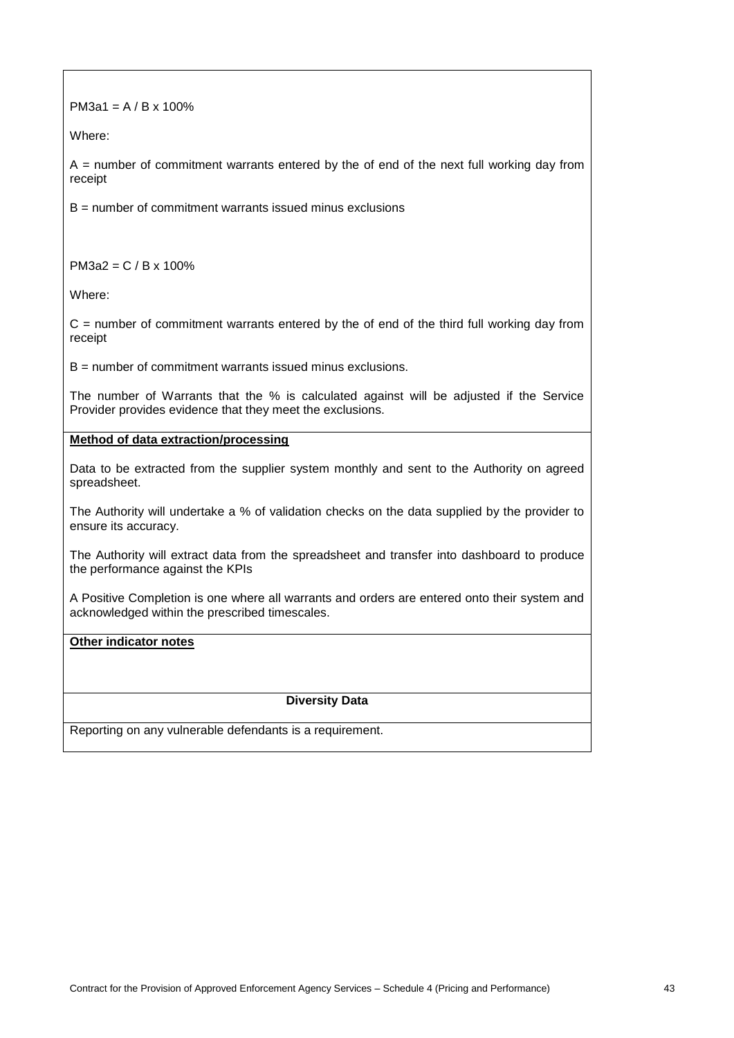PM3a1 = A / B x 100%

Where:

A = number of commitment warrants entered by the of end of the next full working day from receipt

B = number of commitment warrants issued minus exclusions

PM3a2 = C / B x 100%

Where:

C = number of commitment warrants entered by the of end of the third full working day from receipt

B = number of commitment warrants issued minus exclusions.

The number of Warrants that the % is calculated against will be adjusted if the Service Provider provides evidence that they meet the exclusions.

**Method of data extraction/processing**

Data to be extracted from the supplier system monthly and sent to the Authority on agreed spreadsheet.

The Authority will undertake a % of validation checks on the data supplied by the provider to ensure its accuracy.

The Authority will extract data from the spreadsheet and transfer into dashboard to produce the performance against the KPIs

A Positive Completion is one where all warrants and orders are entered onto their system and acknowledged within the prescribed timescales.

**Other indicator notes**

**Diversity Data**

Reporting on any vulnerable defendants is a requirement.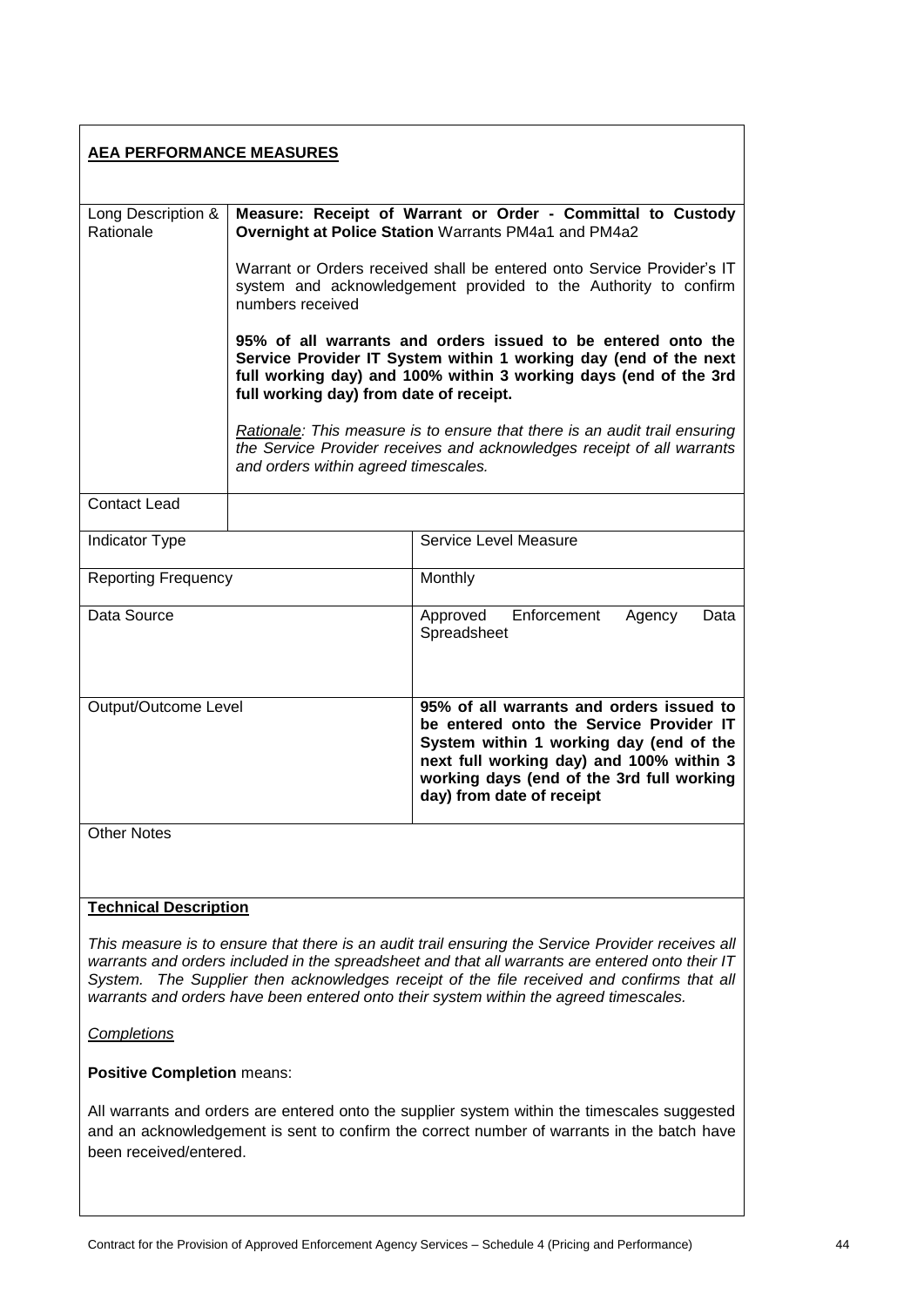## AEA PERFORMANCE MEASURES

| | | |
|---|---|---|
| Long Description & Rationale | **Measure: Receipt of Warrant or Order - Committal to Custody Overnight at Police Station** Warrants PM4a1 and PM4a2<br><br>Warrant or Orders received shall be entered onto Service Provider's IT system and acknowledgement provided to the Authority to confirm numbers received<br><br>**95% of all warrants and orders issued to be entered onto the Service Provider IT System within 1 working day (end of the next full working day) and 100% within 3 working days (end of the 3rd full working day) from date of receipt.**<br><br>*<u>Rationale</u>: This measure is to ensure that there is an audit trail ensuring the Service Provider receives and acknowledges receipt of all warrants and orders within agreed timescales.* | |
| Contact Lead | | |
| Indicator Type | | Service Level Measure |
| Reporting Frequency | | Monthly |
| Data Source | | Approved Enforcement Agency Data Spreadsheet |
| Output/Outcome Level | | **95% of all warrants and orders issued to be entered onto the Service Provider IT System within 1 working day (end of the next full working day) and 100% within 3 working days (end of the 3rd full working day) from date of receipt** |
| Other Notes | | |

### Technical Description

*This measure is to ensure that there is an audit trail ensuring the Service Provider receives all warrants and orders included in the spreadsheet and that all warrants are entered onto their IT System. The Supplier then acknowledges receipt of the file received and confirms that all warrants and orders have been entered onto their system within the agreed timescales.*

*<u>Completions</u>*

**Positive Completion** means:

All warrants and orders are entered onto the supplier system within the timescales suggested and an acknowledgement is sent to confirm the correct number of warrants in the batch have been received/entered.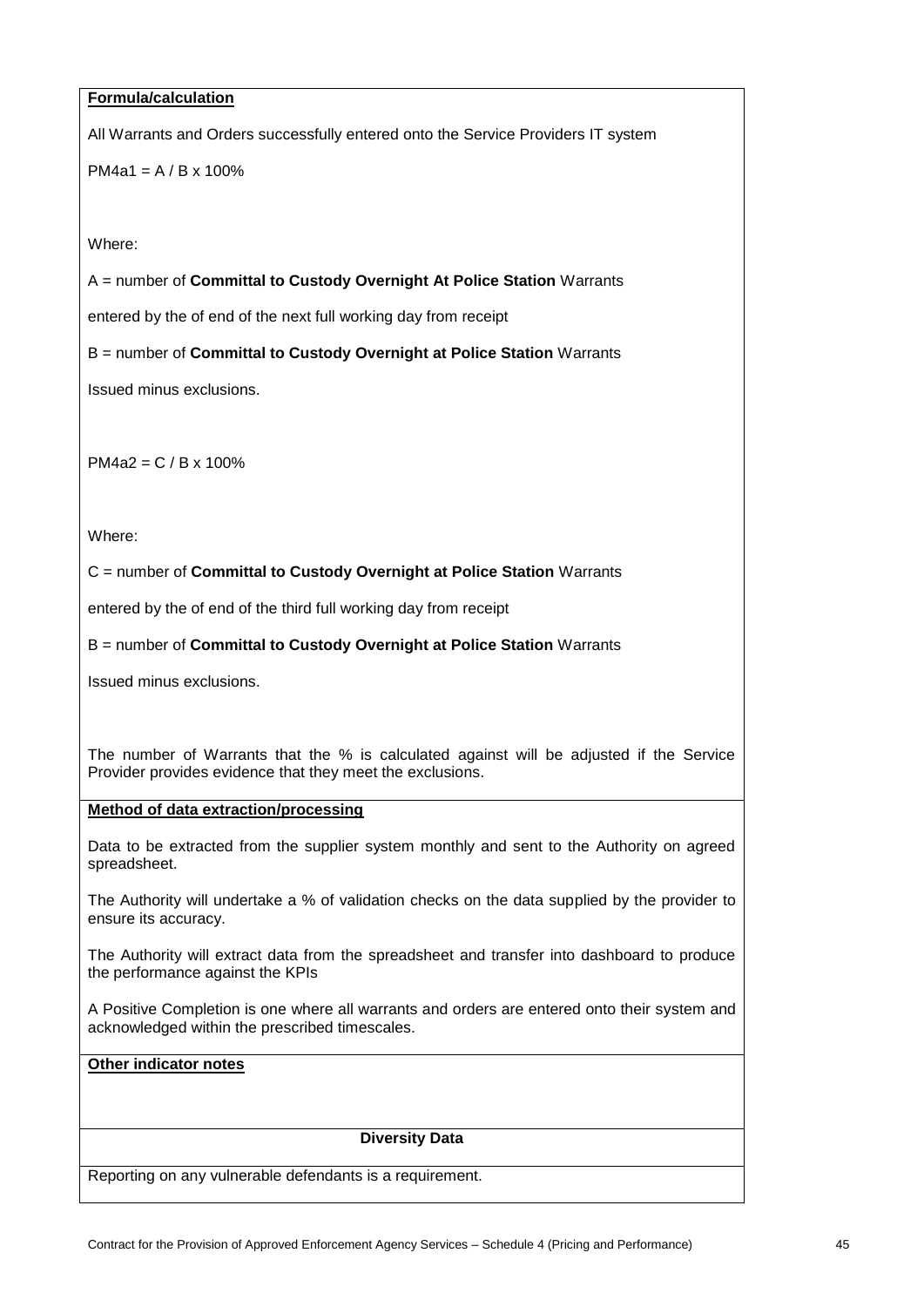**Formula/calculation**

All Warrants and Orders successfully entered onto the Service Providers IT system

$PM4a1 = A / B \times 100\%$

Where:

A = number of **Committal to Custody Overnight At Police Station** Warrants

entered by the of end of the next full working day from receipt

B = number of **Committal to Custody Overnight at Police Station** Warrants

Issued minus exclusions.

$PM4a2 = C / B \times 100\%$

Where:

C = number of **Committal to Custody Overnight at Police Station** Warrants

entered by the of end of the third full working day from receipt

B = number of **Committal to Custody Overnight at Police Station** Warrants

Issued minus exclusions.

The number of Warrants that the % is calculated against will be adjusted if the Service Provider provides evidence that they meet the exclusions.

**Method of data extraction/processing**

Data to be extracted from the supplier system monthly and sent to the Authority on agreed spreadsheet.

The Authority will undertake a % of validation checks on the data supplied by the provider to ensure its accuracy.

The Authority will extract data from the spreadsheet and transfer into dashboard to produce the performance against the KPIs

A Positive Completion is one where all warrants and orders are entered onto their system and acknowledged within the prescribed timescales.

**Other indicator notes**

**Diversity Data**

Reporting on any vulnerable defendants is a requirement.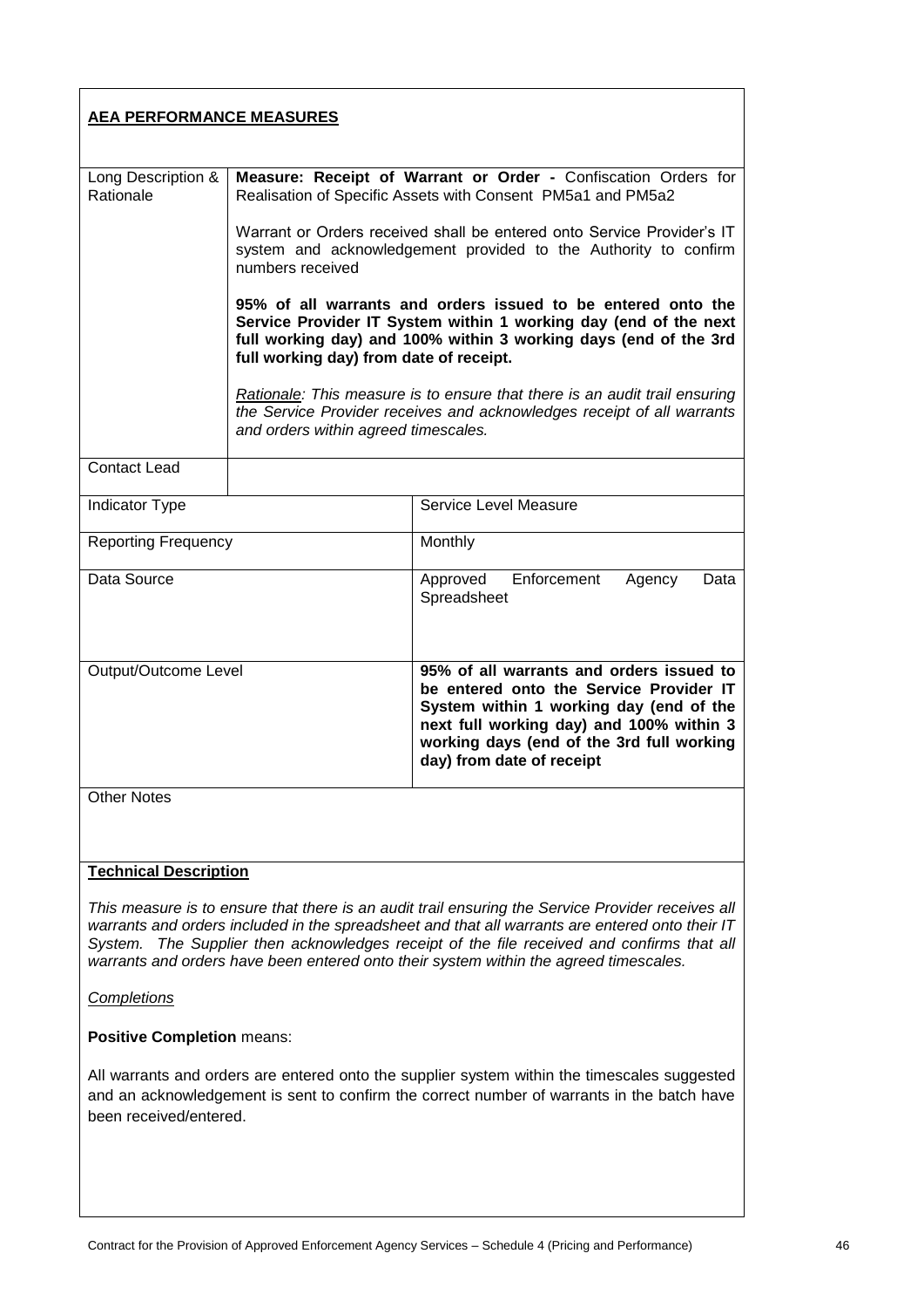**AEA PERFORMANCE MEASURES**

| | | |
|---|---|---|
| Long Description & Rationale | **Measure: Receipt of Warrant or Order -** Confiscation Orders for Realisation of Specific Assets with Consent PM5a1 and PM5a2<br><br>Warrant or Orders received shall be entered onto Service Provider's IT system and acknowledgement provided to the Authority to confirm numbers received<br><br>**95% of all warrants and orders issued to be entered onto the Service Provider IT System within 1 working day (end of the next full working day) and 100% within 3 working days (end of the 3rd full working day) from date of receipt.**<br><br>*<u>Rationale</u>: This measure is to ensure that there is an audit trail ensuring the Service Provider receives and acknowledges receipt of all warrants and orders within agreed timescales.* | |
| Contact Lead | | |
| Indicator Type | | Service Level Measure |
| Reporting Frequency | | Monthly |
| Data Source | | Approved Enforcement Agency Data Spreadsheet |
| Output/Outcome Level | | **95% of all warrants and orders issued to be entered onto the Service Provider IT System within 1 working day (end of the next full working day) and 100% within 3 working days (end of the 3rd full working day) from date of receipt** |
| Other Notes | | |

**Technical Description**

*This measure is to ensure that there is an audit trail ensuring the Service Provider receives all warrants and orders included in the spreadsheet and that all warrants are entered onto their IT System. The Supplier then acknowledges receipt of the file received and confirms that all warrants and orders have been entered onto their system within the agreed timescales.*

*<u>Completions</u>*

**Positive Completion** means:

All warrants and orders are entered onto the supplier system within the timescales suggested and an acknowledgement is sent to confirm the correct number of warrants in the batch have been received/entered.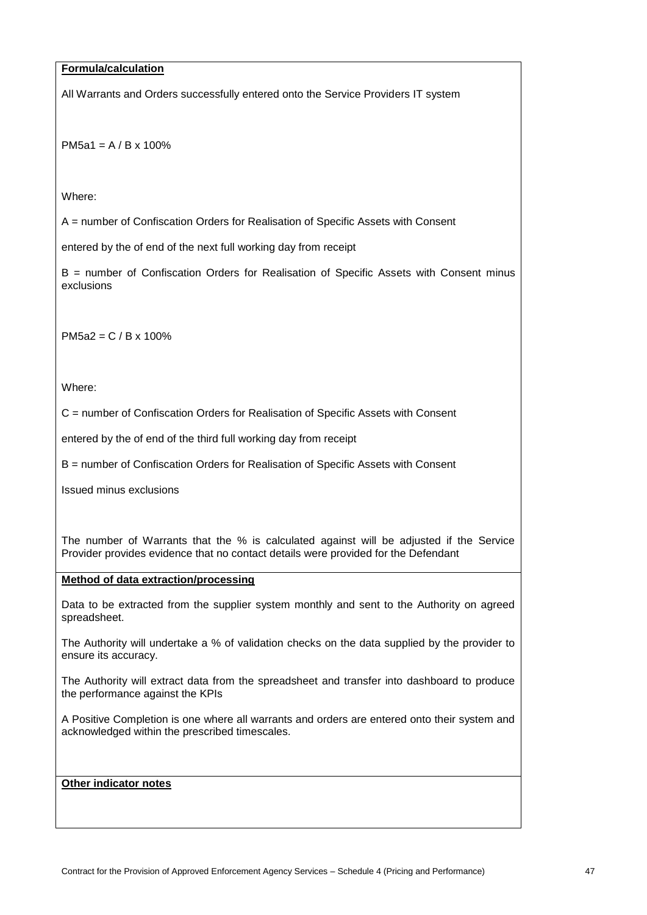**Formula/calculation**

All Warrants and Orders successfully entered onto the Service Providers IT system

PM5a1 = A / B x 100%

Where:

A = number of Confiscation Orders for Realisation of Specific Assets with Consent

entered by the of end of the next full working day from receipt

B = number of Confiscation Orders for Realisation of Specific Assets with Consent minus exclusions

PM5a2 = C / B x 100%

Where:

C = number of Confiscation Orders for Realisation of Specific Assets with Consent

entered by the of end of the third full working day from receipt

B = number of Confiscation Orders for Realisation of Specific Assets with Consent

Issued minus exclusions

The number of Warrants that the % is calculated against will be adjusted if the Service Provider provides evidence that no contact details were provided for the Defendant

**Method of data extraction/processing**

Data to be extracted from the supplier system monthly and sent to the Authority on agreed spreadsheet.

The Authority will undertake a % of validation checks on the data supplied by the provider to ensure its accuracy.

The Authority will extract data from the spreadsheet and transfer into dashboard to produce the performance against the KPIs

A Positive Completion is one where all warrants and orders are entered onto their system and acknowledged within the prescribed timescales.

**Other indicator notes**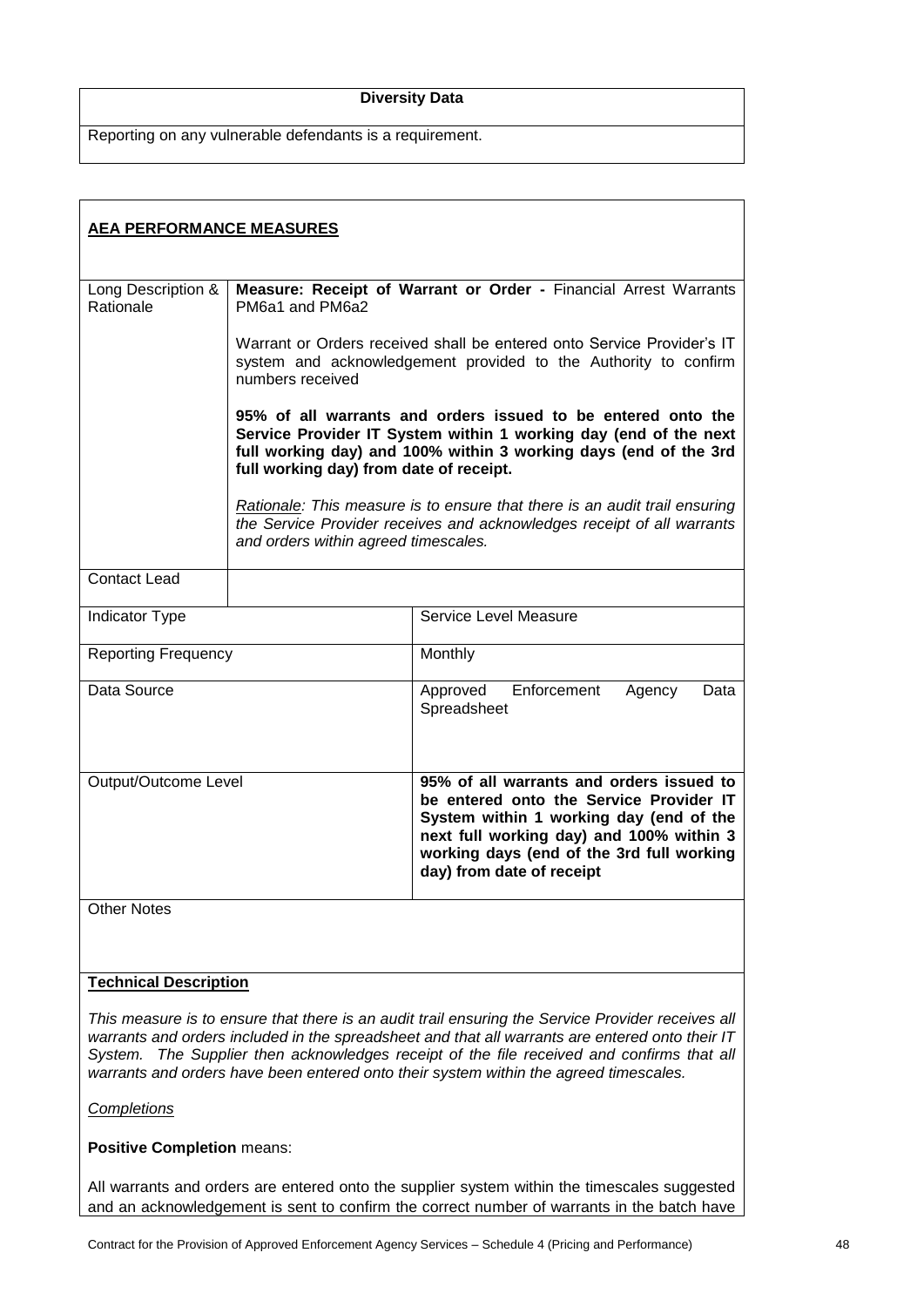| **Diversity Data** |
|---|
| Reporting on any vulnerable defendants is a requirement. |

**AEA PERFORMANCE MEASURES**

| | |
|---|---|
| Long Description & Rationale | **Measure: Receipt of Warrant or Order -** Financial Arrest Warrants PM6a1 and PM6a2<br><br>Warrant or Orders received shall be entered onto Service Provider's IT system and acknowledgement provided to the Authority to confirm numbers received<br><br>**95% of all warrants and orders issued to be entered onto the Service Provider IT System within 1 working day (end of the next full working day) and 100% within 3 working days (end of the 3rd full working day) from date of receipt.**<br><br>*<u>Rationale</u>: This measure is to ensure that there is an audit trail ensuring the Service Provider receives and acknowledges receipt of all warrants and orders within agreed timescales.* |
| Contact Lead | |
| Indicator Type | Service Level Measure |
| Reporting Frequency | Monthly |
| Data Source | Approved Enforcement Agency Data Spreadsheet |
| Output/Outcome Level | **95% of all warrants and orders issued to be entered onto the Service Provider IT System within 1 working day (end of the next full working day) and 100% within 3 working days (end of the 3rd full working day) from date of receipt** |
| Other Notes | |

**Technical Description**

*This measure is to ensure that there is an audit trail ensuring the Service Provider receives all warrants and orders included in the spreadsheet and that all warrants are entered onto their IT System. The Supplier then acknowledges receipt of the file received and confirms that all warrants and orders have been entered onto their system within the agreed timescales.*

*<u>Completions</u>*

**Positive Completion** means:

All warrants and orders are entered onto the supplier system within the timescales suggested and an acknowledgement is sent to confirm the correct number of warrants in the batch have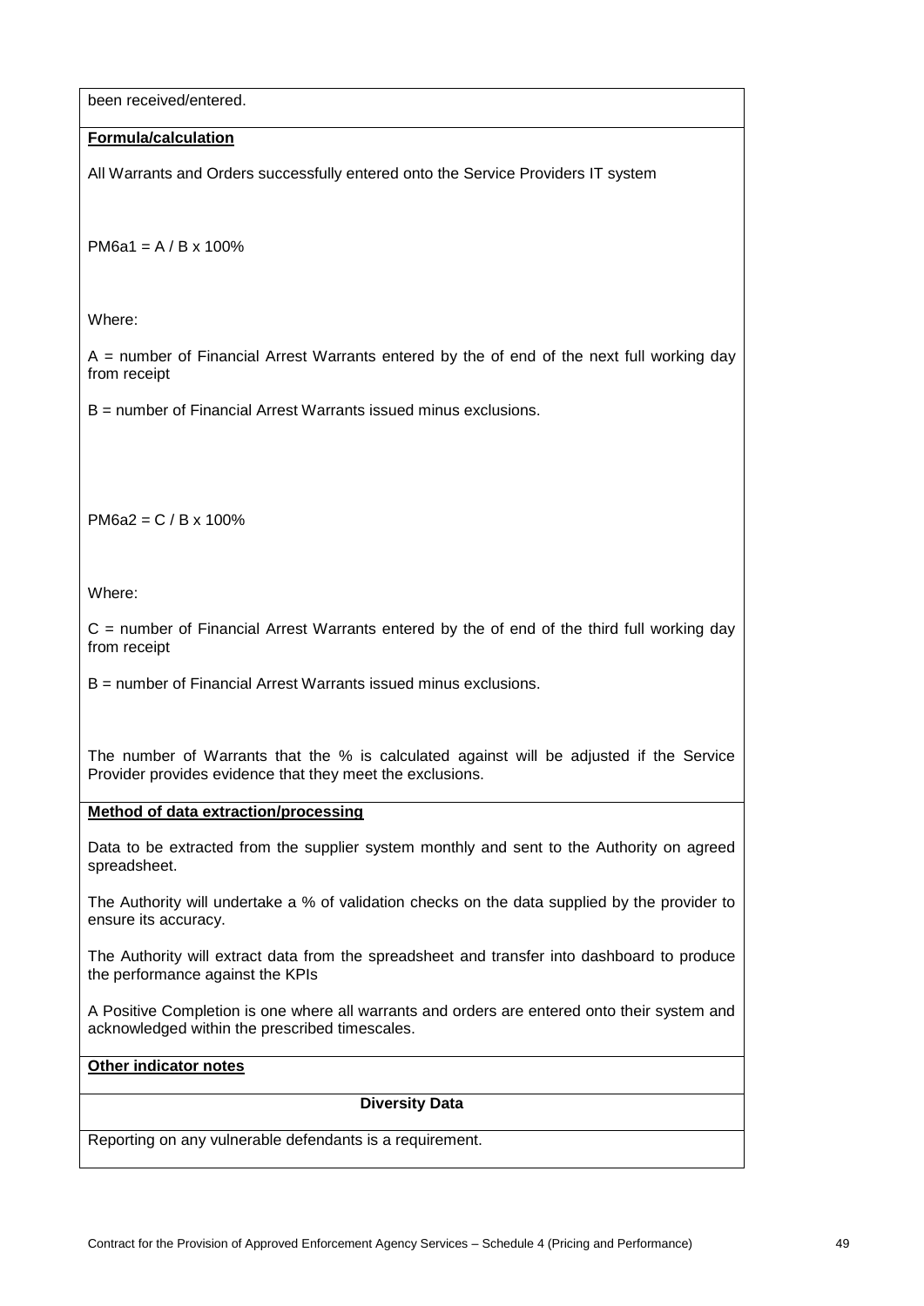been received/entered.

**Formula/calculation**

All Warrants and Orders successfully entered onto the Service Providers IT system

PM6a1 = A / B x 100%

Where:

A = number of Financial Arrest Warrants entered by the of end of the next full working day from receipt

B = number of Financial Arrest Warrants issued minus exclusions.

PM6a2 = C / B x 100%

Where:

C = number of Financial Arrest Warrants entered by the of end of the third full working day from receipt

B = number of Financial Arrest Warrants issued minus exclusions.

The number of Warrants that the % is calculated against will be adjusted if the Service Provider provides evidence that they meet the exclusions.

**Method of data extraction/processing**

Data to be extracted from the supplier system monthly and sent to the Authority on agreed spreadsheet.

The Authority will undertake a % of validation checks on the data supplied by the provider to ensure its accuracy.

The Authority will extract data from the spreadsheet and transfer into dashboard to produce the performance against the KPIs

A Positive Completion is one where all warrants and orders are entered onto their system and acknowledged within the prescribed timescales.

**Other indicator notes**

**Diversity Data**

Reporting on any vulnerable defendants is a requirement.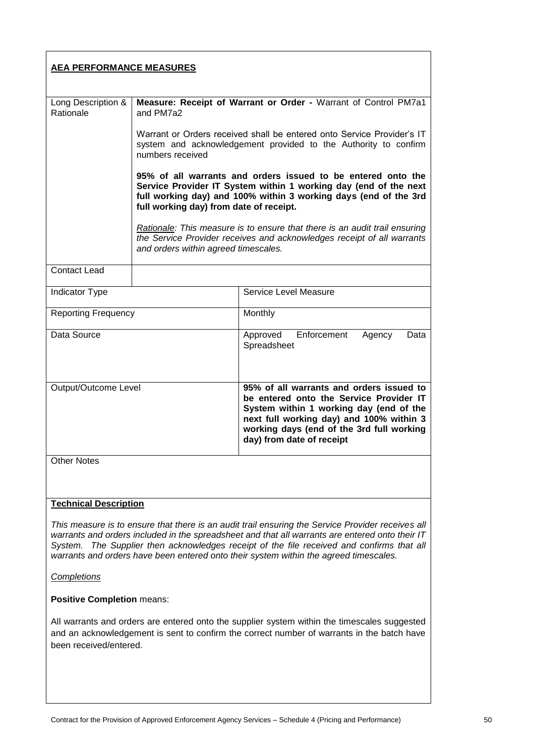**AEA PERFORMANCE MEASURES**

| | |
|---|---|
| Long Description & Rationale | **Measure: Receipt of Warrant or Order -** Warrant of Control PM7a1 and PM7a2<br><br>Warrant or Orders received shall be entered onto Service Provider's IT system and acknowledgement provided to the Authority to confirm numbers received<br><br>**95% of all warrants and orders issued to be entered onto the Service Provider IT System within 1 working day (end of the next full working day) and 100% within 3 working days (end of the 3rd full working day) from date of receipt.**<br><br>*Rationale: This measure is to ensure that there is an audit trail ensuring the Service Provider receives and acknowledges receipt of all warrants and orders within agreed timescales.* |
| Contact Lead | |

| | |
|---|---|
| Indicator Type | Service Level Measure |
| Reporting Frequency | Monthly |
| Data Source | Approved Enforcement Agency Data Spreadsheet |
| Output/Outcome Level | **95% of all warrants and orders issued to be entered onto the Service Provider IT System within 1 working day (end of the next full working day) and 100% within 3 working days (end of the 3rd full working day) from date of receipt** |

Other Notes

**Technical Description**

*This measure is to ensure that there is an audit trail ensuring the Service Provider receives all warrants and orders included in the spreadsheet and that all warrants are entered onto their IT System. The Supplier then acknowledges receipt of the file received and confirms that all warrants and orders have been entered onto their system within the agreed timescales.*

*Completions*

**Positive Completion** means:

All warrants and orders are entered onto the supplier system within the timescales suggested and an acknowledgement is sent to confirm the correct number of warrants in the batch have been received/entered.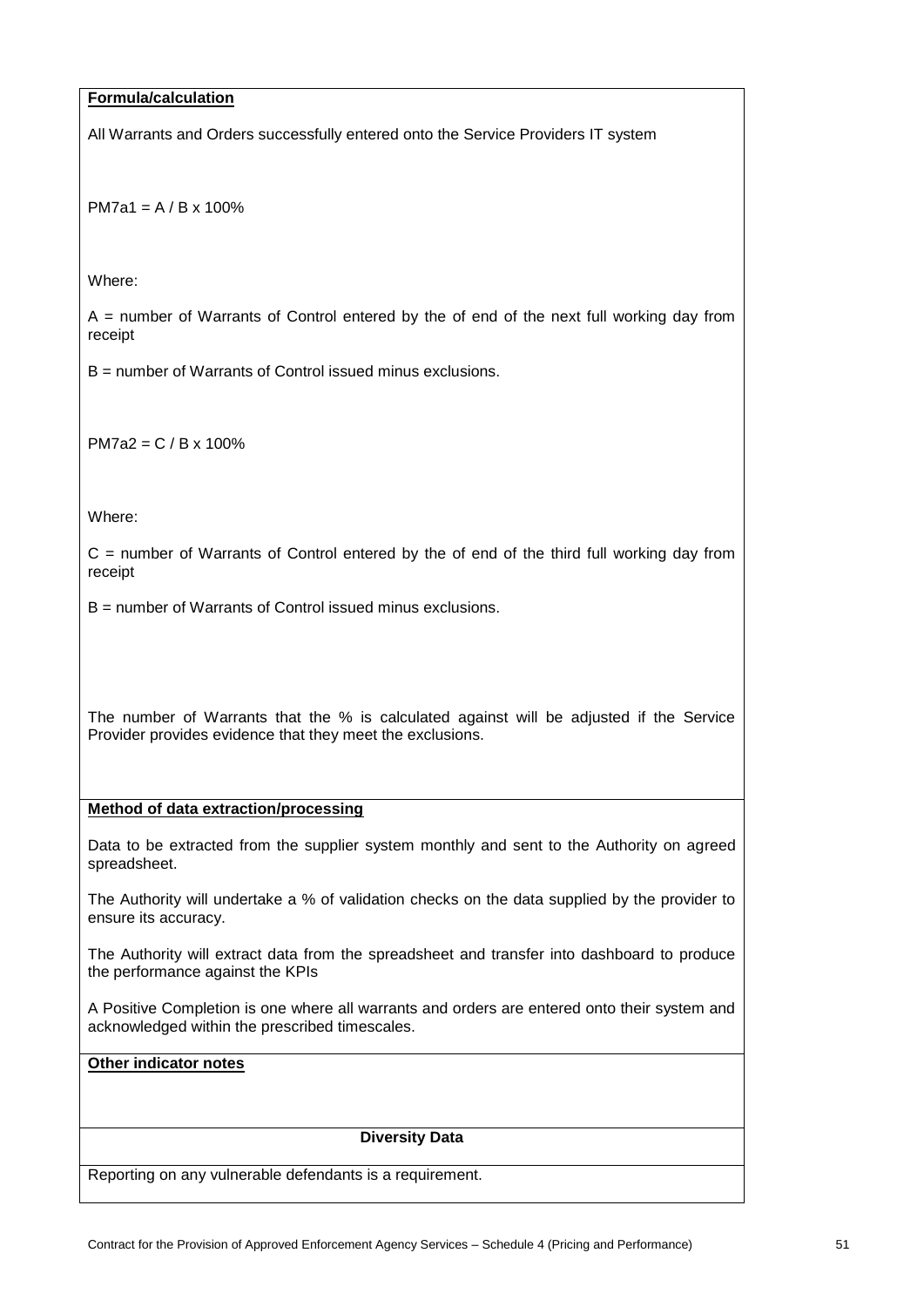**Formula/calculation**

All Warrants and Orders successfully entered onto the Service Providers IT system

$PM7a1 = A / B \times 100\%$

Where:

A = number of Warrants of Control entered by the of end of the next full working day from receipt

B = number of Warrants of Control issued minus exclusions.

$PM7a2 = C / B \times 100\%$

Where:

C = number of Warrants of Control entered by the of end of the third full working day from receipt

B = number of Warrants of Control issued minus exclusions.

The number of Warrants that the % is calculated against will be adjusted if the Service Provider provides evidence that they meet the exclusions.

**Method of data extraction/processing**

Data to be extracted from the supplier system monthly and sent to the Authority on agreed spreadsheet.

The Authority will undertake a % of validation checks on the data supplied by the provider to ensure its accuracy.

The Authority will extract data from the spreadsheet and transfer into dashboard to produce the performance against the KPIs

A Positive Completion is one where all warrants and orders are entered onto their system and acknowledged within the prescribed timescales.

**Other indicator notes**

**Diversity Data**

Reporting on any vulnerable defendants is a requirement.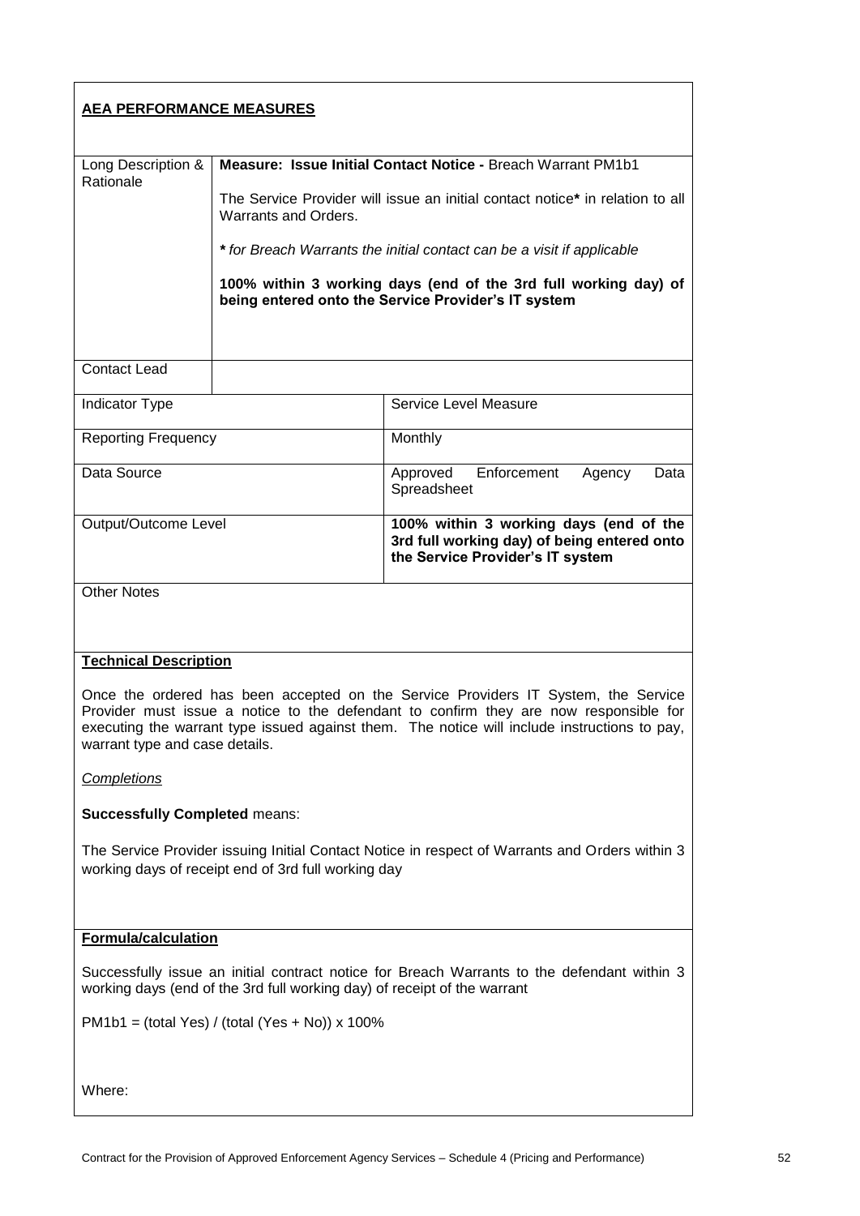**AEA PERFORMANCE MEASURES**

| | |
|---|---|
| Long Description & Rationale | **Measure: Issue Initial Contact Notice -** Breach Warrant PM1b1<br><br>The Service Provider will issue an initial contact notice**\*** in relation to all Warrants and Orders.<br><br>***\**** *for Breach Warrants the initial contact can be a visit if applicable*<br><br>**100% within 3 working days (end of the 3rd full working day) of being entered onto the Service Provider's IT system** |
| Contact Lead | |

| | |
|---|---|
| Indicator Type | Service Level Measure |
| Reporting Frequency | Monthly |
| Data Source | Approved Enforcement Agency Data Spreadsheet |
| Output/Outcome Level | **100% within 3 working days (end of the 3rd full working day) of being entered onto the Service Provider's IT system** |

Other Notes

**Technical Description**

Once the ordered has been accepted on the Service Providers IT System, the Service Provider must issue a notice to the defendant to confirm they are now responsible for executing the warrant type issued against them. The notice will include instructions to pay, warrant type and case details.

*Completions*

**Successfully Completed** means:

The Service Provider issuing Initial Contact Notice in respect of Warrants and Orders within 3 working days of receipt end of 3rd full working day

**Formula/calculation**

Successfully issue an initial contract notice for Breach Warrants to the defendant within 3 working days (end of the 3rd full working day) of receipt of the warrant

PM1b1 = (total Yes) / (total (Yes + No)) x 100%

Where: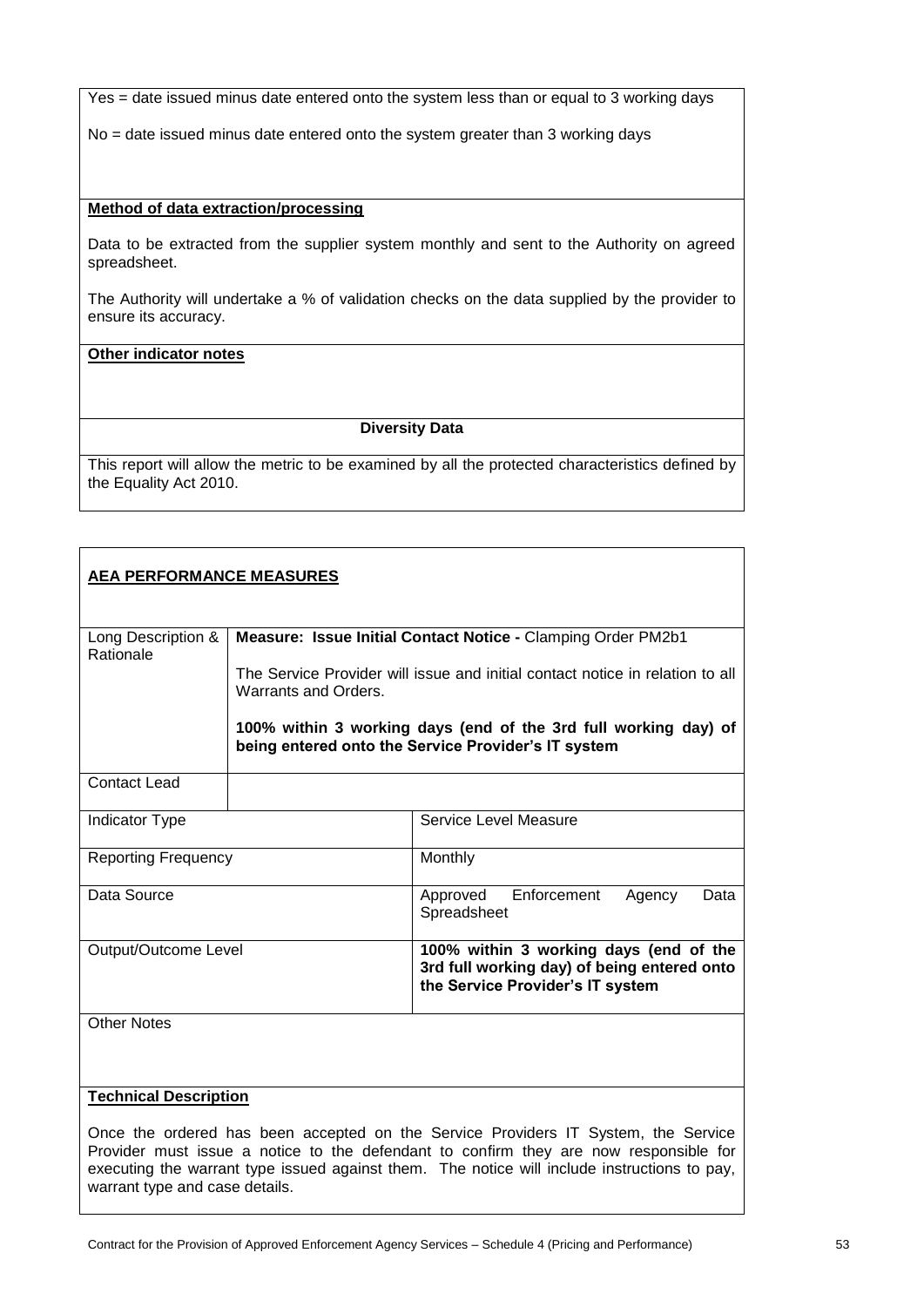Yes = date issued minus date entered onto the system less than or equal to 3 working days

No = date issued minus date entered onto the system greater than 3 working days

**Method of data extraction/processing**

Data to be extracted from the supplier system monthly and sent to the Authority on agreed spreadsheet.

The Authority will undertake a % of validation checks on the data supplied by the provider to ensure its accuracy.

**Other indicator notes**

**Diversity Data**

This report will allow the metric to be examined by all the protected characteristics defined by the Equality Act 2010.

**AEA PERFORMANCE MEASURES**

| Long Description & Rationale | **Measure: Issue Initial Contact Notice -** Clamping Order PM2b1<br><br>The Service Provider will issue and initial contact notice in relation to all Warrants and Orders.<br><br>**100% within 3 working days (end of the 3rd full working day) of being entered onto the Service Provider's IT system** |
|---|---|
| Contact Lead | |

| | |
|---|---|
| Indicator Type | Service Level Measure |
| Reporting Frequency | Monthly |
| Data Source | Approved Enforcement Agency Data Spreadsheet |
| Output/Outcome Level | **100% within 3 working days (end of the 3rd full working day) of being entered onto the Service Provider's IT system** |

Other Notes

**Technical Description**

Once the ordered has been accepted on the Service Providers IT System, the Service Provider must issue a notice to the defendant to confirm they are now responsible for executing the warrant type issued against them. The notice will include instructions to pay, warrant type and case details.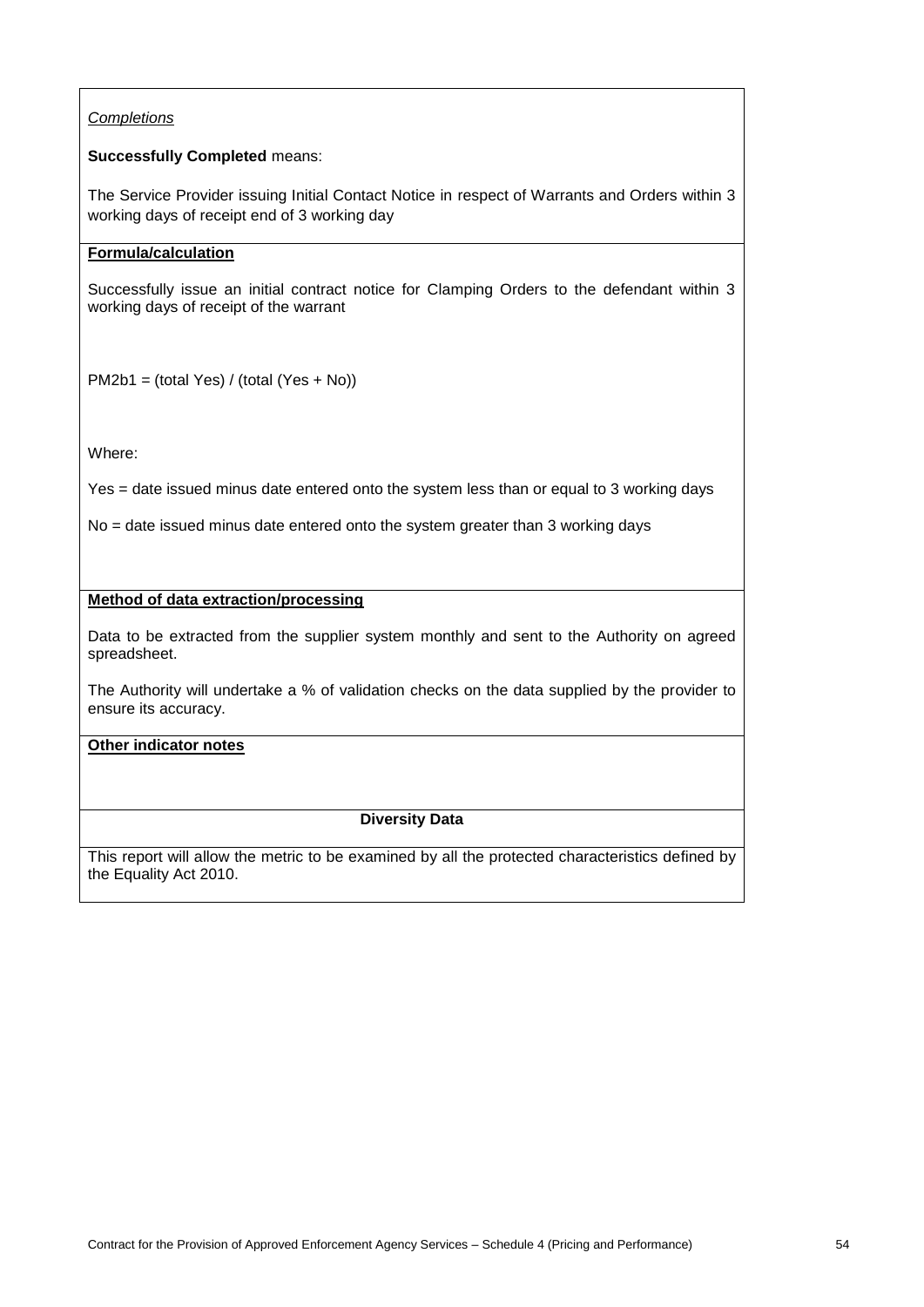*Completions*

**Successfully Completed** means:

The Service Provider issuing Initial Contact Notice in respect of Warrants and Orders within 3 working days of receipt end of 3 working day

**Formula/calculation**

Successfully issue an initial contract notice for Clamping Orders to the defendant within 3 working days of receipt of the warrant

PM2b1 = (total Yes) / (total (Yes + No))

Where:

Yes = date issued minus date entered onto the system less than or equal to 3 working days

No = date issued minus date entered onto the system greater than 3 working days

**Method of data extraction/processing**

Data to be extracted from the supplier system monthly and sent to the Authority on agreed spreadsheet.

The Authority will undertake a % of validation checks on the data supplied by the provider to ensure its accuracy.

**Other indicator notes**

**Diversity Data**

This report will allow the metric to be examined by all the protected characteristics defined by the Equality Act 2010.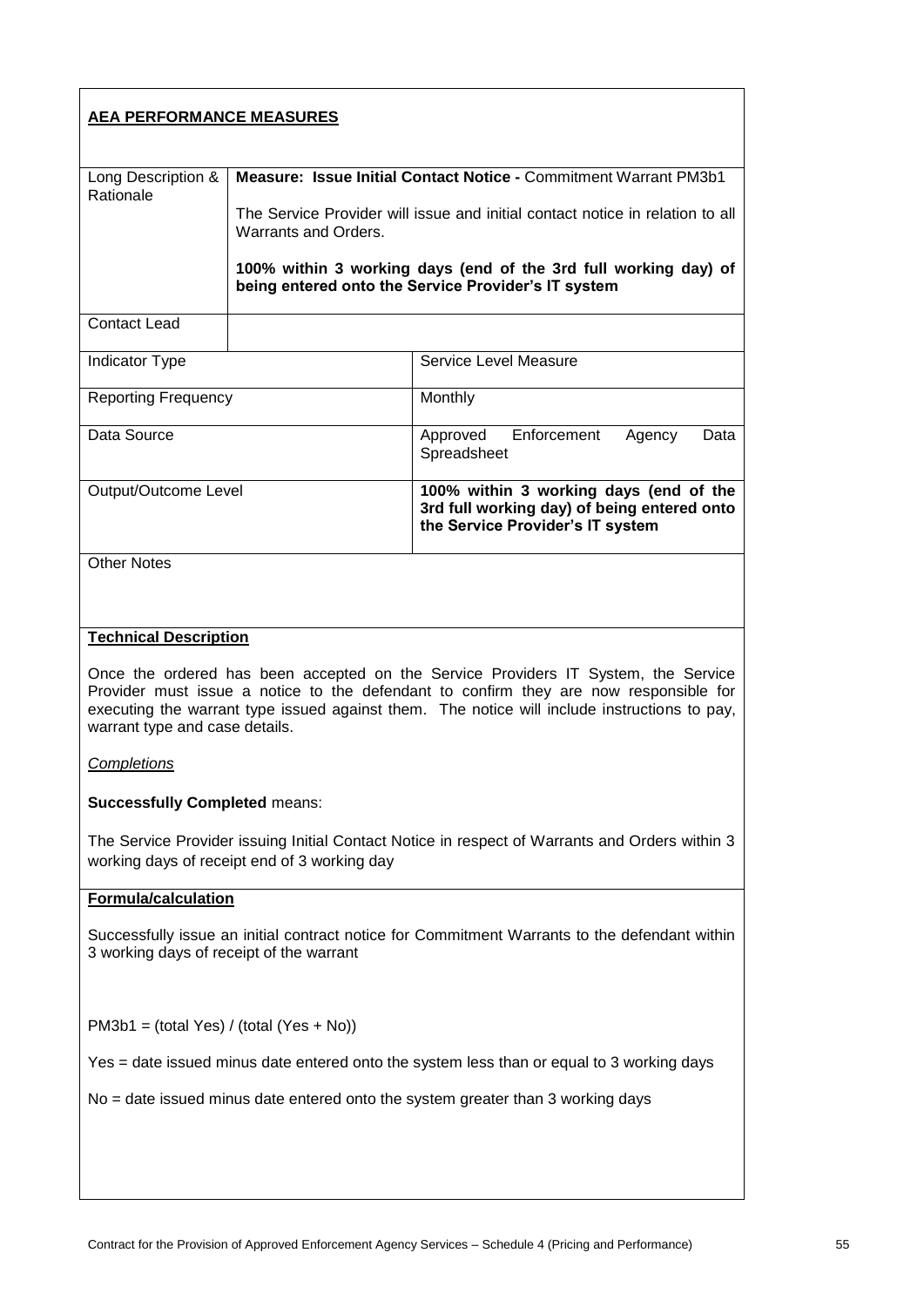**AEA PERFORMANCE MEASURES**

| | | |
|---|---|---|
| Long Description & Rationale | **Measure: Issue Initial Contact Notice -** Commitment Warrant PM3b1<br><br>The Service Provider will issue and initial contact notice in relation to all Warrants and Orders.<br><br>**100% within 3 working days (end of the 3rd full working day) of being entered onto the Service Provider's IT system** | |
| Contact Lead | | |
| Indicator Type | | Service Level Measure |
| Reporting Frequency | | Monthly |
| Data Source | | Approved Enforcement Agency Data Spreadsheet |
| Output/Outcome Level | | **100% within 3 working days (end of the 3rd full working day) of being entered onto the Service Provider's IT system** |
| Other Notes | | |

**Technical Description**

Once the ordered has been accepted on the Service Providers IT System, the Service Provider must issue a notice to the defendant to confirm they are now responsible for executing the warrant type issued against them. The notice will include instructions to pay, warrant type and case details.

*Completions*

**Successfully Completed** means:

The Service Provider issuing Initial Contact Notice in respect of Warrants and Orders within 3 working days of receipt end of 3 working day

**Formula/calculation**

Successfully issue an initial contract notice for Commitment Warrants to the defendant within 3 working days of receipt of the warrant

PM3b1 = (total Yes) / (total (Yes + No))

Yes = date issued minus date entered onto the system less than or equal to 3 working days

No = date issued minus date entered onto the system greater than 3 working days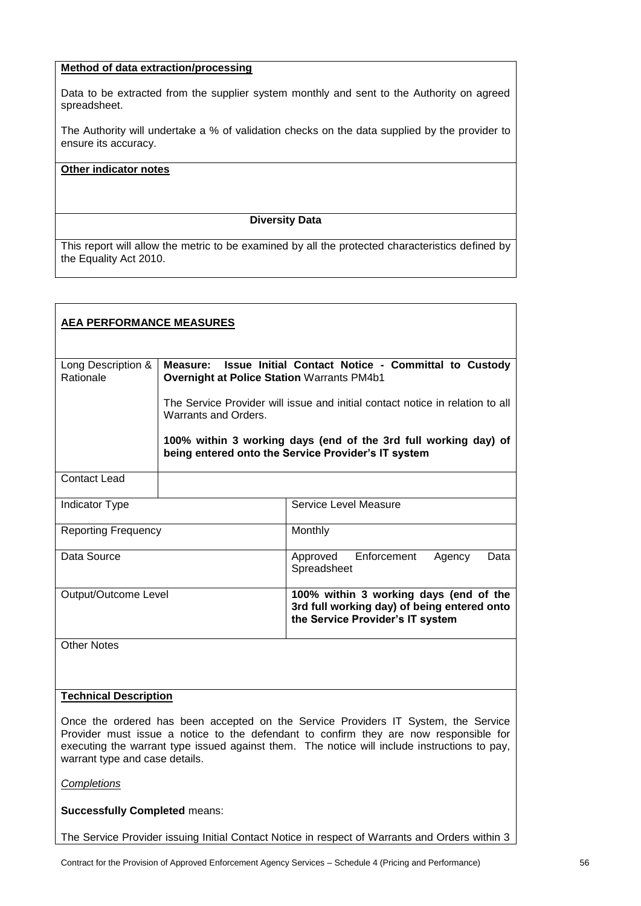**Method of data extraction/processing**

Data to be extracted from the supplier system monthly and sent to the Authority on agreed spreadsheet.

The Authority will undertake a % of validation checks on the data supplied by the provider to ensure its accuracy.

**Other indicator notes**

**Diversity Data**

This report will allow the metric to be examined by all the protected characteristics defined by the Equality Act 2010.

**AEA PERFORMANCE MEASURES**

| Long Description & Rationale | **Measure: Issue Initial Contact Notice - Committal to Custody Overnight at Police Station** Warrants PM4b1<br><br>The Service Provider will issue and initial contact notice in relation to all Warrants and Orders.<br><br>**100% within 3 working days (end of the 3rd full working day) of being entered onto the Service Provider's IT system** |
|---|---|
| Contact Lead | |
| Indicator Type | Service Level Measure |
| Reporting Frequency | Monthly |
| Data Source | Approved Enforcement Agency Data Spreadsheet |
| Output/Outcome Level | **100% within 3 working days (end of the 3rd full working day) of being entered onto the Service Provider's IT system** |
| Other Notes | |

**Technical Description**

Once the ordered has been accepted on the Service Providers IT System, the Service Provider must issue a notice to the defendant to confirm they are now responsible for executing the warrant type issued against them. The notice will include instructions to pay, warrant type and case details.

*Completions*

**Successfully Completed** means:

The Service Provider issuing Initial Contact Notice in respect of Warrants and Orders within 3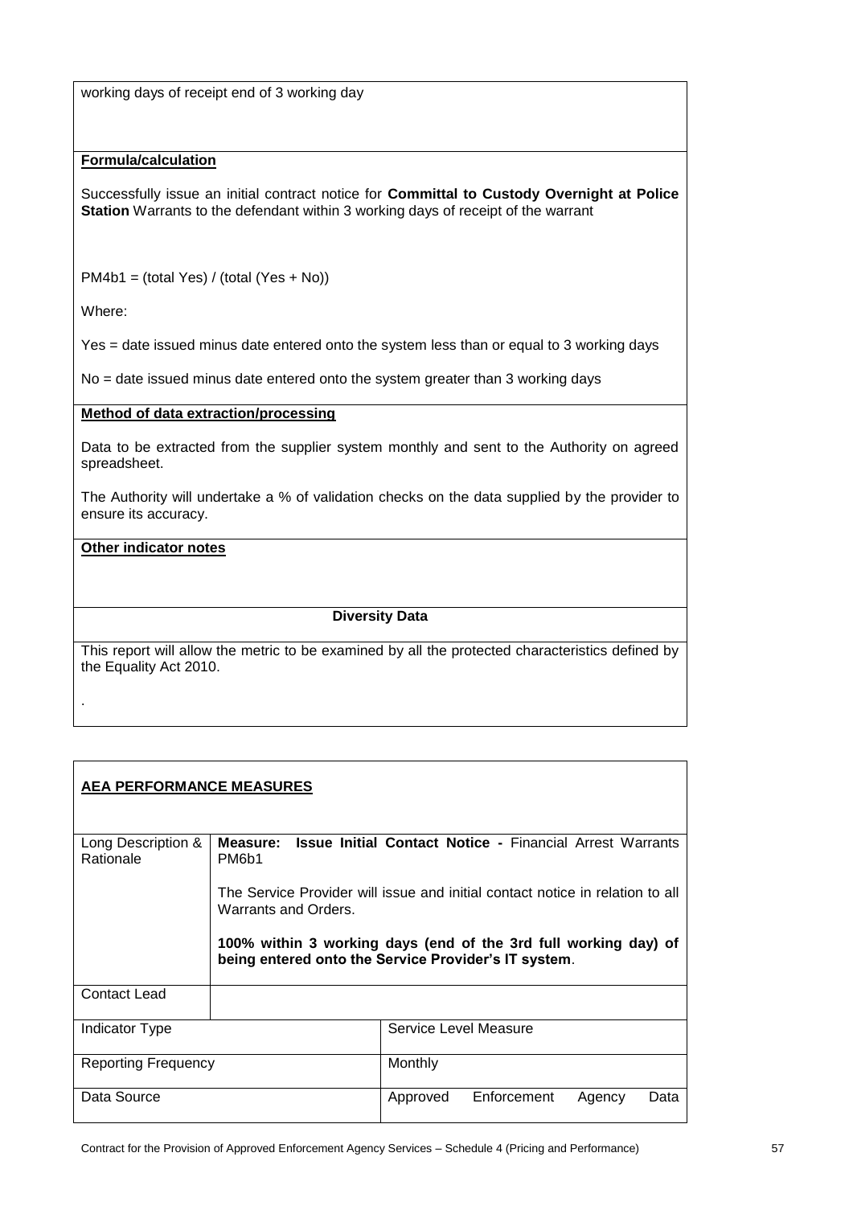working days of receipt end of 3 working day

**Formula/calculation**

Successfully issue an initial contract notice for **Committal to Custody Overnight at Police Station** Warrants to the defendant within 3 working days of receipt of the warrant

PM4b1 = (total Yes) / (total (Yes + No))

Where:

Yes = date issued minus date entered onto the system less than or equal to 3 working days

No = date issued minus date entered onto the system greater than 3 working days

**Method of data extraction/processing**

Data to be extracted from the supplier system monthly and sent to the Authority on agreed spreadsheet.

The Authority will undertake a % of validation checks on the data supplied by the provider to ensure its accuracy.

**Other indicator notes**

**Diversity Data**

This report will allow the metric to be examined by all the protected characteristics defined by the Equality Act 2010.

.

**AEA PERFORMANCE MEASURES**

| | | |
|---|---|---|
| Long Description & Rationale | **Measure: Issue Initial Contact Notice -** Financial Arrest Warrants PM6b1<br><br>The Service Provider will issue and initial contact notice in relation to all Warrants and Orders.<br><br>**100% within 3 working days (end of the 3rd full working day) of being entered onto the Service Provider's IT system**. | |
| Contact Lead | | |
| Indicator Type | | Service Level Measure |
| Reporting Frequency | | Monthly |
| Data Source | | Approved Enforcement Agency Data |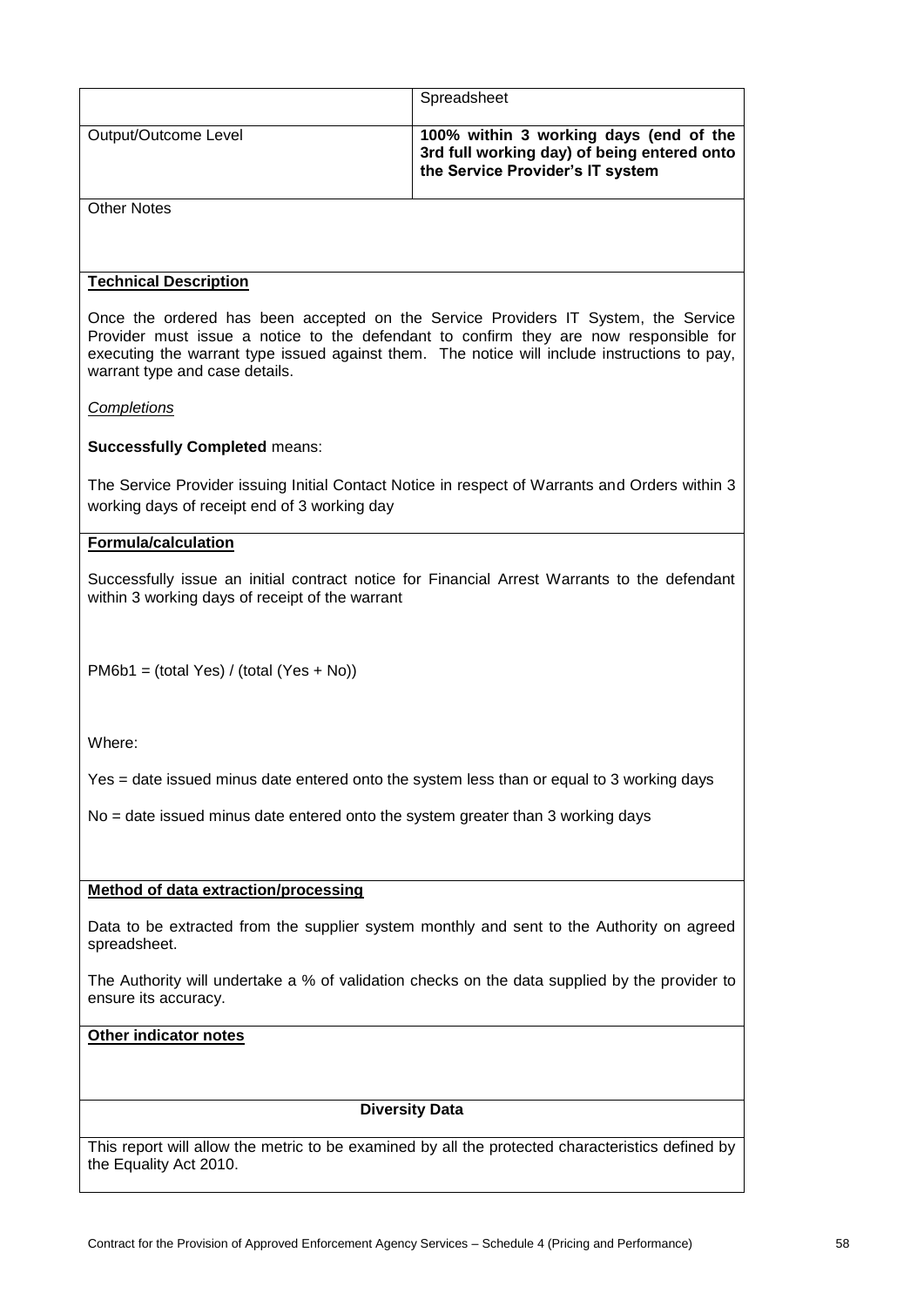| | |
|---|---|
| | Spreadsheet |
| Output/Outcome Level | **100% within 3 working days (end of the 3rd full working day) of being entered onto the Service Provider's IT system** |

Other Notes

**Technical Description**

Once the ordered has been accepted on the Service Providers IT System, the Service Provider must issue a notice to the defendant to confirm they are now responsible for executing the warrant type issued against them. The notice will include instructions to pay, warrant type and case details.

*Completions*

**Successfully Completed** means:

The Service Provider issuing Initial Contact Notice in respect of Warrants and Orders within 3 working days of receipt end of 3 working day

**Formula/calculation**

Successfully issue an initial contract notice for Financial Arrest Warrants to the defendant within 3 working days of receipt of the warrant

PM6b1 = (total Yes) / (total (Yes + No))

Where:

Yes = date issued minus date entered onto the system less than or equal to 3 working days

No = date issued minus date entered onto the system greater than 3 working days

**Method of data extraction/processing**

Data to be extracted from the supplier system monthly and sent to the Authority on agreed spreadsheet.

The Authority will undertake a % of validation checks on the data supplied by the provider to ensure its accuracy.

**Other indicator notes**

**Diversity Data**

This report will allow the metric to be examined by all the protected characteristics defined by the Equality Act 2010.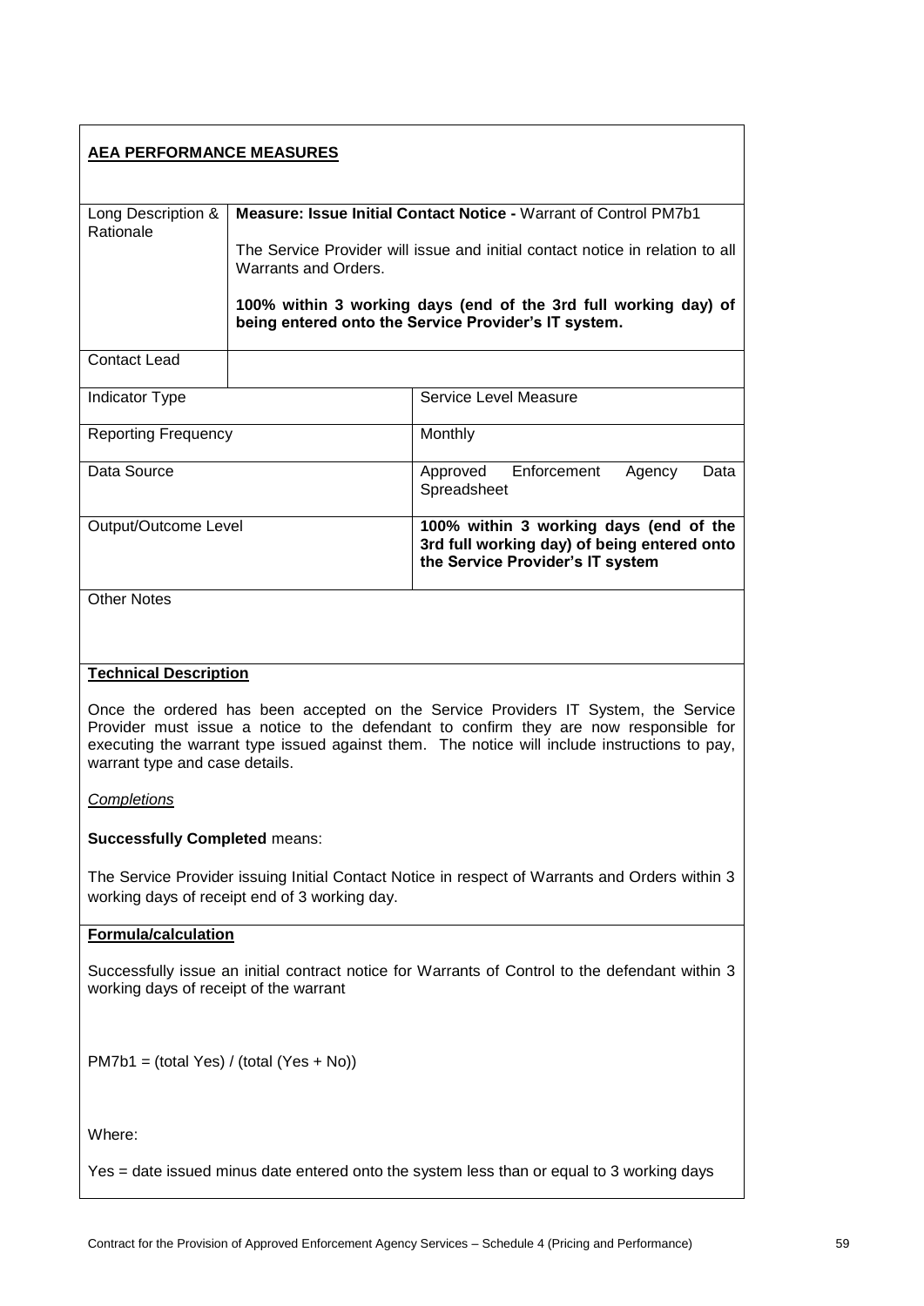**AEA PERFORMANCE MEASURES**

| Long Description & Rationale | **Measure: Issue Initial Contact Notice -** Warrant of Control PM7b1<br><br>The Service Provider will issue and initial contact notice in relation to all Warrants and Orders.<br><br>**100% within 3 working days (end of the 3rd full working day) of being entered onto the Service Provider's IT system.** |
|---|---|
| Contact Lead | |

| | |
|---|---|
| Indicator Type | Service Level Measure |
| Reporting Frequency | Monthly |
| Data Source | Approved Enforcement Agency Data Spreadsheet |
| Output/Outcome Level | **100% within 3 working days (end of the 3rd full working day) of being entered onto the Service Provider's IT system** |

Other Notes

**Technical Description**

Once the ordered has been accepted on the Service Providers IT System, the Service Provider must issue a notice to the defendant to confirm they are now responsible for executing the warrant type issued against them. The notice will include instructions to pay, warrant type and case details.

*Completions*

**Successfully Completed** means:

The Service Provider issuing Initial Contact Notice in respect of Warrants and Orders within 3 working days of receipt end of 3 working day.

**Formula/calculation**

Successfully issue an initial contract notice for Warrants of Control to the defendant within 3 working days of receipt of the warrant

PM7b1 = (total Yes) / (total (Yes + No))

Where:

Yes = date issued minus date entered onto the system less than or equal to 3 working days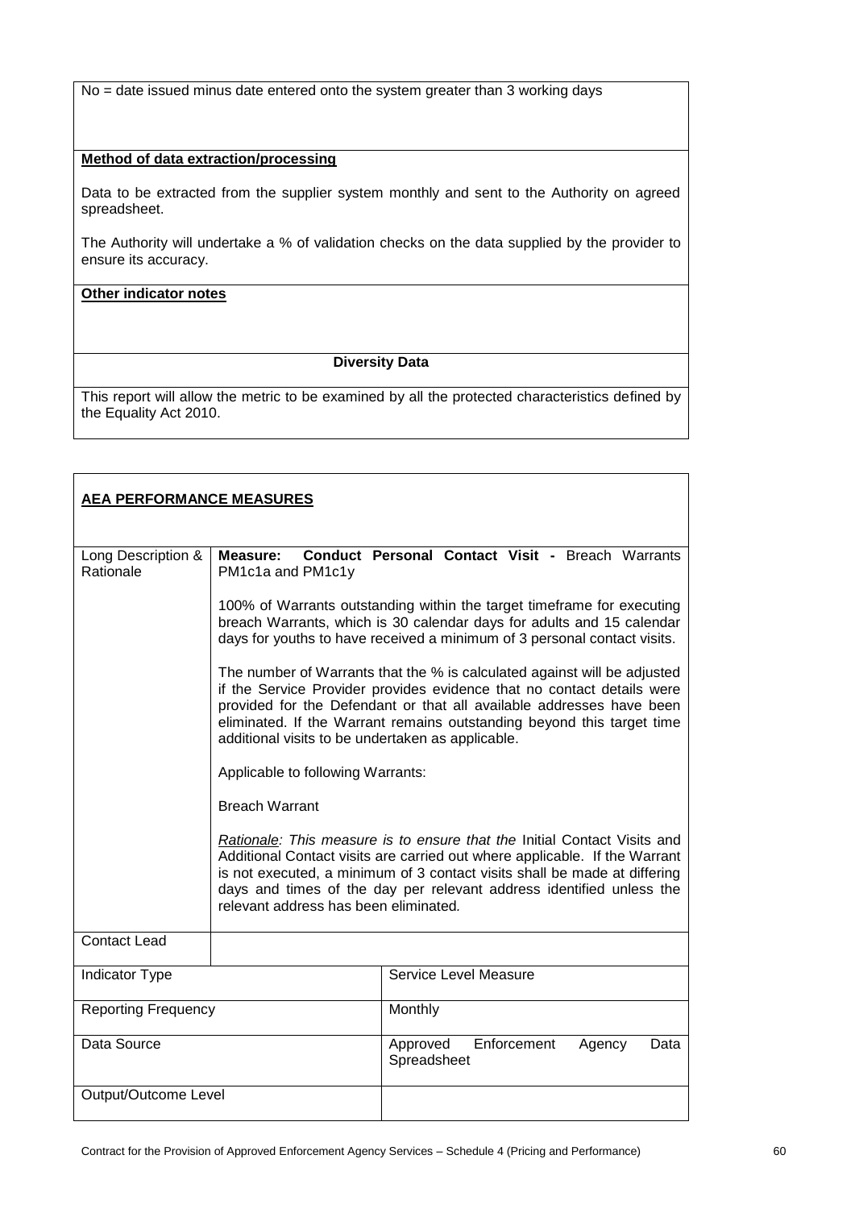No = date issued minus date entered onto the system greater than 3 working days

**Method of data extraction/processing**

Data to be extracted from the supplier system monthly and sent to the Authority on agreed spreadsheet.

The Authority will undertake a % of validation checks on the data supplied by the provider to ensure its accuracy.

**Other indicator notes**

**Diversity Data**

This report will allow the metric to be examined by all the protected characteristics defined by the Equality Act 2010.

**AEA PERFORMANCE MEASURES**

| | |
|---|---|
| Long Description & Rationale | **Measure: Conduct Personal Contact Visit -** Breach Warrants PM1c1a and PM1c1y<br><br>100% of Warrants outstanding within the target timeframe for executing breach Warrants, which is 30 calendar days for adults and 15 calendar days for youths to have received a minimum of 3 personal contact visits.<br><br>The number of Warrants that the % is calculated against will be adjusted if the Service Provider provides evidence that no contact details were provided for the Defendant or that all available addresses have been eliminated. If the Warrant remains outstanding beyond this target time additional visits to be undertaken as applicable.<br><br>Applicable to following Warrants:<br><br>Breach Warrant<br><br>*<u>Rationale</u>: This measure is to ensure that the* Initial Contact Visits and Additional Contact visits are carried out where applicable. If the Warrant is not executed, a minimum of 3 contact visits shall be made at differing days and times of the day per relevant address identified unless the relevant address has been eliminated. |
| Contact Lead | |

| | |
|---|---|
| Indicator Type | Service Level Measure |
| Reporting Frequency | Monthly |
| Data Source | Approved Enforcement Agency Data Spreadsheet |
| Output/Outcome Level | |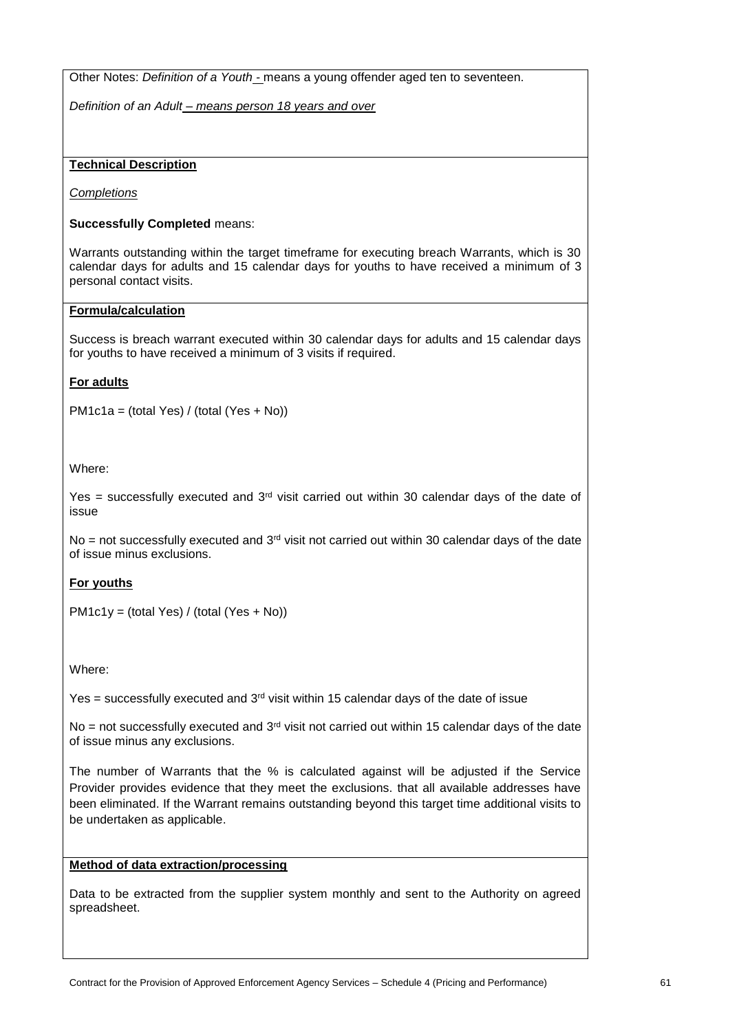Other Notes: *Definition of a Youth* - means a young offender aged ten to seventeen.

*Definition of an Adult – means person 18 years and over*

**Technical Description**

*Completions*

**Successfully Completed** means:

Warrants outstanding within the target timeframe for executing breach Warrants, which is 30 calendar days for adults and 15 calendar days for youths to have received a minimum of 3 personal contact visits.

**Formula/calculation**

Success is breach warrant executed within 30 calendar days for adults and 15 calendar days for youths to have received a minimum of 3 visits if required.

**For adults**

PM1c1a = (total Yes) / (total (Yes + No))

Where:

Yes = successfully executed and 3rd visit carried out within 30 calendar days of the date of issue

No = not successfully executed and 3rd visit not carried out within 30 calendar days of the date of issue minus exclusions.

**For youths**

PM1c1y = (total Yes) / (total (Yes + No))

Where:

Yes = successfully executed and 3rd visit within 15 calendar days of the date of issue

No = not successfully executed and 3rd visit not carried out within 15 calendar days of the date of issue minus any exclusions.

The number of Warrants that the % is calculated against will be adjusted if the Service Provider provides evidence that they meet the exclusions. that all available addresses have been eliminated. If the Warrant remains outstanding beyond this target time additional visits to be undertaken as applicable.

**Method of data extraction/processing**

Data to be extracted from the supplier system monthly and sent to the Authority on agreed spreadsheet.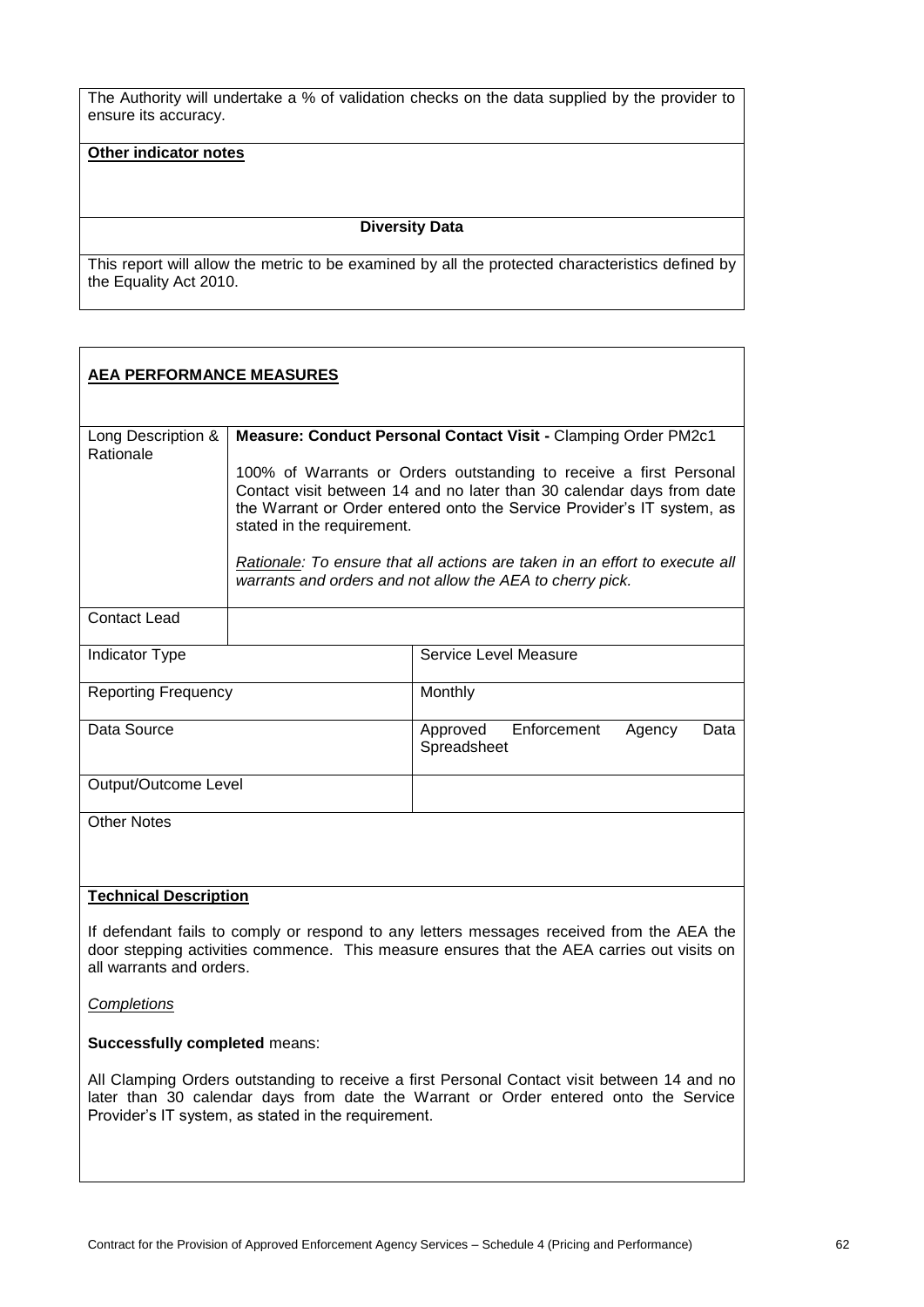The Authority will undertake a % of validation checks on the data supplied by the provider to ensure its accuracy.

**Other indicator notes**

**Diversity Data**

This report will allow the metric to be examined by all the protected characteristics defined by the Equality Act 2010.

**AEA PERFORMANCE MEASURES**

| | |
|---|---|
| Long Description & Rationale | **Measure: Conduct Personal Contact Visit -** Clamping Order PM2c1<br><br>100% of Warrants or Orders outstanding to receive a first Personal Contact visit between 14 and no later than 30 calendar days from date the Warrant or Order entered onto the Service Provider's IT system, as stated in the requirement.<br><br>*Rationale: To ensure that all actions are taken in an effort to execute all warrants and orders and not allow the AEA to cherry pick.* |
| Contact Lead | |

| | |
|---|---|
| Indicator Type | Service Level Measure |
| Reporting Frequency | Monthly |
| Data Source | Approved Enforcement Agency Data Spreadsheet |
| Output/Outcome Level | |

Other Notes

**Technical Description**

If defendant fails to comply or respond to any letters messages received from the AEA the door stepping activities commence. This measure ensures that the AEA carries out visits on all warrants and orders.

*Completions*

**Successfully completed** means:

All Clamping Orders outstanding to receive a first Personal Contact visit between 14 and no later than 30 calendar days from date the Warrant or Order entered onto the Service Provider's IT system, as stated in the requirement.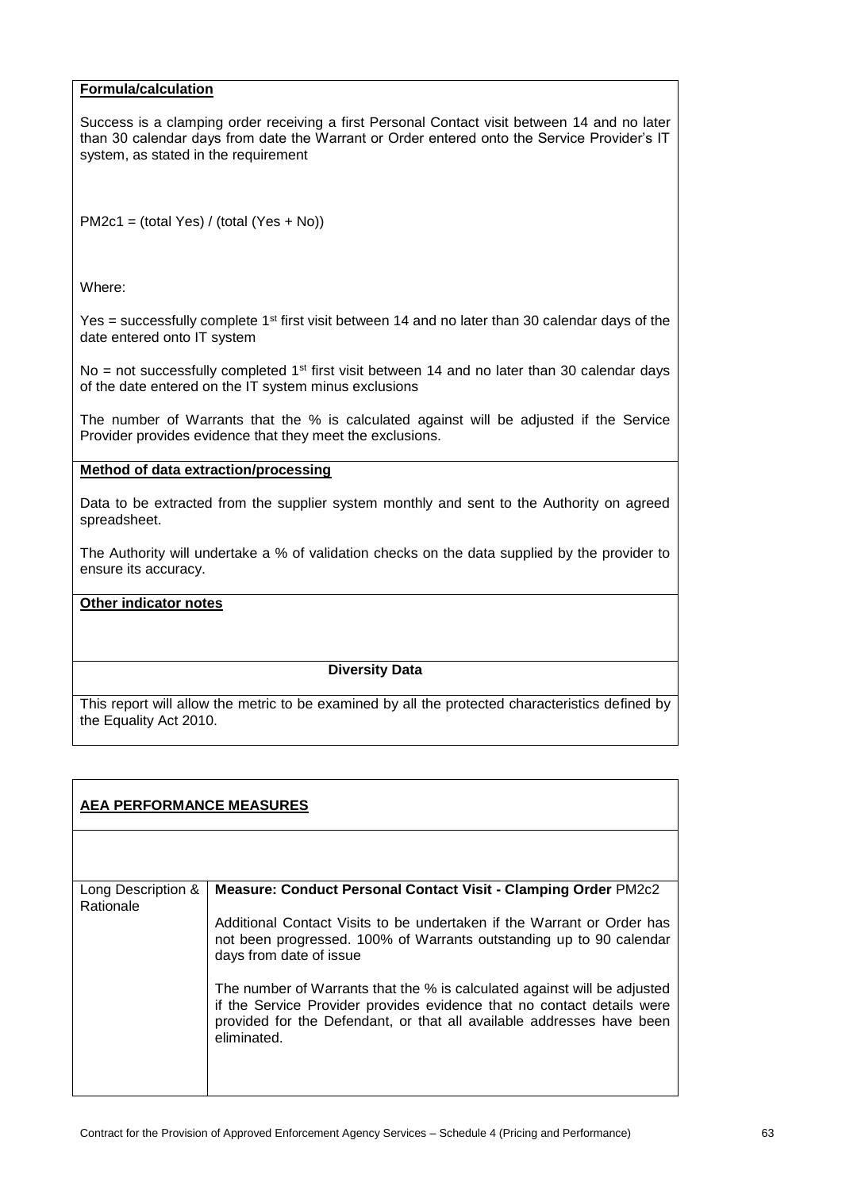**Formula/calculation**

Success is a clamping order receiving a first Personal Contact visit between 14 and no later than 30 calendar days from date the Warrant or Order entered onto the Service Provider's IT system, as stated in the requirement

PM2c1 = (total Yes) / (total (Yes + No))

Where:

Yes = successfully complete 1st first visit between 14 and no later than 30 calendar days of the date entered onto IT system

No = not successfully completed 1st first visit between 14 and no later than 30 calendar days of the date entered on the IT system minus exclusions

The number of Warrants that the % is calculated against will be adjusted if the Service Provider provides evidence that they meet the exclusions.

**Method of data extraction/processing**

Data to be extracted from the supplier system monthly and sent to the Authority on agreed spreadsheet.

The Authority will undertake a % of validation checks on the data supplied by the provider to ensure its accuracy.

**Other indicator notes**

**Diversity Data**

This report will allow the metric to be examined by all the protected characteristics defined by the Equality Act 2010.

**AEA PERFORMANCE MEASURES**

| Long Description & Rationale | **Measure: Conduct Personal Contact Visit - Clamping Order** PM2c2<br><br>Additional Contact Visits to be undertaken if the Warrant or Order has not been progressed. 100% of Warrants outstanding up to 90 calendar days from date of issue<br><br>The number of Warrants that the % is calculated against will be adjusted if the Service Provider provides evidence that no contact details were provided for the Defendant, or that all available addresses have been eliminated. |
|---|---|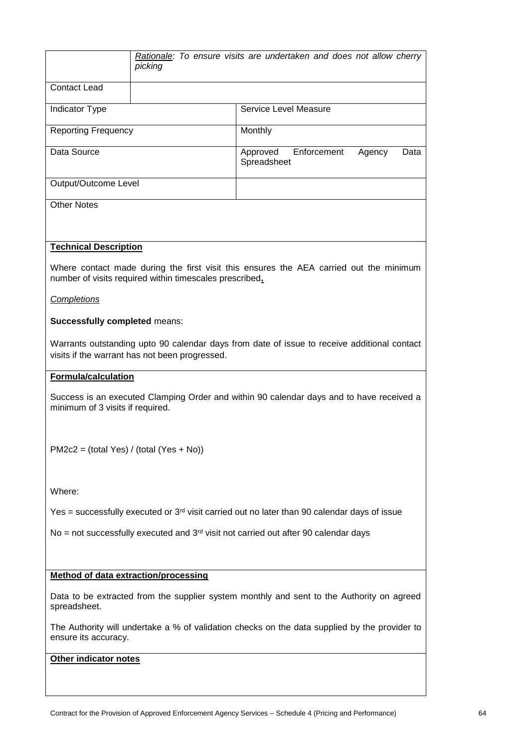| | | |
|---|---|---|
| | *Rationale: To ensure visits are undertaken and does not allow cherry picking* | |
| Contact Lead | | |
| Indicator Type | | Service Level Measure |
| Reporting Frequency | | Monthly |
| Data Source | | Approved Enforcement Agency Data Spreadsheet |
| Output/Outcome Level | | |
| Other Notes | | |

**Technical Description**

Where contact made during the first visit this ensures the AEA carried out the minimum number of visits required within timescales prescribed**.**

*Completions*

**Successfully completed** means:

Warrants outstanding upto 90 calendar days from date of issue to receive additional contact visits if the warrant has not been progressed.

**Formula/calculation**

Success is an executed Clamping Order and within 90 calendar days and to have received a minimum of 3 visits if required.

PM2c2 = (total Yes) / (total (Yes + No))

Where:

Yes = successfully executed or 3rd visit carried out no later than 90 calendar days of issue

No = not successfully executed and 3rd visit not carried out after 90 calendar days

**Method of data extraction/processing**

Data to be extracted from the supplier system monthly and sent to the Authority on agreed spreadsheet.

The Authority will undertake a % of validation checks on the data supplied by the provider to ensure its accuracy.

**Other indicator notes**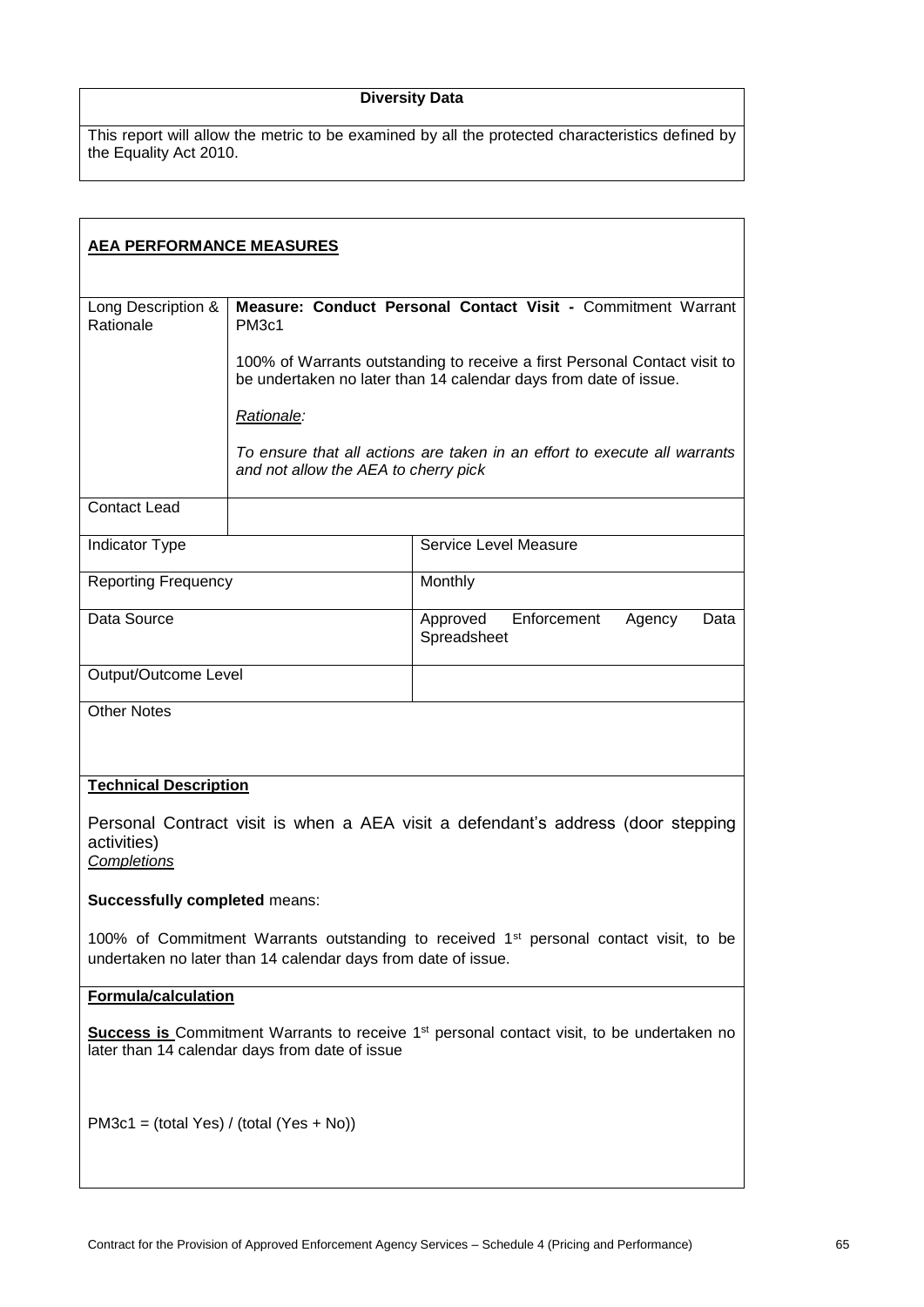| **Diversity Data** |
|---|
| This report will allow the metric to be examined by all the protected characteristics defined by the Equality Act 2010. |

**AEA PERFORMANCE MEASURES**

| Long Description & Rationale | **Measure: Conduct Personal Contact Visit -** Commitment Warrant PM3c1<br><br>100% of Warrants outstanding to receive a first Personal Contact visit to be undertaken no later than 14 calendar days from date of issue.<br><br>*Rationale:*<br><br>*To ensure that all actions are taken in an effort to execute all warrants and not allow the AEA to cherry pick* |
|---|---|
| Contact Lead | |

| Indicator Type | Service Level Measure |
|---|---|
| Reporting Frequency | Monthly |
| Data Source | Approved Enforcement Agency Data Spreadsheet |
| Output/Outcome Level | |

Other Notes

**Technical Description**

Personal Contract visit is when a AEA visit a defendant's address (door stepping activities)

*Completions*

**Successfully completed** means:

100% of Commitment Warrants outstanding to received 1st personal contact visit, to be undertaken no later than 14 calendar days from date of issue.

**Formula/calculation**

**Success is** Commitment Warrants to receive 1st personal contact visit, to be undertaken no later than 14 calendar days from date of issue

PM3c1 = (total Yes) / (total (Yes + No))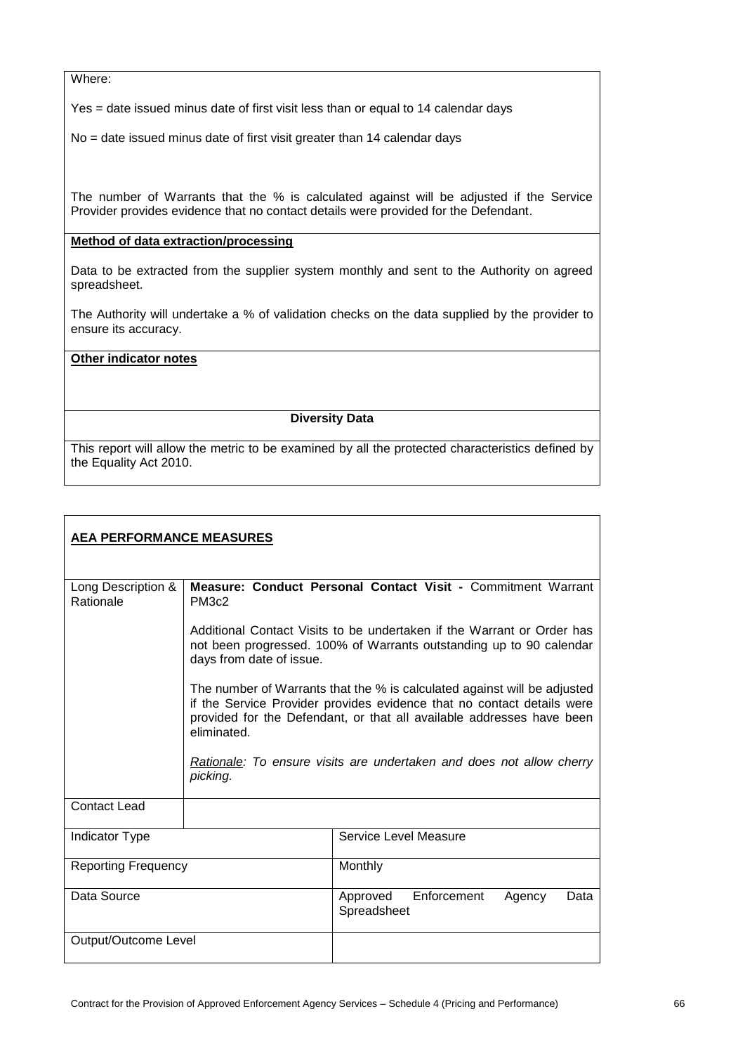Where:

Yes = date issued minus date of first visit less than or equal to 14 calendar days

No = date issued minus date of first visit greater than 14 calendar days

The number of Warrants that the % is calculated against will be adjusted if the Service Provider provides evidence that no contact details were provided for the Defendant.

**Method of data extraction/processing**

Data to be extracted from the supplier system monthly and sent to the Authority on agreed spreadsheet.

The Authority will undertake a % of validation checks on the data supplied by the provider to ensure its accuracy.

**Other indicator notes**

**Diversity Data**

This report will allow the metric to be examined by all the protected characteristics defined by the Equality Act 2010.

**AEA PERFORMANCE MEASURES**

| Long Description & Rationale | **Measure: Conduct Personal Contact Visit -** Commitment Warrant PM3c2<br><br>Additional Contact Visits to be undertaken if the Warrant or Order has not been progressed. 100% of Warrants outstanding up to 90 calendar days from date of issue.<br><br>The number of Warrants that the % is calculated against will be adjusted if the Service Provider provides evidence that no contact details were provided for the Defendant, or that all available addresses have been eliminated.<br><br>*Rationale: To ensure visits are undertaken and does not allow cherry picking.* |
|---|---|
| Contact Lead | |
| Indicator Type | Service Level Measure |
| Reporting Frequency | Monthly |
| Data Source | Approved Enforcement Agency Data Spreadsheet |
| Output/Outcome Level | |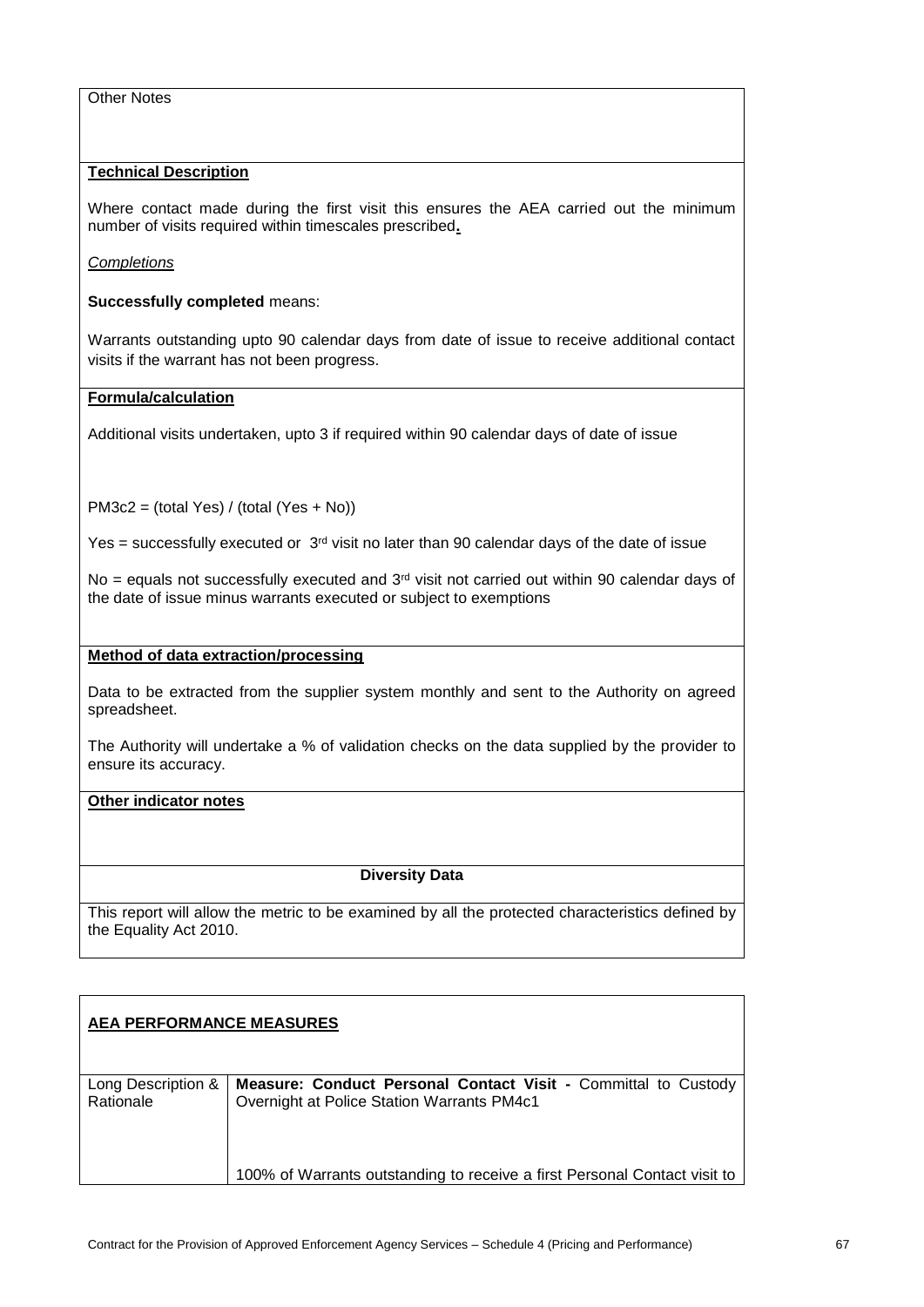Other Notes

**Technical Description**

Where contact made during the first visit this ensures the AEA carried out the minimum number of visits required within timescales prescribed**.**

*Completions*

**Successfully completed** means:

Warrants outstanding upto 90 calendar days from date of issue to receive additional contact visits if the warrant has not been progress.

**Formula/calculation**

Additional visits undertaken, upto 3 if required within 90 calendar days of date of issue

PM3c2 = (total Yes) / (total (Yes + No))

Yes = successfully executed or 3rd visit no later than 90 calendar days of the date of issue

No = equals not successfully executed and 3rd visit not carried out within 90 calendar days of the date of issue minus warrants executed or subject to exemptions

**Method of data extraction/processing**

Data to be extracted from the supplier system monthly and sent to the Authority on agreed spreadsheet.

The Authority will undertake a % of validation checks on the data supplied by the provider to ensure its accuracy.

**Other indicator notes**

**Diversity Data**

This report will allow the metric to be examined by all the protected characteristics defined by the Equality Act 2010.

**AEA PERFORMANCE MEASURES**

| Long Description & Rationale | **Measure: Conduct Personal Contact Visit -** Committal to Custody Overnight at Police Station Warrants PM4c1<br><br>100% of Warrants outstanding to receive a first Personal Contact visit to |
|---|---|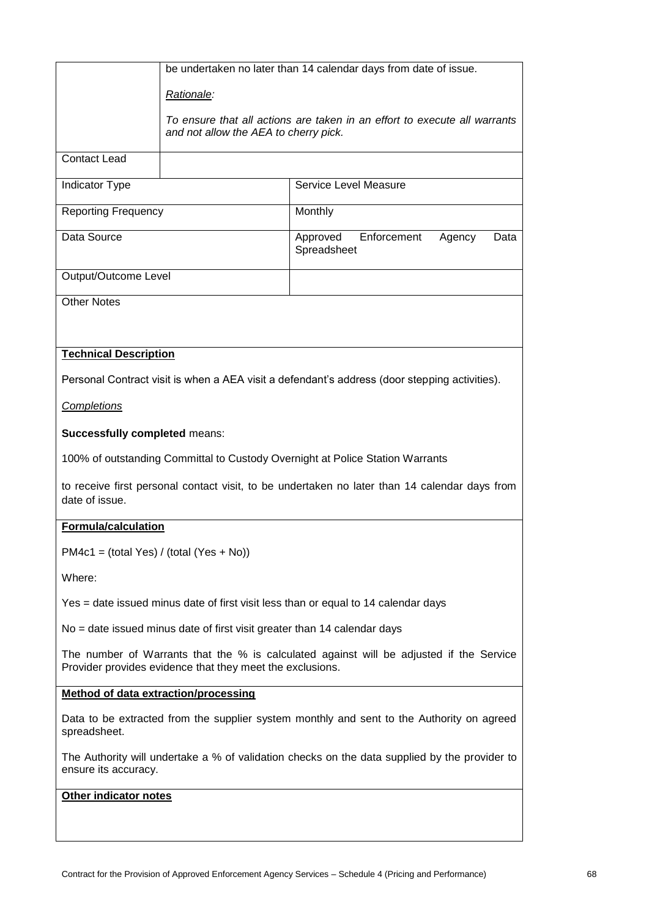| | |
|---|---|
| | be undertaken no later than 14 calendar days from date of issue.<br><br>*Rationale:*<br><br>*To ensure that all actions are taken in an effort to execute all warrants and not allow the AEA to cherry pick.* |
| Contact Lead | |

| | |
|---|---|
| Indicator Type | Service Level Measure |
| Reporting Frequency | Monthly |
| Data Source | Approved Enforcement Agency Data Spreadsheet |
| Output/Outcome Level | |

Other Notes

**Technical Description**

Personal Contract visit is when a AEA visit a defendant's address (door stepping activities).

*Completions*

**Successfully completed** means:

100% of outstanding Committal to Custody Overnight at Police Station Warrants

to receive first personal contact visit, to be undertaken no later than 14 calendar days from date of issue.

**Formula/calculation**

PM4c1 = (total Yes) / (total (Yes + No))

Where:

Yes = date issued minus date of first visit less than or equal to 14 calendar days

No = date issued minus date of first visit greater than 14 calendar days

The number of Warrants that the % is calculated against will be adjusted if the Service Provider provides evidence that they meet the exclusions.

**Method of data extraction/processing**

Data to be extracted from the supplier system monthly and sent to the Authority on agreed spreadsheet.

The Authority will undertake a % of validation checks on the data supplied by the provider to ensure its accuracy.

**Other indicator notes**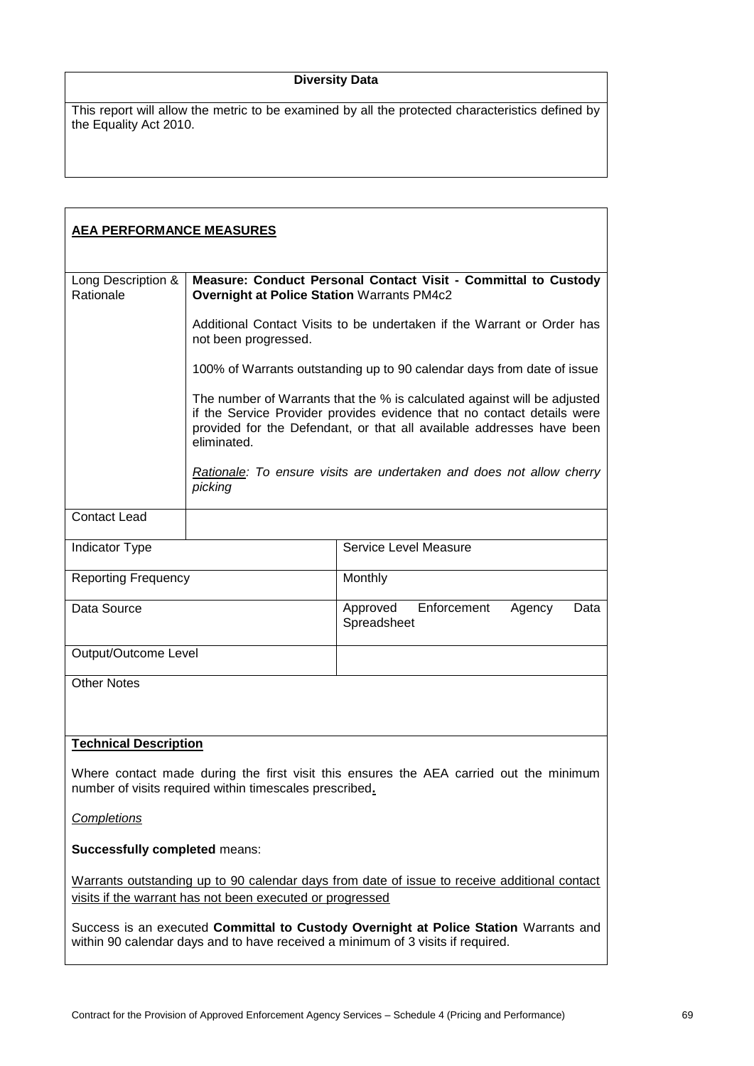| Diversity Data |
|---|
| This report will allow the metric to be examined by all the protected characteristics defined by the Equality Act 2010. |

**AEA PERFORMANCE MEASURES**

| | |
|---|---|
| Long Description & Rationale | **Measure: Conduct Personal Contact Visit - Committal to Custody Overnight at Police Station** Warrants PM4c2<br><br>Additional Contact Visits to be undertaken if the Warrant or Order has not been progressed.<br><br>100% of Warrants outstanding up to 90 calendar days from date of issue<br><br>The number of Warrants that the % is calculated against will be adjusted if the Service Provider provides evidence that no contact details were provided for the Defendant, or that all available addresses have been eliminated.<br><br>*Rationale: To ensure visits are undertaken and does not allow cherry picking* |
| Contact Lead | |

| | |
|---|---|
| Indicator Type | Service Level Measure |
| Reporting Frequency | Monthly |
| Data Source | Approved Enforcement Agency Data Spreadsheet |
| Output/Outcome Level | |

Other Notes

**Technical Description**

Where contact made during the first visit this ensures the AEA carried out the minimum number of visits required within timescales prescribed**.**

*Completions*

**Successfully completed** means:

Warrants outstanding up to 90 calendar days from date of issue to receive additional contact visits if the warrant has not been executed or progressed

Success is an executed **Committal to Custody Overnight at Police Station** Warrants and within 90 calendar days and to have received a minimum of 3 visits if required.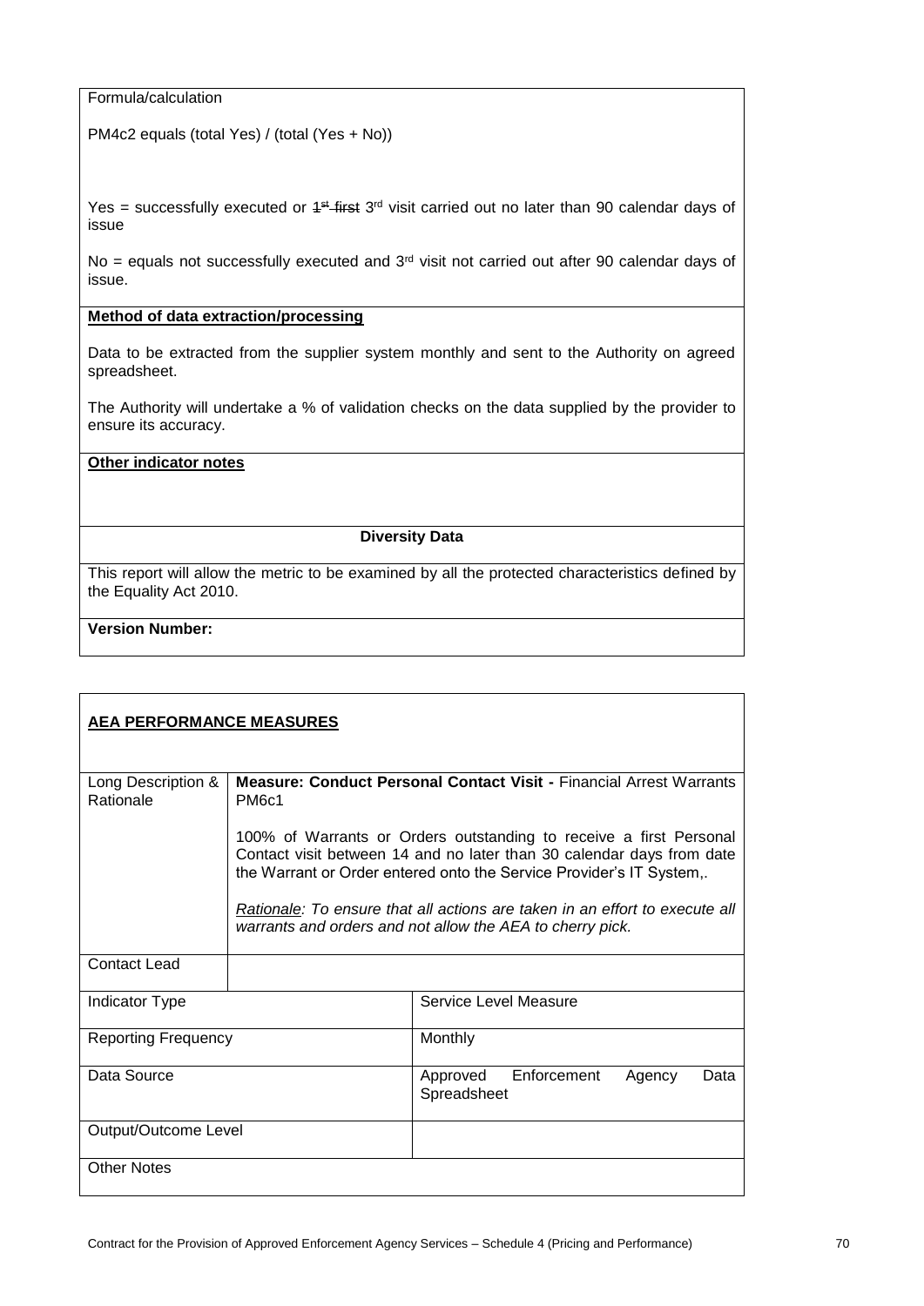Formula/calculation

PM4c2 equals (total Yes) / (total (Yes + No))

Yes = successfully executed or ~~1st first~~ 3rd visit carried out no later than 90 calendar days of issue

No = equals not successfully executed and 3rd visit not carried out after 90 calendar days of issue.

**Method of data extraction/processing**

Data to be extracted from the supplier system monthly and sent to the Authority on agreed spreadsheet.

The Authority will undertake a % of validation checks on the data supplied by the provider to ensure its accuracy.

**Other indicator notes**

**Diversity Data**

This report will allow the metric to be examined by all the protected characteristics defined by the Equality Act 2010.

**Version Number:**

**AEA PERFORMANCE MEASURES**

| Long Description & Rationale | **Measure: Conduct Personal Contact Visit -** Financial Arrest Warrants PM6c1<br><br>100% of Warrants or Orders outstanding to receive a first Personal Contact visit between 14 and no later than 30 calendar days from date the Warrant or Order entered onto the Service Provider's IT System,.<br><br>*Rationale: To ensure that all actions are taken in an effort to execute all warrants and orders and not allow the AEA to cherry pick.* |
|---|---|
| Contact Lead | |
| Indicator Type | Service Level Measure |
| Reporting Frequency | Monthly |
| Data Source | Approved Enforcement Agency Data Spreadsheet |
| Output/Outcome Level | |
| Other Notes | |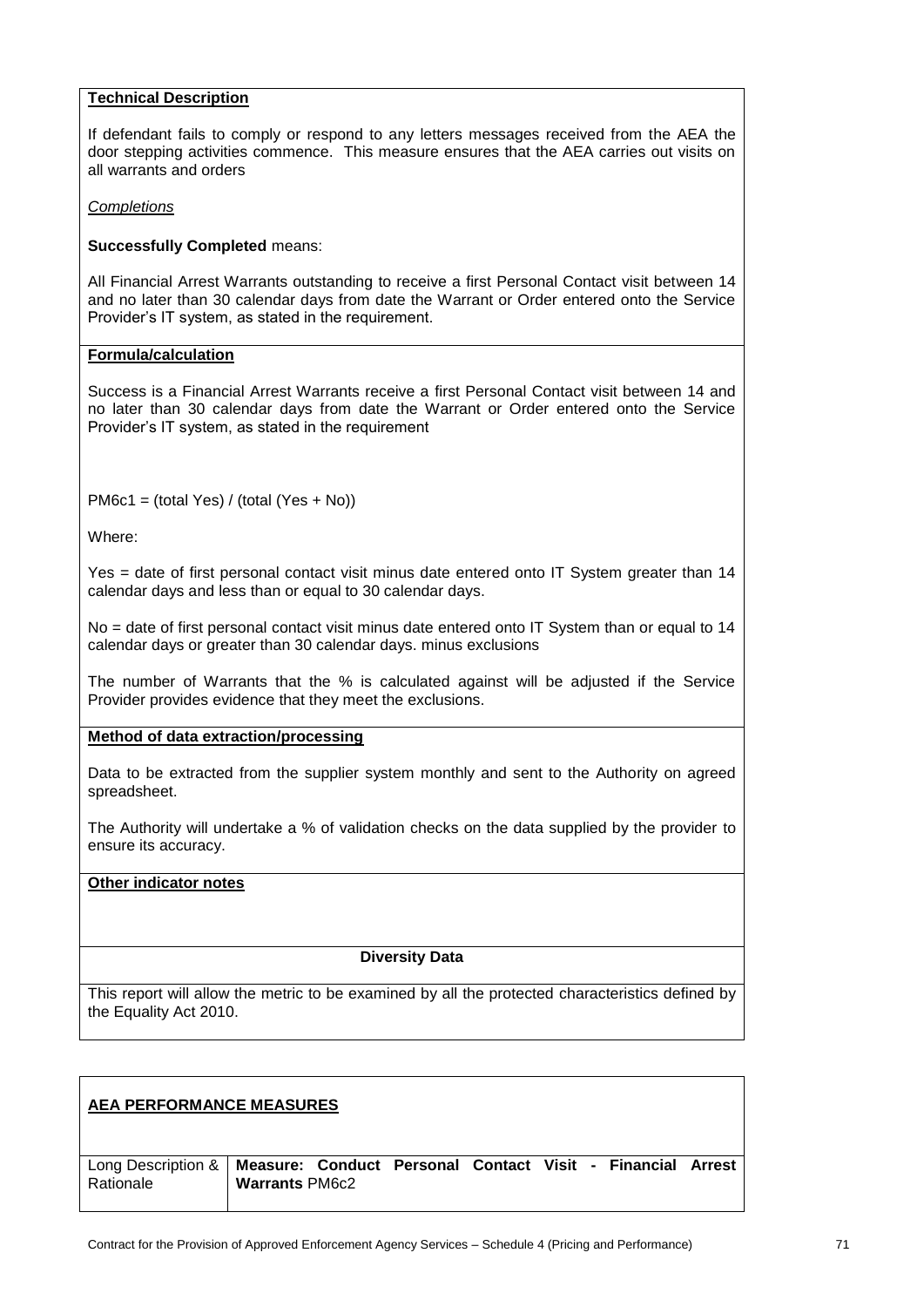**Technical Description**

If defendant fails to comply or respond to any letters messages received from the AEA the door stepping activities commence. This measure ensures that the AEA carries out visits on all warrants and orders

*Completions*

**Successfully Completed** means:

All Financial Arrest Warrants outstanding to receive a first Personal Contact visit between 14 and no later than 30 calendar days from date the Warrant or Order entered onto the Service Provider's IT system, as stated in the requirement.

**Formula/calculation**

Success is a Financial Arrest Warrants receive a first Personal Contact visit between 14 and no later than 30 calendar days from date the Warrant or Order entered onto the Service Provider's IT system, as stated in the requirement

PM6c1 = (total Yes) / (total (Yes + No))

Where:

Yes = date of first personal contact visit minus date entered onto IT System greater than 14 calendar days and less than or equal to 30 calendar days.

No = date of first personal contact visit minus date entered onto IT System than or equal to 14 calendar days or greater than 30 calendar days. minus exclusions

The number of Warrants that the % is calculated against will be adjusted if the Service Provider provides evidence that they meet the exclusions.

**Method of data extraction/processing**

Data to be extracted from the supplier system monthly and sent to the Authority on agreed spreadsheet.

The Authority will undertake a % of validation checks on the data supplied by the provider to ensure its accuracy.

**Other indicator notes**

**Diversity Data**

This report will allow the metric to be examined by all the protected characteristics defined by the Equality Act 2010.

**AEA PERFORMANCE MEASURES**

| Long Description & Rationale | **Measure: Conduct Personal Contact Visit - Financial Arrest Warrants** PM6c2 |
|---|---|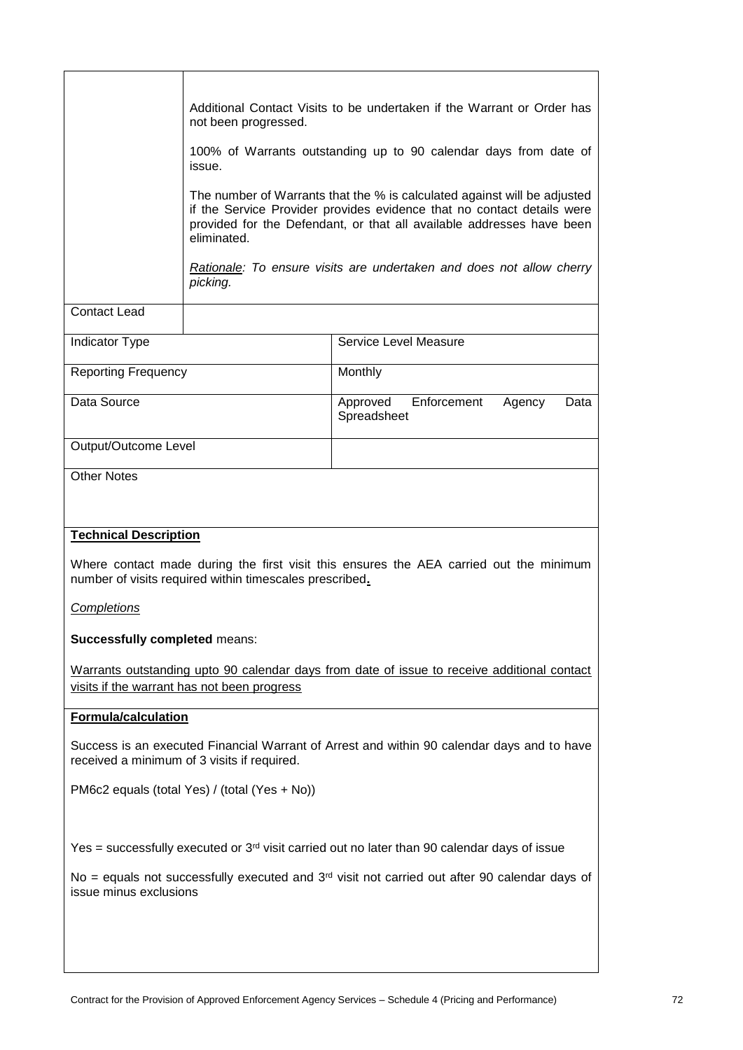| | |
|---|---|
| | Additional Contact Visits to be undertaken if the Warrant or Order has not been progressed.<br><br>100% of Warrants outstanding up to 90 calendar days from date of issue.<br><br>The number of Warrants that the % is calculated against will be adjusted if the Service Provider provides evidence that no contact details were provided for the Defendant, or that all available addresses have been eliminated.<br><br>*<u>Rationale</u>: To ensure visits are undertaken and does not allow cherry picking.* |
| Contact Lead | |

| | |
|---|---|
| Indicator Type | Service Level Measure |
| Reporting Frequency | Monthly |
| Data Source | Approved Enforcement Agency Data Spreadsheet |
| Output/Outcome Level | |

Other Notes

**<u>Technical Description</u>**

Where contact made during the first visit this ensures the AEA carried out the minimum number of visits required within timescales prescribed**.**

*<u>Completions</u>*

**Successfully completed** means:

<u>Warrants outstanding upto 90 calendar days from date of issue to receive additional contact visits if the warrant has not been progress</u>

**<u>Formula/calculation</u>**

Success is an executed Financial Warrant of Arrest and within 90 calendar days and to have received a minimum of 3 visits if required.

PM6c2 equals (total Yes) / (total (Yes + No))

Yes = successfully executed or 3rd visit carried out no later than 90 calendar days of issue

No = equals not successfully executed and 3rd visit not carried out after 90 calendar days of issue minus exclusions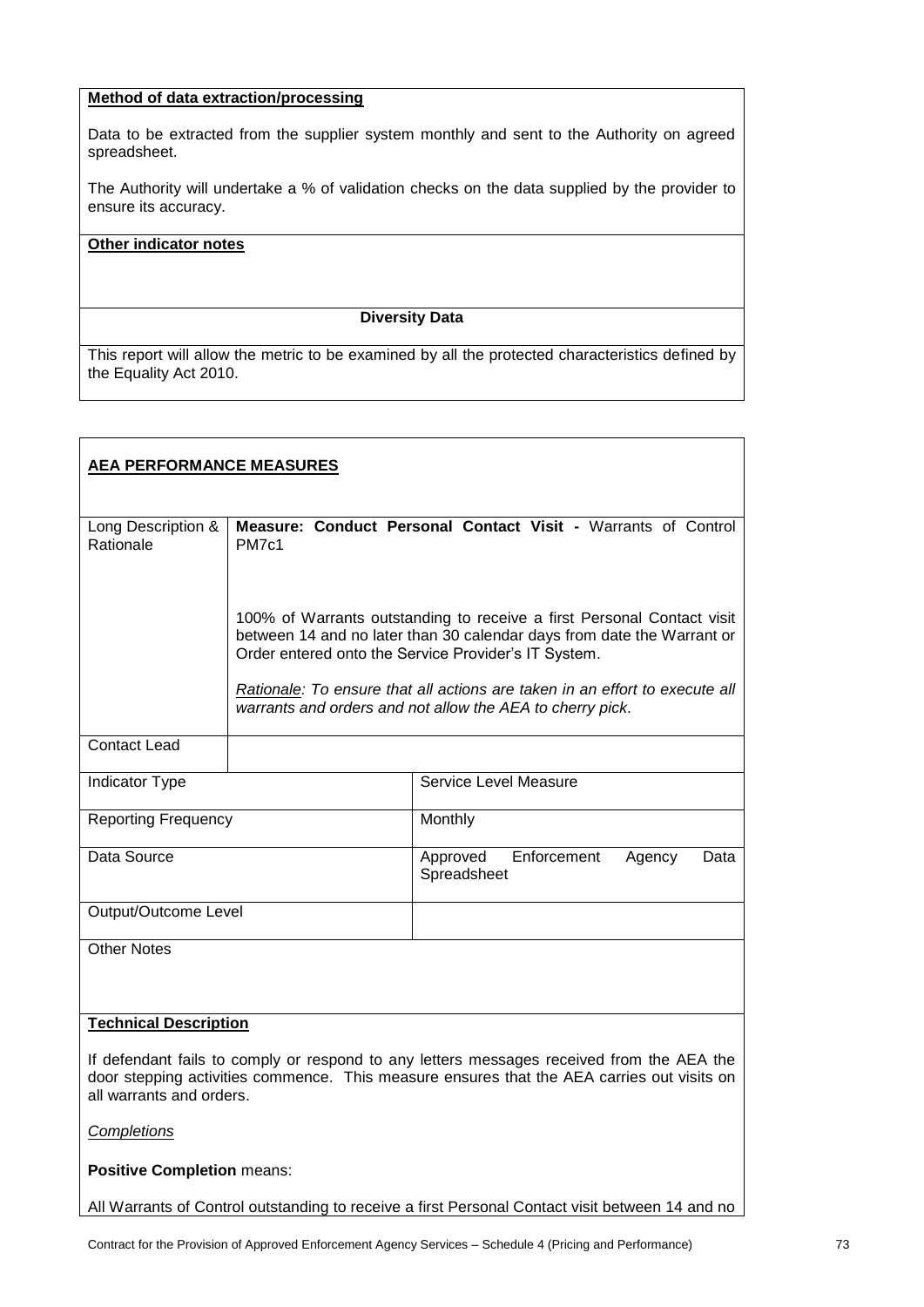**Method of data extraction/processing**

Data to be extracted from the supplier system monthly and sent to the Authority on agreed spreadsheet.

The Authority will undertake a % of validation checks on the data supplied by the provider to ensure its accuracy.

**Other indicator notes**

**Diversity Data**

This report will allow the metric to be examined by all the protected characteristics defined by the Equality Act 2010.

**AEA PERFORMANCE MEASURES**

| Long Description & Rationale | **Measure: Conduct Personal Contact Visit -** Warrants of Control PM7c1<br><br>100% of Warrants outstanding to receive a first Personal Contact visit between 14 and no later than 30 calendar days from date the Warrant or Order entered onto the Service Provider's IT System.<br><br>*Rationale: To ensure that all actions are taken in an effort to execute all warrants and orders and not allow the AEA to cherry pick.* |
|---|---|
| Contact Lead | |
| Indicator Type | Service Level Measure |
| Reporting Frequency | Monthly |
| Data Source | Approved Enforcement Agency Data Spreadsheet |
| Output/Outcome Level | |
| Other Notes | |

**Technical Description**

If defendant fails to comply or respond to any letters messages received from the AEA the door stepping activities commence. This measure ensures that the AEA carries out visits on all warrants and orders.

*Completions*

**Positive Completion** means:

All Warrants of Control outstanding to receive a first Personal Contact visit between 14 and no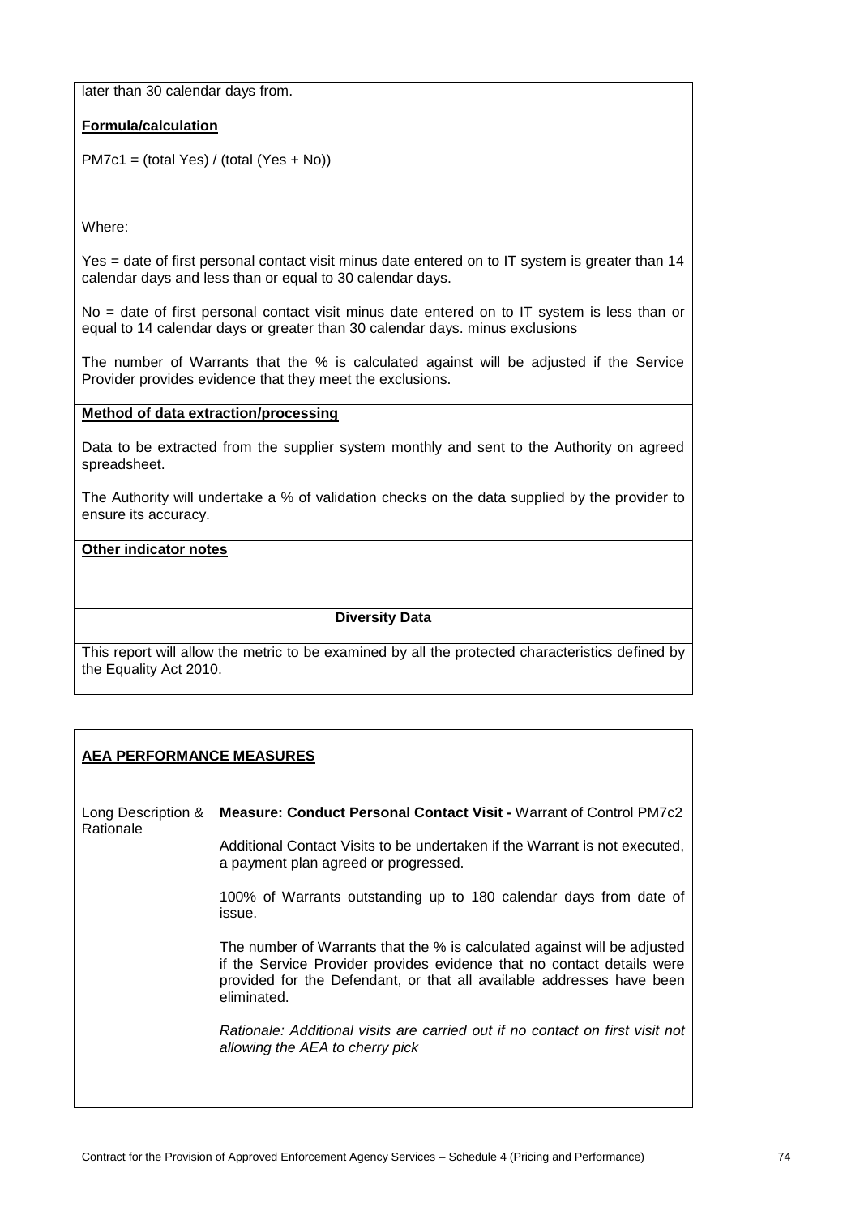later than 30 calendar days from.

**Formula/calculation**

PM7c1 = (total Yes) / (total (Yes + No))

Where:

Yes = date of first personal contact visit minus date entered on to IT system is greater than 14 calendar days and less than or equal to 30 calendar days.

No = date of first personal contact visit minus date entered on to IT system is less than or equal to 14 calendar days or greater than 30 calendar days. minus exclusions

The number of Warrants that the % is calculated against will be adjusted if the Service Provider provides evidence that they meet the exclusions.

**Method of data extraction/processing**

Data to be extracted from the supplier system monthly and sent to the Authority on agreed spreadsheet.

The Authority will undertake a % of validation checks on the data supplied by the provider to ensure its accuracy.

**Other indicator notes**

**Diversity Data**

This report will allow the metric to be examined by all the protected characteristics defined by the Equality Act 2010.

**AEA PERFORMANCE MEASURES**

| Long Description & Rationale | **Measure: Conduct Personal Contact Visit -** Warrant of Control PM7c2<br><br>Additional Contact Visits to be undertaken if the Warrant is not executed, a payment plan agreed or progressed.<br><br>100% of Warrants outstanding up to 180 calendar days from date of issue.<br><br>The number of Warrants that the % is calculated against will be adjusted if the Service Provider provides evidence that no contact details were provided for the Defendant, or that all available addresses have been eliminated.<br><br>*Rationale: Additional visits are carried out if no contact on first visit not allowing the AEA to cherry pick* |
|---|---|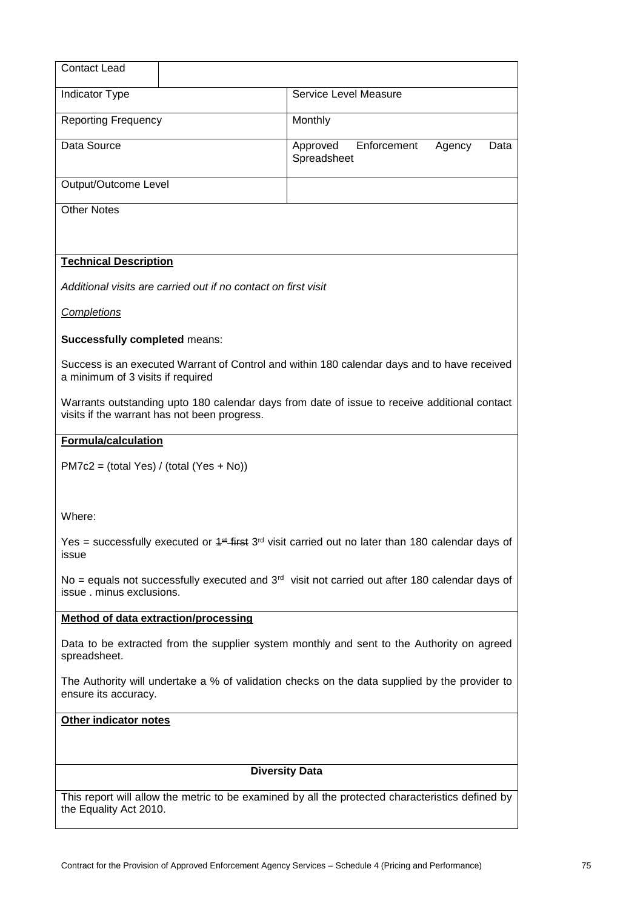| Contact Lead | | |
|---|---|---|
| Indicator Type | | Service Level Measure |
| Reporting Frequency | | Monthly |
| Data Source | | Approved Enforcement Agency Data Spreadsheet |
| Output/Outcome Level | | |

**Other Notes**

**Technical Description**

*Additional visits are carried out if no contact on first visit*

*Completions*

**Successfully completed** means:

Success is an executed Warrant of Control and within 180 calendar days and to have received a minimum of 3 visits if required

Warrants outstanding upto 180 calendar days from date of issue to receive additional contact visits if the warrant has not been progress.

**Formula/calculation**

PM7c2 = (total Yes) / (total (Yes + No))

Where:

Yes = successfully executed or ~~1st first~~ 3rd visit carried out no later than 180 calendar days of issue

No = equals not successfully executed and 3rd visit not carried out after 180 calendar days of issue . minus exclusions.

**Method of data extraction/processing**

Data to be extracted from the supplier system monthly and sent to the Authority on agreed spreadsheet.

The Authority will undertake a % of validation checks on the data supplied by the provider to ensure its accuracy.

**Other indicator notes**

**Diversity Data**

This report will allow the metric to be examined by all the protected characteristics defined by the Equality Act 2010.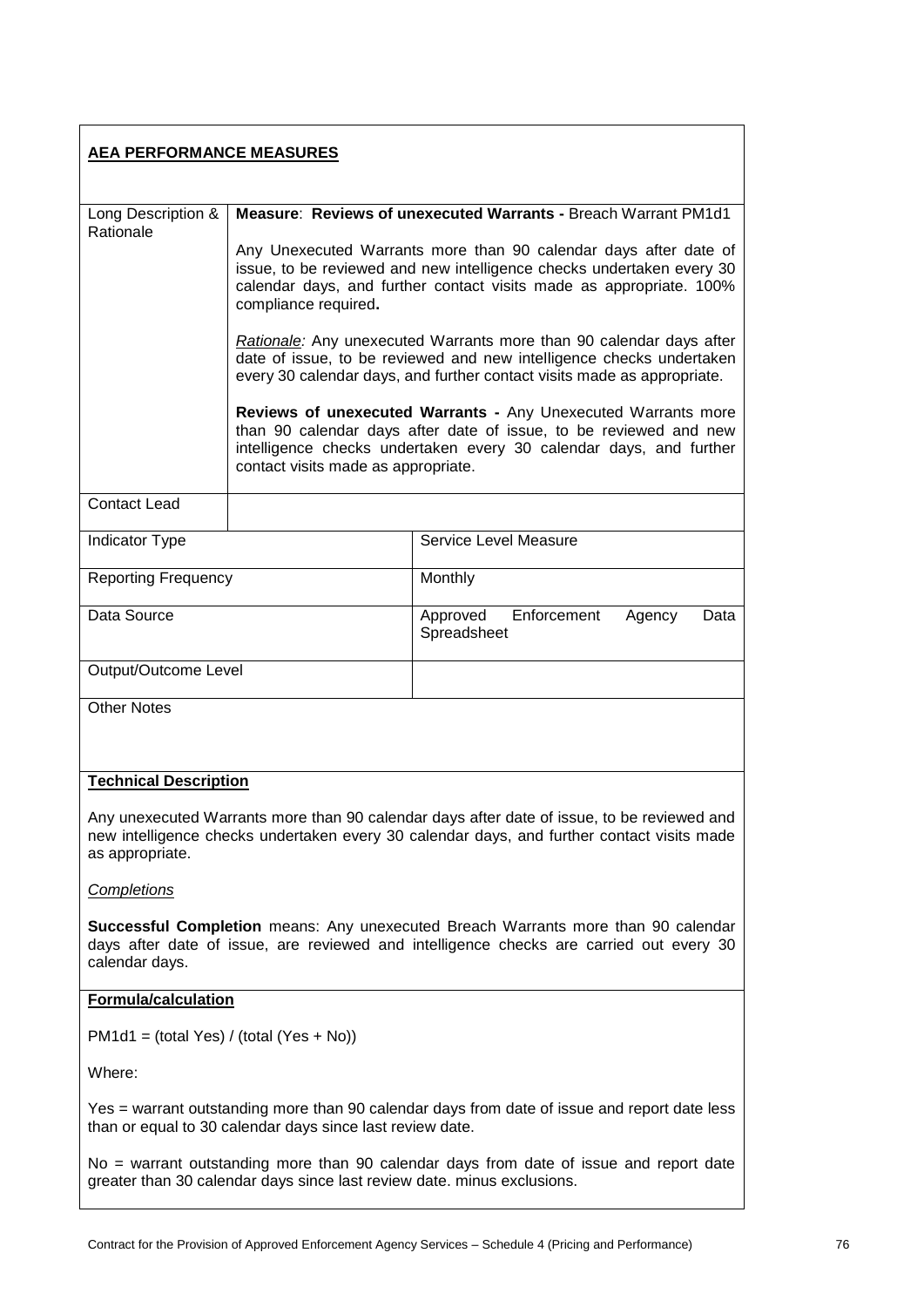**AEA PERFORMANCE MEASURES**

| | |
|---|---|
| Long Description & Rationale | **Measure**: **Reviews of unexecuted Warrants -** Breach Warrant PM1d1<br><br>Any Unexecuted Warrants more than 90 calendar days after date of issue, to be reviewed and new intelligence checks undertaken every 30 calendar days, and further contact visits made as appropriate. 100% compliance required**.**<br><br>*Rationale:* Any unexecuted Warrants more than 90 calendar days after date of issue, to be reviewed and new intelligence checks undertaken every 30 calendar days, and further contact visits made as appropriate.<br><br>**Reviews of unexecuted Warrants -** Any Unexecuted Warrants more than 90 calendar days after date of issue, to be reviewed and new intelligence checks undertaken every 30 calendar days, and further contact visits made as appropriate. |
| Contact Lead | |

| | |
|---|---|
| Indicator Type | Service Level Measure |
| Reporting Frequency | Monthly |
| Data Source | Approved Enforcement Agency Data Spreadsheet |
| Output/Outcome Level | |

Other Notes

**Technical Description**

Any unexecuted Warrants more than 90 calendar days after date of issue, to be reviewed and new intelligence checks undertaken every 30 calendar days, and further contact visits made as appropriate.

*Completions*

**Successful Completion** means: Any unexecuted Breach Warrants more than 90 calendar days after date of issue, are reviewed and intelligence checks are carried out every 30 calendar days.

**Formula/calculation**

PM1d1 = (total Yes) / (total (Yes + No))

Where:

Yes = warrant outstanding more than 90 calendar days from date of issue and report date less than or equal to 30 calendar days since last review date.

No = warrant outstanding more than 90 calendar days from date of issue and report date greater than 30 calendar days since last review date. minus exclusions.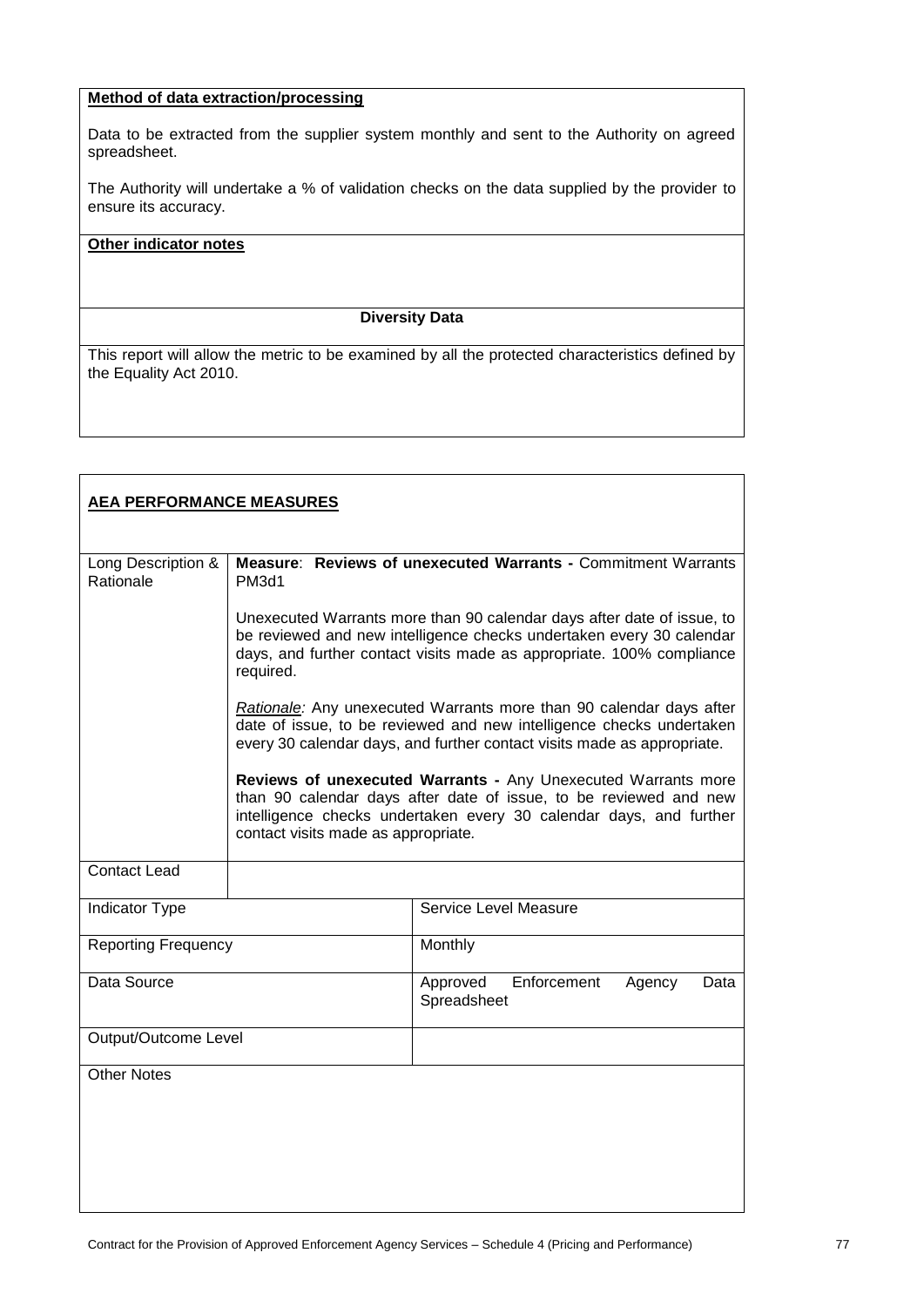**Method of data extraction/processing**

Data to be extracted from the supplier system monthly and sent to the Authority on agreed spreadsheet.

The Authority will undertake a % of validation checks on the data supplied by the provider to ensure its accuracy.

**Other indicator notes**

**Diversity Data**

This report will allow the metric to be examined by all the protected characteristics defined by the Equality Act 2010.

**AEA PERFORMANCE MEASURES**

| Long Description & Rationale | **Measure**: **Reviews of unexecuted Warrants -** Commitment Warrants PM3d1<br><br>Unexecuted Warrants more than 90 calendar days after date of issue, to be reviewed and new intelligence checks undertaken every 30 calendar days, and further contact visits made as appropriate. 100% compliance required.<br><br>*Rationale:* Any unexecuted Warrants more than 90 calendar days after date of issue, to be reviewed and new intelligence checks undertaken every 30 calendar days, and further contact visits made as appropriate.<br><br>**Reviews of unexecuted Warrants -** Any Unexecuted Warrants more than 90 calendar days after date of issue, to be reviewed and new intelligence checks undertaken every 30 calendar days, and further contact visits made as appropriate. |
|---|---|
| Contact Lead | |
| Indicator Type | Service Level Measure |
| Reporting Frequency | Monthly |
| Data Source | Approved Enforcement Agency Data Spreadsheet |
| Output/Outcome Level | |
| Other Notes | |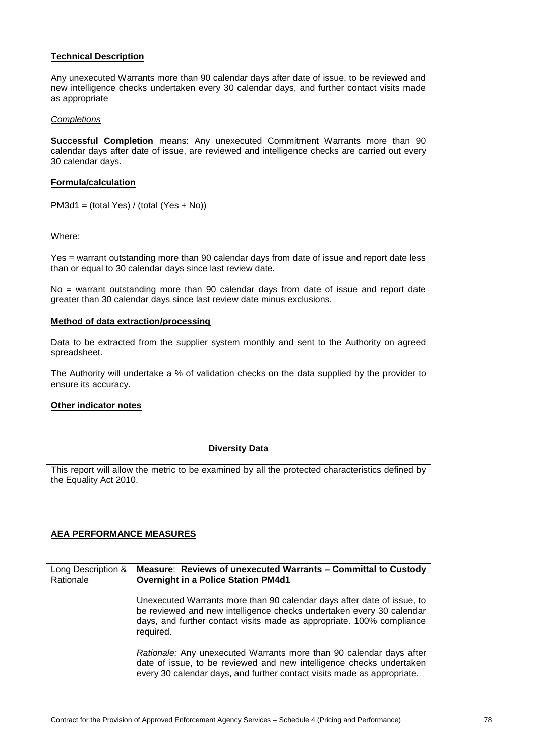**Technical Description**

Any unexecuted Warrants more than 90 calendar days after date of issue, to be reviewed and new intelligence checks undertaken every 30 calendar days, and further contact visits made as appropriate

*Completions*

**Successful Completion** means: Any unexecuted Commitment Warrants more than 90 calendar days after date of issue, are reviewed and intelligence checks are carried out every 30 calendar days.

**Formula/calculation**

PM3d1 = (total Yes) / (total (Yes + No))

Where:

Yes = warrant outstanding more than 90 calendar days from date of issue and report date less than or equal to 30 calendar days since last review date.

No = warrant outstanding more than 90 calendar days from date of issue and report date greater than 30 calendar days since last review date minus exclusions.

**Method of data extraction/processing**

Data to be extracted from the supplier system monthly and sent to the Authority on agreed spreadsheet.

The Authority will undertake a % of validation checks on the data supplied by the provider to ensure its accuracy.

**Other indicator notes**

**Diversity Data**

This report will allow the metric to be examined by all the protected characteristics defined by the Equality Act 2010.

**AEA PERFORMANCE MEASURES**

| Long Description & Rationale | **Measure**: **Reviews of unexecuted Warrants – Committal to Custody Overnight in a Police Station PM4d1**<br><br>Unexecuted Warrants more than 90 calendar days after date of issue, to be reviewed and new intelligence checks undertaken every 30 calendar days, and further contact visits made as appropriate. 100% compliance required.<br><br>*Rationale:* Any unexecuted Warrants more than 90 calendar days after date of issue, to be reviewed and new intelligence checks undertaken every 30 calendar days, and further contact visits made as appropriate. |
|---|---|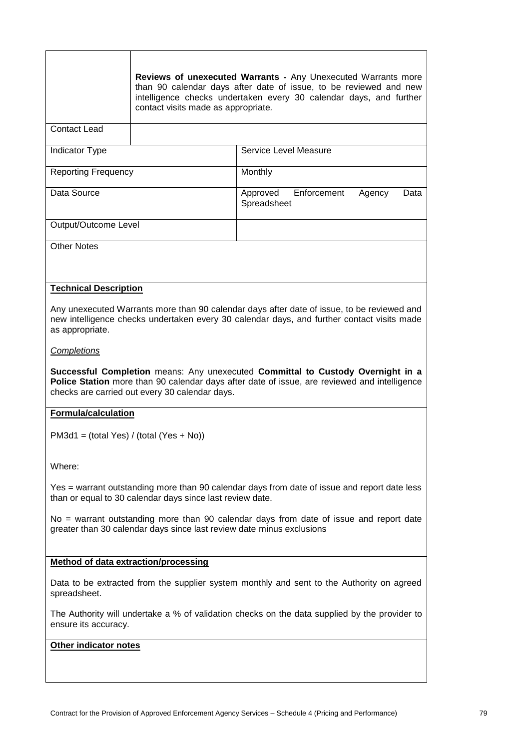| | |
|---|---|
| | **Reviews of unexecuted Warrants -** Any Unexecuted Warrants more than 90 calendar days after date of issue, to be reviewed and new intelligence checks undertaken every 30 calendar days, and further contact visits made as appropriate. |
| Contact Lead | |

| | |
|---|---|
| Indicator Type | Service Level Measure |
| Reporting Frequency | Monthly |
| Data Source | Approved Enforcement Agency Data Spreadsheet |
| Output/Outcome Level | |

Other Notes

**Technical Description**

Any unexecuted Warrants more than 90 calendar days after date of issue, to be reviewed and new intelligence checks undertaken every 30 calendar days, and further contact visits made as appropriate.

*Completions*

**Successful Completion** means: Any unexecuted **Committal to Custody Overnight in a Police Station** more than 90 calendar days after date of issue, are reviewed and intelligence checks are carried out every 30 calendar days.

**Formula/calculation**

PM3d1 = (total Yes) / (total (Yes + No))

Where:

Yes = warrant outstanding more than 90 calendar days from date of issue and report date less than or equal to 30 calendar days since last review date.

No = warrant outstanding more than 90 calendar days from date of issue and report date greater than 30 calendar days since last review date minus exclusions

**Method of data extraction/processing**

Data to be extracted from the supplier system monthly and sent to the Authority on agreed spreadsheet.

The Authority will undertake a % of validation checks on the data supplied by the provider to ensure its accuracy.

**Other indicator notes**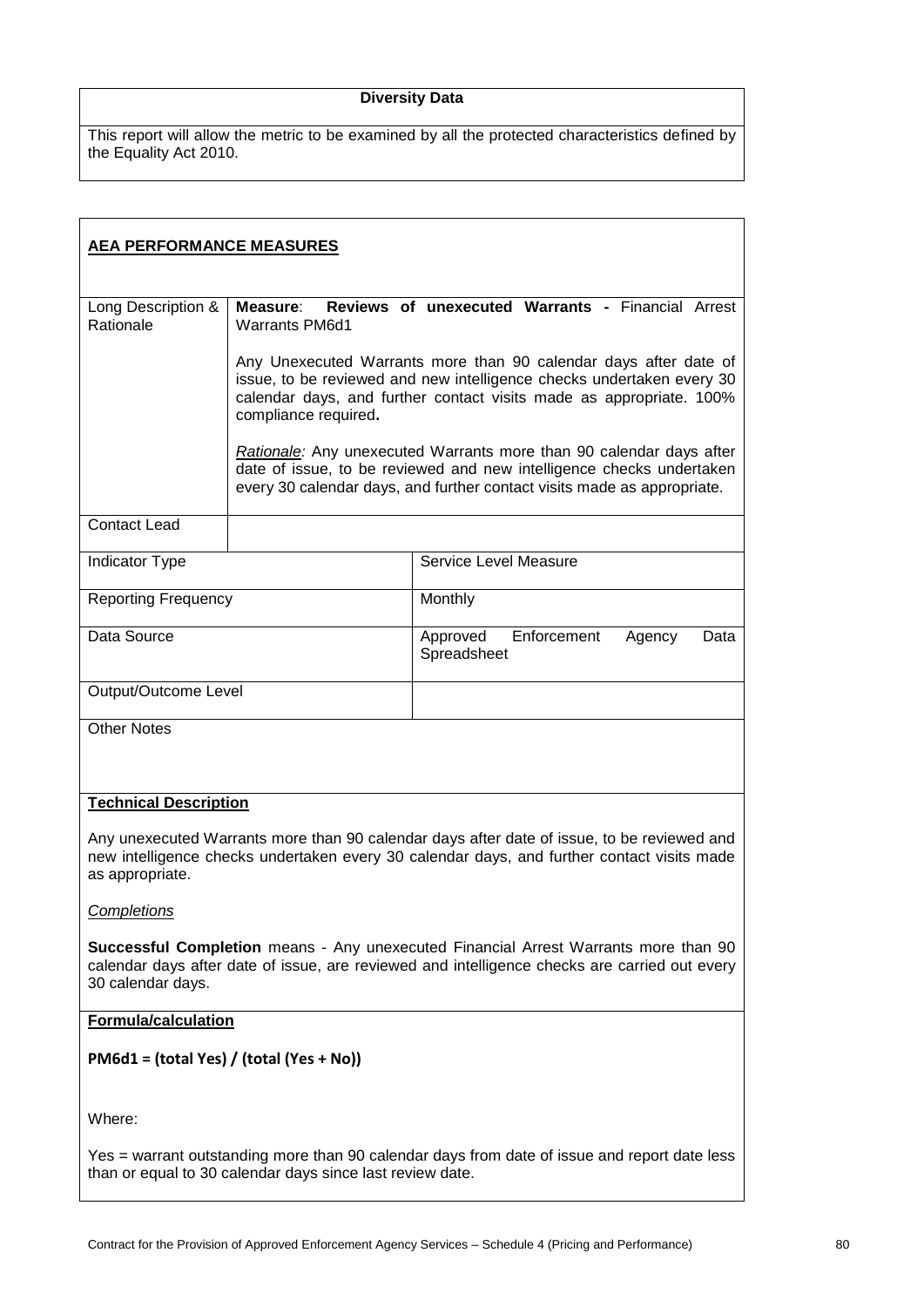**Diversity Data**

This report will allow the metric to be examined by all the protected characteristics defined by the Equality Act 2010.

**AEA PERFORMANCE MEASURES**

| Long Description & Rationale | **Measure**: **Reviews of unexecuted Warrants -** Financial Arrest Warrants PM6d1<br><br>Any Unexecuted Warrants more than 90 calendar days after date of issue, to be reviewed and new intelligence checks undertaken every 30 calendar days, and further contact visits made as appropriate. 100% compliance required**.**<br><br>*Rationale:* Any unexecuted Warrants more than 90 calendar days after date of issue, to be reviewed and new intelligence checks undertaken every 30 calendar days, and further contact visits made as appropriate. |
|---|---|
| Contact Lead | |

| Indicator Type | Service Level Measure |
|---|---|
| Reporting Frequency | Monthly |
| Data Source | Approved Enforcement Agency Data Spreadsheet |
| Output/Outcome Level | |

Other Notes

**Technical Description**

Any unexecuted Warrants more than 90 calendar days after date of issue, to be reviewed and new intelligence checks undertaken every 30 calendar days, and further contact visits made as appropriate.

*Completions*

**Successful Completion** means - Any unexecuted Financial Arrest Warrants more than 90 calendar days after date of issue, are reviewed and intelligence checks are carried out every 30 calendar days.

**Formula/calculation**

**PM6d1 = (total Yes) / (total (Yes + No))**

Where:

Yes = warrant outstanding more than 90 calendar days from date of issue and report date less than or equal to 30 calendar days since last review date.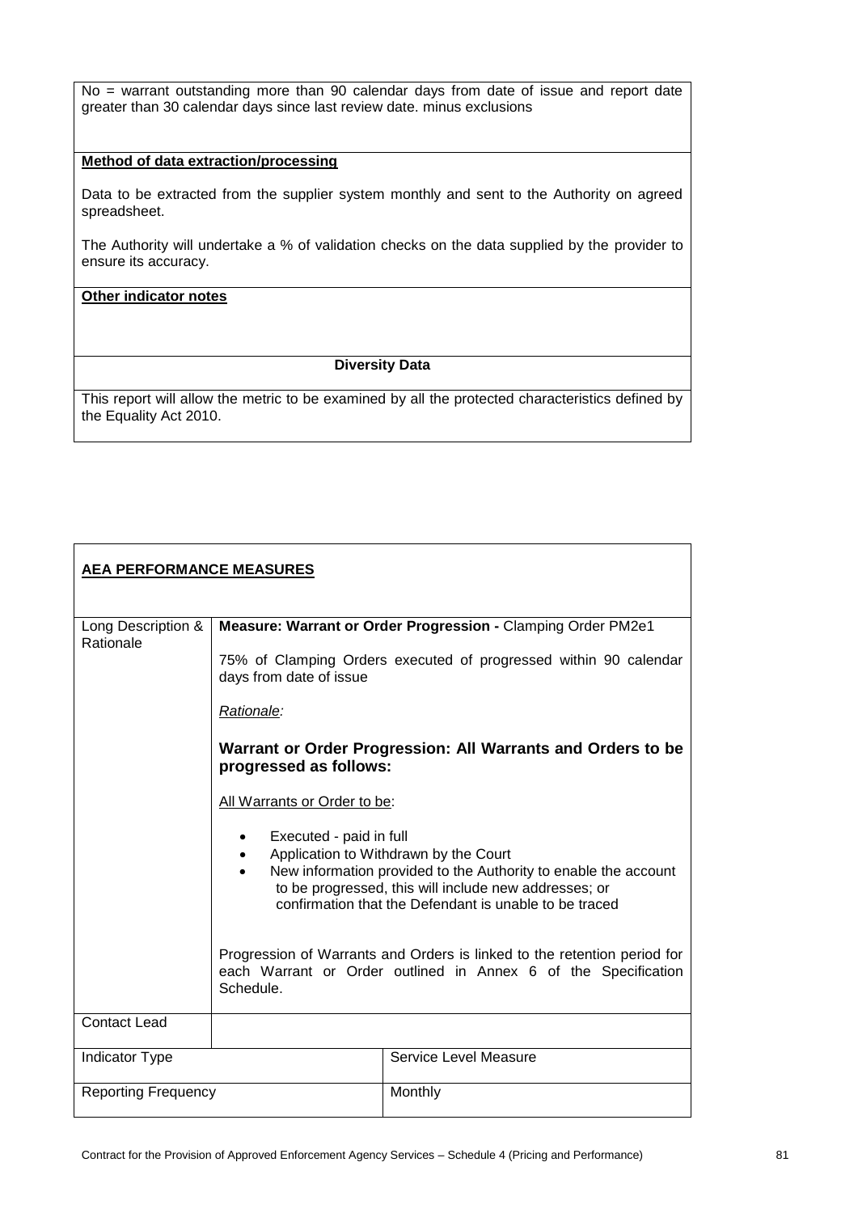No = warrant outstanding more than 90 calendar days from date of issue and report date greater than 30 calendar days since last review date. minus exclusions

**Method of data extraction/processing**

Data to be extracted from the supplier system monthly and sent to the Authority on agreed spreadsheet.

The Authority will undertake a % of validation checks on the data supplied by the provider to ensure its accuracy.

**Other indicator notes**

**Diversity Data**

This report will allow the metric to be examined by all the protected characteristics defined by the Equality Act 2010.

**AEA PERFORMANCE MEASURES**

| Long Description & Rationale | **Measure: Warrant or Order Progression -** Clamping Order PM2e1<br><br>75% of Clamping Orders executed of progressed within 90 calendar days from date of issue<br><br>*Rationale:*<br><br>**Warrant or Order Progression: All Warrants and Orders to be progressed as follows:**<br><br>All Warrants or Order to be:<br><br>• Executed - paid in full<br>• Application to Withdrawn by the Court<br>• New information provided to the Authority to enable the account to be progressed, this will include new addresses; or confirmation that the Defendant is unable to be traced<br><br>Progression of Warrants and Orders is linked to the retention period for each Warrant or Order outlined in Annex 6 of the Specification Schedule. |
|---|---|
| Contact Lead | |
| Indicator Type | Service Level Measure |
| Reporting Frequency | Monthly |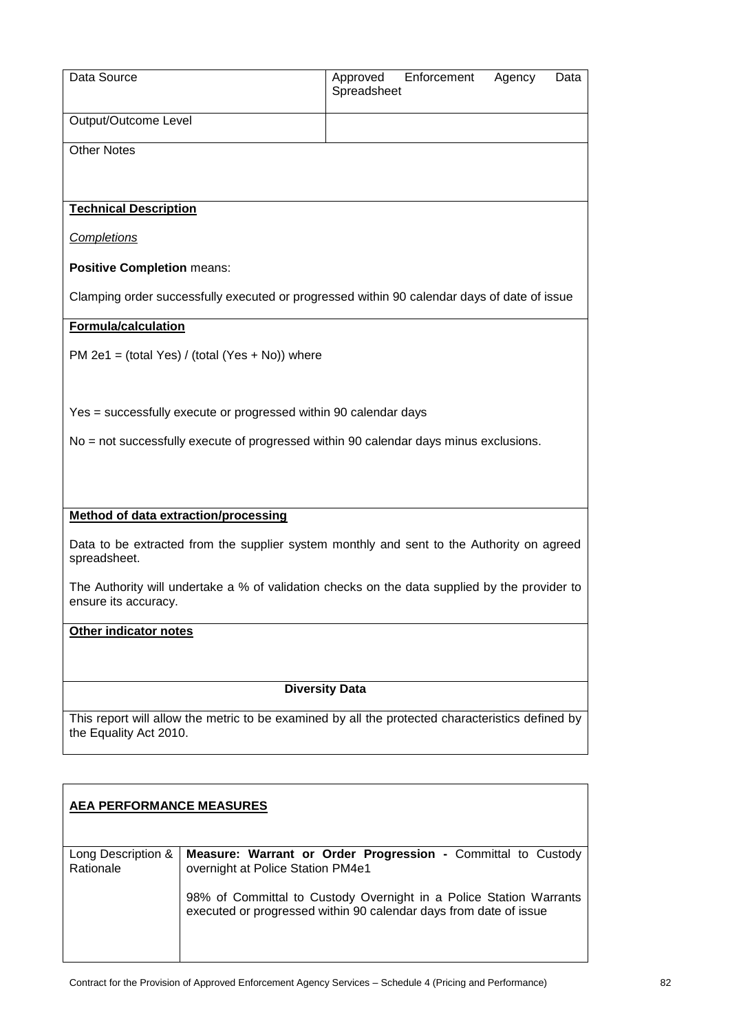| Data Source | Approved Enforcement Agency Data Spreadsheet |
| --- | --- |
| Output/Outcome Level | |

Other Notes

**Technical Description**

*Completions*

**Positive Completion** means:

Clamping order successfully executed or progressed within 90 calendar days of date of issue

**Formula/calculation**

PM 2e1 = (total Yes) / (total (Yes + No)) where

Yes = successfully execute or progressed within 90 calendar days

No = not successfully execute of progressed within 90 calendar days minus exclusions.

**Method of data extraction/processing**

Data to be extracted from the supplier system monthly and sent to the Authority on agreed spreadsheet.

The Authority will undertake a % of validation checks on the data supplied by the provider to ensure its accuracy.

**Other indicator notes**

**Diversity Data**

This report will allow the metric to be examined by all the protected characteristics defined by the Equality Act 2010.

**AEA PERFORMANCE MEASURES**

| Long Description & Rationale | **Measure: Warrant or Order Progression -** Committal to Custody overnight at Police Station PM4e1<br><br>98% of Committal to Custody Overnight in a Police Station Warrants executed or progressed within 90 calendar days from date of issue |
| --- | --- |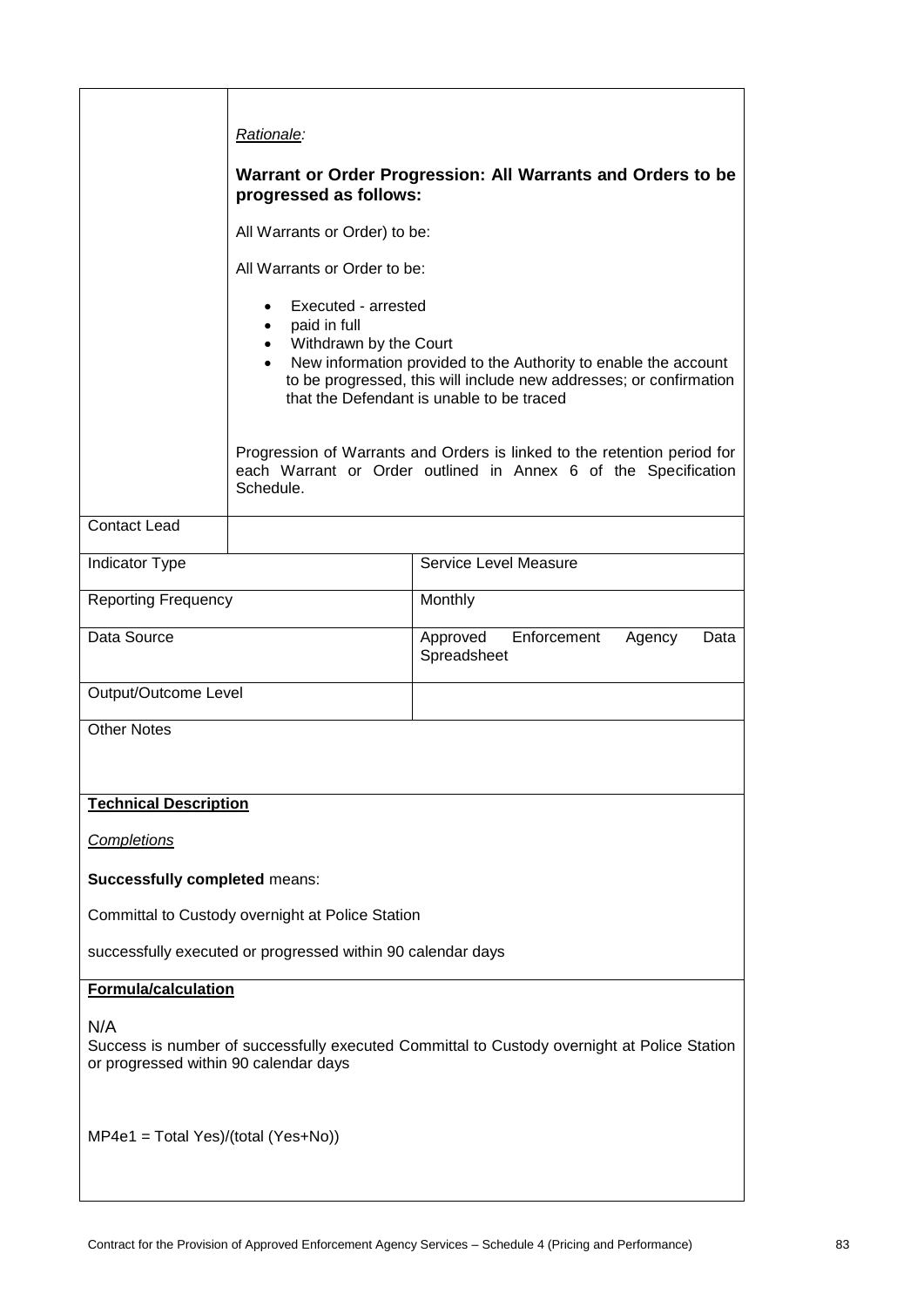| | |
|---|---|
| | *Rationale:*<br><br>**Warrant or Order Progression: All Warrants and Orders to be progressed as follows:**<br><br>All Warrants or Order) to be:<br><br>All Warrants or Order to be:<br><br>• Executed - arrested<br>• paid in full<br>• Withdrawn by the Court<br>• New information provided to the Authority to enable the account to be progressed, this will include new addresses; or confirmation that the Defendant is unable to be traced<br><br>Progression of Warrants and Orders is linked to the retention period for each Warrant or Order outlined in Annex 6 of the Specification Schedule. |
| Contact Lead | |

| | |
|---|---|
| Indicator Type | Service Level Measure |
| Reporting Frequency | Monthly |
| Data Source | Approved Enforcement Agency Data Spreadsheet |
| Output/Outcome Level | |

Other Notes

**Technical Description**

*Completions*

**Successfully completed** means:

Committal to Custody overnight at Police Station

successfully executed or progressed within 90 calendar days

**Formula/calculation**

N/A

Success is number of successfully executed Committal to Custody overnight at Police Station or progressed within 90 calendar days

MP4e1 = Total Yes)/(total (Yes+No))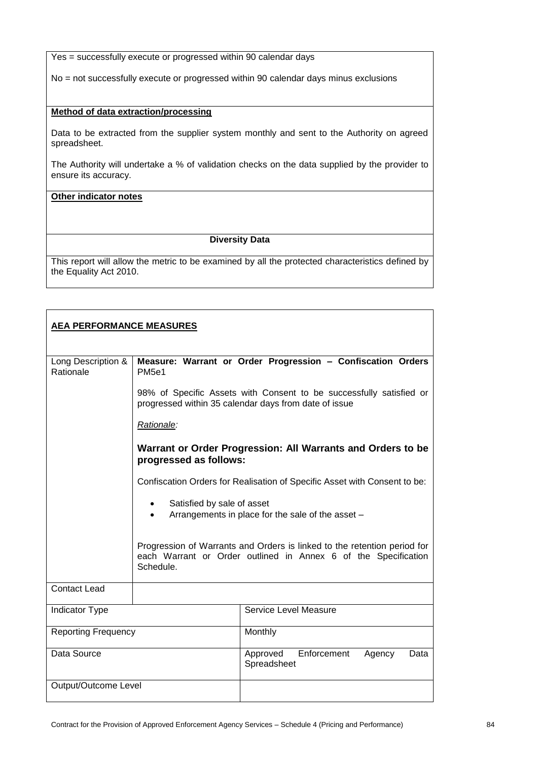| |
|---|
| Yes = successfully execute or progressed within 90 calendar days<br><br>No = not successfully execute or progressed within 90 calendar days minus exclusions |
| **Method of data extraction/processing**<br><br>Data to be extracted from the supplier system monthly and sent to the Authority on agreed spreadsheet.<br><br>The Authority will undertake a % of validation checks on the data supplied by the provider to ensure its accuracy. |
| **Other indicator notes** |
| **Diversity Data** |
| This report will allow the metric to be examined by all the protected characteristics defined by the Equality Act 2010. |

| **AEA PERFORMANCE MEASURES** | | |
|---|---|---|
| Long Description & Rationale | **Measure: Warrant or Order Progression – Confiscation Orders PM5e1**<br><br>98% of Specific Assets with Consent to be successfully satisfied or progressed within 35 calendar days from date of issue<br><br>*Rationale:*<br><br>**Warrant or Order Progression: All Warrants and Orders to be progressed as follows:**<br><br>Confiscation Orders for Realisation of Specific Asset with Consent to be:<br><br>• Satisfied by sale of asset<br>• Arrangements in place for the sale of the asset –<br><br>Progression of Warrants and Orders is linked to the retention period for each Warrant or Order outlined in Annex 6 of the Specification Schedule. | |
| Contact Lead | | |
| Indicator Type | | Service Level Measure |
| Reporting Frequency | | Monthly |
| Data Source | | Approved Enforcement Agency Data Spreadsheet |
| Output/Outcome Level | | |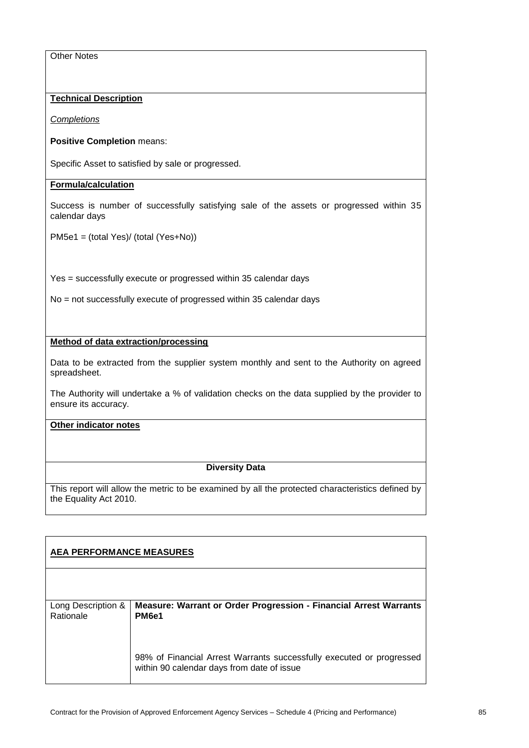| Other Notes |
|---|
| **Technical Description**<br><br>*Completions*<br><br>**Positive Completion** means:<br><br>Specific Asset to satisfied by sale or progressed. |
| **Formula/calculation**<br><br>Success is number of successfully satisfying sale of the assets or progressed within 35 calendar days<br><br>PM5e1 = (total Yes)/ (total (Yes+No))<br><br>Yes = successfully execute or progressed within 35 calendar days<br><br>No = not successfully execute of progressed within 35 calendar days |
| **Method of data extraction/processing**<br><br>Data to be extracted from the supplier system monthly and sent to the Authority on agreed spreadsheet.<br><br>The Authority will undertake a % of validation checks on the data supplied by the provider to ensure its accuracy. |
| **Other indicator notes** |
| **Diversity Data** |
| This report will allow the metric to be examined by all the protected characteristics defined by the Equality Act 2010. |

| **AEA PERFORMANCE MEASURES** | |
|---|---|
| | |
| Long Description & Rationale | **Measure: Warrant or Order Progression - Financial Arrest Warrants PM6e1**<br><br>98% of Financial Arrest Warrants successfully executed or progressed within 90 calendar days from date of issue |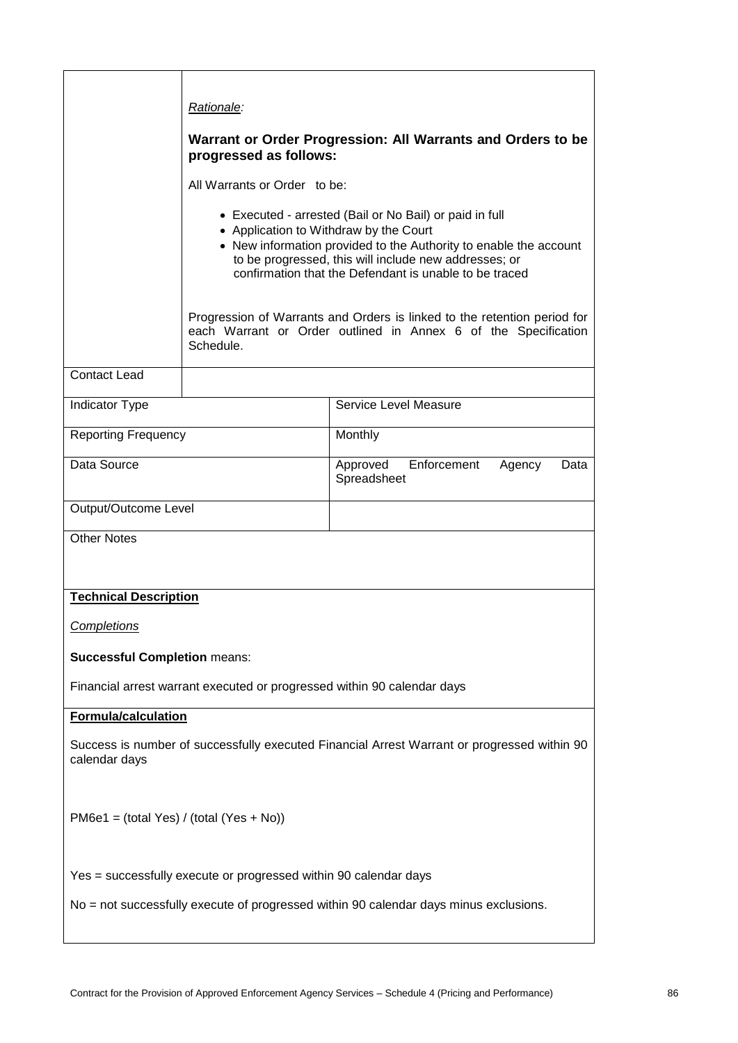| | |
|---|---|
| | *Rationale:*<br><br>**Warrant or Order Progression: All Warrants and Orders to be progressed as follows:**<br><br>All Warrants or Order to be:<br><br>• Executed - arrested (Bail or No Bail) or paid in full<br>• Application to Withdraw by the Court<br>• New information provided to the Authority to enable the account to be progressed, this will include new addresses; or confirmation that the Defendant is unable to be traced<br><br>Progression of Warrants and Orders is linked to the retention period for each Warrant or Order outlined in Annex 6 of the Specification Schedule. |
| Contact Lead | |

| | |
|---|---|
| Indicator Type | Service Level Measure |
| Reporting Frequency | Monthly |
| Data Source | Approved Enforcement Agency Data Spreadsheet |
| Output/Outcome Level | |

Other Notes

**Technical Description**

*Completions*

**Successful Completion** means:

Financial arrest warrant executed or progressed within 90 calendar days

**Formula/calculation**

Success is number of successfully executed Financial Arrest Warrant or progressed within 90 calendar days

PM6e1 = (total Yes) / (total (Yes + No))

Yes = successfully execute or progressed within 90 calendar days

No = not successfully execute of progressed within 90 calendar days minus exclusions.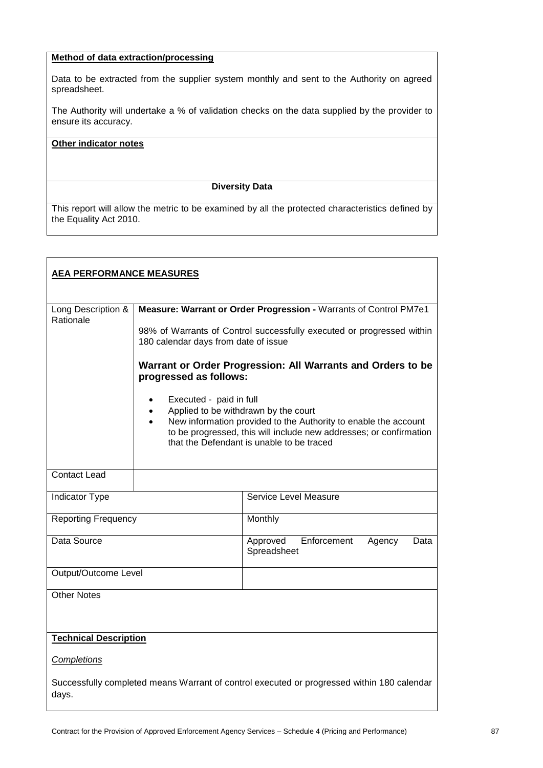**Method of data extraction/processing**

Data to be extracted from the supplier system monthly and sent to the Authority on agreed spreadsheet.

The Authority will undertake a % of validation checks on the data supplied by the provider to ensure its accuracy.

**Other indicator notes**

**Diversity Data**

This report will allow the metric to be examined by all the protected characteristics defined by the Equality Act 2010.

**AEA PERFORMANCE MEASURES**

| Long Description & Rationale | **Measure: Warrant or Order Progression -** Warrants of Control PM7e1<br><br>98% of Warrants of Control successfully executed or progressed within 180 calendar days from date of issue<br><br>**Warrant or Order Progression: All Warrants and Orders to be progressed as follows:**<br><br>• Executed - paid in full<br>• Applied to be withdrawn by the court<br>• New information provided to the Authority to enable the account to be progressed, this will include new addresses; or confirmation that the Defendant is unable to be traced |
|---|---|
| Contact Lead | |
| Indicator Type | Service Level Measure |
| Reporting Frequency | Monthly |
| Data Source | Approved Enforcement Agency Data Spreadsheet |
| Output/Outcome Level | |
| Other Notes | |

**Technical Description**

*Completions*

Successfully completed means Warrant of control executed or progressed within 180 calendar days.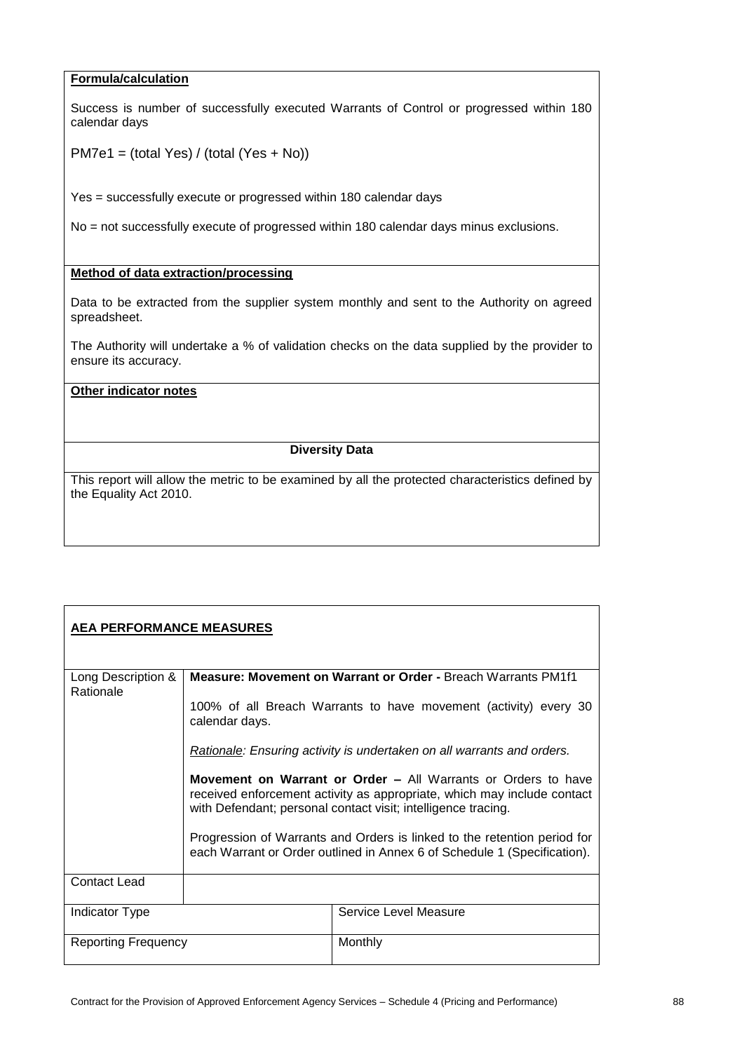**Formula/calculation**

Success is number of successfully executed Warrants of Control or progressed within 180 calendar days

PM7e1 = (total Yes) / (total (Yes + No))

Yes = successfully execute or progressed within 180 calendar days

No = not successfully execute of progressed within 180 calendar days minus exclusions.

**Method of data extraction/processing**

Data to be extracted from the supplier system monthly and sent to the Authority on agreed spreadsheet.

The Authority will undertake a % of validation checks on the data supplied by the provider to ensure its accuracy.

**Other indicator notes**

**Diversity Data**

This report will allow the metric to be examined by all the protected characteristics defined by the Equality Act 2010.

**AEA PERFORMANCE MEASURES**

| | | |
|---|---|---|
| Long Description & Rationale | **Measure: Movement on Warrant or Order -** Breach Warrants PM1f1<br><br>100% of all Breach Warrants to have movement (activity) every 30 calendar days.<br><br>*Rationale: Ensuring activity is undertaken on all warrants and orders.*<br><br>**Movement on Warrant or Order –** All Warrants or Orders to have received enforcement activity as appropriate, which may include contact with Defendant; personal contact visit; intelligence tracing.<br><br>Progression of Warrants and Orders is linked to the retention period for each Warrant or Order outlined in Annex 6 of Schedule 1 (Specification). | |
| Contact Lead | | |
| Indicator Type | | Service Level Measure |
| Reporting Frequency | | Monthly |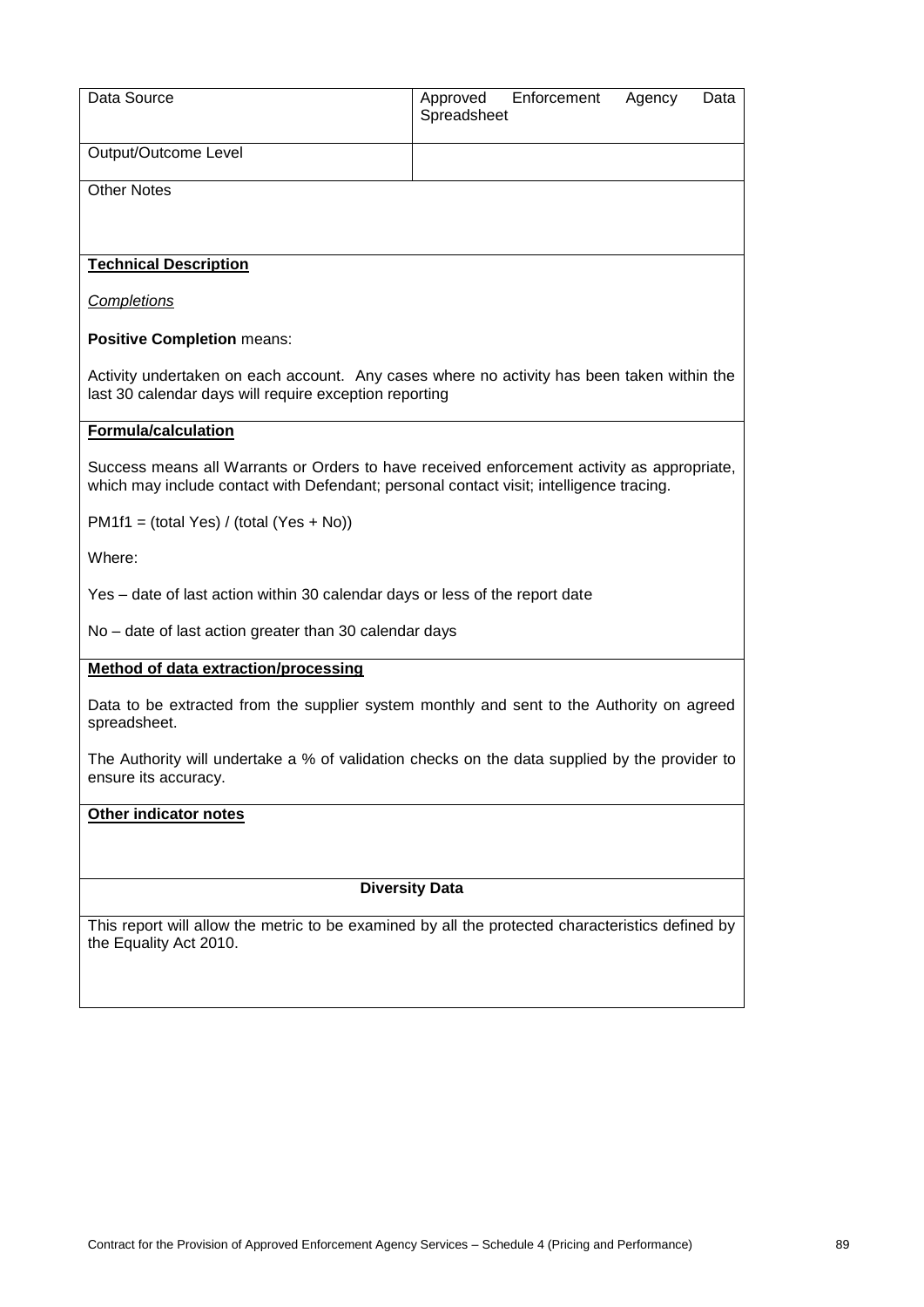| Data Source | Approved Enforcement Agency Data Spreadsheet |
| --- | --- |
| Output/Outcome Level | |

Other Notes

**Technical Description**

*Completions*

**Positive Completion** means:

Activity undertaken on each account. Any cases where no activity has been taken within the last 30 calendar days will require exception reporting

**Formula/calculation**

Success means all Warrants or Orders to have received enforcement activity as appropriate, which may include contact with Defendant; personal contact visit; intelligence tracing.

PM1f1 = (total Yes) / (total (Yes + No))

Where:

Yes – date of last action within 30 calendar days or less of the report date

No – date of last action greater than 30 calendar days

**Method of data extraction/processing**

Data to be extracted from the supplier system monthly and sent to the Authority on agreed spreadsheet.

The Authority will undertake a % of validation checks on the data supplied by the provider to ensure its accuracy.

**Other indicator notes**

**Diversity Data**

This report will allow the metric to be examined by all the protected characteristics defined by the Equality Act 2010.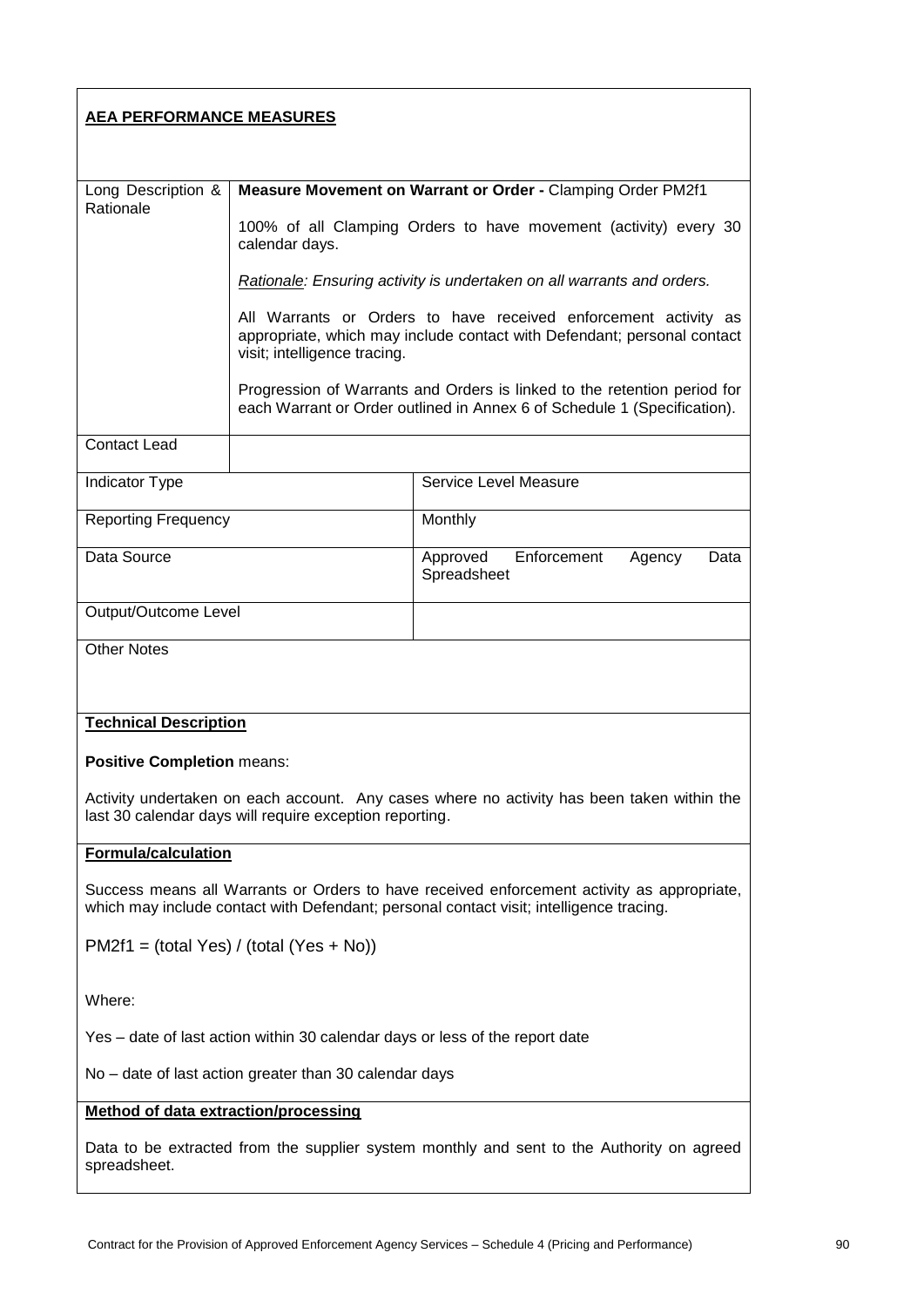**AEA PERFORMANCE MEASURES**

| | | |
|---|---|---|
| Long Description & Rationale | **Measure Movement on Warrant or Order -** Clamping Order PM2f1<br><br>100% of all Clamping Orders to have movement (activity) every 30 calendar days.<br><br>*Rationale: Ensuring activity is undertaken on all warrants and orders.*<br><br>All Warrants or Orders to have received enforcement activity as appropriate, which may include contact with Defendant; personal contact visit; intelligence tracing.<br><br>Progression of Warrants and Orders is linked to the retention period for each Warrant or Order outlined in Annex 6 of Schedule 1 (Specification). | |
| Contact Lead | | |
| Indicator Type | | Service Level Measure |
| Reporting Frequency | | Monthly |
| Data Source | | Approved Enforcement Agency Data Spreadsheet |
| Output/Outcome Level | | |
| Other Notes | | |

**Technical Description**

**Positive Completion** means:

Activity undertaken on each account. Any cases where no activity has been taken within the last 30 calendar days will require exception reporting.

**Formula/calculation**

Success means all Warrants or Orders to have received enforcement activity as appropriate, which may include contact with Defendant; personal contact visit; intelligence tracing.

PM2f1 = (total Yes) / (total (Yes + No))

Where:

Yes – date of last action within 30 calendar days or less of the report date

No – date of last action greater than 30 calendar days

**Method of data extraction/processing**

Data to be extracted from the supplier system monthly and sent to the Authority on agreed spreadsheet.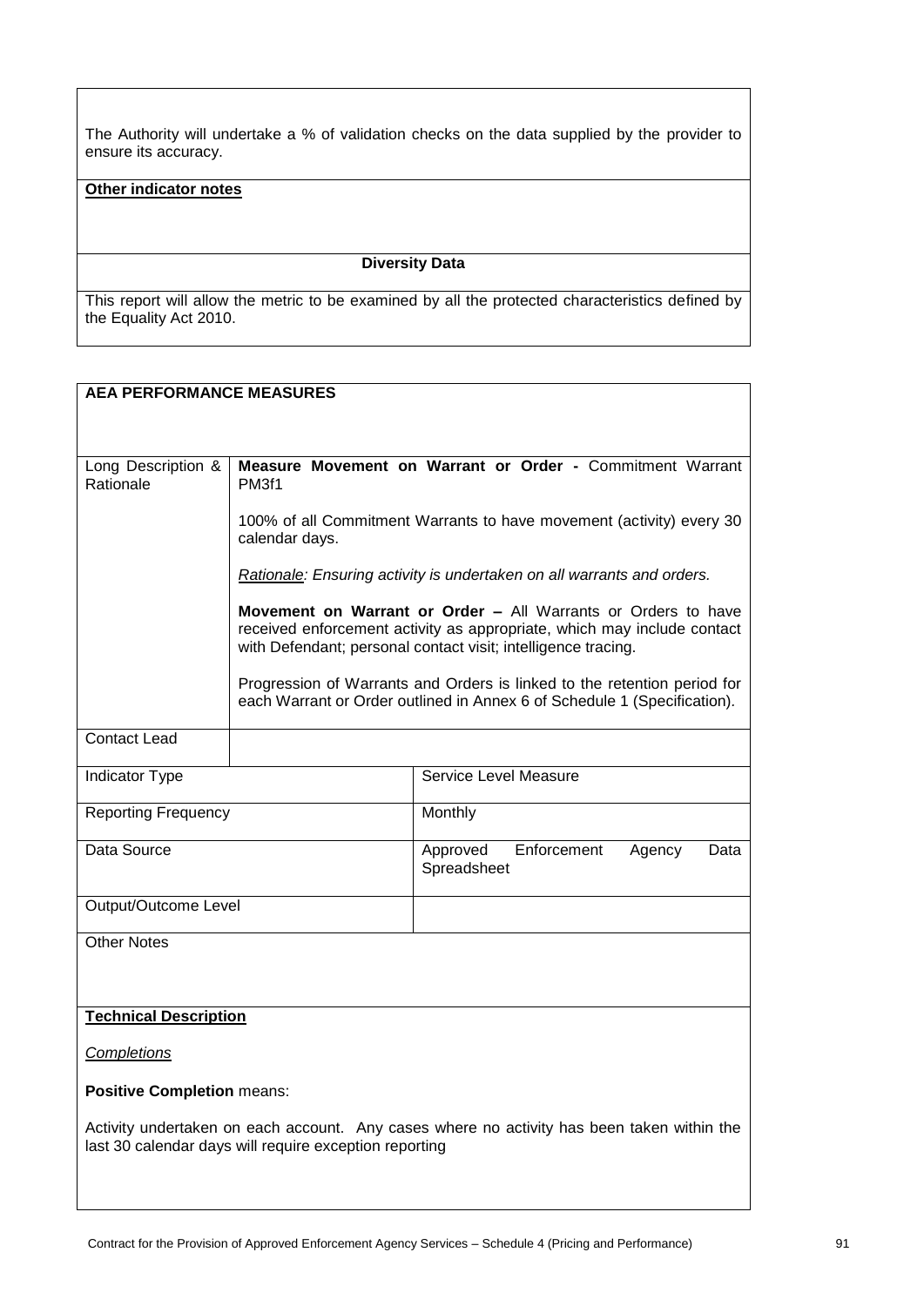The Authority will undertake a % of validation checks on the data supplied by the provider to ensure its accuracy.

**Other indicator notes**

**Diversity Data**

This report will allow the metric to be examined by all the protected characteristics defined by the Equality Act 2010.

**AEA PERFORMANCE MEASURES**

| | |
|---|---|
| Long Description & Rationale | **Measure Movement on Warrant or Order -** Commitment Warrant PM3f1<br><br>100% of all Commitment Warrants to have movement (activity) every 30 calendar days.<br><br>*Rationale: Ensuring activity is undertaken on all warrants and orders.*<br><br>**Movement on Warrant or Order –** All Warrants or Orders to have received enforcement activity as appropriate, which may include contact with Defendant; personal contact visit; intelligence tracing.<br><br>Progression of Warrants and Orders is linked to the retention period for each Warrant or Order outlined in Annex 6 of Schedule 1 (Specification). |
| Contact Lead | |

| | |
|---|---|
| Indicator Type | Service Level Measure |
| Reporting Frequency | Monthly |
| Data Source | Approved Enforcement Agency Data Spreadsheet |
| Output/Outcome Level | |

Other Notes

**Technical Description**

*Completions*

**Positive Completion** means:

Activity undertaken on each account. Any cases where no activity has been taken within the last 30 calendar days will require exception reporting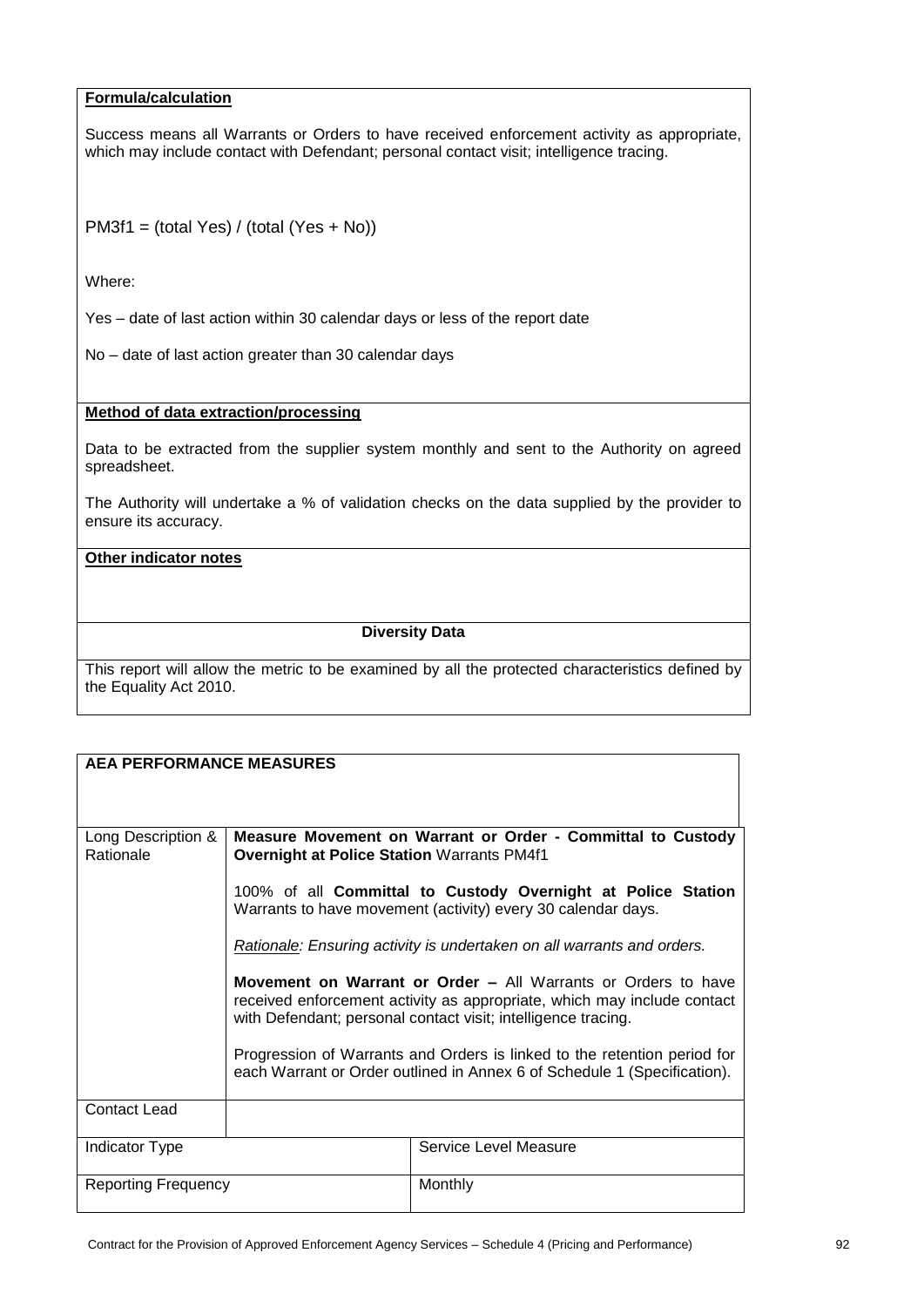| **Formula/calculation** |
|---|
| Success means all Warrants or Orders to have received enforcement activity as appropriate, which may include contact with Defendant; personal contact visit; intelligence tracing.<br><br>PM3f1 = (total Yes) / (total (Yes + No))<br><br>Where:<br><br>Yes – date of last action within 30 calendar days or less of the report date<br><br>No – date of last action greater than 30 calendar days |
| **Method of data extraction/processing** |
| Data to be extracted from the supplier system monthly and sent to the Authority on agreed spreadsheet.<br><br>The Authority will undertake a % of validation checks on the data supplied by the provider to ensure its accuracy. |
| **Other indicator notes** |
| |
| **Diversity Data** |
| This report will allow the metric to be examined by all the protected characteristics defined by the Equality Act 2010. |

| **AEA PERFORMANCE MEASURES** | | |
|---|---|---|
| Long Description & Rationale | **Measure Movement on Warrant or Order - Committal to Custody Overnight at Police Station** Warrants PM4f1<br><br>100% of all **Committal to Custody Overnight at Police Station** Warrants to have movement (activity) every 30 calendar days.<br><br>*Rationale: Ensuring activity is undertaken on all warrants and orders.*<br><br>**Movement on Warrant or Order –** All Warrants or Orders to have received enforcement activity as appropriate, which may include contact with Defendant; personal contact visit; intelligence tracing.<br><br>Progression of Warrants and Orders is linked to the retention period for each Warrant or Order outlined in Annex 6 of Schedule 1 (Specification). | |
| Contact Lead | | |
| Indicator Type | | Service Level Measure |
| Reporting Frequency | | Monthly |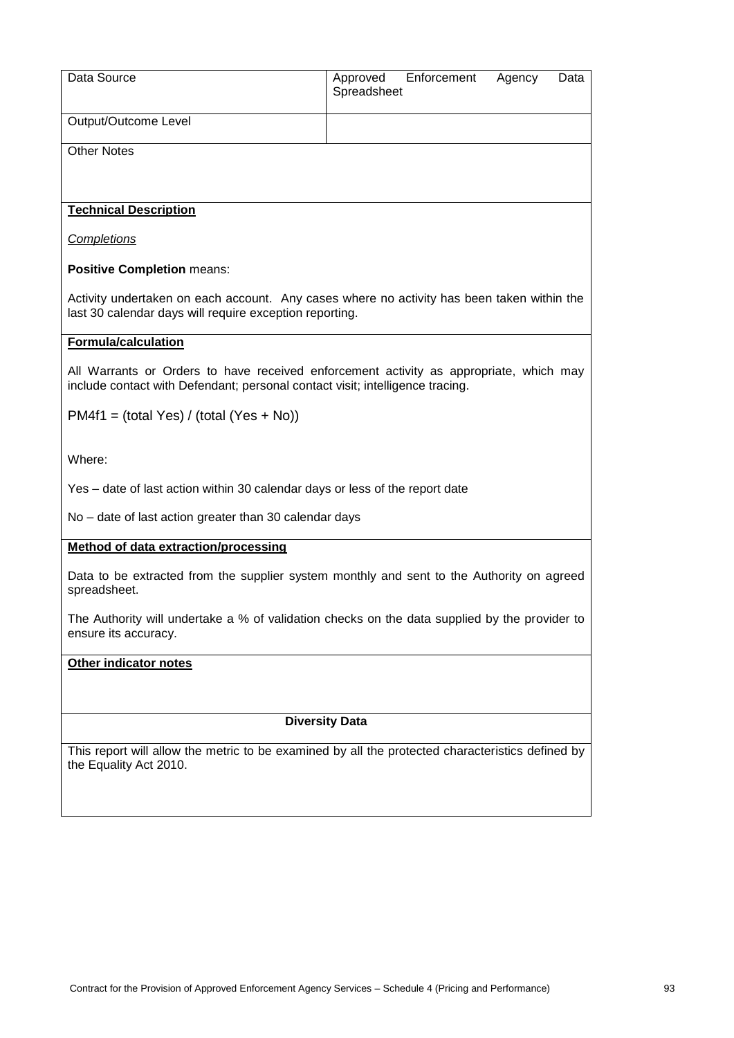| Data Source | Approved Enforcement Agency Data Spreadsheet |
|---|---|
| Output/Outcome Level | |

Other Notes

**Technical Description**

*Completions*

**Positive Completion** means:

Activity undertaken on each account. Any cases where no activity has been taken within the last 30 calendar days will require exception reporting.

**Formula/calculation**

All Warrants or Orders to have received enforcement activity as appropriate, which may include contact with Defendant; personal contact visit; intelligence tracing.

PM4f1 = (total Yes) / (total (Yes + No))

Where:

Yes – date of last action within 30 calendar days or less of the report date

No – date of last action greater than 30 calendar days

**Method of data extraction/processing**

Data to be extracted from the supplier system monthly and sent to the Authority on agreed spreadsheet.

The Authority will undertake a % of validation checks on the data supplied by the provider to ensure its accuracy.

**Other indicator notes**

**Diversity Data**

This report will allow the metric to be examined by all the protected characteristics defined by the Equality Act 2010.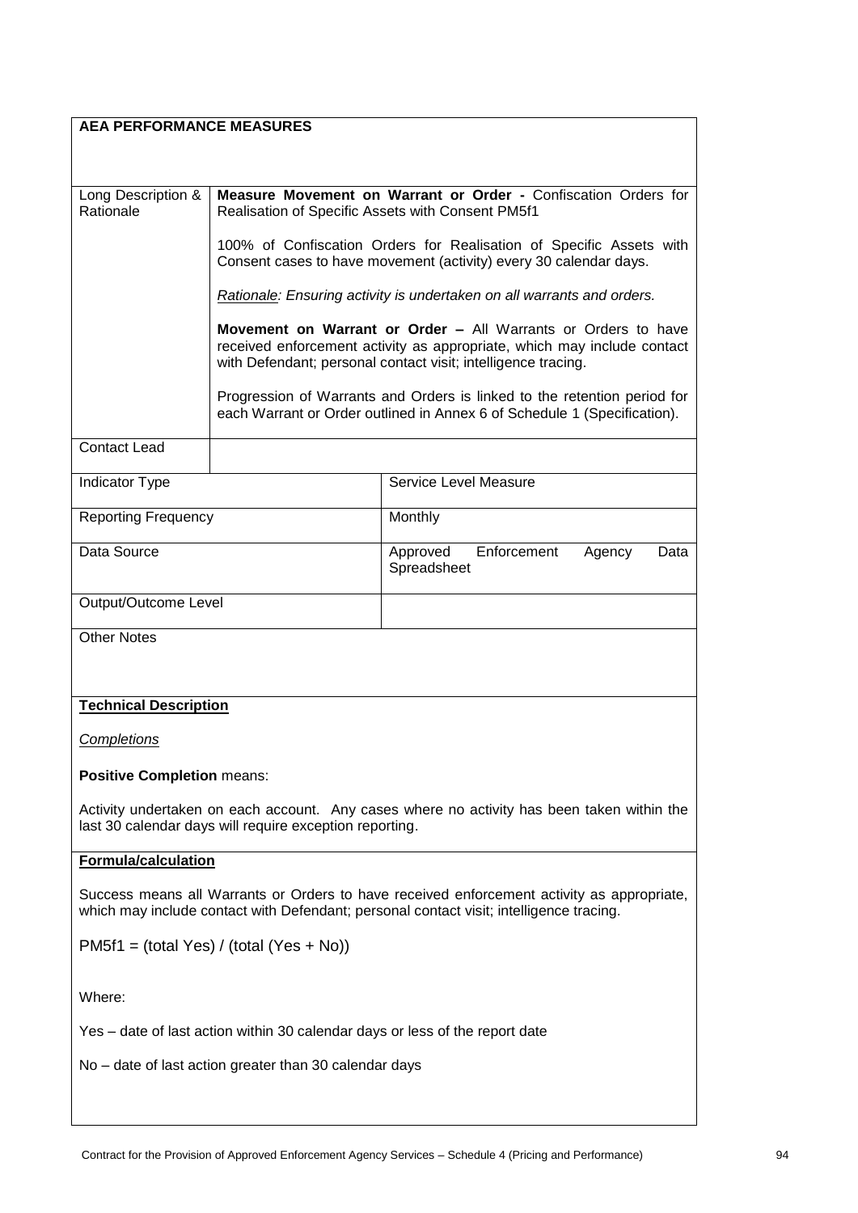**AEA PERFORMANCE MEASURES**

| | |
|---|---|
| Long Description & Rationale | **Measure Movement on Warrant or Order -** Confiscation Orders for Realisation of Specific Assets with Consent PM5f1<br><br>100% of Confiscation Orders for Realisation of Specific Assets with Consent cases to have movement (activity) every 30 calendar days.<br><br>*<u>Rationale</u>: Ensuring activity is undertaken on all warrants and orders.*<br><br>**Movement on Warrant or Order –** All Warrants or Orders to have received enforcement activity as appropriate, which may include contact with Defendant; personal contact visit; intelligence tracing.<br><br>Progression of Warrants and Orders is linked to the retention period for each Warrant or Order outlined in Annex 6 of Schedule 1 (Specification). |
| Contact Lead | |

| | |
|---|---|
| Indicator Type | Service Level Measure |
| Reporting Frequency | Monthly |
| Data Source | Approved Enforcement Agency Data Spreadsheet |
| Output/Outcome Level | |

Other Notes

**<u>Technical Description</u>**

*<u>Completions</u>*

**Positive Completion** means:

Activity undertaken on each account. Any cases where no activity has been taken within the last 30 calendar days will require exception reporting.

**<u>Formula/calculation</u>**

Success means all Warrants or Orders to have received enforcement activity as appropriate, which may include contact with Defendant; personal contact visit; intelligence tracing.

PM5f1 = (total Yes) / (total (Yes + No))

Where:

Yes – date of last action within 30 calendar days or less of the report date

No – date of last action greater than 30 calendar days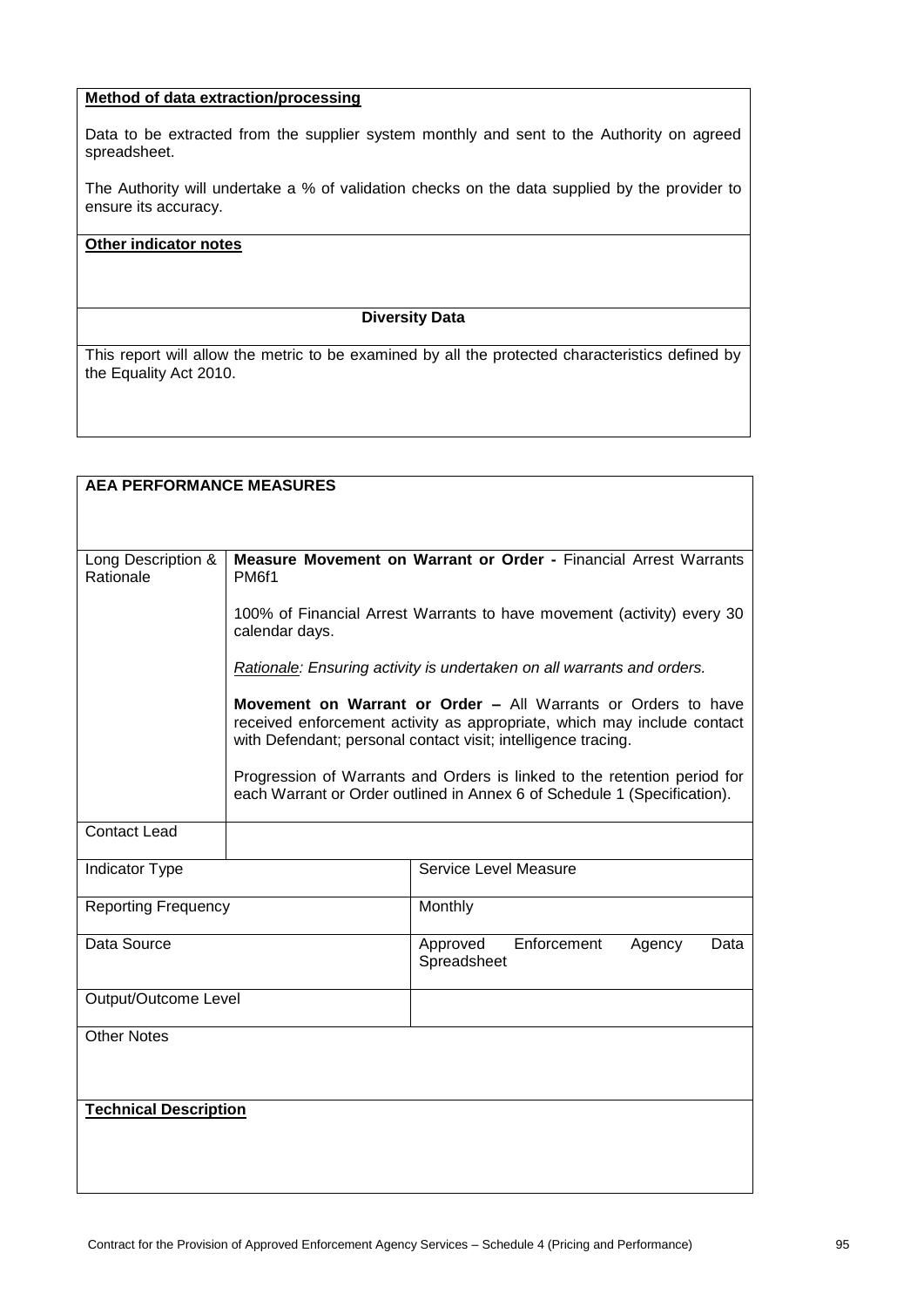| **Method of data extraction/processing** |
|---|
| Data to be extracted from the supplier system monthly and sent to the Authority on agreed spreadsheet.<br><br>The Authority will undertake a % of validation checks on the data supplied by the provider to ensure its accuracy. |
| **Other indicator notes** |
| |
| **Diversity Data** |
| This report will allow the metric to be examined by all the protected characteristics defined by the Equality Act 2010. |

| **AEA PERFORMANCE MEASURES** | | |
|---|---|---|
| Long Description & Rationale | **Measure Movement on Warrant or Order -** Financial Arrest Warrants PM6f1<br><br>100% of Financial Arrest Warrants to have movement (activity) every 30 calendar days.<br><br>*Rationale: Ensuring activity is undertaken on all warrants and orders.*<br><br>**Movement on Warrant or Order –** All Warrants or Orders to have received enforcement activity as appropriate, which may include contact with Defendant; personal contact visit; intelligence tracing.<br><br>Progression of Warrants and Orders is linked to the retention period for each Warrant or Order outlined in Annex 6 of Schedule 1 (Specification). | |
| Contact Lead | | |
| Indicator Type | | Service Level Measure |
| Reporting Frequency | | Monthly |
| Data Source | | Approved Enforcement Agency Data Spreadsheet |
| Output/Outcome Level | | |
| Other Notes | | |
| **Technical Description** | | |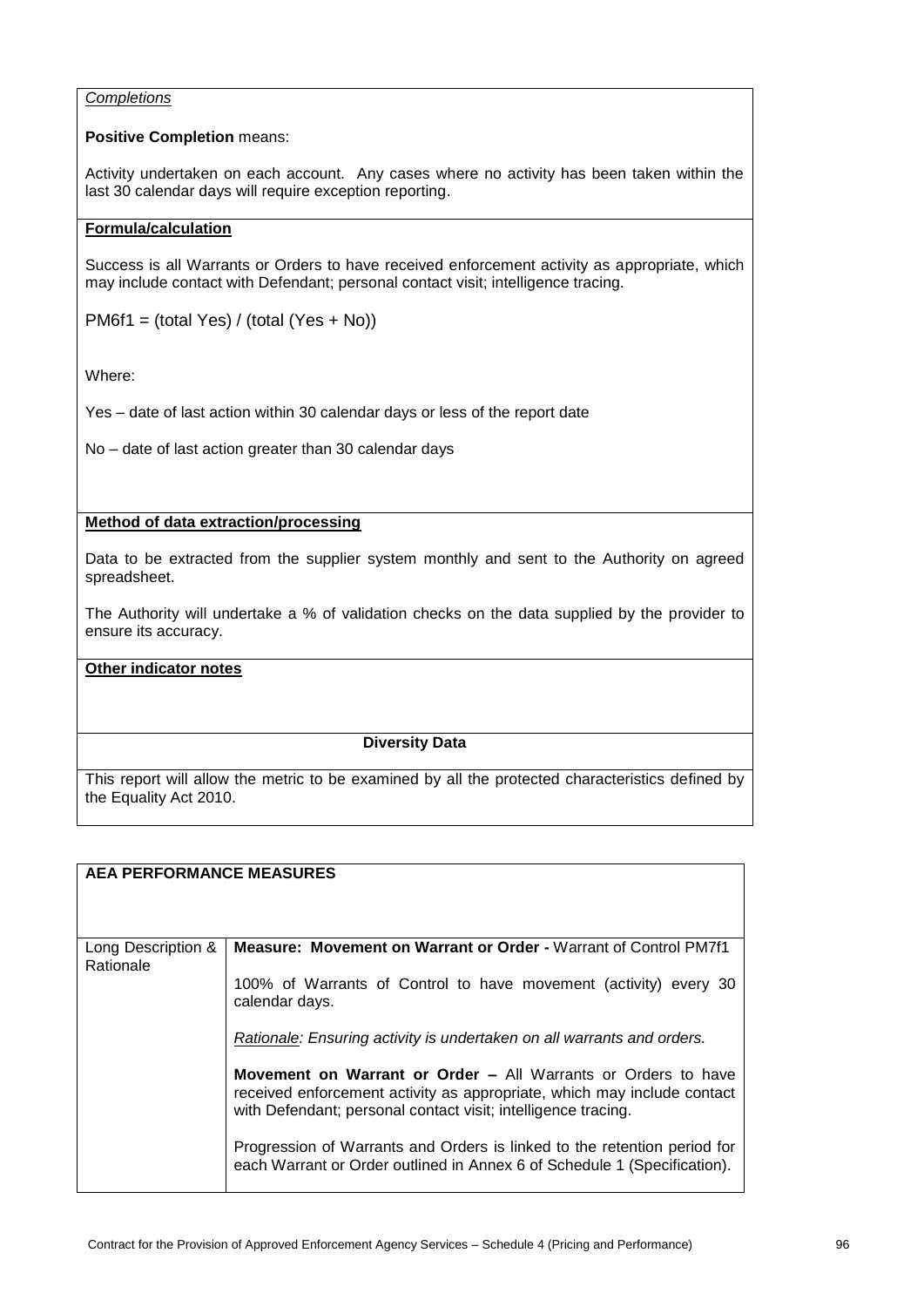*Completions*

**Positive Completion** means:

Activity undertaken on each account. Any cases where no activity has been taken within the last 30 calendar days will require exception reporting.

**Formula/calculation**

Success is all Warrants or Orders to have received enforcement activity as appropriate, which may include contact with Defendant; personal contact visit; intelligence tracing.

PM6f1 = (total Yes) / (total (Yes + No))

Where:

Yes – date of last action within 30 calendar days or less of the report date

No – date of last action greater than 30 calendar days

**Method of data extraction/processing**

Data to be extracted from the supplier system monthly and sent to the Authority on agreed spreadsheet.

The Authority will undertake a % of validation checks on the data supplied by the provider to ensure its accuracy.

**Other indicator notes**

**Diversity Data**

This report will allow the metric to be examined by all the protected characteristics defined by the Equality Act 2010.

| **AEA PERFORMANCE MEASURES** | |
|---|---|
| Long Description & Rationale | **Measure: Movement on Warrant or Order -** Warrant of Control PM7f1<br><br>100% of Warrants of Control to have movement (activity) every 30 calendar days.<br><br>*Rationale: Ensuring activity is undertaken on all warrants and orders.*<br><br>**Movement on Warrant or Order –** All Warrants or Orders to have received enforcement activity as appropriate, which may include contact with Defendant; personal contact visit; intelligence tracing.<br><br>Progression of Warrants and Orders is linked to the retention period for each Warrant or Order outlined in Annex 6 of Schedule 1 (Specification). |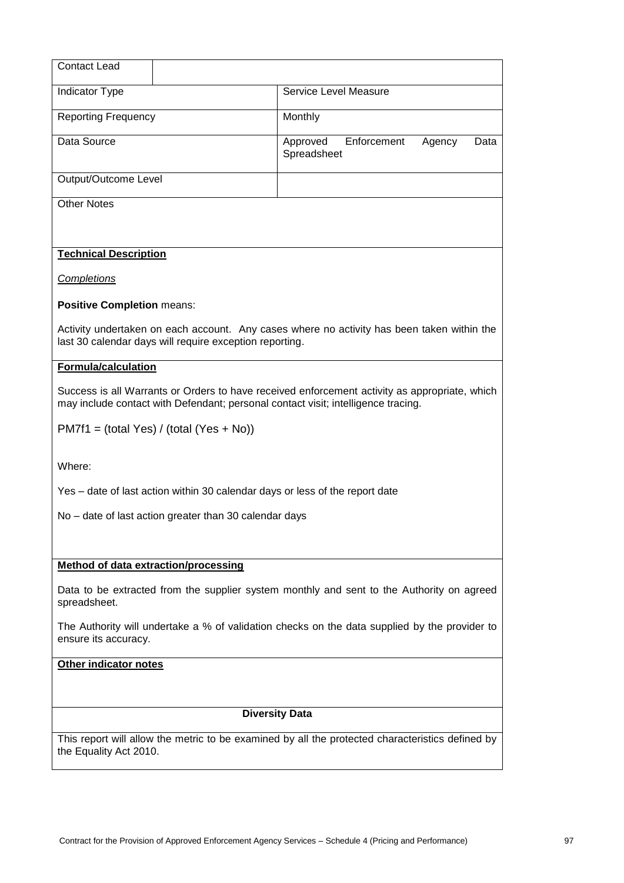| Contact Lead | |
|---|---|
| Indicator Type | Service Level Measure |
| Reporting Frequency | Monthly |
| Data Source | Approved Enforcement Agency Data Spreadsheet |
| Output/Outcome Level | |

**Other Notes**

**Technical Description**

*Completions*

**Positive Completion** means:

Activity undertaken on each account. Any cases where no activity has been taken within the last 30 calendar days will require exception reporting.

**Formula/calculation**

Success is all Warrants or Orders to have received enforcement activity as appropriate, which may include contact with Defendant; personal contact visit; intelligence tracing.

PM7f1 = (total Yes) / (total (Yes + No))

Where:

Yes – date of last action within 30 calendar days or less of the report date

No – date of last action greater than 30 calendar days

**Method of data extraction/processing**

Data to be extracted from the supplier system monthly and sent to the Authority on agreed spreadsheet.

The Authority will undertake a % of validation checks on the data supplied by the provider to ensure its accuracy.

**Other indicator notes**

**Diversity Data**

This report will allow the metric to be examined by all the protected characteristics defined by the Equality Act 2010.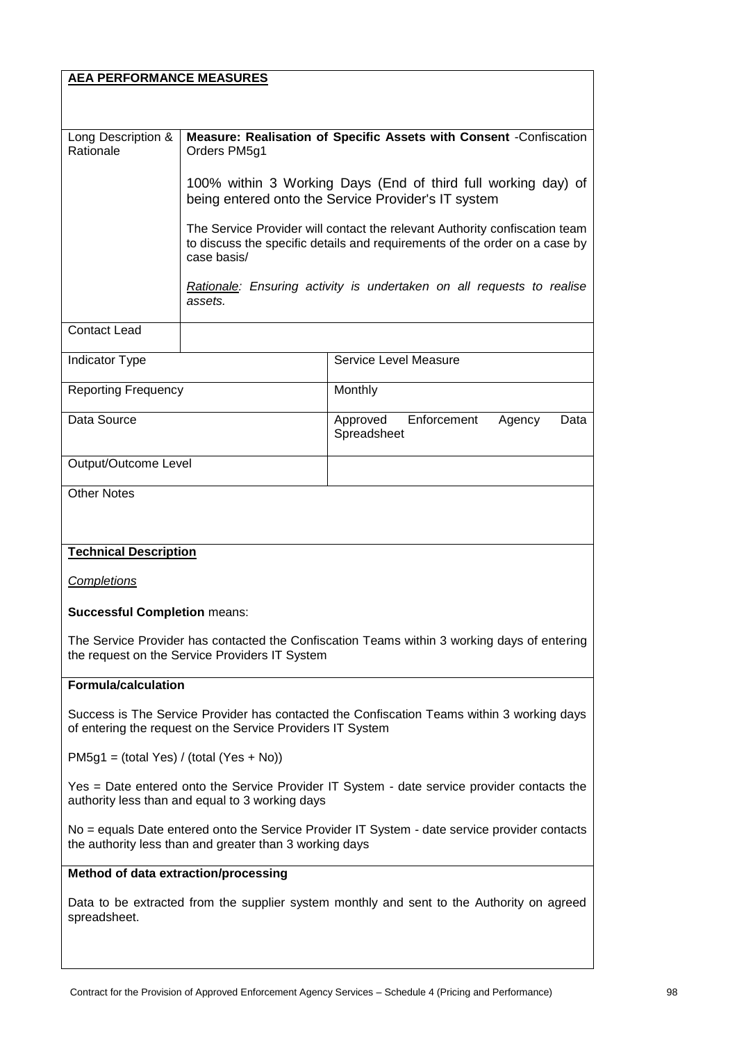**AEA PERFORMANCE MEASURES**

| | |
|---|---|
| Long Description & Rationale | **Measure: Realisation of Specific Assets with Consent** -Confiscation Orders PM5g1<br><br>100% within 3 Working Days (End of third full working day) of being entered onto the Service Provider's IT system<br><br>The Service Provider will contact the relevant Authority confiscation team to discuss the specific details and requirements of the order on a case by case basis/<br><br>*Rationale: Ensuring activity is undertaken on all requests to realise assets.* |
| Contact Lead | |

| | |
|---|---|
| Indicator Type | Service Level Measure |
| Reporting Frequency | Monthly |
| Data Source | Approved Enforcement Agency Data Spreadsheet |
| Output/Outcome Level | |

Other Notes

**Technical Description**

*Completions*

**Successful Completion** means:

The Service Provider has contacted the Confiscation Teams within 3 working days of entering the request on the Service Providers IT System

**Formula/calculation**

Success is The Service Provider has contacted the Confiscation Teams within 3 working days of entering the request on the Service Providers IT System

PM5g1 = (total Yes) / (total (Yes + No))

Yes = Date entered onto the Service Provider IT System - date service provider contacts the authority less than and equal to 3 working days

No = equals Date entered onto the Service Provider IT System - date service provider contacts the authority less than and greater than 3 working days

**Method of data extraction/processing**

Data to be extracted from the supplier system monthly and sent to the Authority on agreed spreadsheet.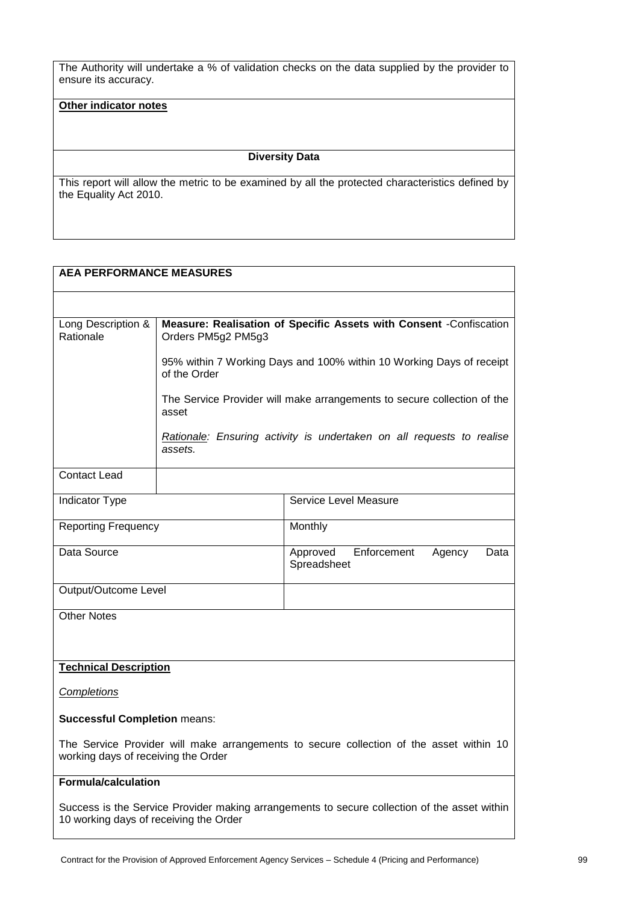The Authority will undertake a % of validation checks on the data supplied by the provider to ensure its accuracy.

**Other indicator notes**

**Diversity Data**

This report will allow the metric to be examined by all the protected characteristics defined by the Equality Act 2010.

**AEA PERFORMANCE MEASURES**

| Long Description & Rationale | **Measure: Realisation of Specific Assets with Consent** -Confiscation Orders PM5g2 PM5g3<br><br>95% within 7 Working Days and 100% within 10 Working Days of receipt of the Order<br><br>The Service Provider will make arrangements to secure collection of the asset<br><br>*Rationale: Ensuring activity is undertaken on all requests to realise assets.* |
|---|---|
| Contact Lead | |

| | |
|---|---|
| Indicator Type | Service Level Measure |
| Reporting Frequency | Monthly |
| Data Source | Approved Enforcement Agency Data Spreadsheet |
| Output/Outcome Level | |

Other Notes

**Technical Description**

*Completions*

**Successful Completion** means:

The Service Provider will make arrangements to secure collection of the asset within 10 working days of receiving the Order

**Formula/calculation**

Success is the Service Provider making arrangements to secure collection of the asset within 10 working days of receiving the Order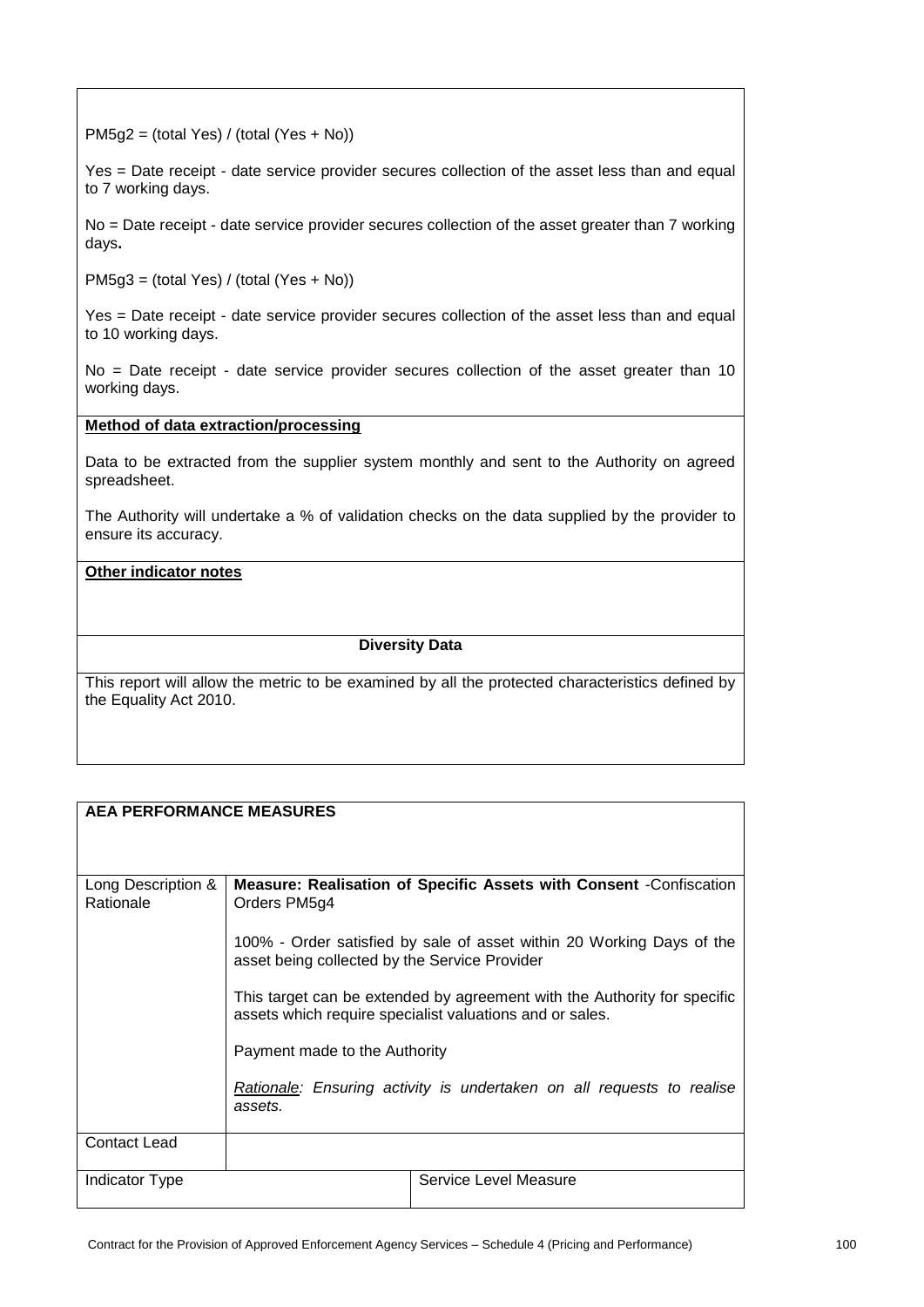PM5g2 = (total Yes) / (total (Yes + No))

Yes = Date receipt - date service provider secures collection of the asset less than and equal to 7 working days.

No = Date receipt - date service provider secures collection of the asset greater than 7 working days**.**

PM5g3 = (total Yes) / (total (Yes + No))

Yes = Date receipt - date service provider secures collection of the asset less than and equal to 10 working days.

No = Date receipt - date service provider secures collection of the asset greater than 10 working days.

**Method of data extraction/processing**

Data to be extracted from the supplier system monthly and sent to the Authority on agreed spreadsheet.

The Authority will undertake a % of validation checks on the data supplied by the provider to ensure its accuracy.

**Other indicator notes**

**Diversity Data**

This report will allow the metric to be examined by all the protected characteristics defined by the Equality Act 2010.

| **AEA PERFORMANCE MEASURES** | | |
|---|---|---|
| Long Description & Rationale | **Measure: Realisation of Specific Assets with Consent** -Confiscation Orders PM5g4<br><br>100% - Order satisfied by sale of asset within 20 Working Days of the asset being collected by the Service Provider<br><br>This target can be extended by agreement with the Authority for specific assets which require specialist valuations and or sales.<br><br>Payment made to the Authority<br><br>*Rationale: Ensuring activity is undertaken on all requests to realise assets.* | |
| Contact Lead | | |
| Indicator Type | | Service Level Measure |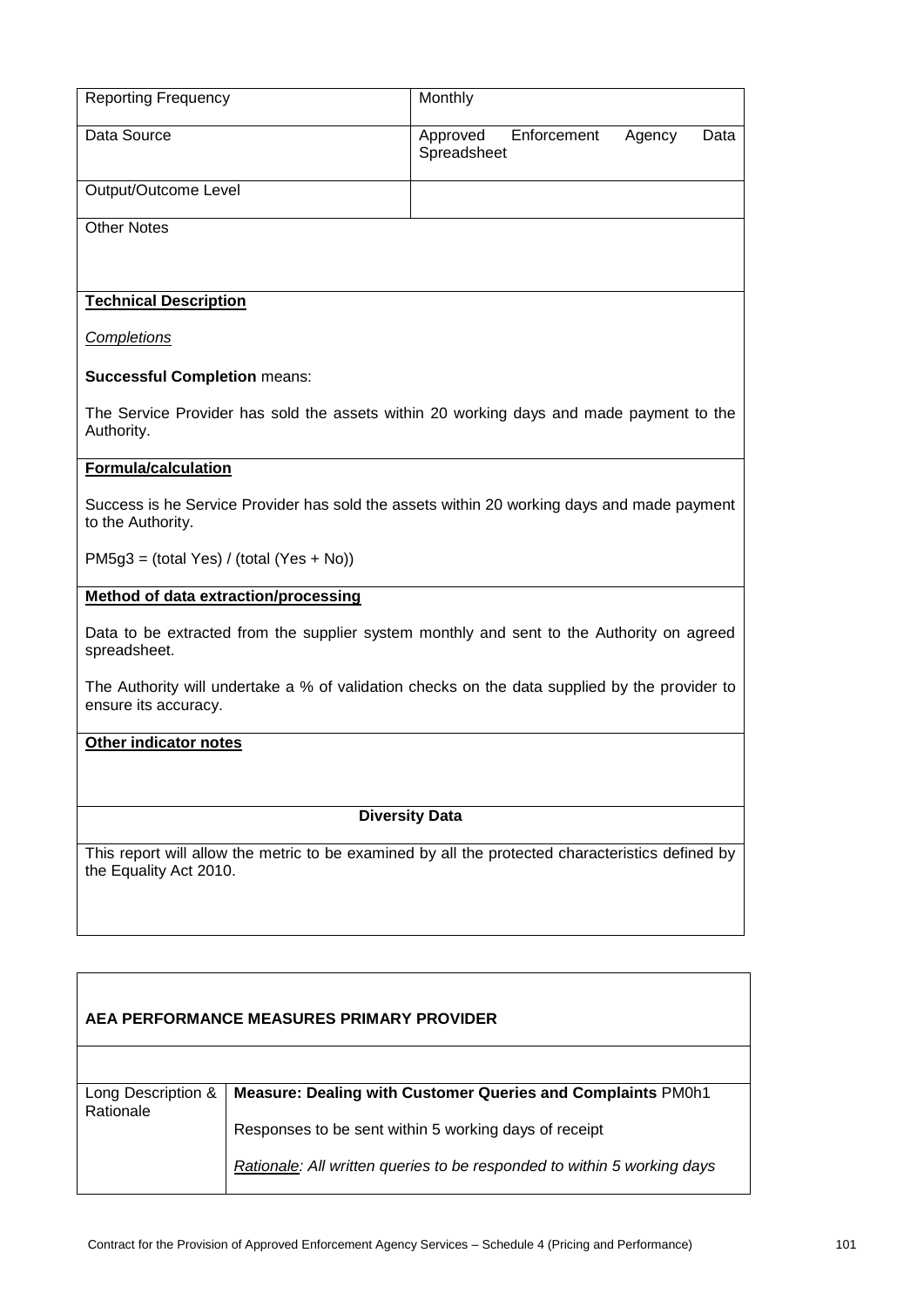| Reporting Frequency | Monthly |
|---|---|
| Data Source | Approved Enforcement Agency Data Spreadsheet |
| Output/Outcome Level | |

**Other Notes**

**Technical Description**

*Completions*

**Successful Completion** means:

The Service Provider has sold the assets within 20 working days and made payment to the Authority.

**Formula/calculation**

Success is he Service Provider has sold the assets within 20 working days and made payment to the Authority.

PM5g3 = (total Yes) / (total (Yes + No))

**Method of data extraction/processing**

Data to be extracted from the supplier system monthly and sent to the Authority on agreed spreadsheet.

The Authority will undertake a % of validation checks on the data supplied by the provider to ensure its accuracy.

**Other indicator notes**

**Diversity Data**

This report will allow the metric to be examined by all the protected characteristics defined by the Equality Act 2010.

**AEA PERFORMANCE MEASURES PRIMARY PROVIDER**

| Long Description & Rationale | **Measure: Dealing with Customer Queries and Complaints** PM0h1<br><br>Responses to be sent within 5 working days of receipt<br><br>*Rationale: All written queries to be responded to within 5 working days* |
|---|---|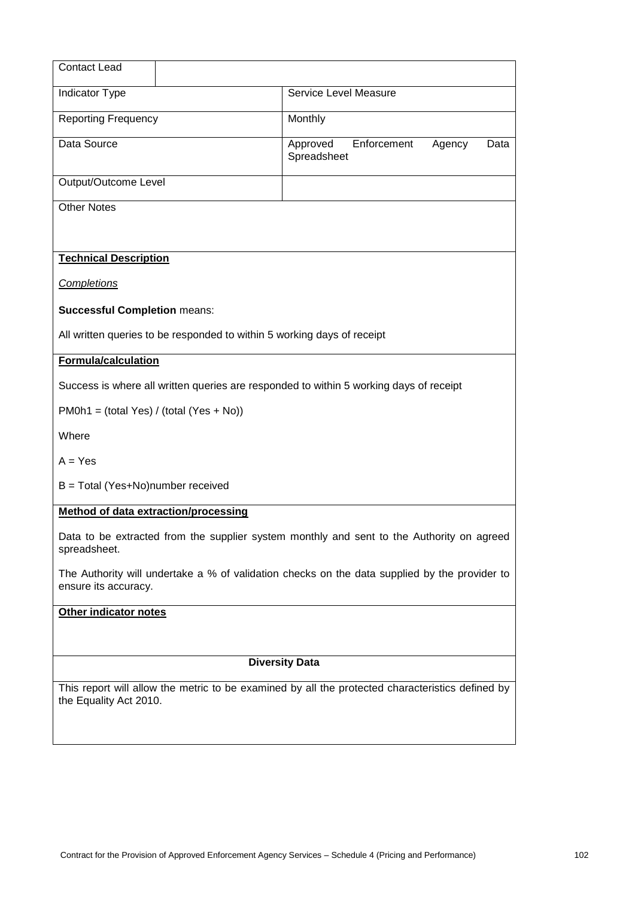| Contact Lead | |
|---|---|
| Indicator Type | Service Level Measure |
| Reporting Frequency | Monthly |
| Data Source | Approved Enforcement Agency Data Spreadsheet |
| Output/Outcome Level | |
| Other Notes | |

**Technical Description**

*Completions*

**Successful Completion** means:

All written queries to be responded to within 5 working days of receipt

**Formula/calculation**

Success is where all written queries are responded to within 5 working days of receipt

PM0h1 = (total Yes) / (total (Yes + No))

Where

A = Yes

B = Total (Yes+No)number received

**Method of data extraction/processing**

Data to be extracted from the supplier system monthly and sent to the Authority on agreed spreadsheet.

The Authority will undertake a % of validation checks on the data supplied by the provider to ensure its accuracy.

**Other indicator notes**

**Diversity Data**

This report will allow the metric to be examined by all the protected characteristics defined by the Equality Act 2010.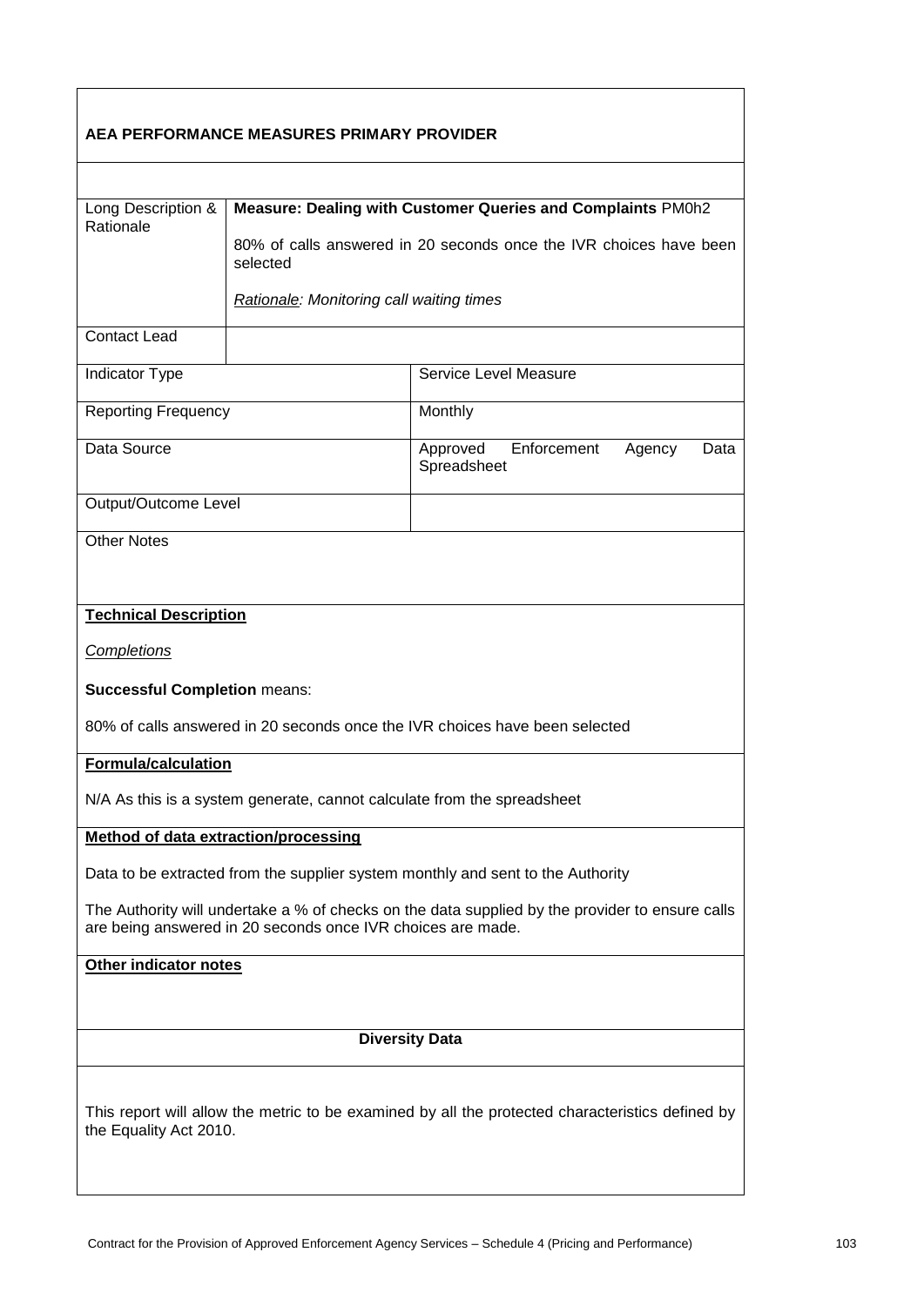**AEA PERFORMANCE MEASURES PRIMARY PROVIDER**

| | | |
|---|---|---|
| Long Description & Rationale | **Measure: Dealing with Customer Queries and Complaints** PM0h2<br><br>80% of calls answered in 20 seconds once the IVR choices have been selected<br><br>*Rationale: Monitoring call waiting times* | |
| Contact Lead | | |
| Indicator Type | | Service Level Measure |
| Reporting Frequency | | Monthly |
| Data Source | | Approved Enforcement Agency Data Spreadsheet |
| Output/Outcome Level | | |

Other Notes

**Technical Description**

*Completions*

**Successful Completion** means:

80% of calls answered in 20 seconds once the IVR choices have been selected

**Formula/calculation**

N/A As this is a system generate, cannot calculate from the spreadsheet

**Method of data extraction/processing**

Data to be extracted from the supplier system monthly and sent to the Authority

The Authority will undertake a % of checks on the data supplied by the provider to ensure calls are being answered in 20 seconds once IVR choices are made.

**Other indicator notes**

**Diversity Data**

This report will allow the metric to be examined by all the protected characteristics defined by the Equality Act 2010.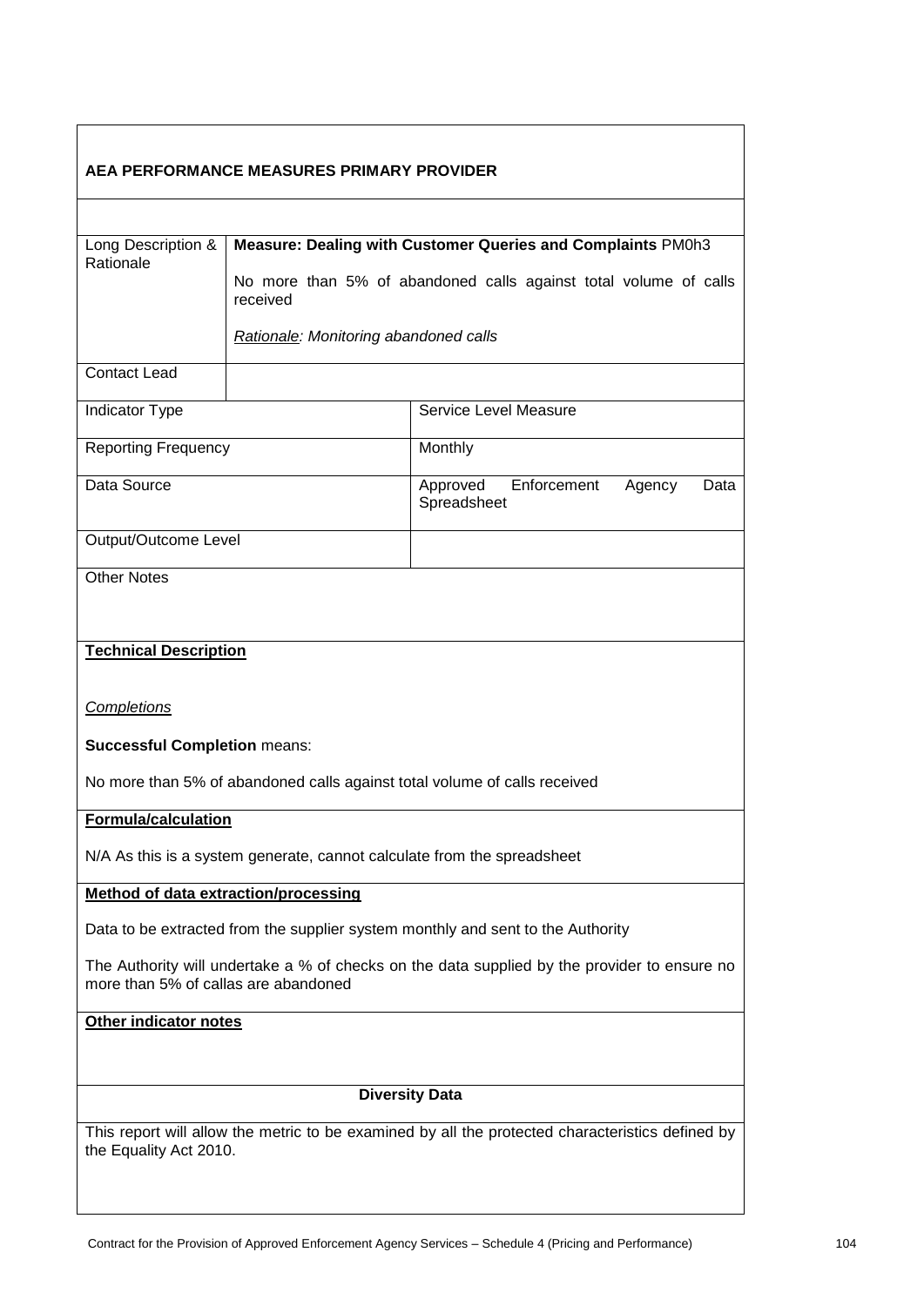**AEA PERFORMANCE MEASURES PRIMARY PROVIDER**

| | | |
|---|---|---|
| Long Description & Rationale | **Measure: Dealing with Customer Queries and Complaints** PM0h3<br><br>No more than 5% of abandoned calls against total volume of calls received<br><br>*Rationale: Monitoring abandoned calls* | |
| Contact Lead | | |
| Indicator Type | | Service Level Measure |
| Reporting Frequency | | Monthly |
| Data Source | | Approved Enforcement Agency Data Spreadsheet |
| Output/Outcome Level | | |

Other Notes

**Technical Description**

*Completions*

**Successful Completion** means:

No more than 5% of abandoned calls against total volume of calls received

**Formula/calculation**

N/A As this is a system generate, cannot calculate from the spreadsheet

**Method of data extraction/processing**

Data to be extracted from the supplier system monthly and sent to the Authority

The Authority will undertake a % of checks on the data supplied by the provider to ensure no more than 5% of callas are abandoned

**Other indicator notes**

**Diversity Data**

This report will allow the metric to be examined by all the protected characteristics defined by the Equality Act 2010.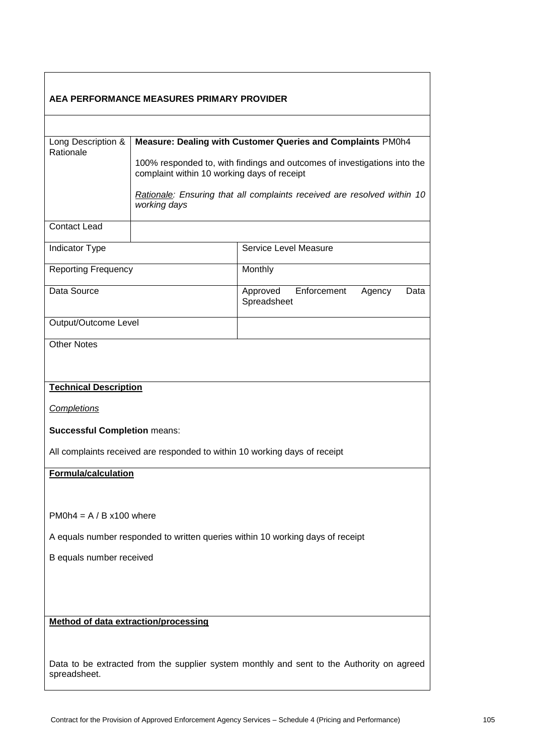**AEA PERFORMANCE MEASURES PRIMARY PROVIDER**

| Long Description & Rationale | **Measure: Dealing with Customer Queries and Complaints** PM0h4<br><br>100% responded to, with findings and outcomes of investigations into the complaint within 10 working days of receipt<br><br>*Rationale: Ensuring that all complaints received are resolved within 10 working days* |
|---|---|
| Contact Lead | |

| | |
|---|---|
| Indicator Type | Service Level Measure |
| Reporting Frequency | Monthly |
| Data Source | Approved Enforcement Agency Data Spreadsheet |
| Output/Outcome Level | |

Other Notes

**Technical Description**

*Completions*

**Successful Completion** means:

All complaints received are responded to within 10 working days of receipt

**Formula/calculation**

PM0h4 = A / B x100 where

A equals number responded to written queries within 10 working days of receipt

B equals number received

**Method of data extraction/processing**

Data to be extracted from the supplier system monthly and sent to the Authority on agreed spreadsheet.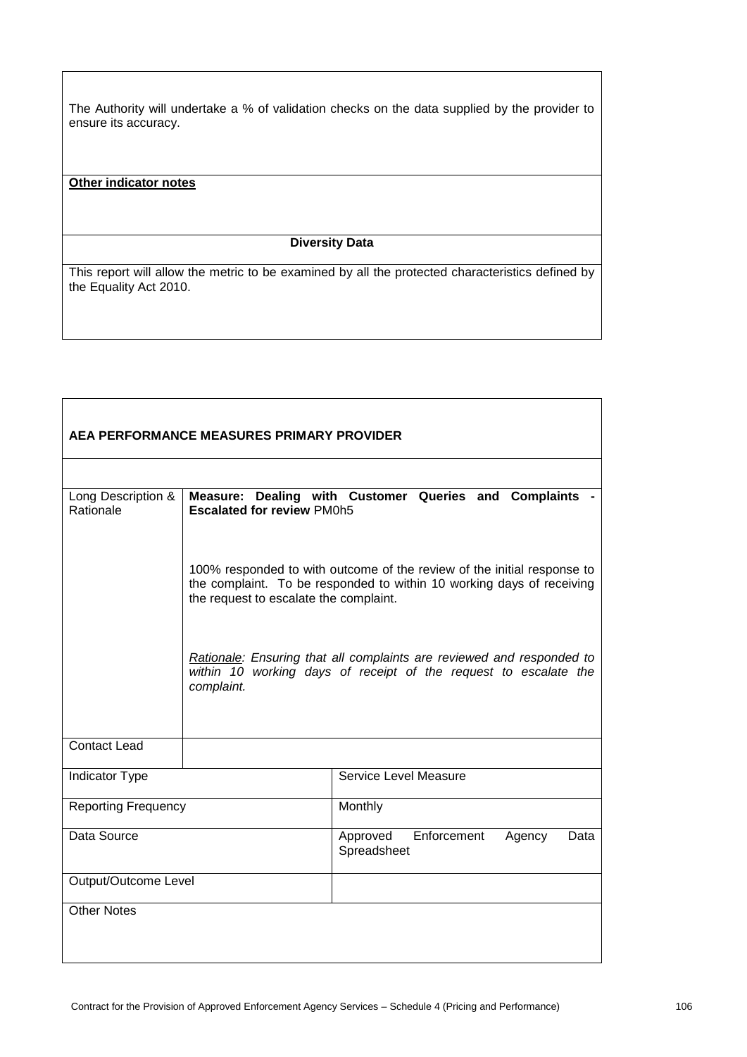The Authority will undertake a % of validation checks on the data supplied by the provider to ensure its accuracy.

**Other indicator notes**

**Diversity Data**

This report will allow the metric to be examined by all the protected characteristics defined by the Equality Act 2010.

**AEA PERFORMANCE MEASURES PRIMARY PROVIDER**

| | |
|---|---|
| Long Description & Rationale | **Measure: Dealing with Customer Queries and Complaints - Escalated for review** PM0h5<br><br>100% responded to with outcome of the review of the initial response to the complaint. To be responded to within 10 working days of receiving the request to escalate the complaint.<br><br>*Rationale: Ensuring that all complaints are reviewed and responded to within 10 working days of receipt of the request to escalate the complaint.* |
| Contact Lead | |
| Indicator Type | Service Level Measure |
| Reporting Frequency | Monthly |
| Data Source | Approved Enforcement Agency Data Spreadsheet |
| Output/Outcome Level | |
| Other Notes | |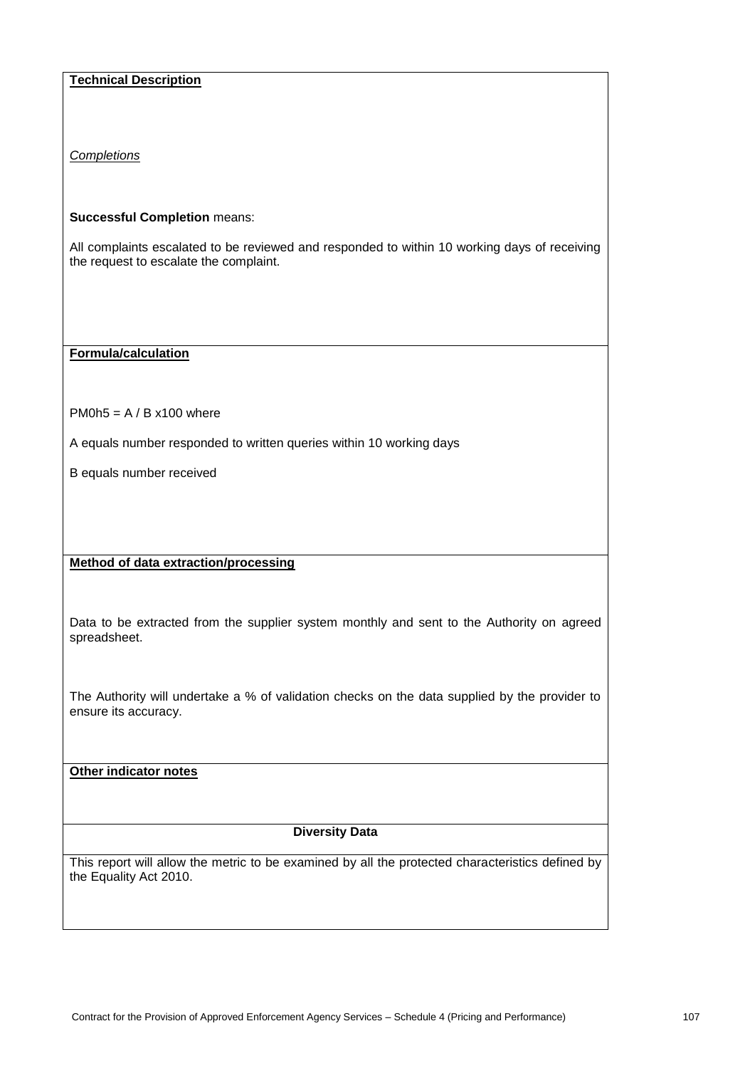**Technical Description**

*Completions*

**Successful Completion** means:

All complaints escalated to be reviewed and responded to within 10 working days of receiving the request to escalate the complaint.

**Formula/calculation**

PM0h5 = A / B x100 where

A equals number responded to written queries within 10 working days

B equals number received

**Method of data extraction/processing**

Data to be extracted from the supplier system monthly and sent to the Authority on agreed spreadsheet.

The Authority will undertake a % of validation checks on the data supplied by the provider to ensure its accuracy.

**Other indicator notes**

**Diversity Data**

This report will allow the metric to be examined by all the protected characteristics defined by the Equality Act 2010.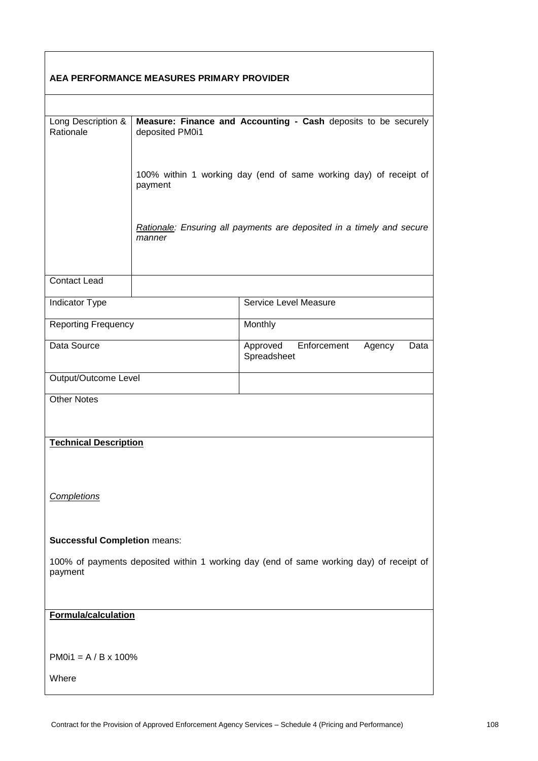**AEA PERFORMANCE MEASURES PRIMARY PROVIDER**

| | | |
|---|---|---|
| Long Description & Rationale | **Measure: Finance and Accounting - Cash** deposits to be securely deposited PM0i1<br><br>100% within 1 working day (end of same working day) of receipt of payment<br><br>*Rationale: Ensuring all payments are deposited in a timely and secure manner* | |
| Contact Lead | | |
| Indicator Type | | Service Level Measure |
| Reporting Frequency | | Monthly |
| Data Source | | Approved Enforcement Agency Data Spreadsheet |
| Output/Outcome Level | | |
| Other Notes | | |

**Technical Description**

*Completions*

**Successful Completion** means:

100% of payments deposited within 1 working day (end of same working day) of receipt of payment

**Formula/calculation**

PM0i1 = A / B x 100%

Where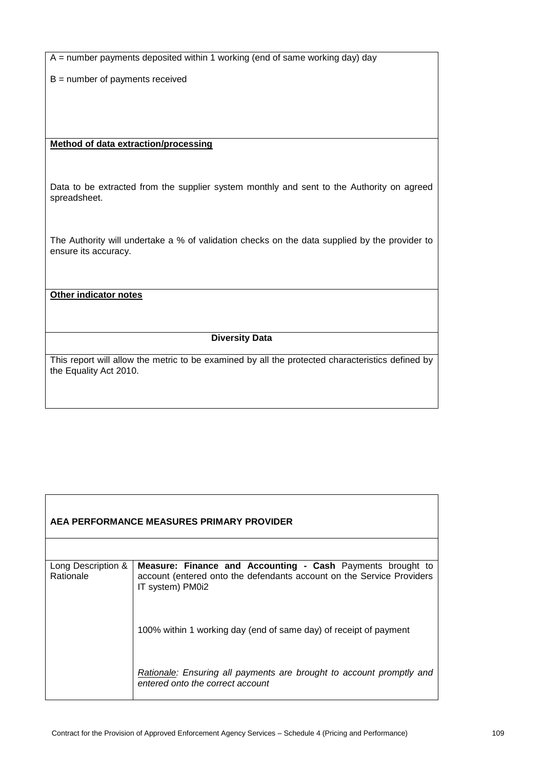A = number payments deposited within 1 working (end of same working day) day

B = number of payments received

**Method of data extraction/processing**

Data to be extracted from the supplier system monthly and sent to the Authority on agreed spreadsheet.

The Authority will undertake a % of validation checks on the data supplied by the provider to ensure its accuracy.

**Other indicator notes**

**Diversity Data**

This report will allow the metric to be examined by all the protected characteristics defined by the Equality Act 2010.

| **AEA PERFORMANCE MEASURES PRIMARY PROVIDER** | |
|---|---|
| | |
| Long Description & Rationale | **Measure: Finance and Accounting - Cash** Payments brought to account (entered onto the defendants account on the Service Providers IT system) PM0i2<br><br>100% within 1 working day (end of same day) of receipt of payment<br><br>*Rationale: Ensuring all payments are brought to account promptly and entered onto the correct account* |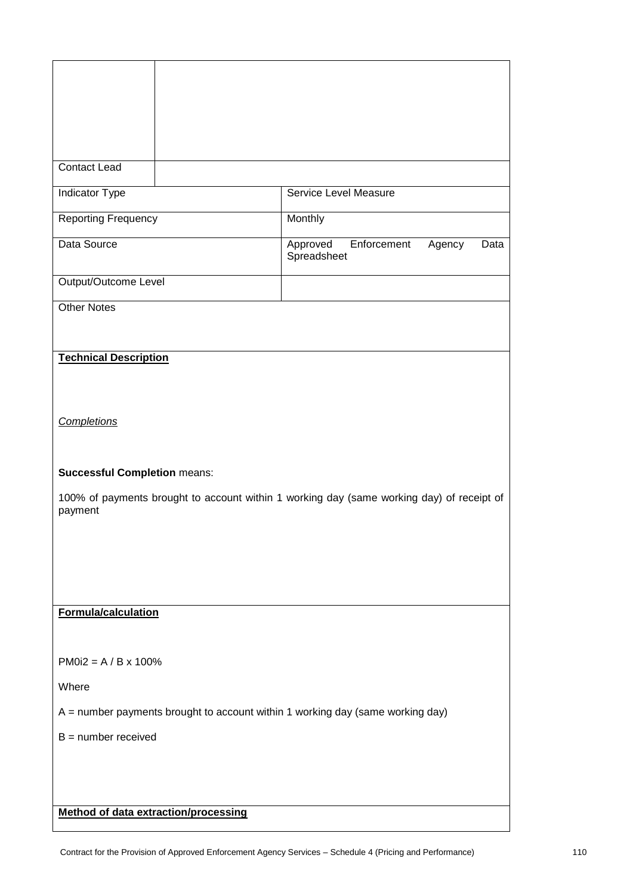| | |
|---|---|
| | |
| Contact Lead | |

| | |
|---|---|
| Indicator Type | Service Level Measure |
| Reporting Frequency | Monthly |
| Data Source | Approved Enforcement Agency Data Spreadsheet |
| Output/Outcome Level | |

Other Notes

**Technical Description**

*Completions*

**Successful Completion** means:

100% of payments brought to account within 1 working day (same working day) of receipt of payment

**Formula/calculation**

PM0i2 = A / B x 100%

Where

A = number payments brought to account within 1 working day (same working day)

B = number received

**Method of data extraction/processing**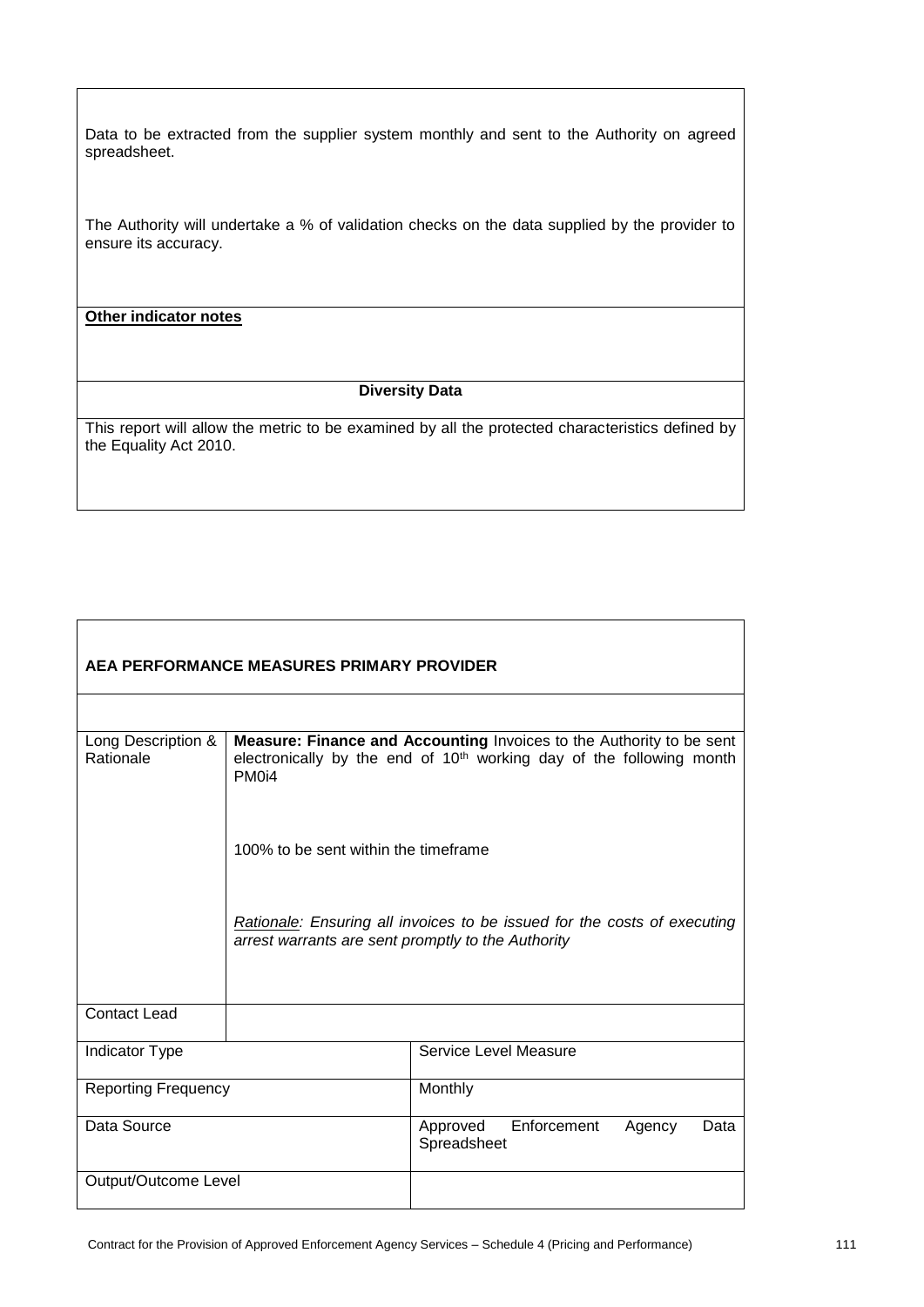| |
|---|
| Data to be extracted from the supplier system monthly and sent to the Authority on agreed spreadsheet.<br><br>The Authority will undertake a % of validation checks on the data supplied by the provider to ensure its accuracy. |
| **Other indicator notes** |
| **Diversity Data** |
| This report will allow the metric to be examined by all the protected characteristics defined by the Equality Act 2010. |

| **AEA PERFORMANCE MEASURES PRIMARY PROVIDER** | | |
|---|---|---|
| | | |
| Long Description & Rationale | **Measure: Finance and Accounting** Invoices to the Authority to be sent electronically by the end of 10th working day of the following month PM0i4<br><br>100% to be sent within the timeframe<br><br>*Rationale: Ensuring all invoices to be issued for the costs of executing arrest warrants are sent promptly to the Authority* | |
| Contact Lead | | |
| Indicator Type | | Service Level Measure |
| Reporting Frequency | | Monthly |
| Data Source | | Approved Enforcement Agency Data Spreadsheet |
| Output/Outcome Level | | |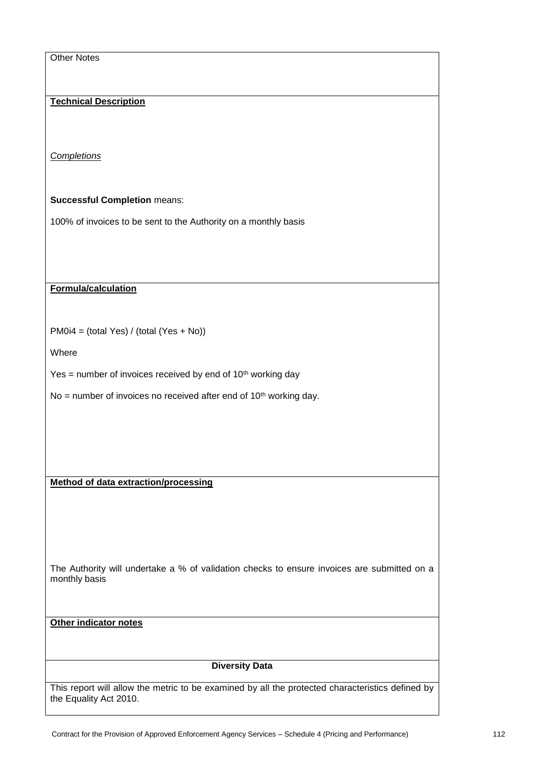Other Notes

**Technical Description**

*Completions*

**Successful Completion** means:

100% of invoices to be sent to the Authority on a monthly basis

**Formula/calculation**

PM0i4 = (total Yes) / (total (Yes + No))

Where

Yes = number of invoices received by end of 10th working day

No = number of invoices no received after end of 10th working day.

**Method of data extraction/processing**

The Authority will undertake a % of validation checks to ensure invoices are submitted on a monthly basis

**Other indicator notes**

**Diversity Data**

This report will allow the metric to be examined by all the protected characteristics defined by the Equality Act 2010.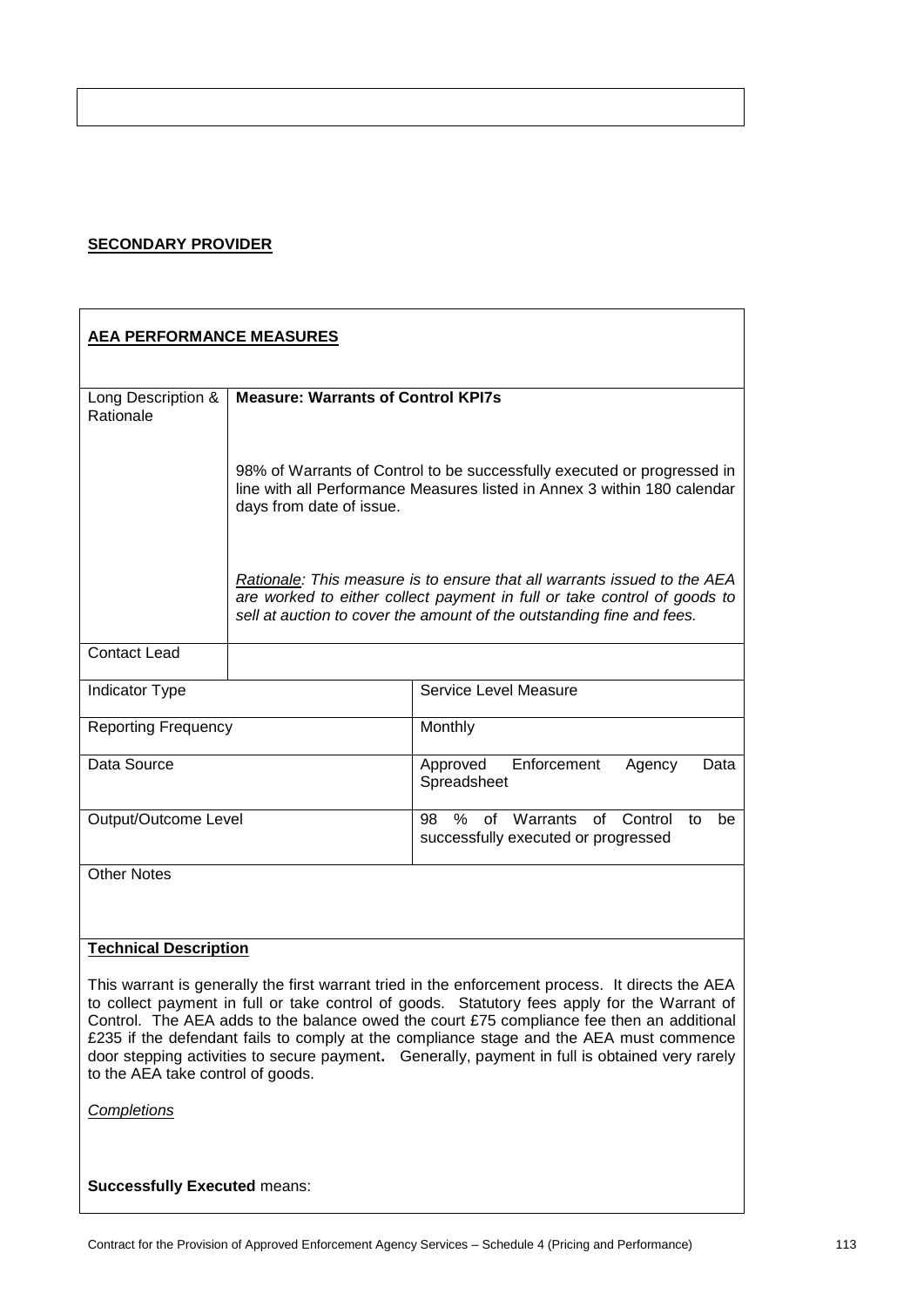**SECONDARY PROVIDER**

**AEA PERFORMANCE MEASURES**

| Long Description & Rationale | **Measure: Warrants of Control KPI7s**<br><br>98% of Warrants of Control to be successfully executed or progressed in line with all Performance Measures listed in Annex 3 within 180 calendar days from date of issue.<br><br>*Rationale: This measure is to ensure that all warrants issued to the AEA are worked to either collect payment in full or take control of goods to sell at auction to cover the amount of the outstanding fine and fees.* |
|---|---|
| Contact Lead | |
| Indicator Type | Service Level Measure |
| Reporting Frequency | Monthly |
| Data Source | Approved Enforcement Agency Data Spreadsheet |
| Output/Outcome Level | 98 % of Warrants of Control to be successfully executed or progressed |
| Other Notes | |

**Technical Description**

This warrant is generally the first warrant tried in the enforcement process. It directs the AEA to collect payment in full or take control of goods. Statutory fees apply for the Warrant of Control. The AEA adds to the balance owed the court £75 compliance fee then an additional £235 if the defendant fails to comply at the compliance stage and the AEA must commence door stepping activities to secure payment**.** Generally, payment in full is obtained very rarely to the AEA take control of goods.

*Completions*

**Successfully Executed** means: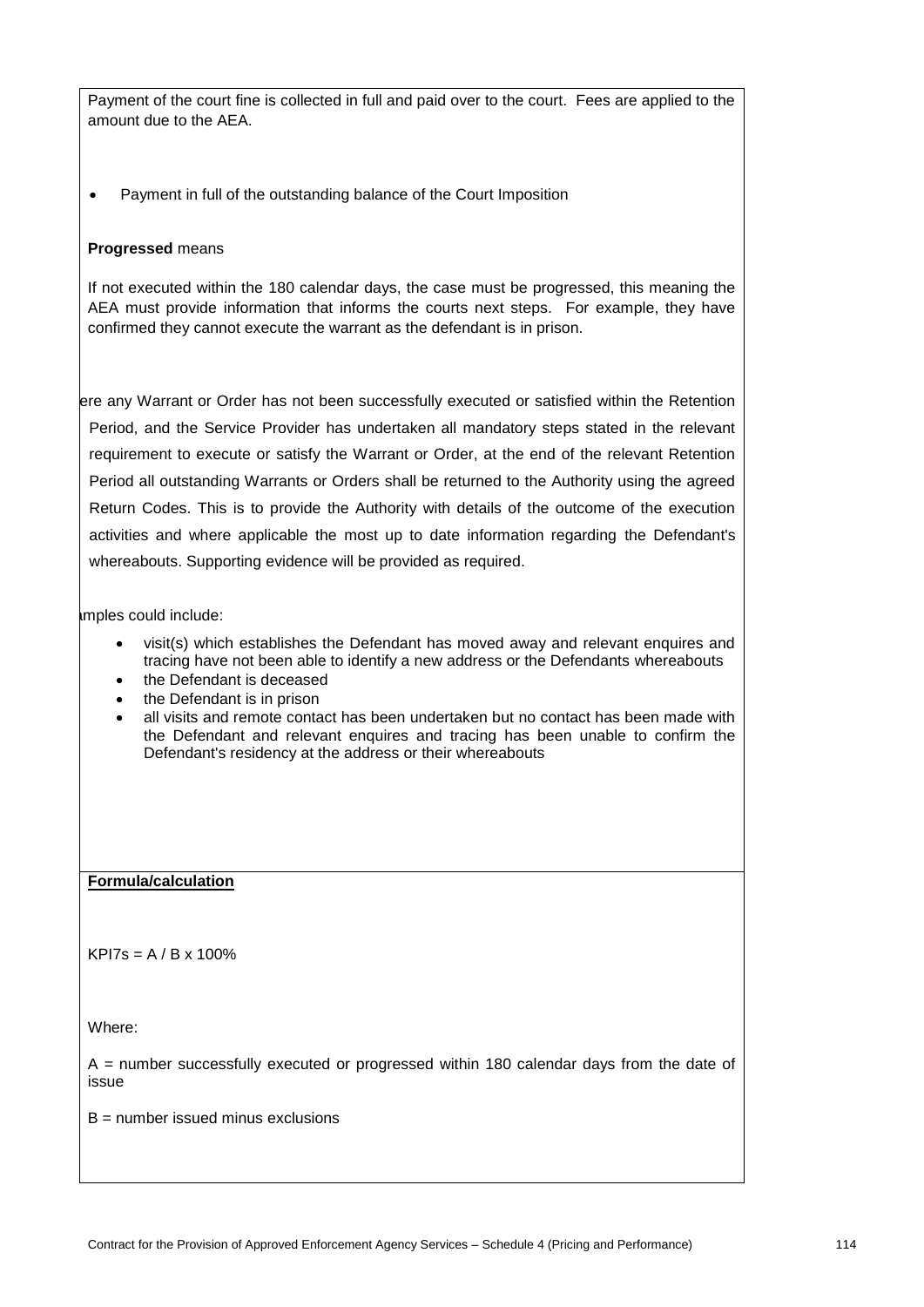Payment of the court fine is collected in full and paid over to the court. Fees are applied to the amount due to the AEA.

- Payment in full of the outstanding balance of the Court Imposition

**Progressed** means

If not executed within the 180 calendar days, the case must be progressed, this meaning the AEA must provide information that informs the courts next steps. For example, they have confirmed they cannot execute the warrant as the defendant is in prison.

ere any Warrant or Order has not been successfully executed or satisfied within the Retention Period, and the Service Provider has undertaken all mandatory steps stated in the relevant requirement to execute or satisfy the Warrant or Order, at the end of the relevant Retention Period all outstanding Warrants or Orders shall be returned to the Authority using the agreed Return Codes. This is to provide the Authority with details of the outcome of the execution activities and where applicable the most up to date information regarding the Defendant's whereabouts. Supporting evidence will be provided as required.

imples could include:

- visit(s) which establishes the Defendant has moved away and relevant enquires and tracing have not been able to identify a new address or the Defendants whereabouts
- the Defendant is deceased
- the Defendant is in prison
- all visits and remote contact has been undertaken but no contact has been made with the Defendant and relevant enquires and tracing has been unable to confirm the Defendant's residency at the address or their whereabouts

**Formula/calculation**

KPI7s = A / B x 100%

Where:

A = number successfully executed or progressed within 180 calendar days from the date of issue

B = number issued minus exclusions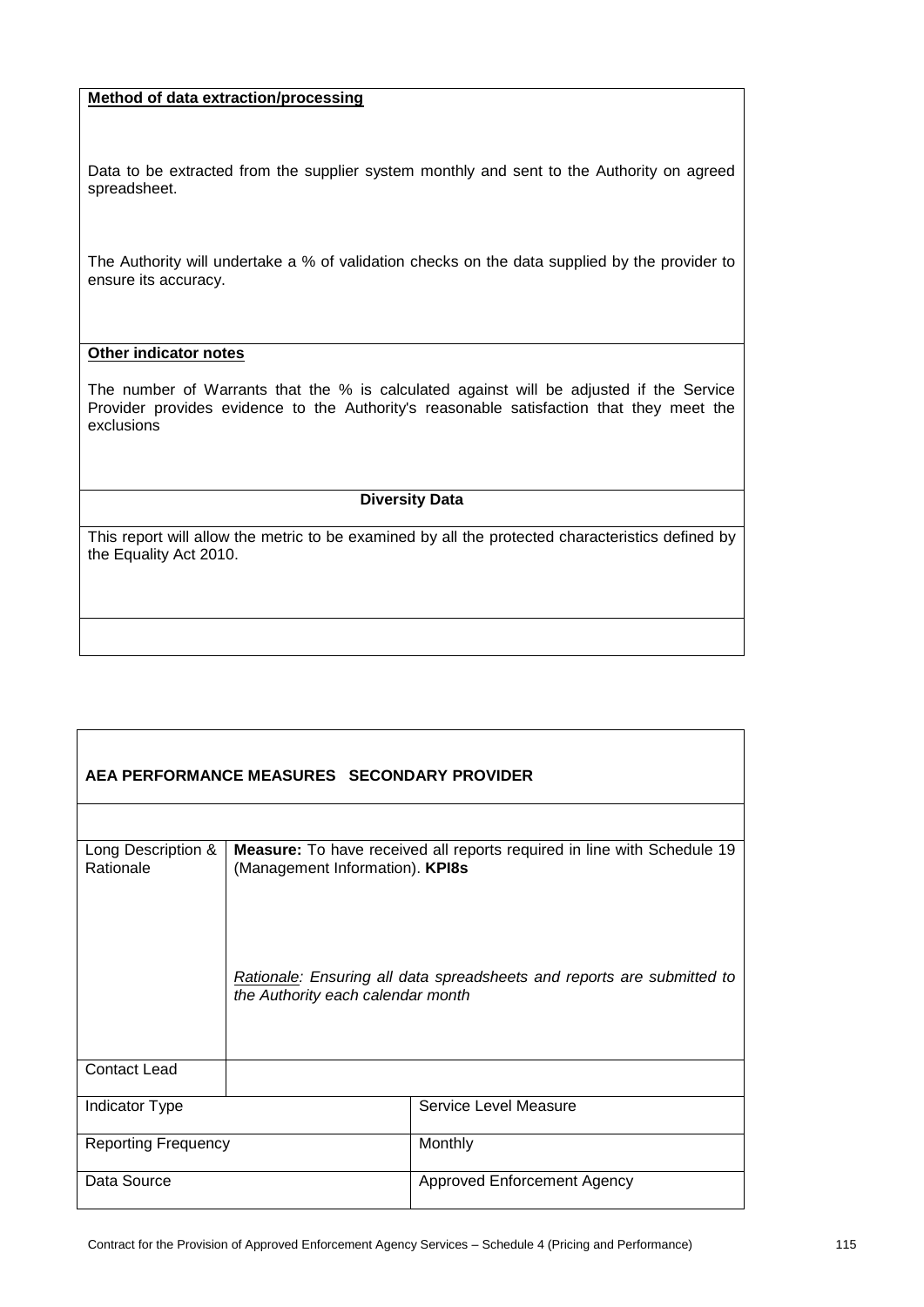| **Method of data extraction/processing** |
|---|
| Data to be extracted from the supplier system monthly and sent to the Authority on agreed spreadsheet.<br><br>The Authority will undertake a % of validation checks on the data supplied by the provider to ensure its accuracy. |
| **Other indicator notes** |
| The number of Warrants that the % is calculated against will be adjusted if the Service Provider provides evidence to the Authority's reasonable satisfaction that they meet the exclusions |
| **Diversity Data** |
| This report will allow the metric to be examined by all the protected characteristics defined by the Equality Act 2010. |
| |

| **AEA PERFORMANCE MEASURES SECONDARY PROVIDER** | | |
|---|---|---|
| | | |
| Long Description & Rationale | **Measure:** To have received all reports required in line with Schedule 19 (Management Information). **KPI8s**<br><br>*Rationale: Ensuring all data spreadsheets and reports are submitted to the Authority each calendar month* | |
| Contact Lead | | |
| Indicator Type | | Service Level Measure |
| Reporting Frequency | | Monthly |
| Data Source | | Approved Enforcement Agency |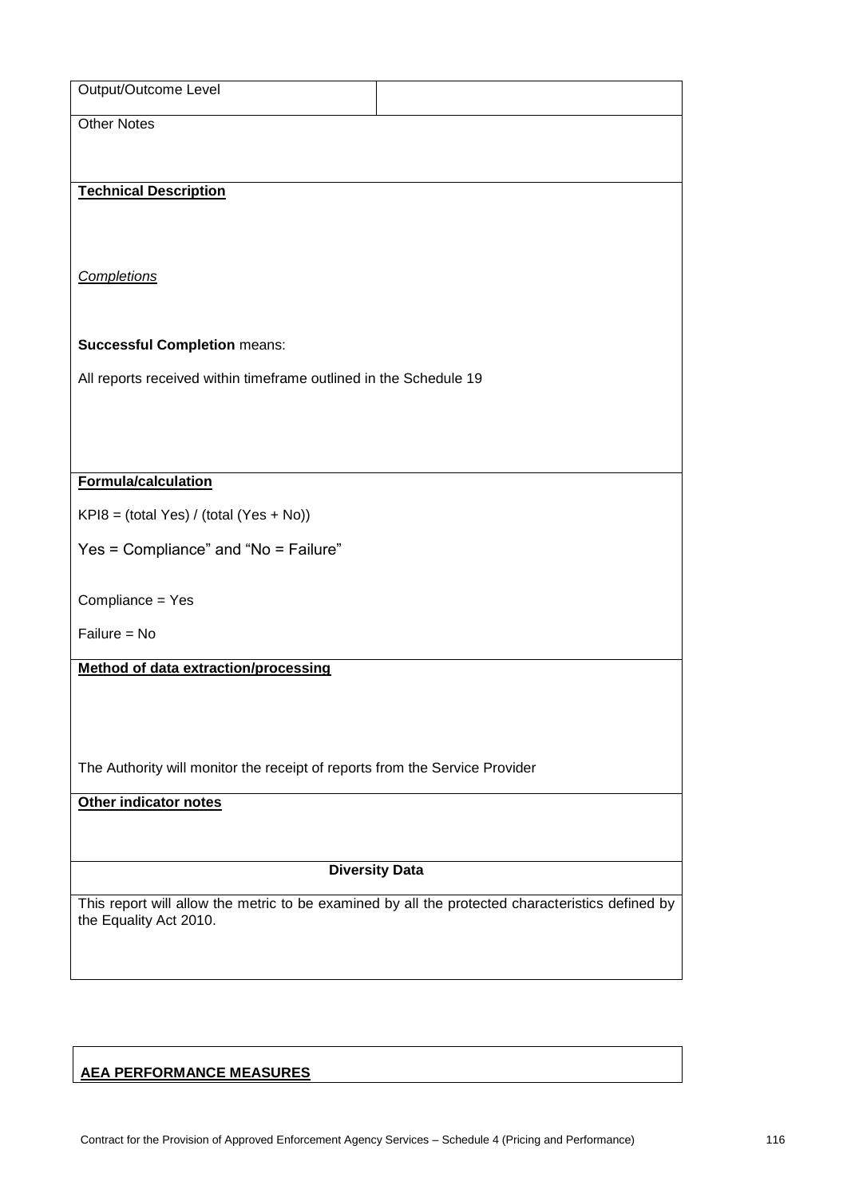| Output/Outcome Level | |
|---|---|

Other Notes

**Technical Description**

*Completions*

**Successful Completion** means:

All reports received within timeframe outlined in the Schedule 19

**Formula/calculation**

KPI8 = (total Yes) / (total (Yes + No))

Yes = Compliance" and "No = Failure"

Compliance = Yes

Failure = No

**Method of data extraction/processing**

The Authority will monitor the receipt of reports from the Service Provider

**Other indicator notes**

**Diversity Data**

This report will allow the metric to be examined by all the protected characteristics defined by the Equality Act 2010.

**AEA PERFORMANCE MEASURES**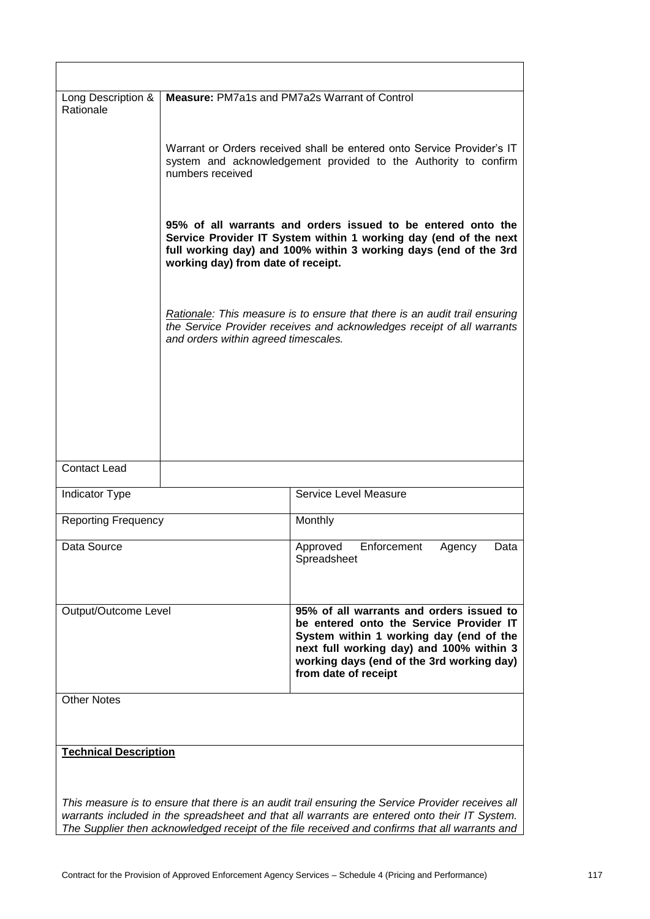| | | |
|---|---|---|
| Long Description & Rationale | **Measure:** PM7a1s and PM7a2s Warrant of Control<br><br>Warrant or Orders received shall be entered onto Service Provider's IT system and acknowledgement provided to the Authority to confirm numbers received<br><br>**95% of all warrants and orders issued to be entered onto the Service Provider IT System within 1 working day (end of the next full working day) and 100% within 3 working days (end of the 3rd working day) from date of receipt.**<br><br>*Rationale: This measure is to ensure that there is an audit trail ensuring the Service Provider receives and acknowledges receipt of all warrants and orders within agreed timescales.* | |
| Contact Lead | | |
| Indicator Type | | Service Level Measure |
| Reporting Frequency | | Monthly |
| Data Source | | Approved Enforcement Agency Data Spreadsheet |
| Output/Outcome Level | | **95% of all warrants and orders issued to be entered onto the Service Provider IT System within 1 working day (end of the next full working day) and 100% within 3 working days (end of the 3rd working day) from date of receipt** |
| Other Notes | | |

**Technical Description**

*This measure is to ensure that there is an audit trail ensuring the Service Provider receives all warrants included in the spreadsheet and that all warrants are entered onto their IT System. The Supplier then acknowledged receipt of the file received and confirms that all warrants and*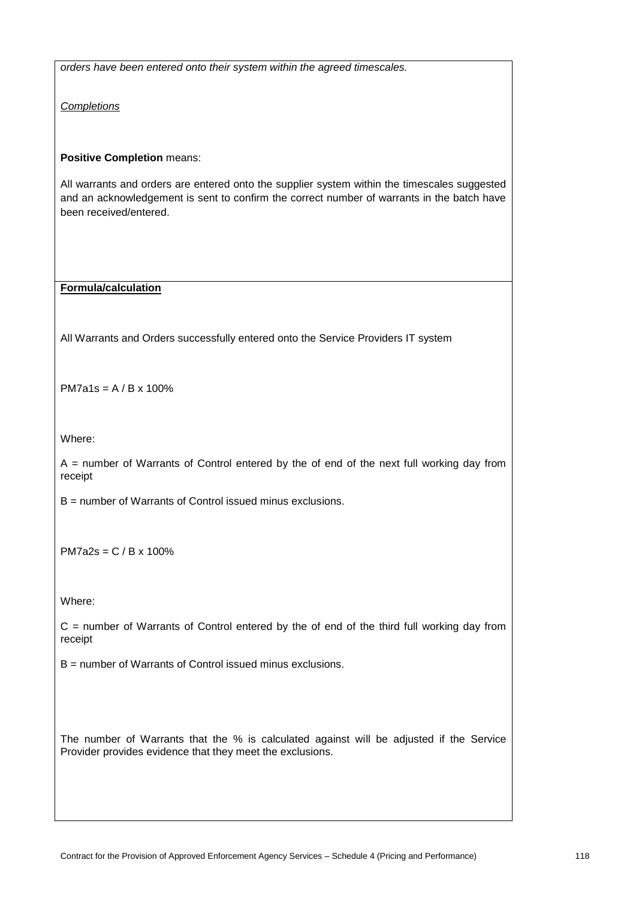*orders have been entered onto their system within the agreed timescales.*

*Completions*

**Positive Completion** means:

All warrants and orders are entered onto the supplier system within the timescales suggested and an acknowledgement is sent to confirm the correct number of warrants in the batch have been received/entered.

**Formula/calculation**

All Warrants and Orders successfully entered onto the Service Providers IT system

PM7a1s = A / B x 100%

Where:

A = number of Warrants of Control entered by the of end of the next full working day from receipt

B = number of Warrants of Control issued minus exclusions.

PM7a2s = C / B x 100%

Where:

C = number of Warrants of Control entered by the of end of the third full working day from receipt

B = number of Warrants of Control issued minus exclusions.

The number of Warrants that the % is calculated against will be adjusted if the Service Provider provides evidence that they meet the exclusions.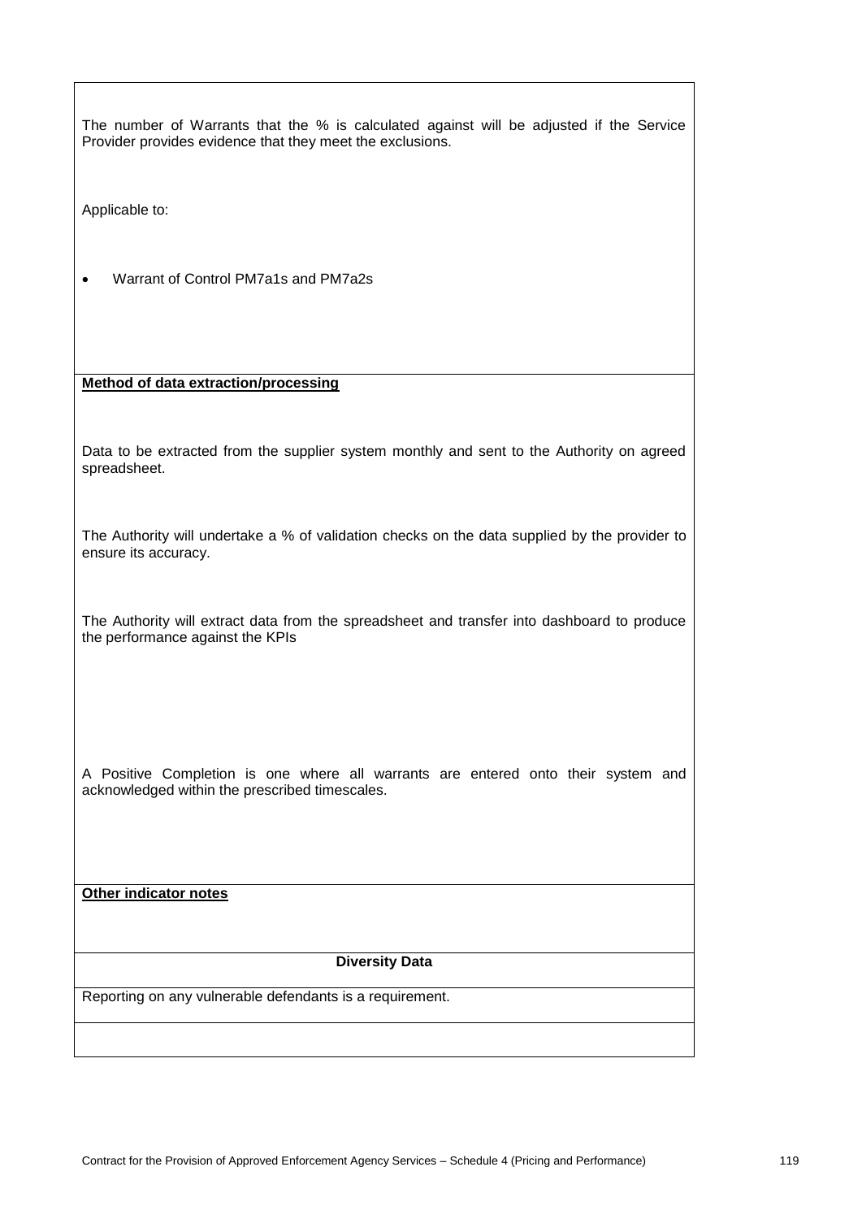The number of Warrants that the % is calculated against will be adjusted if the Service Provider provides evidence that they meet the exclusions.

Applicable to:

- Warrant of Control PM7a1s and PM7a2s

**Method of data extraction/processing**

Data to be extracted from the supplier system monthly and sent to the Authority on agreed spreadsheet.

The Authority will undertake a % of validation checks on the data supplied by the provider to ensure its accuracy.

The Authority will extract data from the spreadsheet and transfer into dashboard to produce the performance against the KPIs

A Positive Completion is one where all warrants are entered onto their system and acknowledged within the prescribed timescales.

**Other indicator notes**

**Diversity Data**

Reporting on any vulnerable defendants is a requirement.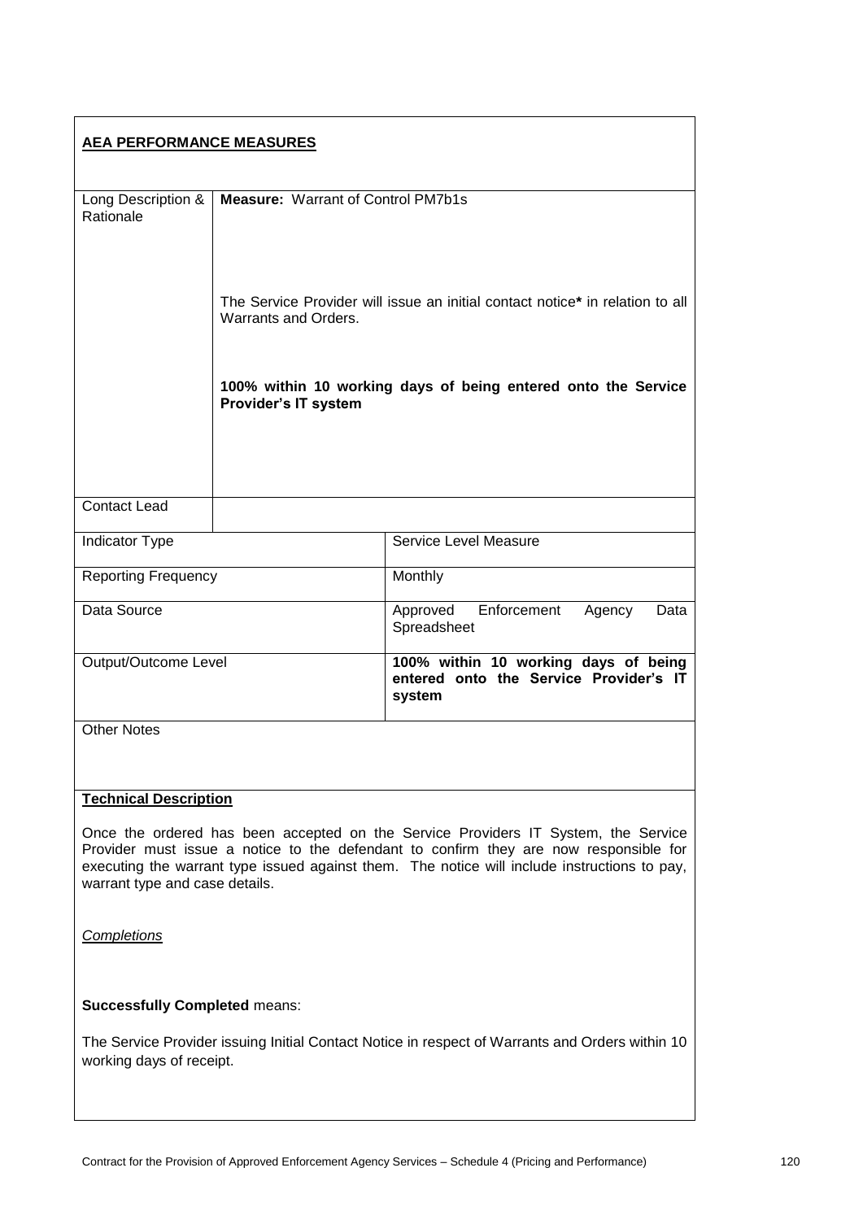## AEA PERFORMANCE MEASURES

| Long Description & Rationale | **Measure:** Warrant of Control PM7b1s<br><br>The Service Provider will issue an initial contact notice* in relation to all Warrants and Orders.<br><br>**100% within 10 working days of being entered onto the Service Provider's IT system** |
|---|---|
| Contact Lead | |

| | |
|---|---|
| Indicator Type | Service Level Measure |
| Reporting Frequency | Monthly |
| Data Source | Approved Enforcement Agency Data Spreadsheet |
| Output/Outcome Level | **100% within 10 working days of being entered onto the Service Provider's IT system** |

Other Notes

**Technical Description**

Once the ordered has been accepted on the Service Providers IT System, the Service Provider must issue a notice to the defendant to confirm they are now responsible for executing the warrant type issued against them. The notice will include instructions to pay, warrant type and case details.

*Completions*

**Successfully Completed** means:

The Service Provider issuing Initial Contact Notice in respect of Warrants and Orders within 10 working days of receipt.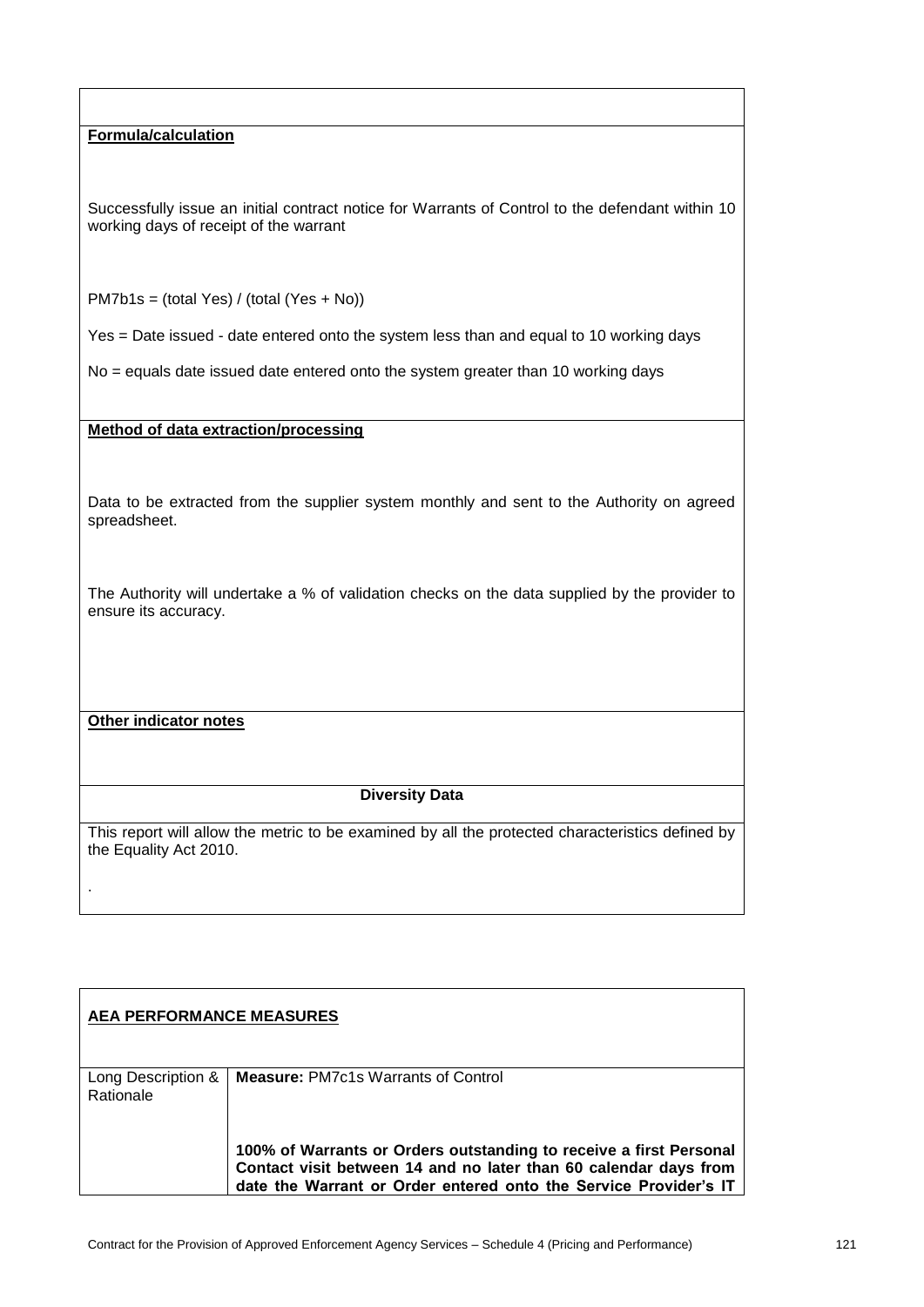**Formula/calculation**

Successfully issue an initial contract notice for Warrants of Control to the defendant within 10 working days of receipt of the warrant

PM7b1s = (total Yes) / (total (Yes + No))

Yes = Date issued - date entered onto the system less than and equal to 10 working days

No = equals date issued date entered onto the system greater than 10 working days

**Method of data extraction/processing**

Data to be extracted from the supplier system monthly and sent to the Authority on agreed spreadsheet.

The Authority will undertake a % of validation checks on the data supplied by the provider to ensure its accuracy.

**Other indicator notes**

**Diversity Data**

This report will allow the metric to be examined by all the protected characteristics defined by the Equality Act 2010.

.

| **AEA PERFORMANCE MEASURES** | |
|---|---|
| Long Description & Rationale | **Measure:** PM7c1s Warrants of Control<br><br>**100% of Warrants or Orders outstanding to receive a first Personal Contact visit between 14 and no later than 60 calendar days from date the Warrant or Order entered onto the Service Provider's IT** |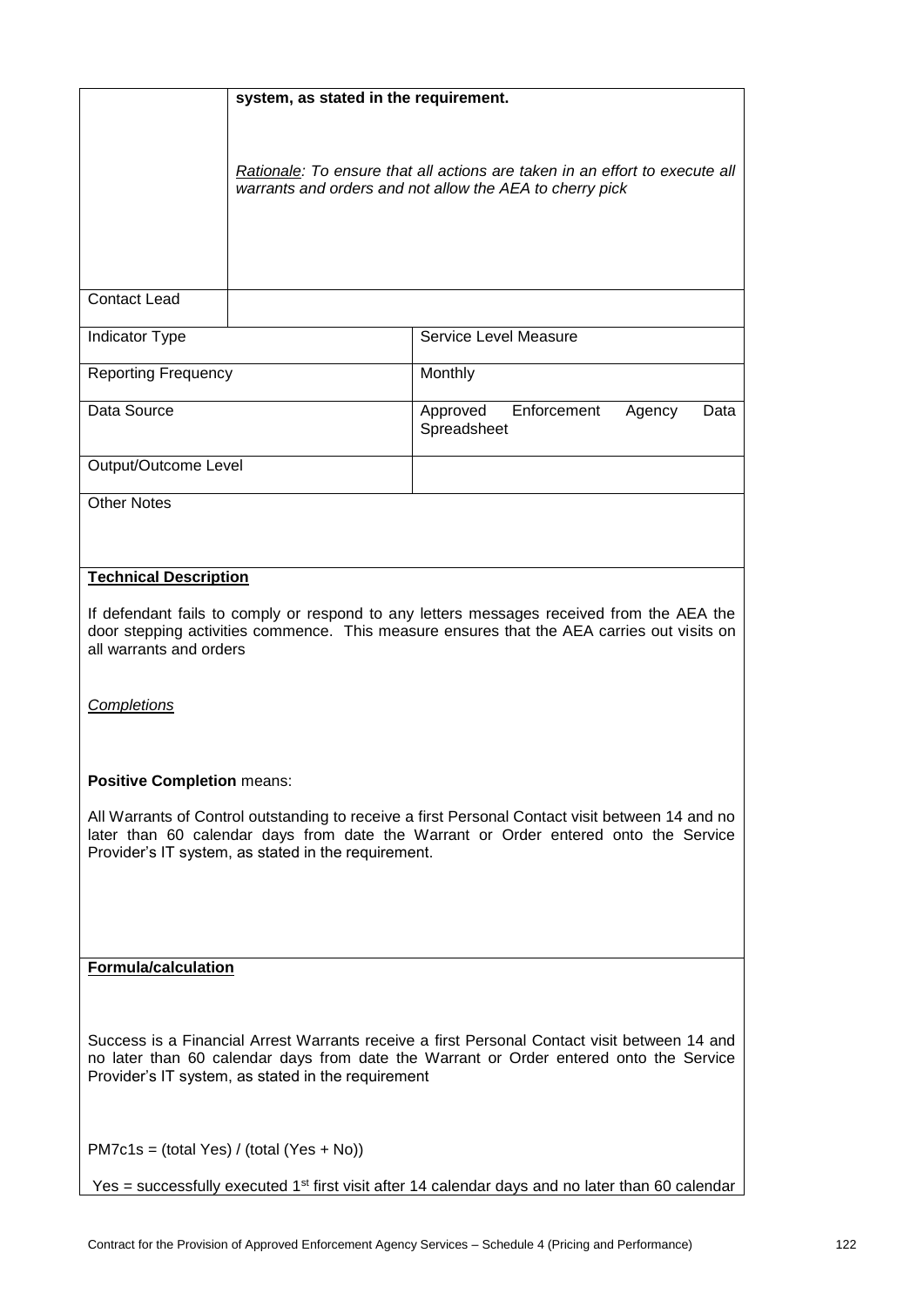| | |
|---|---|
| | **system, as stated in the requirement.**<br><br>*Rationale: To ensure that all actions are taken in an effort to execute all warrants and orders and not allow the AEA to cherry pick* |
| Contact Lead | |

| | |
|---|---|
| Indicator Type | Service Level Measure |
| Reporting Frequency | Monthly |
| Data Source | Approved Enforcement Agency Data Spreadsheet |
| Output/Outcome Level | |

Other Notes

**Technical Description**

If defendant fails to comply or respond to any letters messages received from the AEA the door stepping activities commence. This measure ensures that the AEA carries out visits on all warrants and orders

*Completions*

**Positive Completion** means:

All Warrants of Control outstanding to receive a first Personal Contact visit between 14 and no later than 60 calendar days from date the Warrant or Order entered onto the Service Provider's IT system, as stated in the requirement.

**Formula/calculation**

Success is a Financial Arrest Warrants receive a first Personal Contact visit between 14 and no later than 60 calendar days from date the Warrant or Order entered onto the Service Provider's IT system, as stated in the requirement

PM7c1s = (total Yes) / (total (Yes + No))

Yes = successfully executed 1st first visit after 14 calendar days and no later than 60 calendar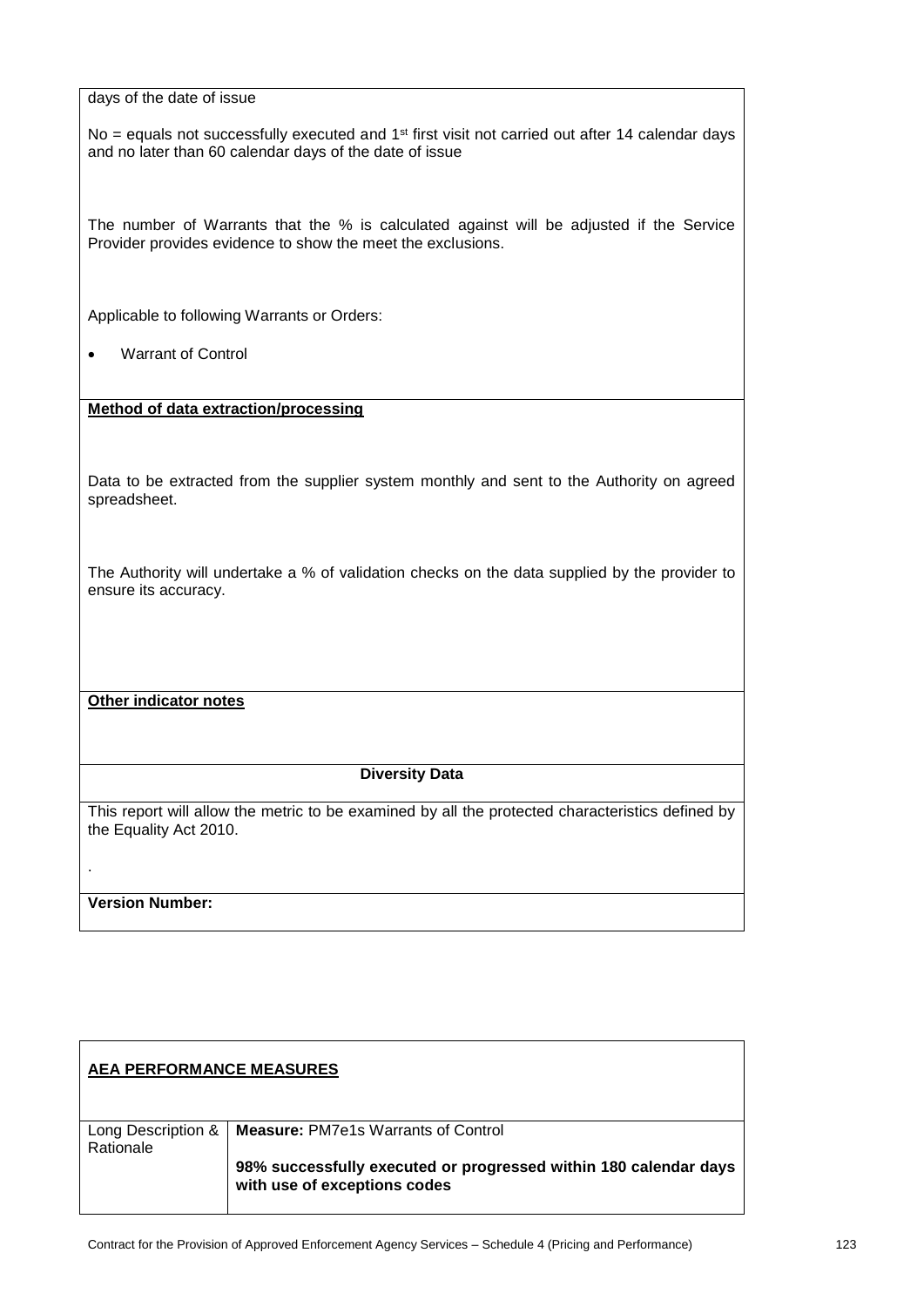days of the date of issue

No = equals not successfully executed and 1st first visit not carried out after 14 calendar days and no later than 60 calendar days of the date of issue

The number of Warrants that the % is calculated against will be adjusted if the Service Provider provides evidence to show the meet the exclusions.

Applicable to following Warrants or Orders:

- Warrant of Control

**Method of data extraction/processing**

Data to be extracted from the supplier system monthly and sent to the Authority on agreed spreadsheet.

The Authority will undertake a % of validation checks on the data supplied by the provider to ensure its accuracy.

**Other indicator notes**

**Diversity Data**

This report will allow the metric to be examined by all the protected characteristics defined by the Equality Act 2010.

.

**Version Number:**

| **AEA PERFORMANCE MEASURES** | |
|---|---|
| Long Description & Rationale | **Measure:** PM7e1s Warrants of Control<br><br>**98% successfully executed or progressed within 180 calendar days with use of exceptions codes** |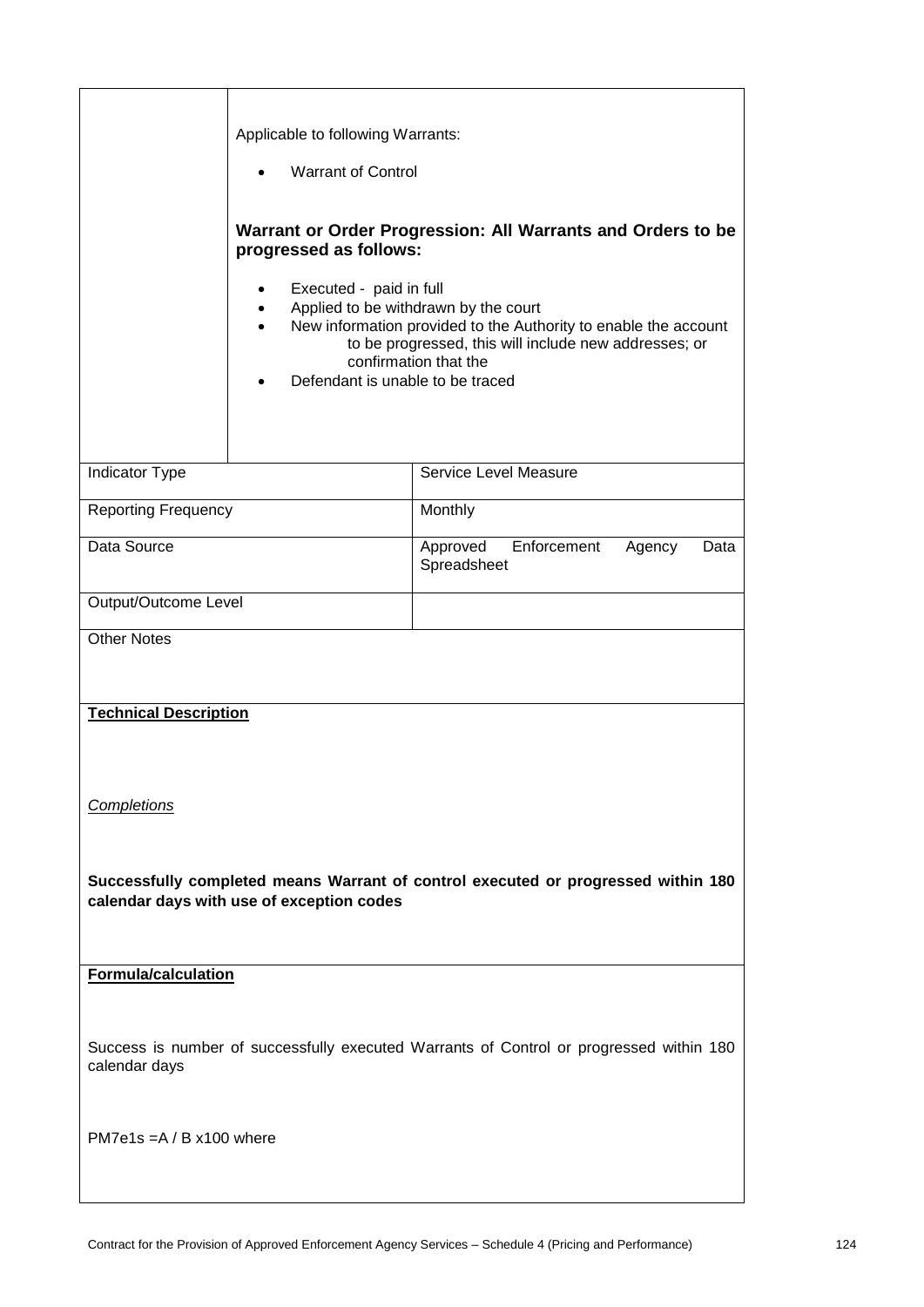| | |
|---|---|
| | Applicable to following Warrants:<br><br>• Warrant of Control<br><br>**Warrant or Order Progression: All Warrants and Orders to be progressed as follows:**<br><br>• Executed - paid in full<br>• Applied to be withdrawn by the court<br>• New information provided to the Authority to enable the account to be progressed, this will include new addresses; or confirmation that the<br>• Defendant is unable to be traced |

| | |
|---|---|
| Indicator Type | Service Level Measure |
| Reporting Frequency | Monthly |
| Data Source | Approved Enforcement Agency Data Spreadsheet |
| Output/Outcome Level | |

Other Notes

**Technical Description**

*Completions*

**Successfully completed means Warrant of control executed or progressed within 180 calendar days with use of exception codes**

**Formula/calculation**

Success is number of successfully executed Warrants of Control or progressed within 180 calendar days

PM7e1s =A / B x100 where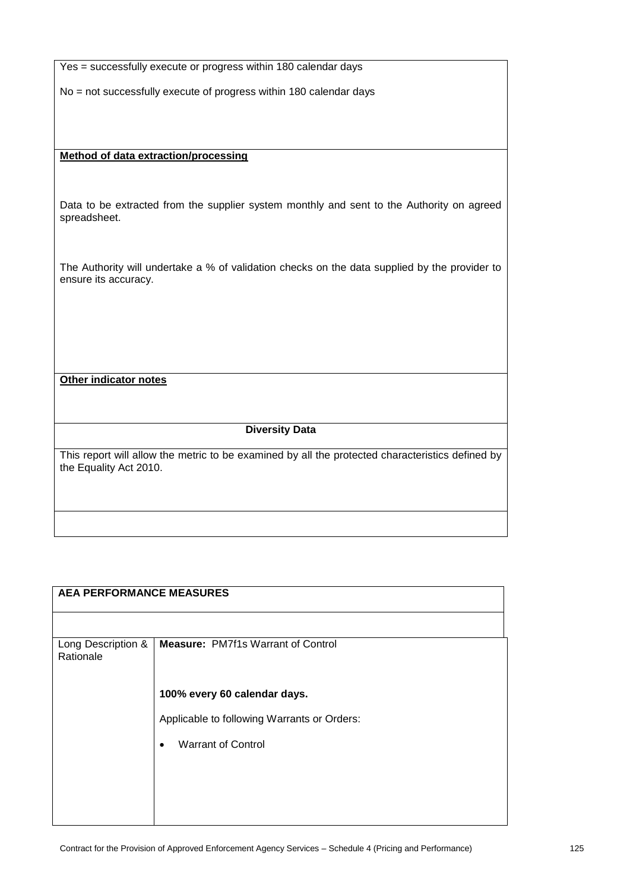| |
|---|
| Yes = successfully execute or progress within 180 calendar days<br><br>No = not successfully execute of progress within 180 calendar days |
| **Method of data extraction/processing**<br><br>Data to be extracted from the supplier system monthly and sent to the Authority on agreed spreadsheet.<br><br>The Authority will undertake a % of validation checks on the data supplied by the provider to ensure its accuracy. |
| **Other indicator notes** |
| **Diversity Data** |
| This report will allow the metric to be examined by all the protected characteristics defined by the Equality Act 2010. |
| |

| **AEA PERFORMANCE MEASURES** | |
|---|---|
| | |
| Long Description & Rationale | **Measure:** PM7f1s Warrant of Control<br><br>**100% every 60 calendar days.**<br><br>Applicable to following Warrants or Orders:<br><br>• Warrant of Control |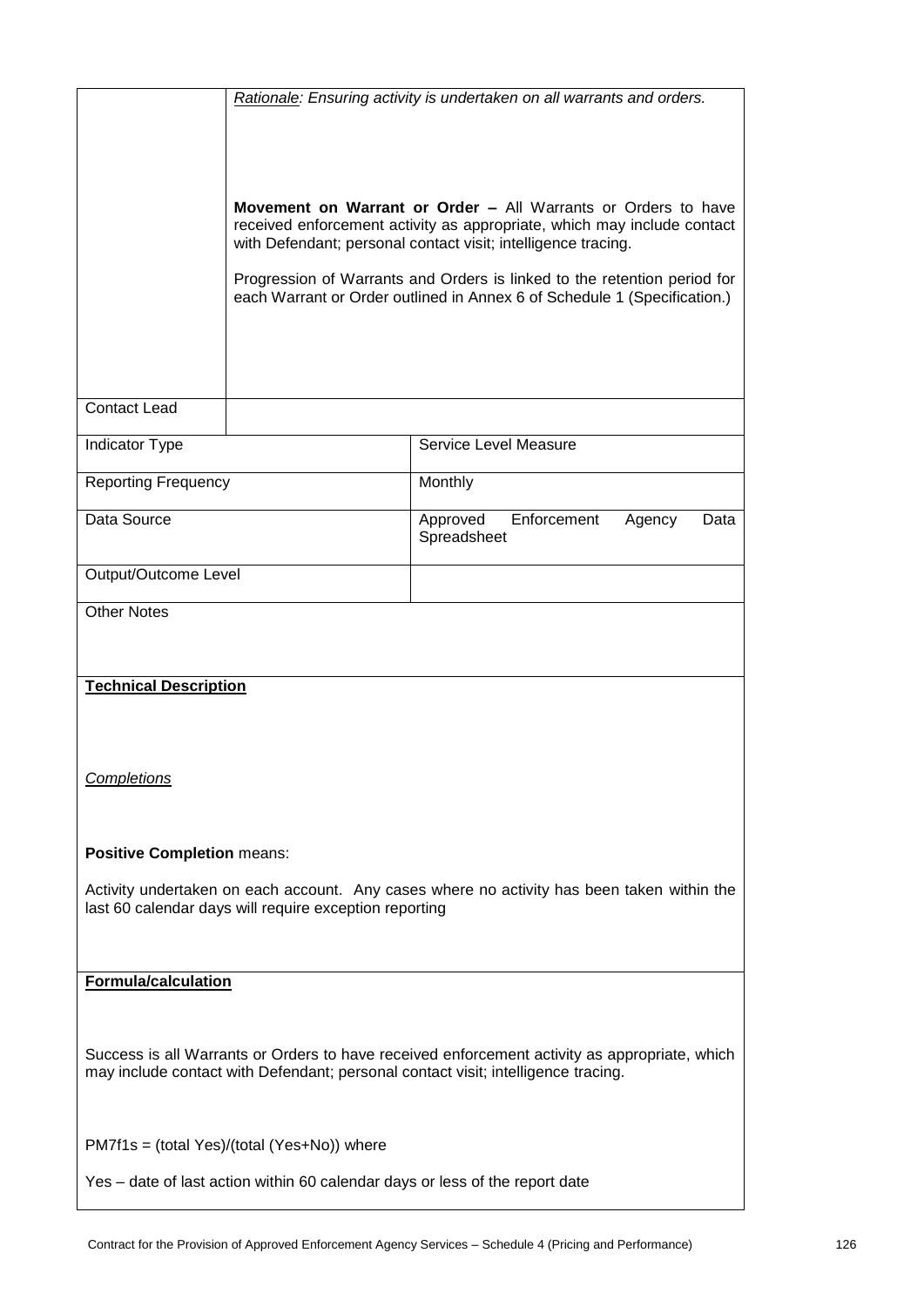| | |
|---|---|
| | *Rationale: Ensuring activity is undertaken on all warrants and orders.*<br><br>**Movement on Warrant or Order –** All Warrants or Orders to have received enforcement activity as appropriate, which may include contact with Defendant; personal contact visit; intelligence tracing.<br><br>Progression of Warrants and Orders is linked to the retention period for each Warrant or Order outlined in Annex 6 of Schedule 1 (Specification.) |
| Contact Lead | |

| | |
|---|---|
| Indicator Type | Service Level Measure |
| Reporting Frequency | Monthly |
| Data Source | Approved Enforcement Agency Data Spreadsheet |
| Output/Outcome Level | |

**Other Notes**

**Technical Description**

*Completions*

**Positive Completion** means:

Activity undertaken on each account. Any cases where no activity has been taken within the last 60 calendar days will require exception reporting

**Formula/calculation**

Success is all Warrants or Orders to have received enforcement activity as appropriate, which may include contact with Defendant; personal contact visit; intelligence tracing.

PM7f1s = (total Yes)/(total (Yes+No)) where

Yes – date of last action within 60 calendar days or less of the report date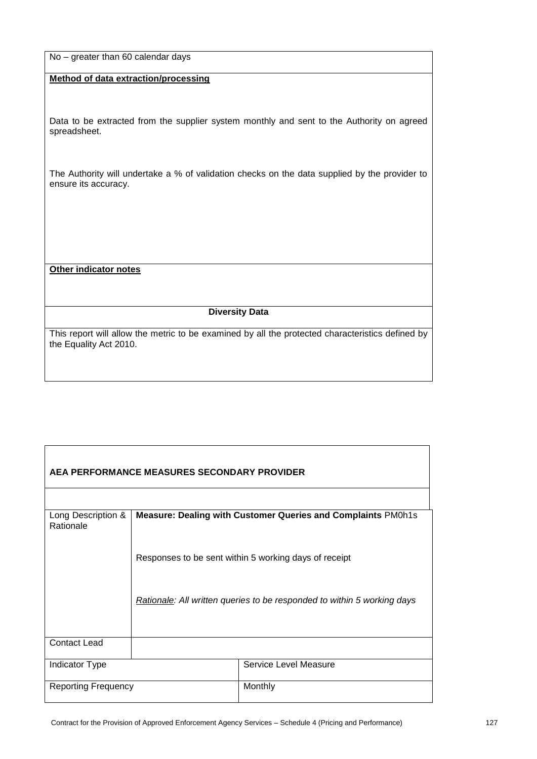| No – greater than 60 calendar days |
| --- |
| **Method of data extraction/processing**<br><br>Data to be extracted from the supplier system monthly and sent to the Authority on agreed spreadsheet.<br><br>The Authority will undertake a % of validation checks on the data supplied by the provider to ensure its accuracy. |
| **Other indicator notes** |
| **Diversity Data** |
| This report will allow the metric to be examined by all the protected characteristics defined by the Equality Act 2010. |

| **AEA PERFORMANCE MEASURES SECONDARY PROVIDER** | | |
| --- | --- | --- |
| | | |
| Long Description & Rationale | **Measure: Dealing with Customer Queries and Complaints** PM0h1s<br><br>Responses to be sent within 5 working days of receipt<br><br>*Rationale: All written queries to be responded to within 5 working days* | |
| Contact Lead | | |
| Indicator Type | | Service Level Measure |
| Reporting Frequency | | Monthly |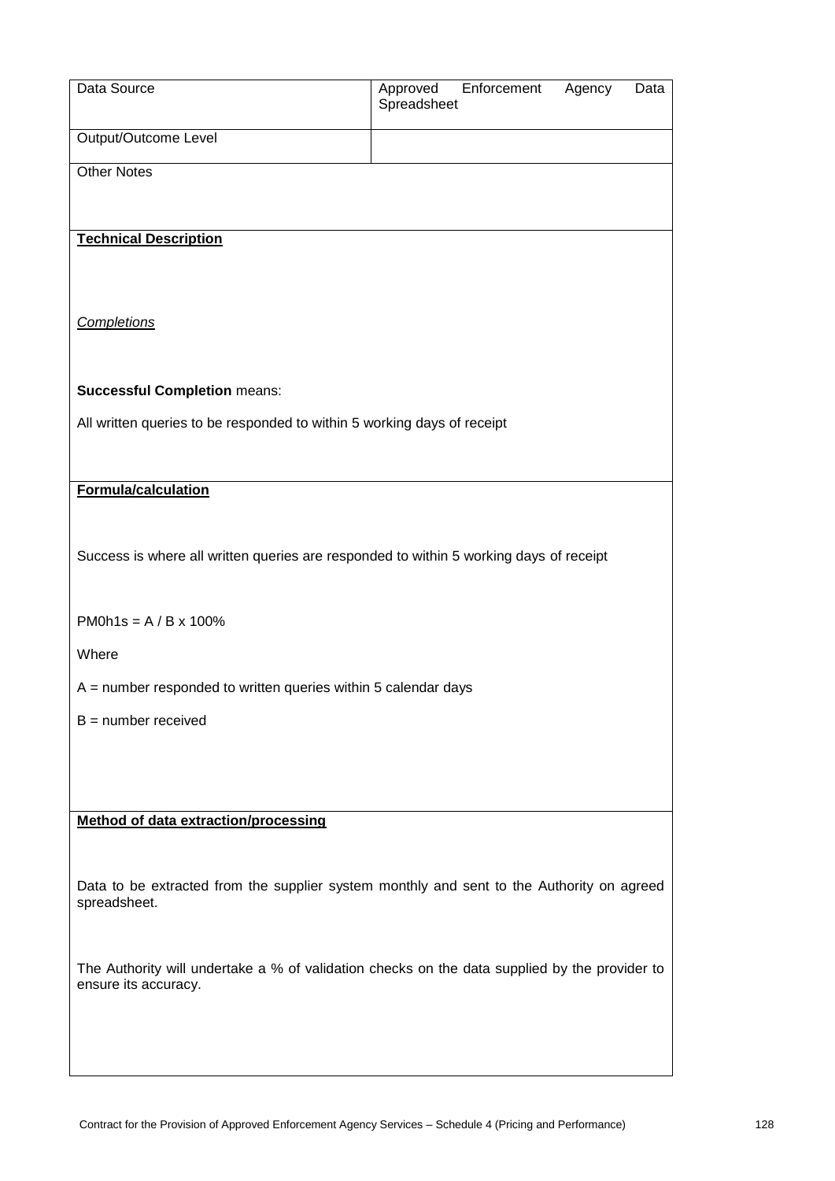| Data Source | Approved Enforcement Agency Data Spreadsheet |
|---|---|
| Output/Outcome Level | |

Other Notes

**Technical Description**

*Completions*

**Successful Completion** means:

All written queries to be responded to within 5 working days of receipt

**Formula/calculation**

Success is where all written queries are responded to within 5 working days of receipt

PM0h1s = A / B x 100%

Where

A = number responded to written queries within 5 calendar days

B = number received

**Method of data extraction/processing**

Data to be extracted from the supplier system monthly and sent to the Authority on agreed spreadsheet.

The Authority will undertake a % of validation checks on the data supplied by the provider to ensure its accuracy.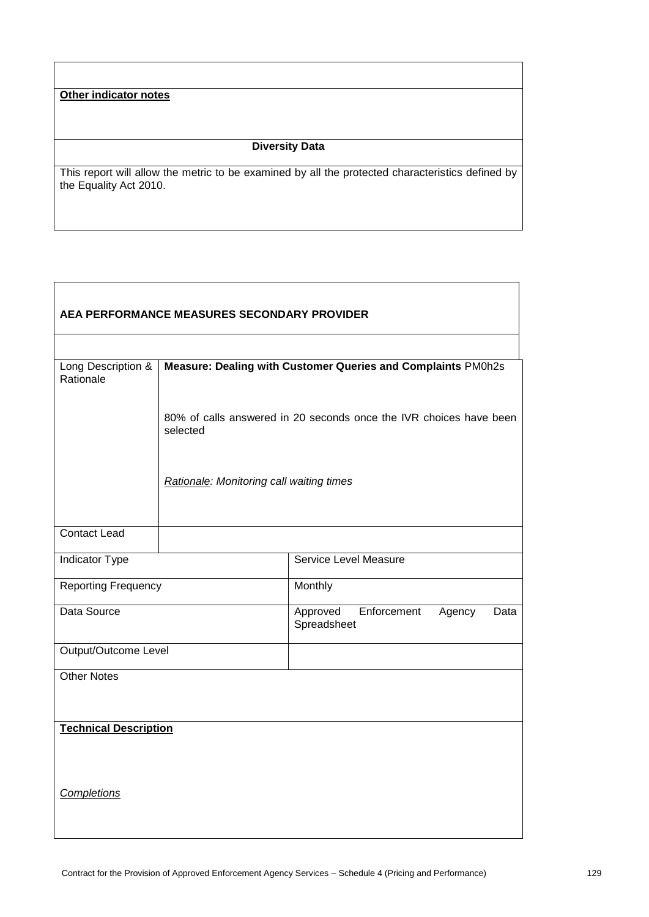| |
|---|
| **Other indicator notes** |
| **Diversity Data** |
| This report will allow the metric to be examined by all the protected characteristics defined by the Equality Act 2010. |

| **AEA PERFORMANCE MEASURES SECONDARY PROVIDER** | | |
|---|---|---|
| Long Description & Rationale | **Measure: Dealing with Customer Queries and Complaints** PM0h2s<br><br>80% of calls answered in 20 seconds once the IVR choices have been selected<br><br>*Rationale: Monitoring call waiting times* | |
| Contact Lead | | |
| Indicator Type | | Service Level Measure |
| Reporting Frequency | | Monthly |
| Data Source | | Approved Enforcement Agency Data Spreadsheet |
| Output/Outcome Level | | |
| Other Notes | | |
| **Technical Description**<br><br>*Completions* | | |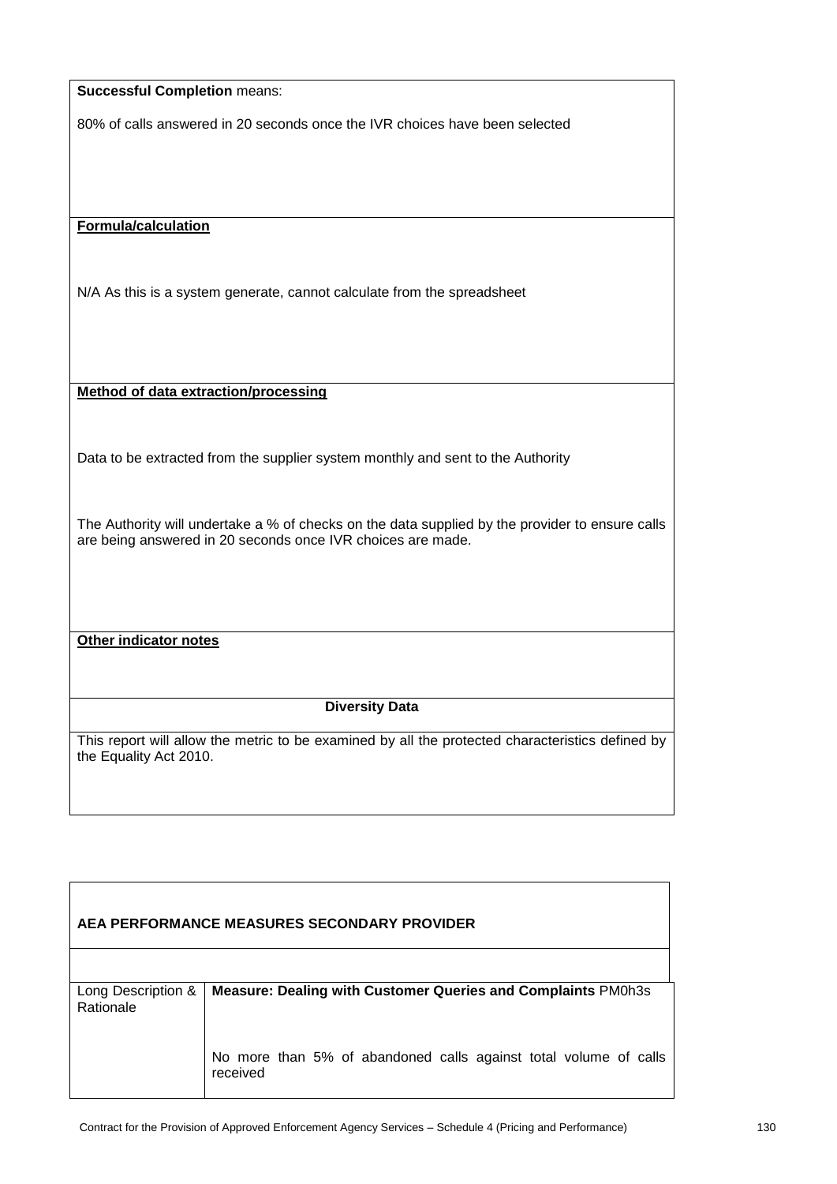| **Successful Completion** means:<br><br>80% of calls answered in 20 seconds once the IVR choices have been selected |
|---|
| **Formula/calculation**<br><br>N/A As this is a system generate, cannot calculate from the spreadsheet |
| **Method of data extraction/processing**<br><br>Data to be extracted from the supplier system monthly and sent to the Authority<br><br>The Authority will undertake a % of checks on the data supplied by the provider to ensure calls are being answered in 20 seconds once IVR choices are made. |
| **Other indicator notes** |
| **Diversity Data** |
| This report will allow the metric to be examined by all the protected characteristics defined by the Equality Act 2010. |

| **AEA PERFORMANCE MEASURES SECONDARY PROVIDER** | |
|---|---|
| | |
| Long Description & Rationale | **Measure: Dealing with Customer Queries and Complaints** PM0h3s<br><br>No more than 5% of abandoned calls against total volume of calls received |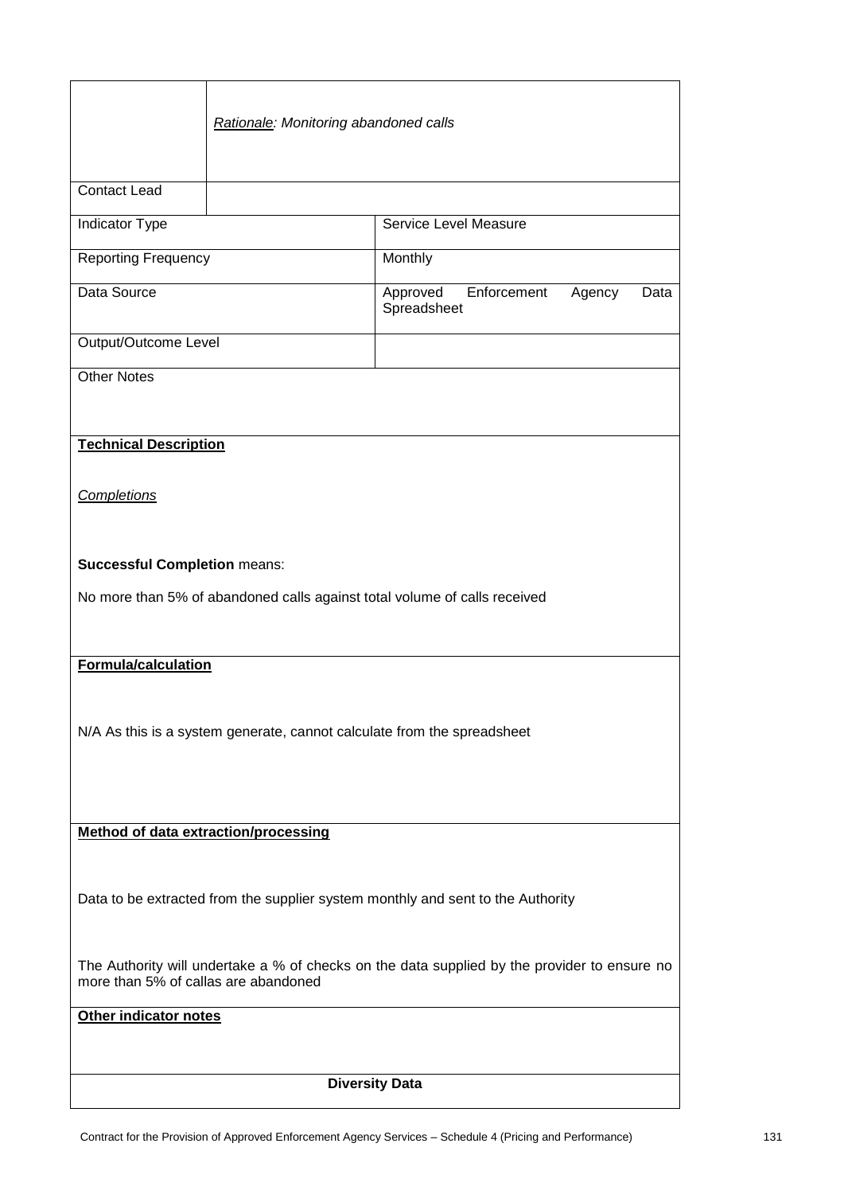| | *Rationale: Monitoring abandoned calls* |
|---|---|
| Contact Lead | |
| Indicator Type | Service Level Measure |
| Reporting Frequency | Monthly |
| Data Source | Approved Enforcement Agency Data Spreadsheet |
| Output/Outcome Level | |
| Other Notes | |

**Technical Description**

*Completions*

**Successful Completion** means:

No more than 5% of abandoned calls against total volume of calls received

**Formula/calculation**

N/A As this is a system generate, cannot calculate from the spreadsheet

**Method of data extraction/processing**

Data to be extracted from the supplier system monthly and sent to the Authority

The Authority will undertake a % of checks on the data supplied by the provider to ensure no more than 5% of callas are abandoned

**Other indicator notes**

**Diversity Data**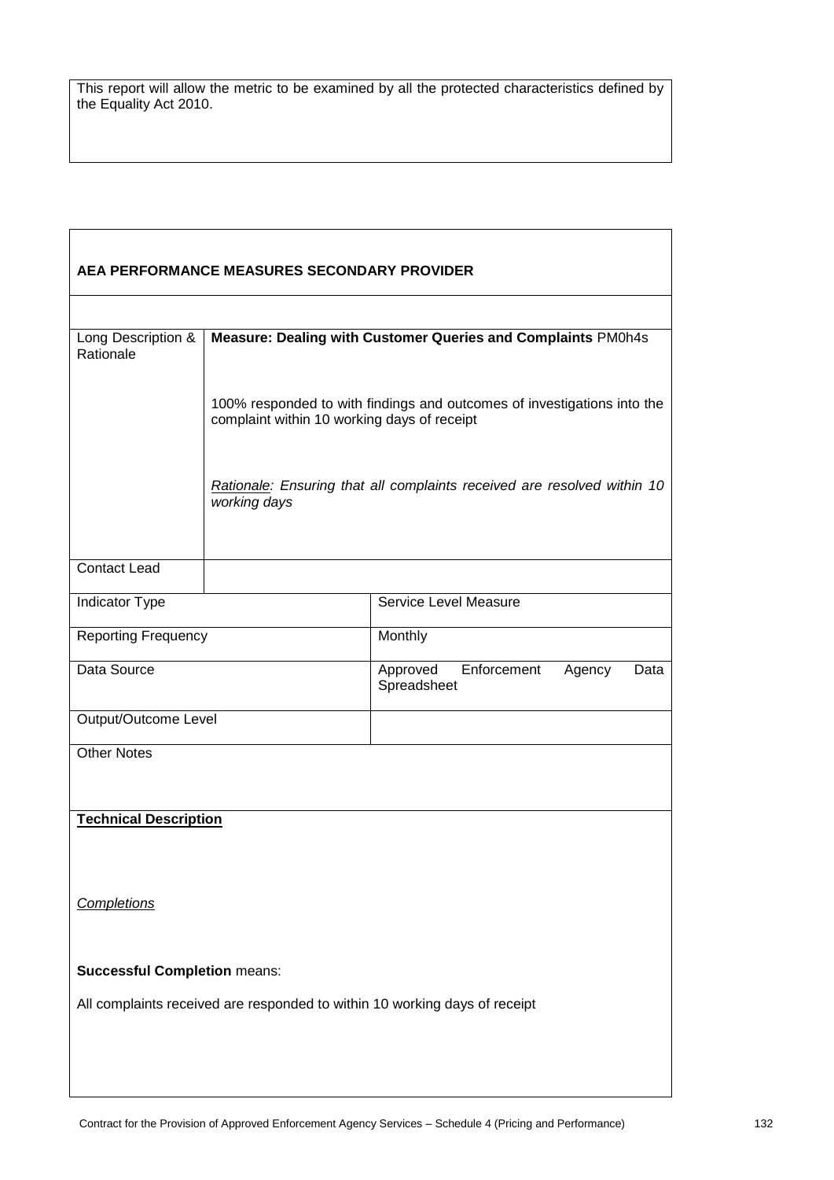This report will allow the metric to be examined by all the protected characteristics defined by the Equality Act 2010.

**AEA PERFORMANCE MEASURES SECONDARY PROVIDER**

| Long Description & Rationale | **Measure: Dealing with Customer Queries and Complaints** PM0h4s<br><br>100% responded to with findings and outcomes of investigations into the complaint within 10 working days of receipt<br><br>*<u>Rationale</u>: Ensuring that all complaints received are resolved within 10 working days* |
|---|---|
| Contact Lead | |
| Indicator Type | Service Level Measure |
| Reporting Frequency | Monthly |
| Data Source | Approved Enforcement Agency Data Spreadsheet |
| Output/Outcome Level | |
| Other Notes | |

**<u>Technical Description</u>**

*<u>Completions</u>*

**Successful Completion** means:

All complaints received are responded to within 10 working days of receipt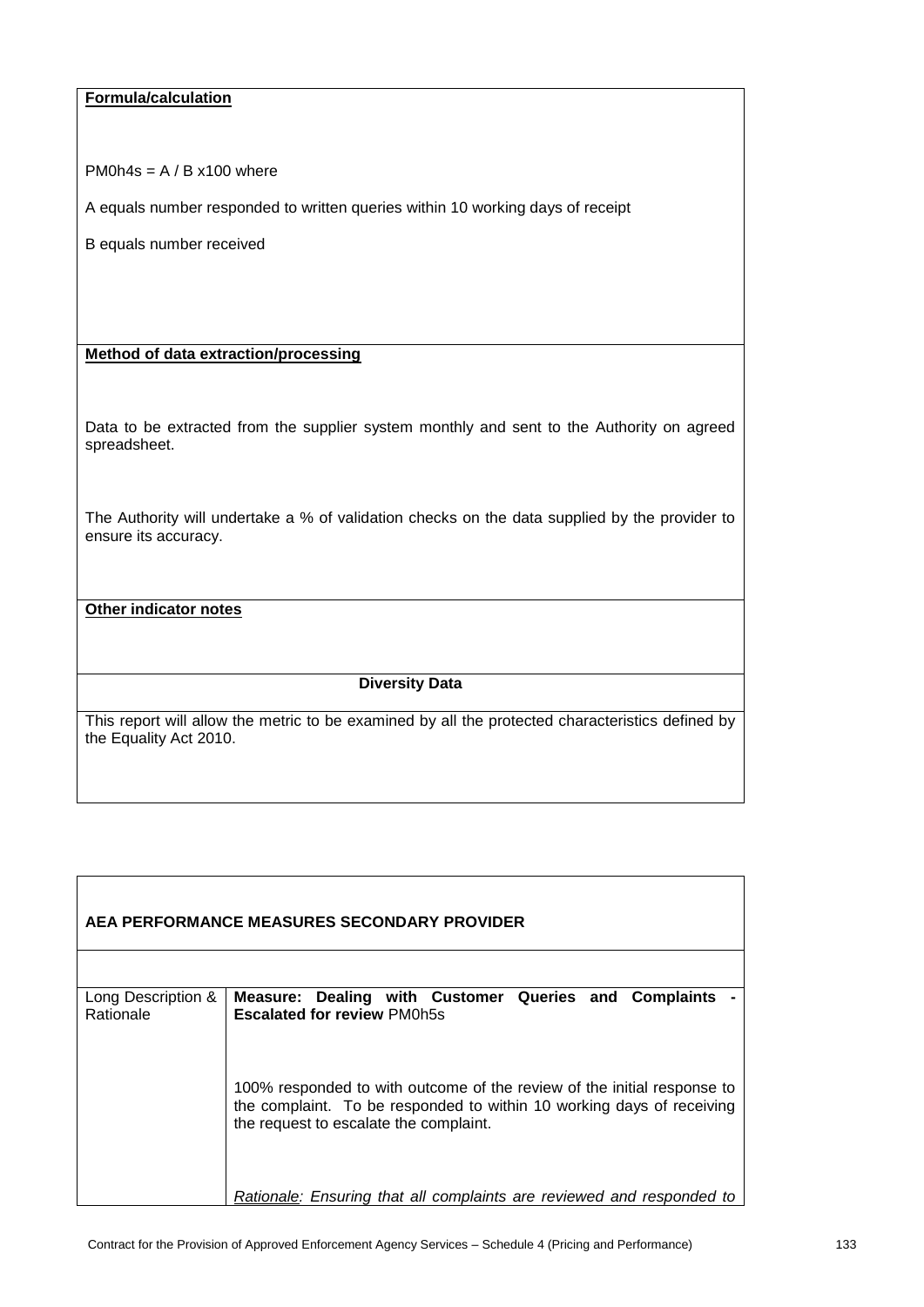**Formula/calculation**

PM0h4s = A / B x100 where

A equals number responded to written queries within 10 working days of receipt

B equals number received

**Method of data extraction/processing**

Data to be extracted from the supplier system monthly and sent to the Authority on agreed spreadsheet.

The Authority will undertake a % of validation checks on the data supplied by the provider to ensure its accuracy.

**Other indicator notes**

**Diversity Data**

This report will allow the metric to be examined by all the protected characteristics defined by the Equality Act 2010.

| **AEA PERFORMANCE MEASURES SECONDARY PROVIDER** | |
|---|---|
| | |
| Long Description & Rationale | **Measure: Dealing with Customer Queries and Complaints - Escalated for review** PM0h5s<br><br>100% responded to with outcome of the review of the initial response to the complaint. To be responded to within 10 working days of receiving the request to escalate the complaint.<br><br>*Rationale: Ensuring that all complaints are reviewed and responded to* |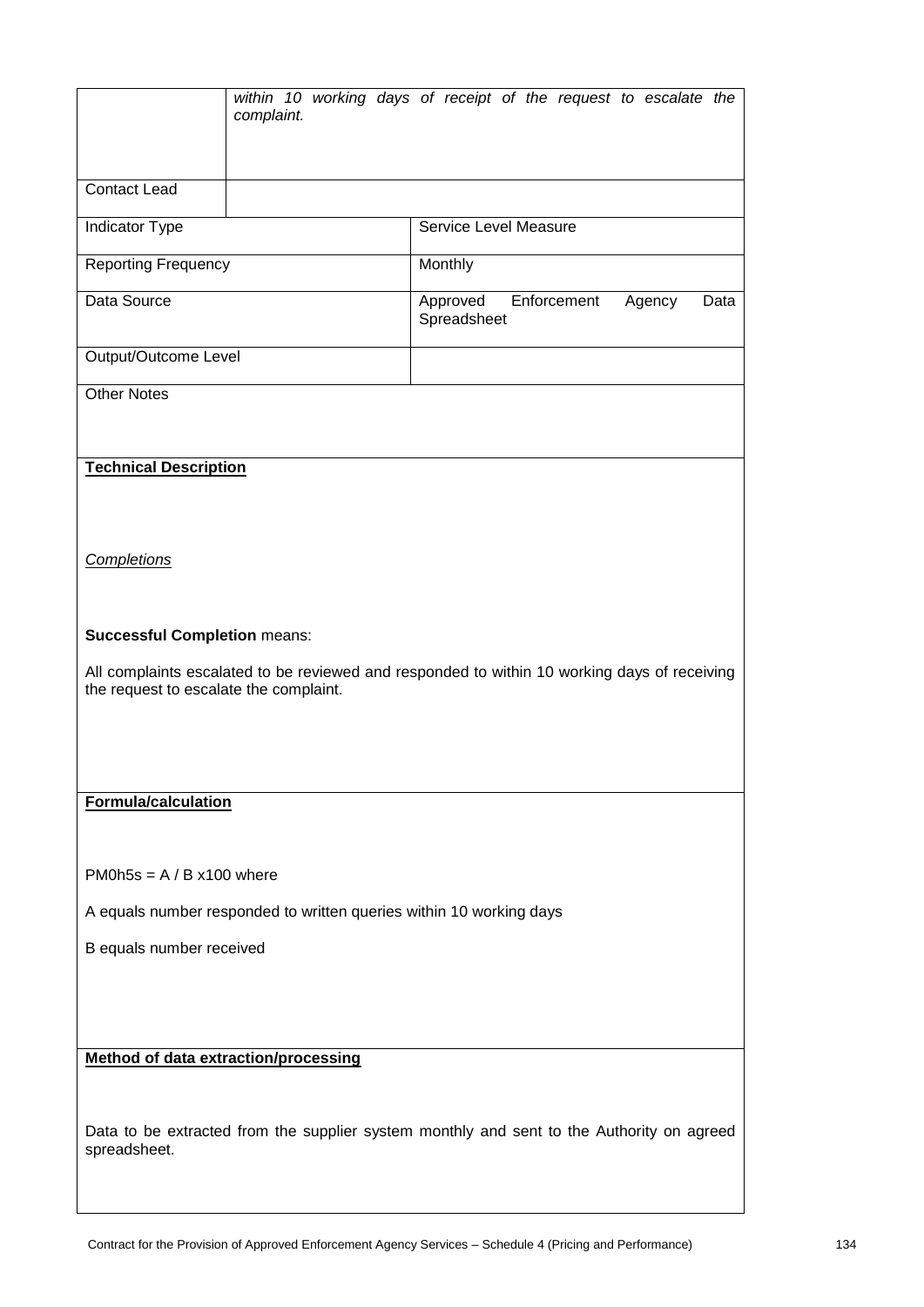| | |
|---|---|
| | *within 10 working days of receipt of the request to escalate the complaint.* |
| Contact Lead | |

| | |
|---|---|
| Indicator Type | Service Level Measure |
| Reporting Frequency | Monthly |
| Data Source | Approved Enforcement Agency Data Spreadsheet |
| Output/Outcome Level | |

Other Notes

**Technical Description**

*Completions*

**Successful Completion** means:

All complaints escalated to be reviewed and responded to within 10 working days of receiving the request to escalate the complaint.

**Formula/calculation**

PM0h5s = A / B x100 where

A equals number responded to written queries within 10 working days

B equals number received

**Method of data extraction/processing**

Data to be extracted from the supplier system monthly and sent to the Authority on agreed spreadsheet.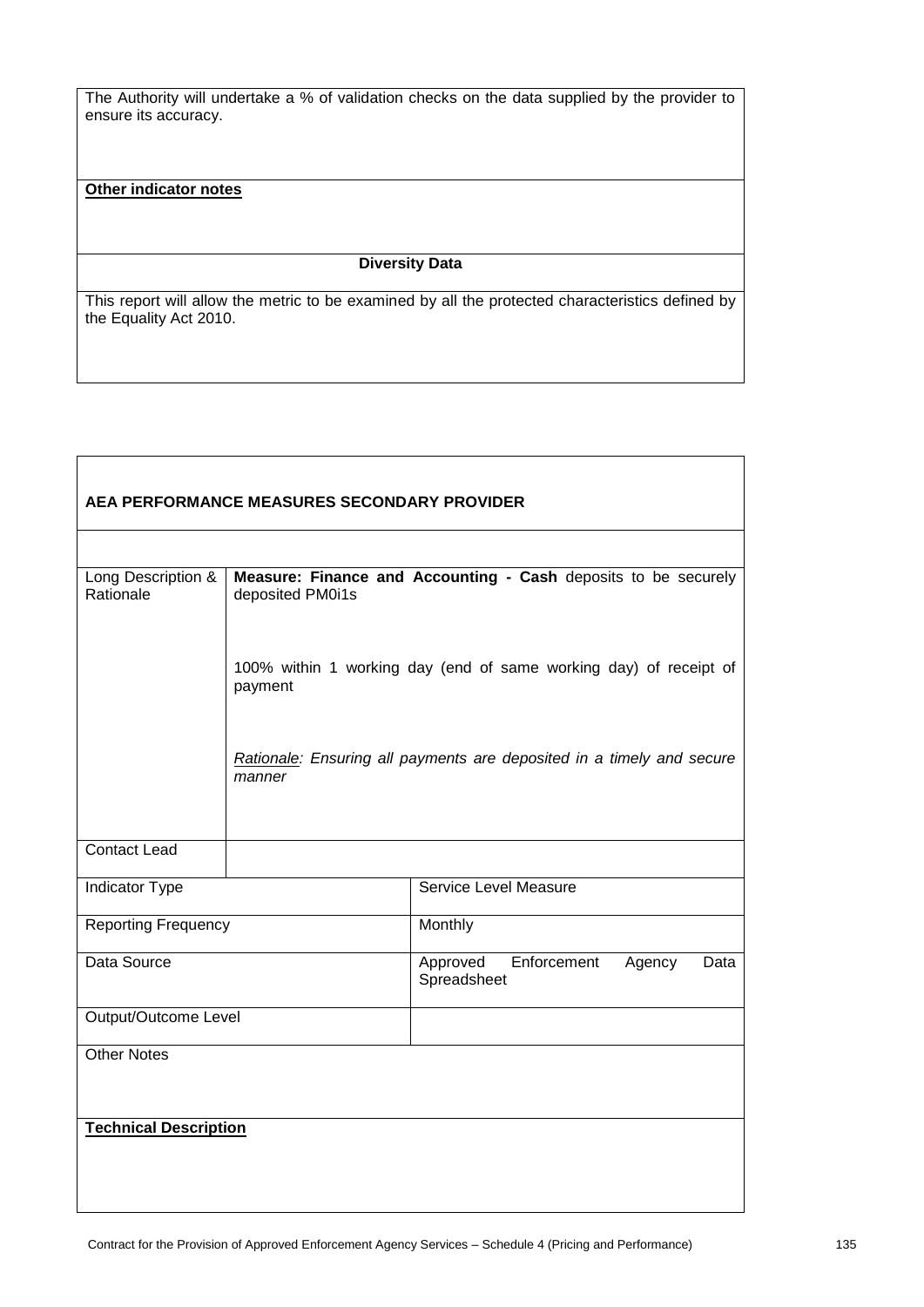The Authority will undertake a % of validation checks on the data supplied by the provider to ensure its accuracy.

**Other indicator notes**

**Diversity Data**

This report will allow the metric to be examined by all the protected characteristics defined by the Equality Act 2010.

**AEA PERFORMANCE MEASURES SECONDARY PROVIDER**

| | | |
|---|---|---|
| Long Description & Rationale | **Measure: Finance and Accounting - Cash** deposits to be securely deposited PM0i1s<br><br>100% within 1 working day (end of same working day) of receipt of payment<br><br>*Rationale: Ensuring all payments are deposited in a timely and secure manner* | |
| Contact Lead | | |
| Indicator Type | | Service Level Measure |
| Reporting Frequency | | Monthly |
| Data Source | | Approved Enforcement Agency Data Spreadsheet |
| Output/Outcome Level | | |
| Other Notes | | |

**Technical Description**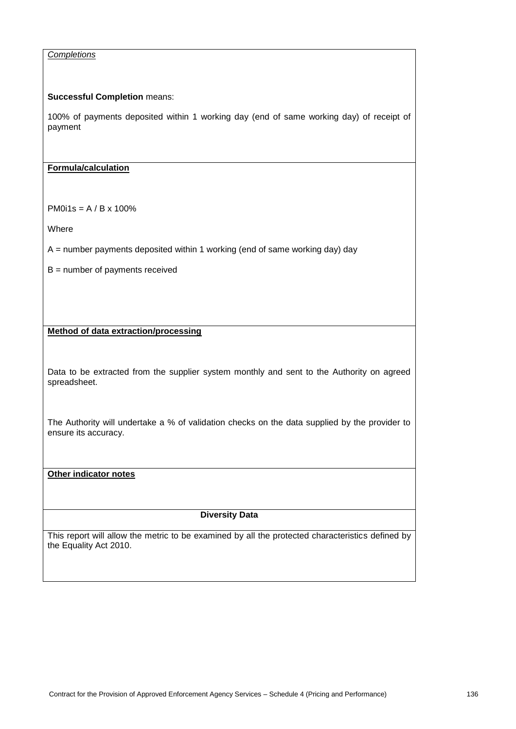*Completions*

**Successful Completion** means:

100% of payments deposited within 1 working day (end of same working day) of receipt of payment

**Formula/calculation**

PM0i1s = A / B x 100%

Where

A = number payments deposited within 1 working (end of same working day) day

B = number of payments received

**Method of data extraction/processing**

Data to be extracted from the supplier system monthly and sent to the Authority on agreed spreadsheet.

The Authority will undertake a % of validation checks on the data supplied by the provider to ensure its accuracy.

**Other indicator notes**

**Diversity Data**

This report will allow the metric to be examined by all the protected characteristics defined by the Equality Act 2010.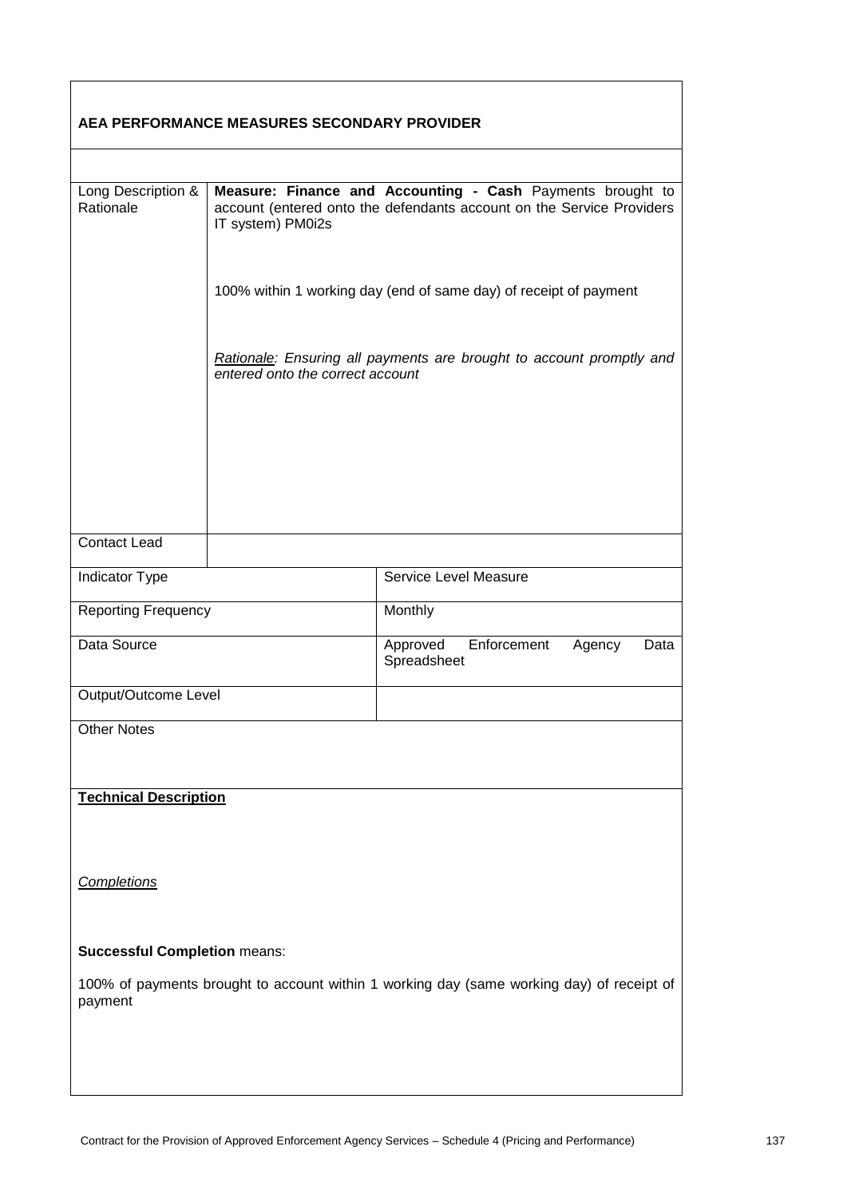**AEA PERFORMANCE MEASURES SECONDARY PROVIDER**

| | | |
|---|---|---|
| Long Description & Rationale | **Measure: Finance and Accounting - Cash** Payments brought to account (entered onto the defendants account on the Service Providers IT system) PM0i2s<br><br>100% within 1 working day (end of same day) of receipt of payment<br><br>*Rationale: Ensuring all payments are brought to account promptly and entered onto the correct account* | |
| Contact Lead | | |
| Indicator Type | | Service Level Measure |
| Reporting Frequency | | Monthly |
| Data Source | | Approved Enforcement Agency Data Spreadsheet |
| Output/Outcome Level | | |

Other Notes

**Technical Description**

*Completions*

**Successful Completion** means:

100% of payments brought to account within 1 working day (same working day) of receipt of payment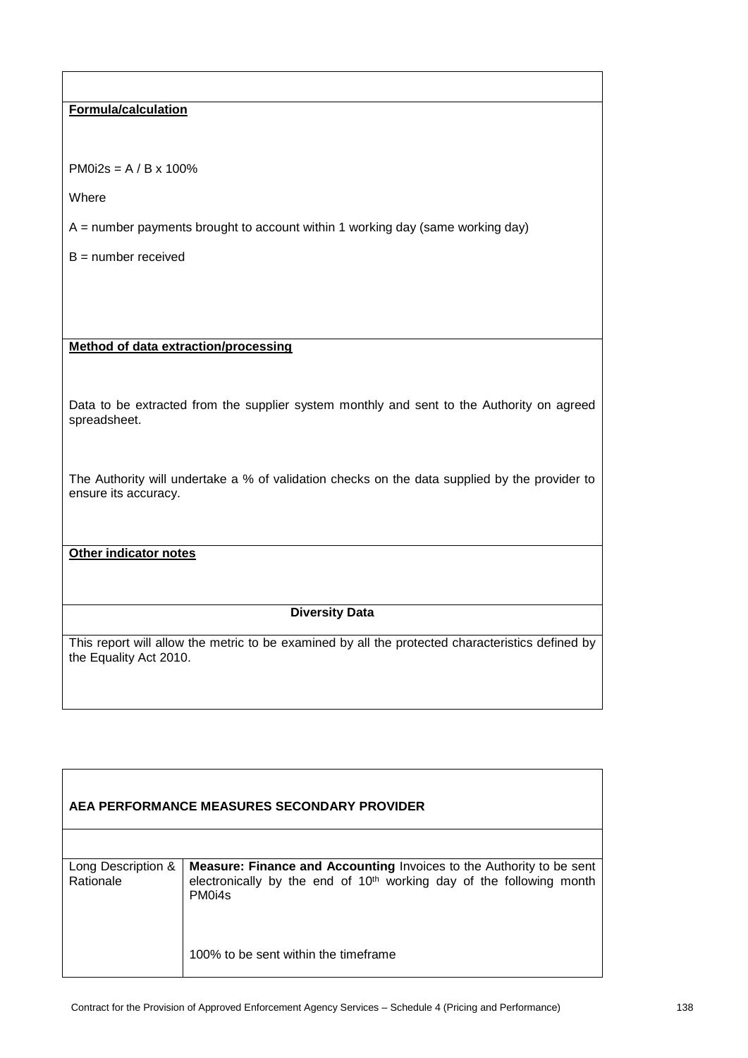**Formula/calculation**

PM0i2s = A / B x 100%

Where

A = number payments brought to account within 1 working day (same working day)

B = number received

**Method of data extraction/processing**

Data to be extracted from the supplier system monthly and sent to the Authority on agreed spreadsheet.

The Authority will undertake a % of validation checks on the data supplied by the provider to ensure its accuracy.

**Other indicator notes**

**Diversity Data**

This report will allow the metric to be examined by all the protected characteristics defined by the Equality Act 2010.

| **AEA PERFORMANCE MEASURES SECONDARY PROVIDER** | |
|---|---|
| | |
| Long Description & Rationale | **Measure: Finance and Accounting** Invoices to the Authority to be sent electronically by the end of 10th working day of the following month PM0i4s<br><br>100% to be sent within the timeframe |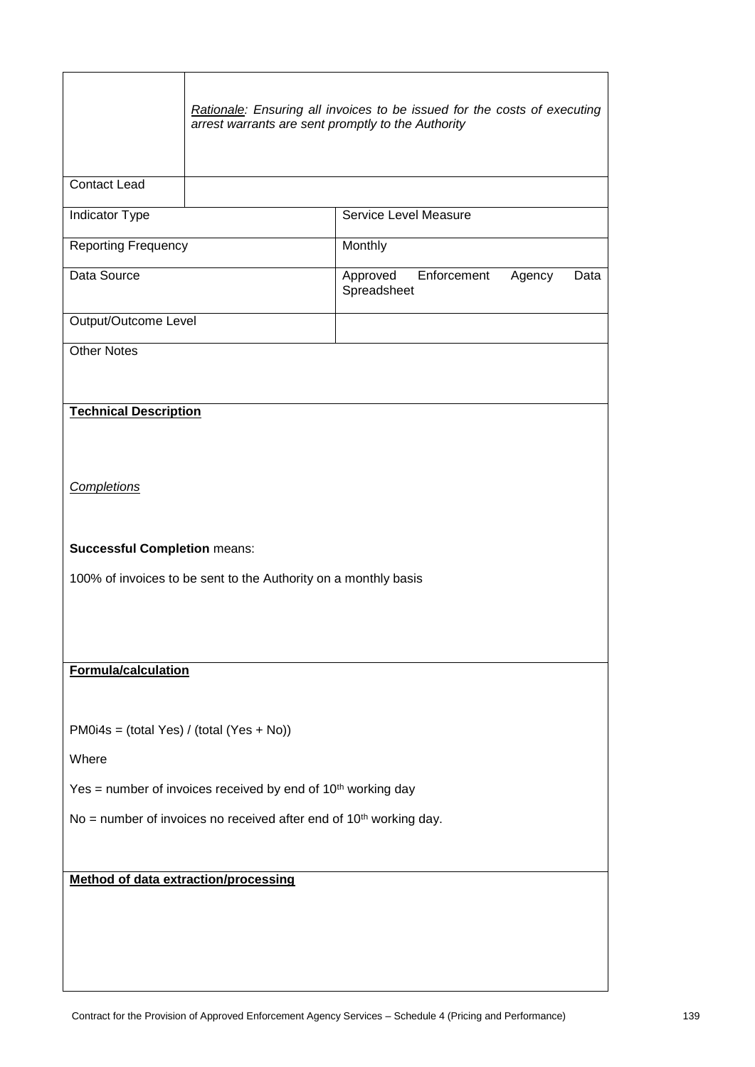| | *Rationale: Ensuring all invoices to be issued for the costs of executing arrest warrants are sent promptly to the Authority* |
|---|---|
| Contact Lead | |
| Indicator Type | Service Level Measure |
| Reporting Frequency | Monthly |
| Data Source | Approved Enforcement Agency Data Spreadsheet |
| Output/Outcome Level | |
| Other Notes | |

**Technical Description**

*Completions*

**Successful Completion** means:

100% of invoices to be sent to the Authority on a monthly basis

**Formula/calculation**

PM0i4s = (total Yes) / (total (Yes + No))

Where

Yes = number of invoices received by end of 10th working day

No = number of invoices no received after end of 10th working day.

**Method of data extraction/processing**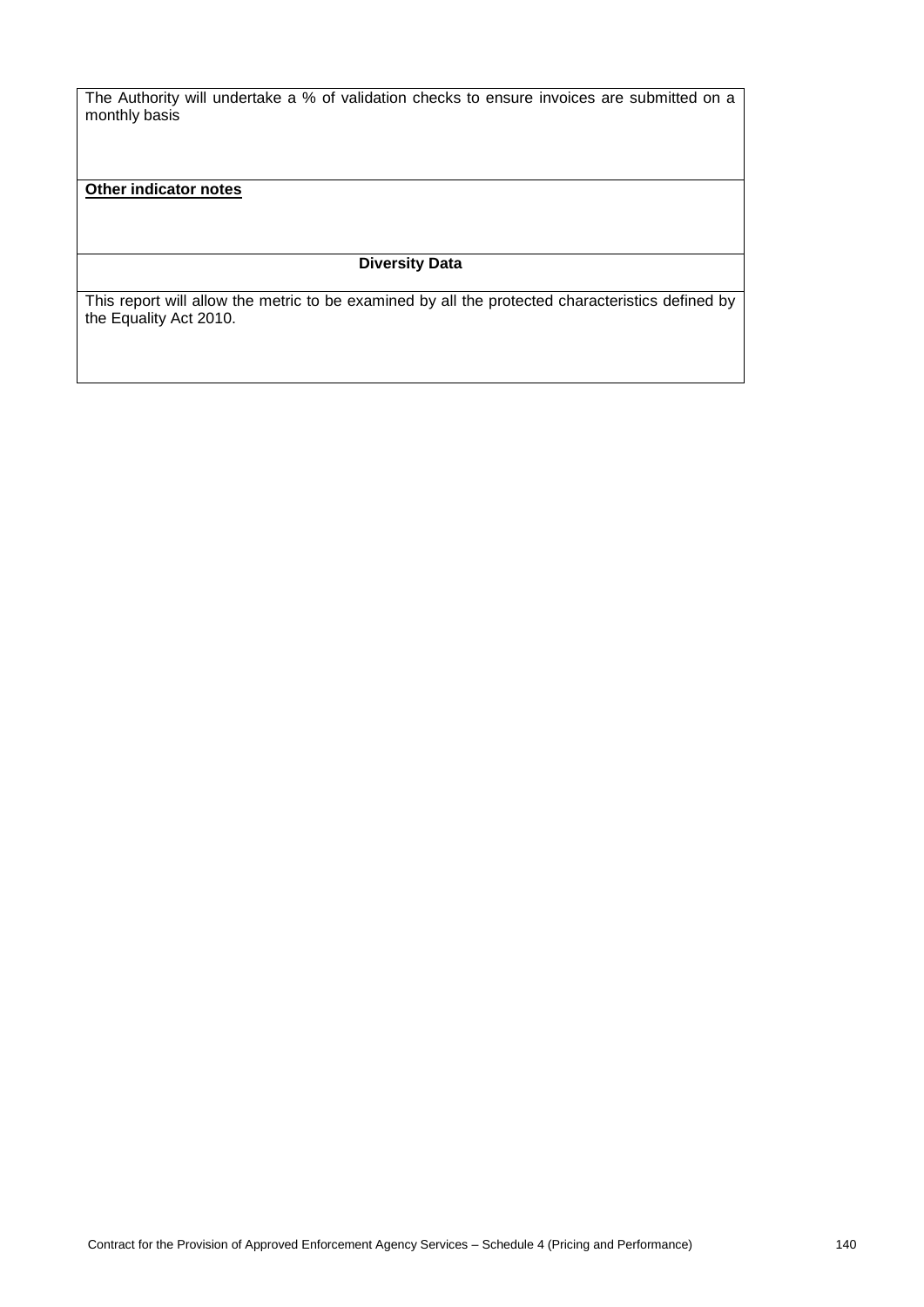| |
|---|
| The Authority will undertake a % of validation checks to ensure invoices are submitted on a monthly basis |
| **Other indicator notes** |
| **Diversity Data** |
| This report will allow the metric to be examined by all the protected characteristics defined by the Equality Act 2010. |